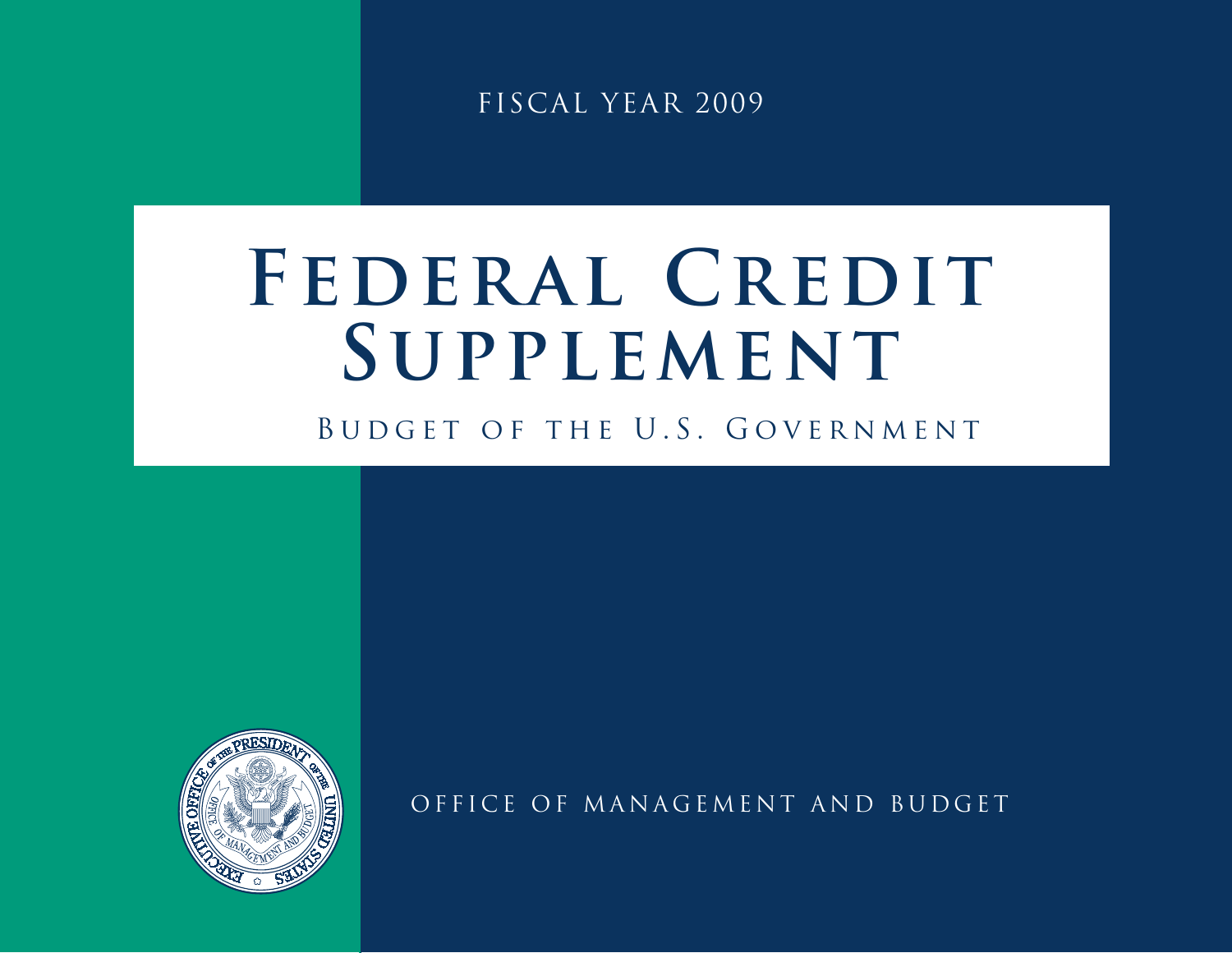FISCAL YEAR 2009

# FEDERAL CREDIT SUPPLEMENT

BUDGET OF THE U.S. GOVERNMENT

OFFICE OF MANAGEMENT AND BUDGET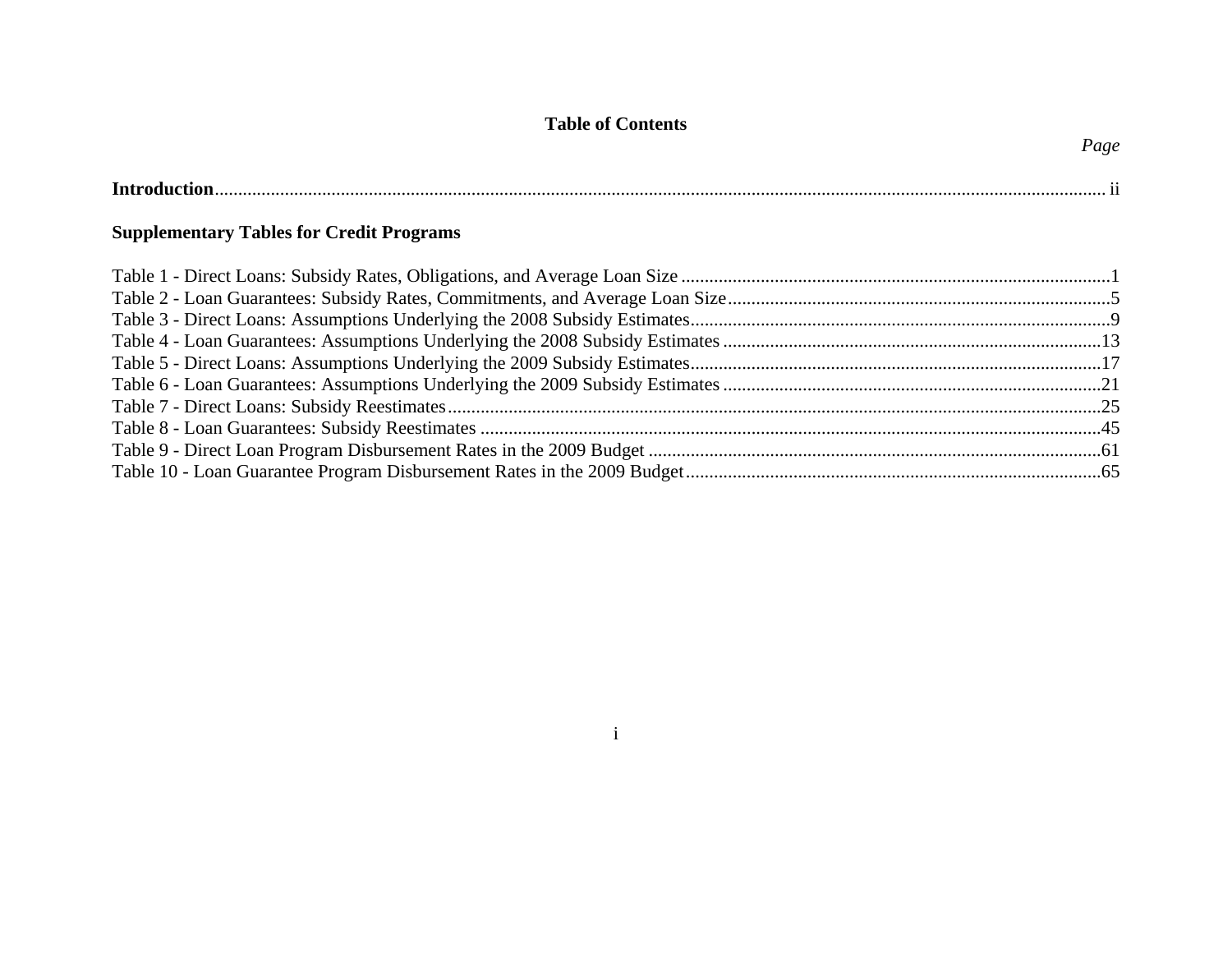# Table of Contents

*Page*

**Introduction** .......... ii

## Supplementary Tables for Credit Programs

Table 1 - Direct Loans: Subsidy Rates, Obligations, and Average Loan Size .......... 1
Table 2 - Loan Guarantees: Subsidy Rates, Commitments, and Average Loan Size .......... 5
Table 3 - Direct Loans: Assumptions Underlying the 2008 Subsidy Estimates .......... 9
Table 4 - Loan Guarantees: Assumptions Underlying the 2008 Subsidy Estimates .......... 13
Table 5 - Direct Loans: Assumptions Underlying the 2009 Subsidy Estimates .......... 17
Table 6 - Loan Guarantees: Assumptions Underlying the 2009 Subsidy Estimates .......... 21
Table 7 - Direct Loans: Subsidy Reestimates .......... 25
Table 8 - Loan Guarantees: Subsidy Reestimates .......... 45
Table 9 - Direct Loan Program Disbursement Rates in the 2009 Budget .......... 61
Table 10 - Loan Guarantee Program Disbursement Rates in the 2009 Budget .......... 65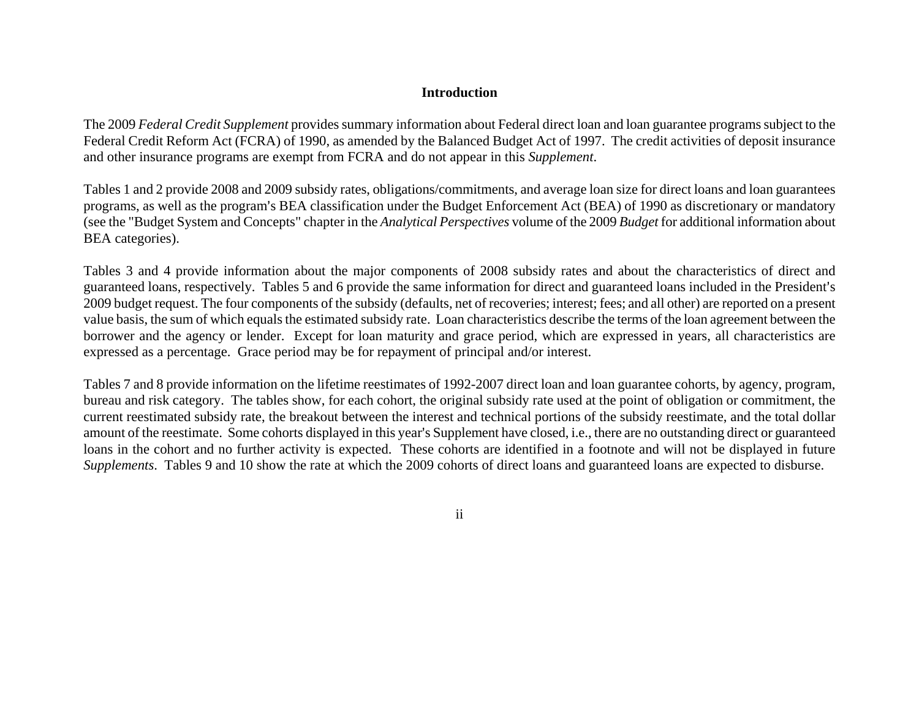# Introduction

The 2009 *Federal Credit Supplement* provides summary information about Federal direct loan and loan guarantee programs subject to the Federal Credit Reform Act (FCRA) of 1990, as amended by the Balanced Budget Act of 1997. The credit activities of deposit insurance and other insurance programs are exempt from FCRA and do not appear in this *Supplement*.

Tables 1 and 2 provide 2008 and 2009 subsidy rates, obligations/commitments, and average loan size for direct loans and loan guarantees programs, as well as the program's BEA classification under the Budget Enforcement Act (BEA) of 1990 as discretionary or mandatory (see the "Budget System and Concepts" chapter in the *Analytical Perspectives* volume of the 2009 *Budget* for additional information about BEA categories).

Tables 3 and 4 provide information about the major components of 2008 subsidy rates and about the characteristics of direct and guaranteed loans, respectively. Tables 5 and 6 provide the same information for direct and guaranteed loans included in the President's 2009 budget request. The four components of the subsidy (defaults, net of recoveries; interest; fees; and all other) are reported on a present value basis, the sum of which equals the estimated subsidy rate. Loan characteristics describe the terms of the loan agreement between the borrower and the agency or lender. Except for loan maturity and grace period, which are expressed in years, all characteristics are expressed as a percentage. Grace period may be for repayment of principal and/or interest.

Tables 7 and 8 provide information on the lifetime reestimates of 1992-2007 direct loan and loan guarantee cohorts, by agency, program, bureau and risk category. The tables show, for each cohort, the original subsidy rate used at the point of obligation or commitment, the current reestimated subsidy rate, the breakout between the interest and technical portions of the subsidy reestimate, and the total dollar amount of the reestimate. Some cohorts displayed in this year's Supplement have closed, i.e., there are no outstanding direct or guaranteed loans in the cohort and no further activity is expected. These cohorts are identified in a footnote and will not be displayed in future *Supplements*. Tables 9 and 10 show the rate at which the 2009 cohorts of direct loans and guaranteed loans are expected to disburse.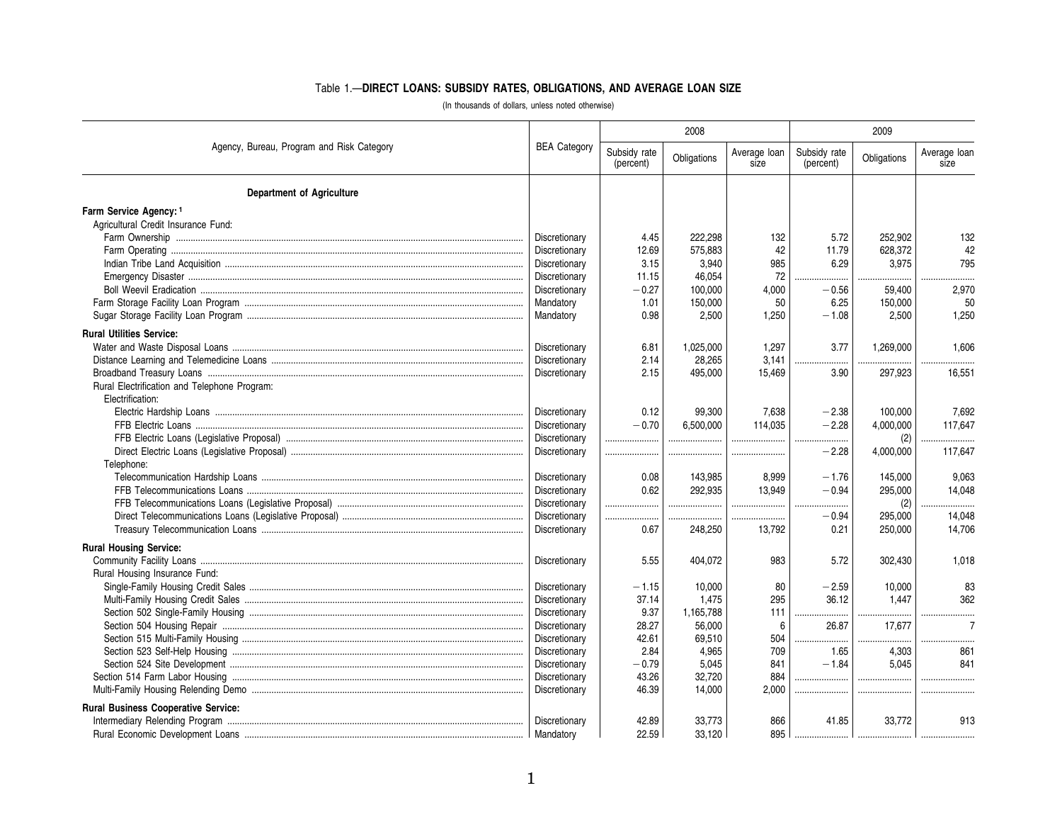### Table 1.—DIRECT LOANS: SUBSIDY RATES, OBLIGATIONS, AND AVERAGE LOAN SIZE

(In thousands of dollars, unless noted otherwise)

| Agency, Bureau, Program and Risk Category | BEA Category | 2008 | | | 2009 | | |
|---|---|---|---|---|---|---|---|
| | | Subsidy rate (percent) | Obligations | Average loan size | Subsidy rate (percent) | Obligations | Average loan size |
| **Department of Agriculture** | | | | | | | |
| **Farm Service Agency:** [1] | | | | | | | |
| Agricultural Credit Insurance Fund: | | | | | | | |
| Farm Ownership | Discretionary | 4.45 | 222,298 | 132 | 5.72 | 252,902 | 132 |
| Farm Operating | Discretionary | 12.69 | 575,883 | 42 | 11.79 | 628,372 | 42 |
| Indian Tribe Land Acquisition | Discretionary | 3.15 | 3,940 | 985 | 6.29 | 3,975 | 795 |
| Emergency Disaster | Discretionary | 11.15 | 46,054 | 72 | ...... | ...... | ...... |
| Boll Weevil Eradication | Discretionary | −0.27 | 100,000 | 4,000 | −0.56 | 59,400 | 2,970 |
| Farm Storage Facility Loan Program | Mandatory | 1.01 | 150,000 | 50 | 6.25 | 150,000 | 50 |
| Sugar Storage Facility Loan Program | Mandatory | 0.98 | 2,500 | 1,250 | −1.08 | 2,500 | 1,250 |
| **Rural Utilities Service:** | | | | | | | |
| Water and Waste Disposal Loans | Discretionary | 6.81 | 1,025,000 | 1,297 | 3.77 | 1,269,000 | 1,606 |
| Distance Learning and Telemedicine Loans | Discretionary | 2.14 | 28,265 | 3,141 | ...... | ...... | ...... |
| Broadband Treasury Loans | Discretionary | 2.15 | 495,000 | 15,469 | 3.90 | 297,923 | 16,551 |
| Rural Electrification and Telephone Program: | | | | | | | |
| Electrification: | | | | | | | |
| Electric Hardship Loans | Discretionary | 0.12 | 99,300 | 7,638 | −2.38 | 100,000 | 7,692 |
| FFB Electric Loans | Discretionary | −0.70 | 6,500,000 | 114,035 | −2.28 | 4,000,000 | 117,647 |
| FFB Electric Loans (Legislative Proposal) | Discretionary | ...... | ...... | ...... | ...... | (2) | ...... |
| Direct Electric Loans (Legislative Proposal) | Discretionary | ...... | ...... | ...... | −2.28 | 4,000,000 | 117,647 |
| Telephone: | | | | | | | |
| Telecommunication Hardship Loans | Discretionary | 0.08 | 143,985 | 8,999 | −1.76 | 145,000 | 9,063 |
| FFB Telecommunications Loans | Discretionary | 0.62 | 292,935 | 13,949 | −0.94 | 295,000 | 14,048 |
| FFB Telecommunications Loans (Legislative Proposal) | Discretionary | ...... | ...... | ...... | ...... | (2) | ...... |
| Direct Telecommunications Loans (Legislative Proposal) | Discretionary | ...... | ...... | ...... | −0.94 | 295,000 | 14,048 |
| Treasury Telecommunication Loans | Discretionary | 0.67 | 248,250 | 13,792 | 0.21 | 250,000 | 14,706 |
| **Rural Housing Service:** | | | | | | | |
| Community Facility Loans | Discretionary | 5.55 | 404,072 | 983 | 5.72 | 302,430 | 1,018 |
| Rural Housing Insurance Fund: | | | | | | | |
| Single-Family Housing Credit Sales | Discretionary | −1.15 | 10,000 | 80 | −2.59 | 10,000 | 83 |
| Multi-Family Housing Credit Sales | Discretionary | 37.14 | 1,475 | 295 | 36.12 | 1,447 | 362 |
| Section 502 Single-Family Housing | Discretionary | 9.37 | 1,165,788 | 111 | ...... | ...... | ...... |
| Section 504 Housing Repair | Discretionary | 28.27 | 56,000 | 6 | 26.87 | 17,677 | 7 |
| Section 515 Multi-Family Housing | Discretionary | 42.61 | 69,510 | 504 | ...... | ...... | ...... |
| Section 523 Self-Help Housing | Discretionary | 2.84 | 4,965 | 709 | 1.65 | 4,303 | 861 |
| Section 524 Site Development | Discretionary | −0.79 | 5,045 | 841 | −1.84 | 5,045 | 841 |
| Section 514 Farm Labor Housing | Discretionary | 43.26 | 32,720 | 884 | ...... | ...... | ...... |
| Multi-Family Housing Relending Demo | Discretionary | 46.39 | 14,000 | 2,000 | ...... | ...... | ...... |
| **Rural Business Cooperative Service:** | | | | | | | |
| Intermediary Relending Program | Discretionary | 42.89 | 33,773 | 866 | 41.85 | 33,772 | 913 |
| Rural Economic Development Loans | Mandatory | 22.59 | 33,120 | 895 | ...... | ...... | ...... |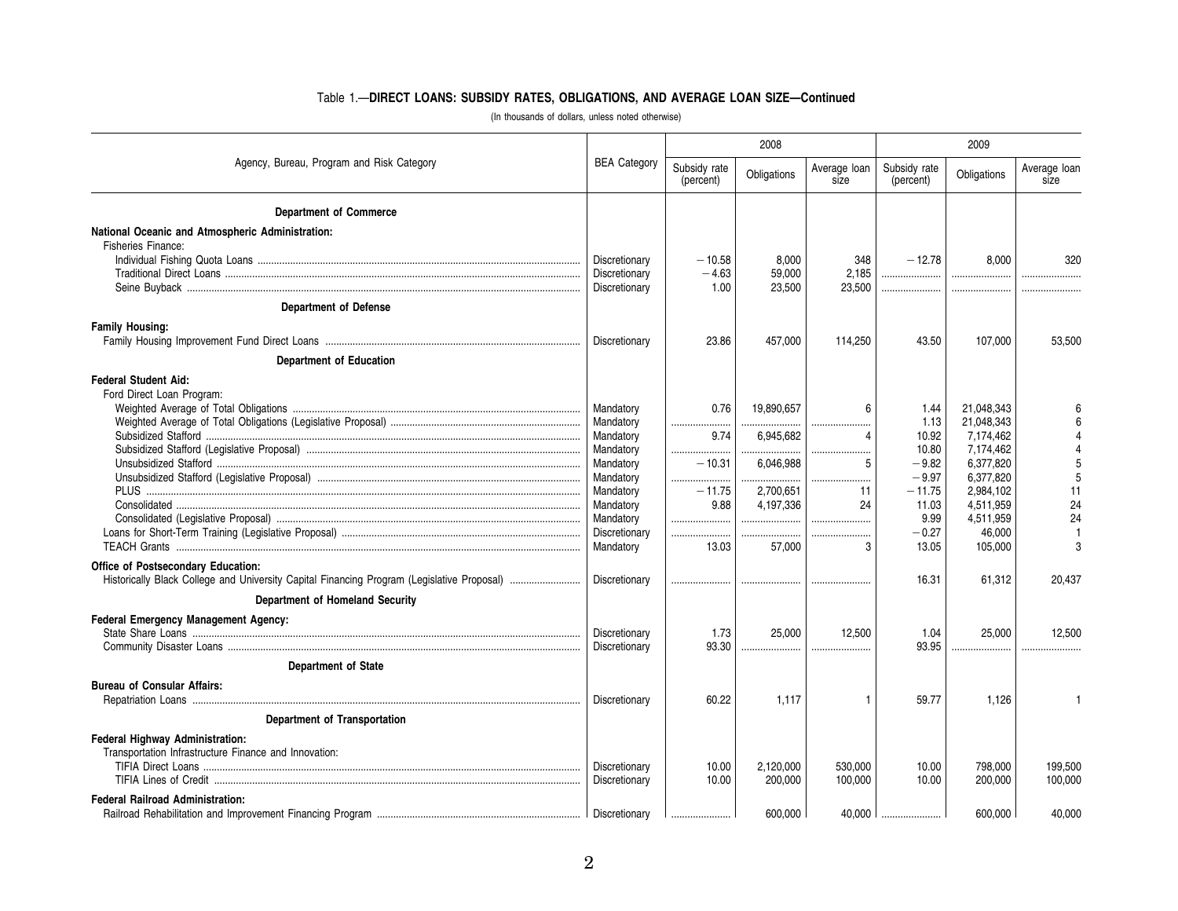## Table 1.—DIRECT LOANS: SUBSIDY RATES, OBLIGATIONS, AND AVERAGE LOAN SIZE—Continued

(In thousands of dollars, unless noted otherwise)

| Agency, Bureau, Program and Risk Category | BEA Category | 2008 | | | 2009 | | |
|---|---|---|---|---|---|---|---|
| | | Subsidy rate (percent) | Obligations | Average loan size | Subsidy rate (percent) | Obligations | Average loan size |
| **Department of Commerce** | | | | | | | |
| **National Oceanic and Atmospheric Administration:** | | | | | | | |
| Fisheries Finance: | | | | | | | |
| Individual Fishing Quota Loans | Discretionary | −10.58 | 8,000 | 348 | −12.78 | 8,000 | 320 |
| Traditional Direct Loans | Discretionary | −4.63 | 59,000 | 2,185 | | | |
| Seine Buyback | Discretionary | 1.00 | 23,500 | 23,500 | | | |
| **Department of Defense** | | | | | | | |
| **Family Housing:** | | | | | | | |
| Family Housing Improvement Fund Direct Loans | Discretionary | 23.86 | 457,000 | 114,250 | 43.50 | 107,000 | 53,500 |
| **Department of Education** | | | | | | | |
| **Federal Student Aid:** | | | | | | | |
| Ford Direct Loan Program: | | | | | | | |
| Weighted Average of Total Obligations | Mandatory | 0.76 | 19,890,657 | 6 | 1.44 | 21,048,343 | 6 |
| Weighted Average of Total Obligations (Legislative Proposal) | Mandatory | | | | 1.13 | 21,048,343 | 6 |
| Subsidized Stafford | Mandatory | 9.74 | 6,945,682 | 4 | 10.92 | 7,174,462 | 4 |
| Subsidized Stafford (Legislative Proposal) | Mandatory | | | | 10.80 | 7,174,462 | 4 |
| Unsubsidized Stafford | Mandatory | −10.31 | 6,046,988 | 5 | −9.82 | 6,377,820 | 5 |
| Unsubsidized Stafford (Legislative Proposal) | Mandatory | | | | −9.97 | 6,377,820 | 5 |
| PLUS | Mandatory | −11.75 | 2,700,651 | 11 | −11.75 | 2,984,102 | 11 |
| Consolidated | Mandatory | 9.88 | 4,197,336 | 24 | 11.03 | 4,511,959 | 24 |
| Consolidated (Legislative Proposal) | Mandatory | | | | 9.99 | 4,511,959 | 24 |
| Loans for Short-Term Training (Legislative Proposal) | Discretionary | | | | −0.27 | 46,000 | 1 |
| TEACH Grants | Mandatory | 13.03 | 57,000 | 3 | 13.05 | 105,000 | 3 |
| **Office of Postsecondary Education:** | | | | | | | |
| Historically Black College and University Capital Financing Program (Legislative Proposal) | Discretionary | | | | 16.31 | 61,312 | 20,437 |
| **Department of Homeland Security** | | | | | | | |
| **Federal Emergency Management Agency:** | | | | | | | |
| State Share Loans | Discretionary | 1.73 | 25,000 | 12,500 | 1.04 | 25,000 | 12,500 |
| Community Disaster Loans | Discretionary | 93.30 | | | 93.95 | | |
| **Department of State** | | | | | | | |
| **Bureau of Consular Affairs:** | | | | | | | |
| Repatriation Loans | Discretionary | 60.22 | 1,117 | 1 | 59.77 | 1,126 | 1 |
| **Department of Transportation** | | | | | | | |
| **Federal Highway Administration:** | | | | | | | |
| Transportation Infrastructure Finance and Innovation: | | | | | | | |
| TIFIA Direct Loans | Discretionary | 10.00 | 2,120,000 | 530,000 | 10.00 | 798,000 | 199,500 |
| TIFIA Lines of Credit | Discretionary | 10.00 | 200,000 | 100,000 | 10.00 | 200,000 | 100,000 |
| **Federal Railroad Administration:** | | | | | | | |
| Railroad Rehabilitation and Improvement Financing Program | Discretionary | | 600,000 | 40,000 | | 600,000 | 40,000 |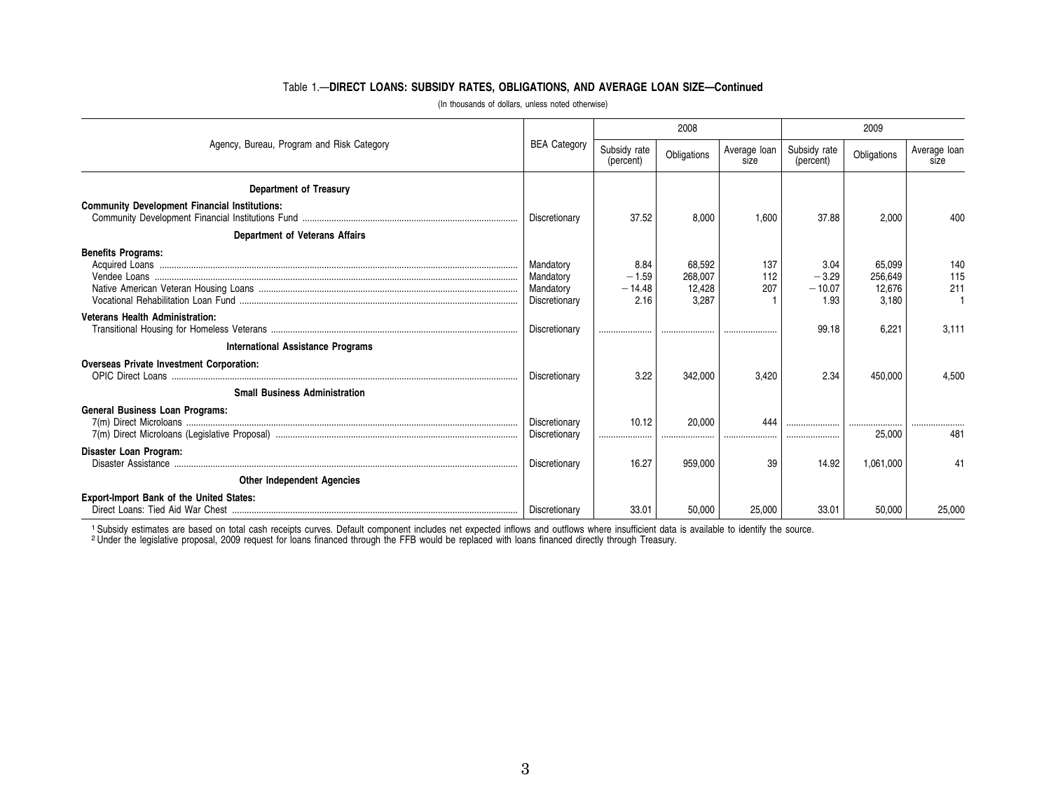### Table 1.—DIRECT LOANS: SUBSIDY RATES, OBLIGATIONS, AND AVERAGE LOAN SIZE—Continued

(In thousands of dollars, unless noted otherwise)

| Agency, Bureau, Program and Risk Category | BEA Category | 2008 | | | 2009 | | |
|---|---|---|---|---|---|---|---|
| | | Subsidy rate (percent) | Obligations | Average loan size | Subsidy rate (percent) | Obligations | Average loan size |
| **Department of Treasury** | | | | | | | |
| **Community Development Financial Institutions:** | | | | | | | |
| Community Development Financial Institutions Fund | Discretionary | 37.52 | 8,000 | 1,600 | 37.88 | 2,000 | 400 |
| **Department of Veterans Affairs** | | | | | | | |
| **Benefits Programs:** | | | | | | | |
| Acquired Loans | Mandatory | 8.84 | 68,592 | 137 | 3.04 | 65,099 | 140 |
| Vendee Loans | Mandatory | −1.59 | 268,007 | 112 | −3.29 | 256,649 | 115 |
| Native American Veteran Housing Loans | Mandatory | −14.48 | 12,428 | 207 | −10.07 | 12,676 | 211 |
| Vocational Rehabilitation Loan Fund | Discretionary | 2.16 | 3,287 | 1 | 1.93 | 3,180 | 1 |
| **Veterans Health Administration:** | | | | | | | |
| Transitional Housing for Homeless Veterans | Discretionary | .................. | .................. | .................. | 99.18 | 6,221 | 3,111 |
| **International Assistance Programs** | | | | | | | |
| **Overseas Private Investment Corporation:** | | | | | | | |
| OPIC Direct Loans | Discretionary | 3.22 | 342,000 | 3,420 | 2.34 | 450,000 | 4,500 |
| **Small Business Administration** | | | | | | | |
| **General Business Loan Programs:** | | | | | | | |
| 7(m) Direct Microloans | Discretionary | 10.12 | 20,000 | 444 | .................. | .................. | .................. |
| 7(m) Direct Microloans (Legislative Proposal) | Discretionary | .................. | .................. | .................. | .................. | 25,000 | 481 |
| **Disaster Loan Program:** | | | | | | | |
| Disaster Assistance | Discretionary | 16.27 | 959,000 | 39 | 14.92 | 1,061,000 | 41 |
| **Other Independent Agencies** | | | | | | | |
| **Export-Import Bank of the United States:** | | | | | | | |
| Direct Loans: Tied Aid War Chest | Discretionary | 33.01 | 50,000 | 25,000 | 33.01 | 50,000 | 25,000 |

[1] Subsidy estimates are based on total cash receipts curves. Default component includes net expected inflows and outflows where insufficient data is available to identify the source.
[2] Under the legislative proposal, 2009 request for loans financed through the FFB would be replaced with loans financed directly through Treasury.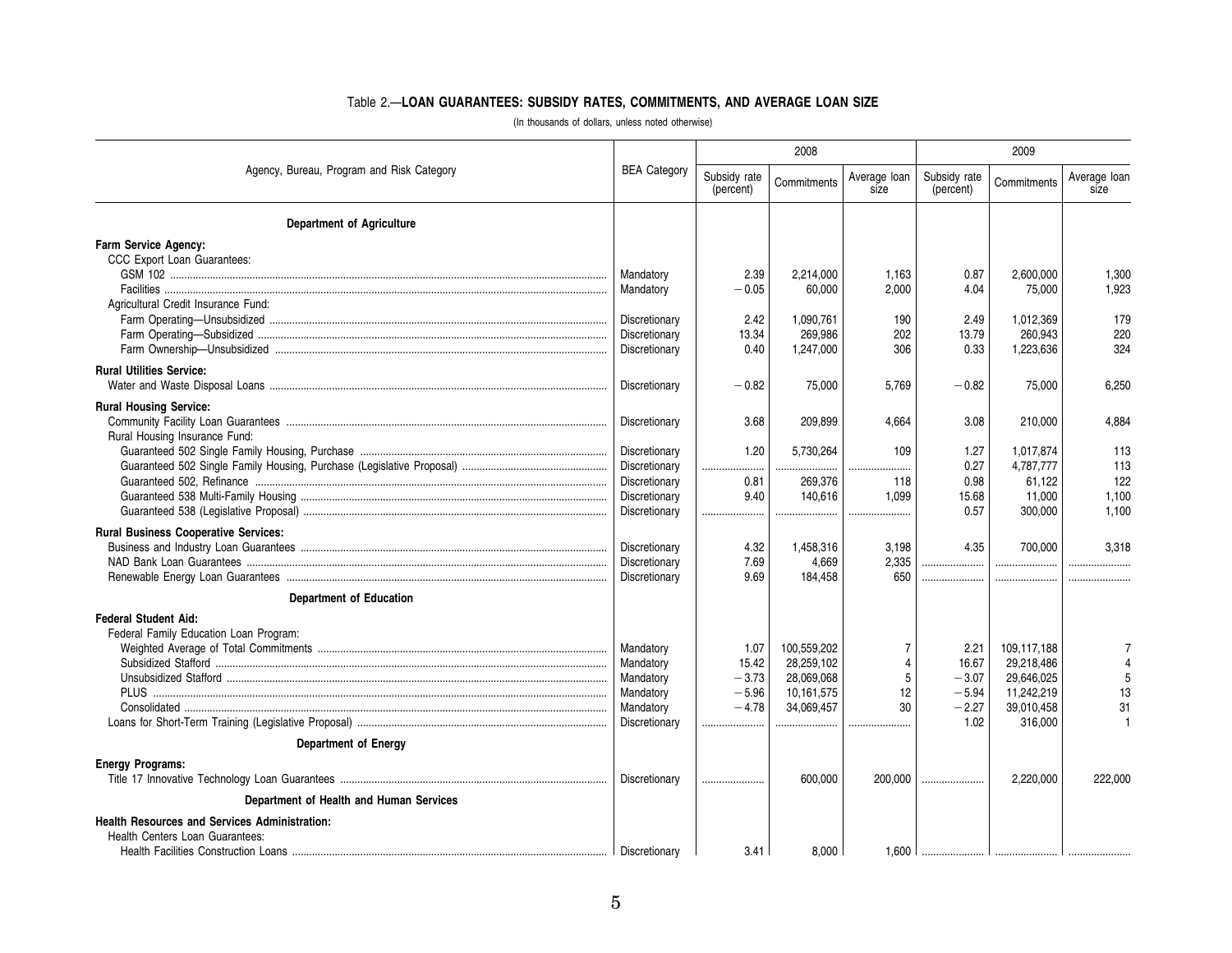## Table 2.—LOAN GUARANTEES: SUBSIDY RATES, COMMITMENTS, AND AVERAGE LOAN SIZE

(In thousands of dollars, unless noted otherwise)

| Agency, Bureau, Program and Risk Category | BEA Category | 2008 | | | 2009 | | |
|---|---|---|---|---|---|---|---|
| | | Subsidy rate (percent) | Commitments | Average loan size | Subsidy rate (percent) | Commitments | Average loan size |
| **Department of Agriculture** | | | | | | | |
| **Farm Service Agency:** | | | | | | | |
| CCC Export Loan Guarantees: | | | | | | | |
| GSM 102 | Mandatory | 2.39 | 2,214,000 | 1,163 | 0.87 | 2,600,000 | 1,300 |
| Facilities | Mandatory | −0.05 | 60,000 | 2,000 | 4.04 | 75,000 | 1,923 |
| Agricultural Credit Insurance Fund: | | | | | | | |
| Farm Operating—Unsubsidized | Discretionary | 2.42 | 1,090,761 | 190 | 2.49 | 1,012,369 | 179 |
| Farm Operating—Subsidized | Discretionary | 13.34 | 269,986 | 202 | 13.79 | 260,943 | 220 |
| Farm Ownership—Unsubsidized | Discretionary | 0.40 | 1,247,000 | 306 | 0.33 | 1,223,636 | 324 |
| **Rural Utilities Service:** | | | | | | | |
| Water and Waste Disposal Loans | Discretionary | −0.82 | 75,000 | 5,769 | −0.82 | 75,000 | 6,250 |
| **Rural Housing Service:** | | | | | | | |
| Community Facility Loan Guarantees | Discretionary | 3.68 | 209,899 | 4,664 | 3.08 | 210,000 | 4,884 |
| Rural Housing Insurance Fund: | | | | | | | |
| Guaranteed 502 Single Family Housing, Purchase | Discretionary | 1.20 | 5,730,264 | 109 | 1.27 | 1,017,874 | 113 |
| Guaranteed 502 Single Family Housing, Purchase (Legislative Proposal) | Discretionary | ..................... | ..................... | ..................... | 0.27 | 4,787,777 | 113 |
| Guaranteed 502, Refinance | Discretionary | 0.81 | 269,376 | 118 | 0.98 | 61,122 | 122 |
| Guaranteed 538 Multi-Family Housing | Discretionary | 9.40 | 140,616 | 1,099 | 15.68 | 11,000 | 1,100 |
| Guaranteed 538 (Legislative Proposal) | Discretionary | ..................... | ..................... | ..................... | 0.57 | 300,000 | 1,100 |
| **Rural Business Cooperative Services:** | | | | | | | |
| Business and Industry Loan Guarantees | Discretionary | 4.32 | 1,458,316 | 3,198 | 4.35 | 700,000 | 3,318 |
| NAD Bank Loan Guarantees | Discretionary | 7.69 | 4,669 | 2,335 | ..................... | ..................... | ..................... |
| Renewable Energy Loan Guarantees | Discretionary | 9.69 | 184,458 | 650 | ..................... | ..................... | ..................... |
| **Department of Education** | | | | | | | |
| **Federal Student Aid:** | | | | | | | |
| Federal Family Education Loan Program: | | | | | | | |
| Weighted Average of Total Commitments | Mandatory | 1.07 | 100,559,202 | 7 | 2.21 | 109,117,188 | 7 |
| Subsidized Stafford | Mandatory | 15.42 | 28,259,102 | 4 | 16.67 | 29,218,486 | 4 |
| Unsubsidized Stafford | Mandatory | −3.73 | 28,069,068 | 5 | −3.07 | 29,646,025 | 5 |
| PLUS | Mandatory | −5.96 | 10,161,575 | 12 | −5.94 | 11,242,219 | 13 |
| Consolidated | Mandatory | −4.78 | 34,069,457 | 30 | −2.27 | 39,010,458 | 31 |
| Loans for Short-Term Training (Legislative Proposal) | Discretionary | ..................... | ..................... | ..................... | 1.02 | 316,000 | 1 |
| **Department of Energy** | | | | | | | |
| **Energy Programs:** | | | | | | | |
| Title 17 Innovative Technology Loan Guarantees | Discretionary | ..................... | 600,000 | 200,000 | ..................... | 2,220,000 | 222,000 |
| **Department of Health and Human Services** | | | | | | | |
| **Health Resources and Services Administration:** | | | | | | | |
| Health Centers Loan Guarantees: | | | | | | | |
| Health Facilities Construction Loans | Discretionary | 3.41 | 8,000 | 1,600 | ..................... | ..................... | ..................... |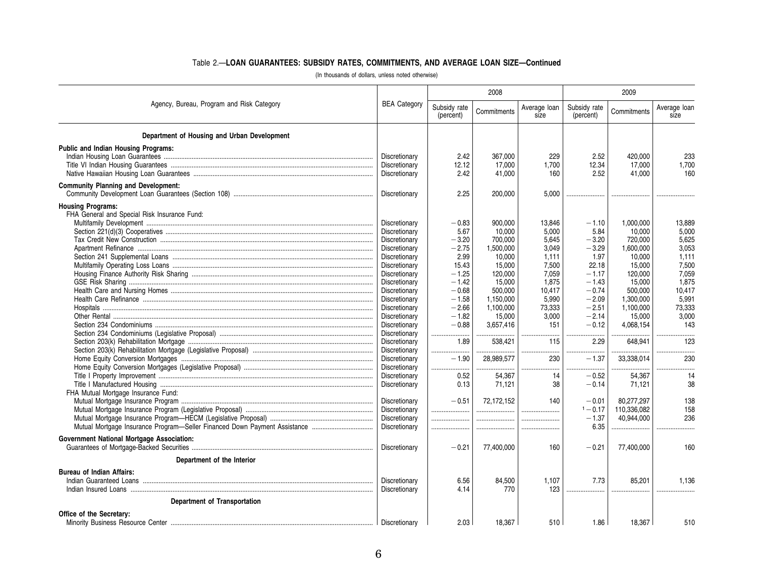## Table 2.—LOAN GUARANTEES: SUBSIDY RATES, COMMITMENTS, AND AVERAGE LOAN SIZE—Continued

(In thousands of dollars, unless noted otherwise)

| Agency, Bureau, Program and Risk Category | BEA Category | 2008 | | | 2009 | | |
|---|---|---|---|---|---|---|---|
| | | Subsidy rate (percent) | Commitments | Average loan size | Subsidy rate (percent) | Commitments | Average loan size |
| **Department of Housing and Urban Development** | | | | | | | |
| **Public and Indian Housing Programs:** | | | | | | | |
| Indian Housing Loan Guarantees | Discretionary | 2.42 | 367,000 | 229 | 2.52 | 420,000 | 233 |
| Title VI Indian Housing Guarantees | Discretionary | 12.12 | 17,000 | 1,700 | 12.34 | 17,000 | 1,700 |
| Native Hawaiian Housing Loan Guarantees | Discretionary | 2.42 | 41,000 | 160 | 2.52 | 41,000 | 160 |
| **Community Planning and Development:** | | | | | | | |
| Community Development Loan Guarantees (Section 108) | Discretionary | 2.25 | 200,000 | 5,000 | ........ | ........ | ........ |
| **Housing Programs:** | | | | | | | |
| FHA General and Special Risk Insurance Fund: | | | | | | | |
| Multifamily Development | Discretionary | −0.83 | 900,000 | 13,846 | −1.10 | 1,000,000 | 13,889 |
| Section 221(d)(3) Cooperatives | Discretionary | 5.67 | 10,000 | 5,000 | 5.84 | 10,000 | 5,000 |
| Tax Credit New Construction | Discretionary | −3.20 | 700,000 | 5,645 | −3.20 | 720,000 | 5,625 |
| Apartment Refinance | Discretionary | −2.75 | 1,500,000 | 3,049 | −3.29 | 1,600,000 | 3,053 |
| Section 241 Supplemental Loans | Discretionary | 2.99 | 10,000 | 1,111 | 1.97 | 10,000 | 1,111 |
| Multifamily Operating Loss Loans | Discretionary | 15.43 | 15,000 | 7,500 | 22.18 | 15,000 | 7,500 |
| Housing Finance Authority Risk Sharing | Discretionary | −1.25 | 120,000 | 7,059 | −1.17 | 120,000 | 7,059 |
| GSE Risk Sharing | Discretionary | −1.42 | 15,000 | 1,875 | −1.43 | 15,000 | 1,875 |
| Health Care and Nursing Homes | Discretionary | −0.68 | 500,000 | 10,417 | −0.74 | 500,000 | 10,417 |
| Health Care Refinance | Discretionary | −1.58 | 1,150,000 | 5,990 | −2.09 | 1,300,000 | 5,991 |
| Hospitals | Discretionary | −2.66 | 1,100,000 | 73,333 | −2.51 | 1,100,000 | 73,333 |
| Other Rental | Discretionary | −1.82 | 15,000 | 3,000 | −2.14 | 15,000 | 3,000 |
| Section 234 Condominiums | Discretionary | −0.88 | 3,657,416 | 151 | −0.12 | 4,068,154 | 143 |
| Section 234 Condominiums (Legislative Proposal) | Discretionary | ........ | ........ | ........ | ........ | ........ | ........ |
| Section 203(k) Rehabilitation Mortgage | Discretionary | 1.89 | 538,421 | 115 | 2.29 | 648,941 | 123 |
| Section 203(k) Rehabilitation Mortgage (Legislative Proposal) | Discretionary | ........ | ........ | ........ | ........ | ........ | ........ |
| Home Equity Conversion Mortgages | Discretionary | −1.90 | 28,989,577 | 230 | −1.37 | 33,338,014 | 230 |
| Home Equity Conversion Mortgages (Legislative Proposal) | Discretionary | ........ | ........ | ........ | ........ | ........ | ........ |
| Title I Property Improvement | Discretionary | 0.52 | 54,367 | 14 | −0.52 | 54,367 | 14 |
| Title I Manufactured Housing | Discretionary | 0.13 | 71,121 | 38 | −0.14 | 71,121 | 38 |
| FHA Mutual Mortgage Insurance Fund: | | | | | | | |
| Mutual Mortgage Insurance Program | Discretionary | −0.51 | 72,172,152 | 140 | −0.01 | 80,277,297 | 138 |
| Mutual Mortgage Insurance Program (Legislative Proposal) | Discretionary | ........ | ........ | ........ | [1] −0.17 | 110,336,082 | 158 |
| Mutual Mortgage Insurance Program—HECM (Legislative Proposal) | Discretionary | ........ | ........ | ........ | −1.37 | 40,944,000 | 236 |
| Mutual Mortgage Insurance Program—Seller Financed Down Payment Assistance | Discretionary | ........ | ........ | ........ | 6.35 | ........ | ........ |
| **Government National Mortgage Association:** | | | | | | | |
| Guarantees of Mortgage-Backed Securities | Discretionary | −0.21 | 77,400,000 | 160 | −0.21 | 77,400,000 | 160 |
| **Department of the Interior** | | | | | | | |
| **Bureau of Indian Affairs:** | | | | | | | |
| Indian Guaranteed Loans | Discretionary | 6.56 | 84,500 | 1,107 | 7.73 | 85,201 | 1,136 |
| Indian Insured Loans | Discretionary | 4.14 | 770 | 123 | ........ | ........ | ........ |
| **Department of Transportation** | | | | | | | |
| **Office of the Secretary:** | | | | | | | |
| Minority Business Resource Center | Discretionary | 2.03 | 18,367 | 510 | 1.86 | 18,367 | 510 |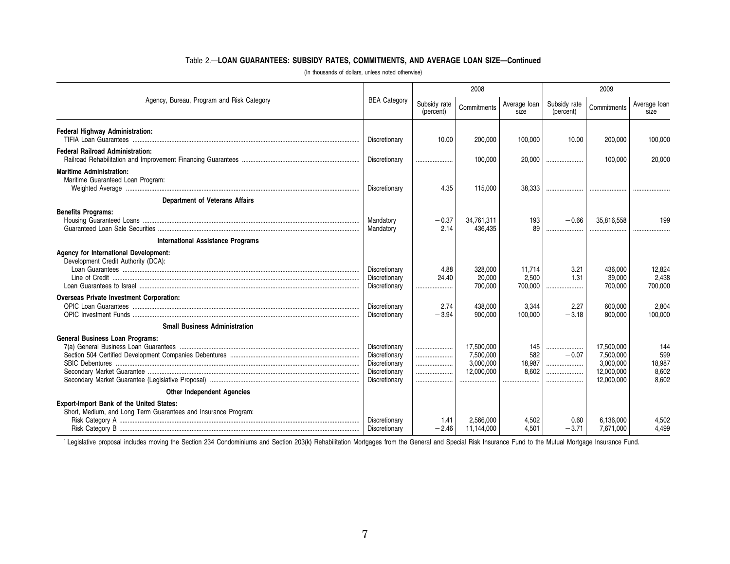### Table 2.—LOAN GUARANTEES: SUBSIDY RATES, COMMITMENTS, AND AVERAGE LOAN SIZE—Continued

(In thousands of dollars, unless noted otherwise)

| Agency, Bureau, Program and Risk Category | BEA Category | 2008 | | | 2009 | | |
|---|---|---|---|---|---|---|---|
| | | Subsidy rate (percent) | Commitments | Average loan size | Subsidy rate (percent) | Commitments | Average loan size |
| **Federal Highway Administration:** | | | | | | | |
| TIFIA Loan Guarantees | Discretionary | 10.00 | 200,000 | 100,000 | 10.00 | 200,000 | 100,000 |
| **Federal Railroad Administration:** | | | | | | | |
| Railroad Rehabilitation and Improvement Financing Guarantees | Discretionary | ............ | 100,000 | 20,000 | ............ | 100,000 | 20,000 |
| **Maritime Administration:** | | | | | | | |
| Maritime Guaranteed Loan Program: | | | | | | | |
| Weighted Average | Discretionary | 4.35 | 115,000 | 38,333 | ............ | ............ | ............ |
| **Department of Veterans Affairs** | | | | | | | |
| **Benefits Programs:** | | | | | | | |
| Housing Guaranteed Loans | Mandatory | −0.37 | 34,761,311 | 193 | −0.66 | 35,816,558 | 199 |
| Guaranteed Loan Sale Securities | Mandatory | 2.14 | 436,435 | 89 | ............ | ............ | ............ |
| **International Assistance Programs** | | | | | | | |
| **Agency for International Development:** | | | | | | | |
| Development Credit Authority (DCA): | | | | | | | |
| Loan Guarantees | Discretionary | 4.88 | 328,000 | 11,714 | 3.21 | 436,000 | 12,824 |
| Line of Credit | Discretionary | 24.40 | 20,000 | 2,500 | 1.31 | 39,000 | 2,438 |
| Loan Guarantees to Israel | Discretionary | ............ | 700,000 | 700,000 | ............ | 700,000 | 700,000 |
| **Overseas Private Investment Corporation:** | | | | | | | |
| OPIC Loan Guarantees | Discretionary | 2.74 | 438,000 | 3,344 | 2.27 | 600,000 | 2,804 |
| OPIC Investment Funds | Discretionary | −3.94 | 900,000 | 100,000 | −3.18 | 800,000 | 100,000 |
| **Small Business Administration** | | | | | | | |
| **General Business Loan Programs:** | | | | | | | |
| 7(a) General Business Loan Guarantees | Discretionary | ............ | 17,500,000 | 145 | ............ | 17,500,000 | 144 |
| Section 504 Certified Development Companies Debentures | Discretionary | ............ | 7,500,000 | 582 | −0.07 | 7,500,000 | 599 |
| SBIC Debentures | Discretionary | ............ | 3,000,000 | 18,987 | ............ | 3,000,000 | 18,987 |
| Secondary Market Guarantee | Discretionary | ............ | 12,000,000 | 8,602 | ............ | 12,000,000 | 8,602 |
| Secondary Market Guarantee (Legislative Proposal) | Discretionary | ............ | ............ | ............ | ............ | 12,000,000 | 8,602 |
| **Other Independent Agencies** | | | | | | | |
| **Export-Import Bank of the United States:** | | | | | | | |
| Short, Medium, and Long Term Guarantees and Insurance Program: | | | | | | | |
| Risk Category A | Discretionary | 1.41 | 2,566,000 | 4,502 | 0.60 | 6,136,000 | 4,502 |
| Risk Category B | Discretionary | −2.46 | 11,144,000 | 4,501 | −3.71 | 7,671,000 | 4,499 |

[1] Legislative proposal includes moving the Section 234 Condominiums and Section 203(k) Rehabilitation Mortgages from the General and Special Risk Insurance Fund to the Mutual Mortgage Insurance Fund.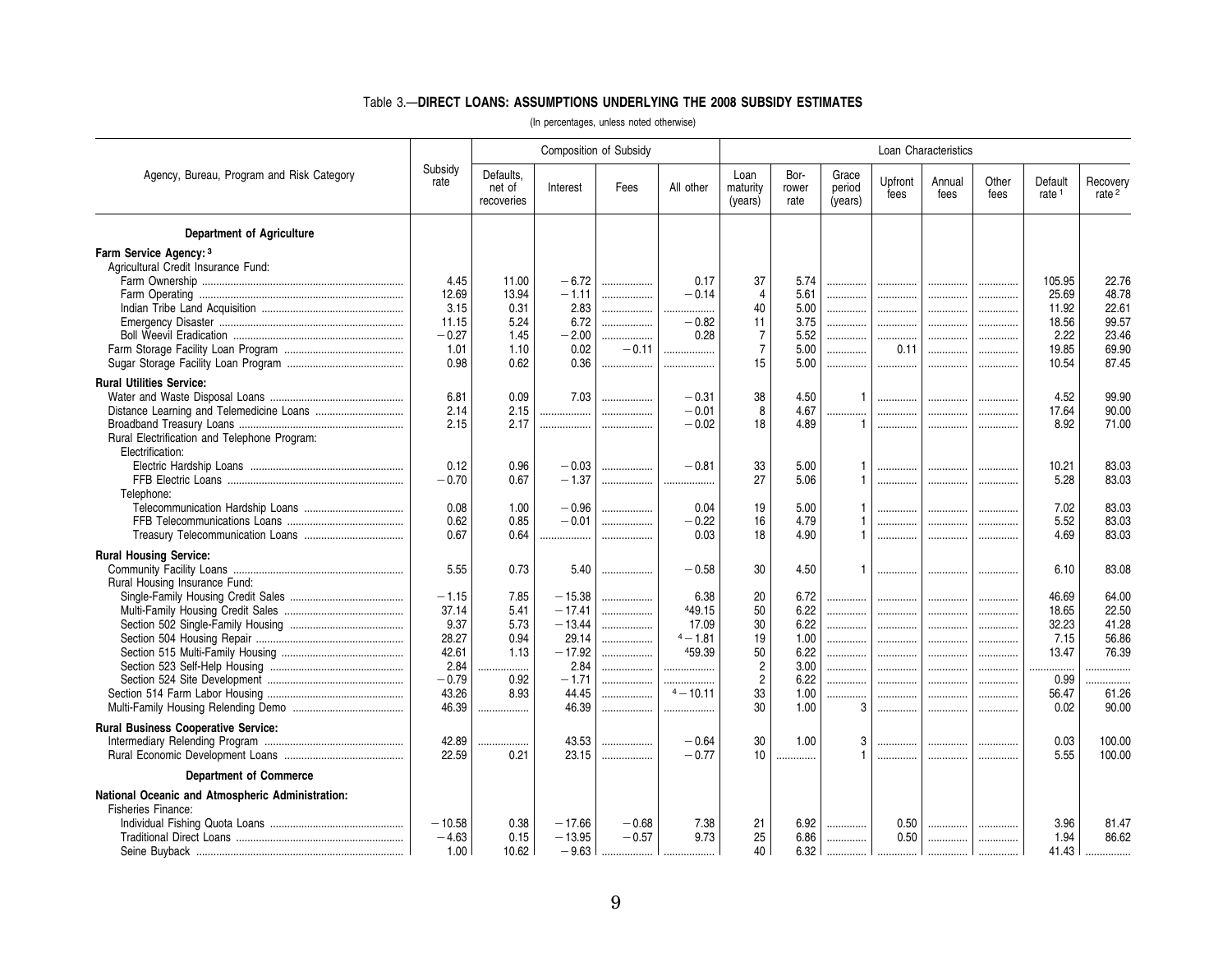### Table 3.—DIRECT LOANS: ASSUMPTIONS UNDERLYING THE 2008 SUBSIDY ESTIMATES

(In percentages, unless noted otherwise)

| Agency, Bureau, Program and Risk Category | Subsidy rate | Composition of Subsidy | | | | Loan Characteristics | | | | | | | |
|---|---|---|---|---|---|---|---|---|---|---|---|---|---|
| | | Defaults, net of recoveries | Interest | Fees | All other | Loan maturity (years) | Borrower rate | Grace period (years) | Upfront fees | Annual fees | Other fees | Default rate [1] | Recovery rate [2] |
| **Department of Agriculture** | | | | | | | | | | | | | |
| **Farm Service Agency:** [3] | | | | | | | | | | | | | |
| Agricultural Credit Insurance Fund: | | | | | | | | | | | | | |
| Farm Ownership | 4.45 | 11.00 | −6.72 | .................. | 0.17 | 37 | 5.74 | .............. | .............. | .............. | .............. | 105.95 | 22.76 |
| Farm Operating | 12.69 | 13.94 | −1.11 | .................. | −0.14 | 4 | 5.61 | .............. | .............. | .............. | .............. | 25.69 | 48.78 |
| Indian Tribe Land Acquisition | 3.15 | 0.31 | 2.83 | .................. | .................. | 40 | 5.00 | .............. | .............. | .............. | .............. | 11.92 | 22.61 |
| Emergency Disaster | 11.15 | 5.24 | 6.72 | .................. | −0.82 | 11 | 3.75 | .............. | .............. | .............. | .............. | 18.56 | 99.57 |
| Boll Weevil Eradication | −0.27 | 1.45 | −2.00 | .................. | 0.28 | 7 | 5.52 | .............. | .............. | .............. | .............. | 2.22 | 23.46 |
| Farm Storage Facility Loan Program | 1.01 | 1.10 | 0.02 | −0.11 | .................. | 7 | 5.00 | .............. | 0.11 | .............. | .............. | 19.85 | 69.90 |
| Sugar Storage Facility Loan Program | 0.98 | 0.62 | 0.36 | .................. | .................. | 15 | 5.00 | .............. | .............. | .............. | .............. | 10.54 | 87.45 |
| **Rural Utilities Service:** | | | | | | | | | | | | | |
| Water and Waste Disposal Loans | 6.81 | 0.09 | 7.03 | .................. | −0.31 | 38 | 4.50 | 1 | .............. | .............. | .............. | 4.52 | 99.90 |
| Distance Learning and Telemedicine Loans | 2.14 | 2.15 | .................. | .................. | −0.01 | 8 | 4.67 | .............. | .............. | .............. | .............. | 17.64 | 90.00 |
| Broadband Treasury Loans | 2.15 | 2.17 | .................. | .................. | −0.02 | 18 | 4.89 | 1 | .............. | .............. | .............. | 8.92 | 71.00 |
| Rural Electrification and Telephone Program: | | | | | | | | | | | | | |
| Electrification: | | | | | | | | | | | | | |
| Electric Hardship Loans | 0.12 | 0.96 | −0.03 | .................. | −0.81 | 33 | 5.00 | 1 | .............. | .............. | .............. | 10.21 | 83.03 |
| FFB Electric Loans | −0.70 | 0.67 | −1.37 | .................. | .................. | 27 | 5.06 | 1 | .............. | .............. | .............. | 5.28 | 83.03 |
| Telephone: | | | | | | | | | | | | | |
| Telecommunication Hardship Loans | 0.08 | 1.00 | −0.96 | .................. | 0.04 | 19 | 5.00 | 1 | .............. | .............. | .............. | 7.02 | 83.03 |
| FFB Telecommunications Loans | 0.62 | 0.85 | −0.01 | .................. | −0.22 | 16 | 4.79 | 1 | .............. | .............. | .............. | 5.52 | 83.03 |
| Treasury Telecommunication Loans | 0.67 | 0.64 | .................. | .................. | 0.03 | 18 | 4.90 | 1 | .............. | .............. | .............. | 4.69 | 83.03 |
| **Rural Housing Service:** | | | | | | | | | | | | | |
| Community Facility Loans | 5.55 | 0.73 | 5.40 | .................. | −0.58 | 30 | 4.50 | 1 | .............. | .............. | .............. | 6.10 | 83.08 |
| Rural Housing Insurance Fund: | | | | | | | | | | | | | |
| Single-Family Housing Credit Sales | −1.15 | 7.85 | −15.38 | .................. | 6.38 | 20 | 6.72 | .............. | .............. | .............. | .............. | 46.69 | 64.00 |
| Multi-Family Housing Credit Sales | 37.14 | 5.41 | −17.41 | .................. | [4]49.15 | 50 | 6.22 | .............. | .............. | .............. | .............. | 18.65 | 22.50 |
| Section 502 Single-Family Housing | 9.37 | 5.73 | −13.44 | .................. | 17.09 | 30 | 6.22 | .............. | .............. | .............. | .............. | 32.23 | 41.28 |
| Section 504 Housing Repair | 28.27 | 0.94 | 29.14 | .................. | [4]−1.81 | 19 | 1.00 | .............. | .............. | .............. | .............. | 7.15 | 56.86 |
| Section 515 Multi-Family Housing | 42.61 | 1.13 | −17.92 | .................. | [4]59.39 | 50 | 6.22 | .............. | .............. | .............. | .............. | 13.47 | 76.39 |
| Section 523 Self-Help Housing | 2.84 | .................. | 2.84 | .................. | .................. | 2 | 3.00 | .............. | .............. | .............. | .............. | .............. | .............. |
| Section 524 Site Development | −0.79 | 0.92 | −1.71 | .................. | .................. | 2 | 6.22 | .............. | .............. | .............. | .............. | 0.99 | .............. |
| Section 514 Farm Labor Housing | 43.26 | 8.93 | 44.45 | .................. | [4]−10.11 | 33 | 1.00 | .............. | .............. | .............. | .............. | 56.47 | 61.26 |
| Multi-Family Housing Relending Demo | 46.39 | .................. | 46.39 | .................. | .................. | 30 | 1.00 | 3 | .............. | .............. | .............. | 0.02 | 90.00 |
| **Rural Business Cooperative Service:** | | | | | | | | | | | | | |
| Intermediary Relending Program | 42.89 | .................. | 43.53 | .................. | −0.64 | 30 | 1.00 | 3 | .............. | .............. | .............. | 0.03 | 100.00 |
| Rural Economic Development Loans | 22.59 | 0.21 | 23.15 | .................. | −0.77 | 10 | .............. | 1 | .............. | .............. | .............. | 5.55 | 100.00 |
| **Department of Commerce** | | | | | | | | | | | | | |
| **National Oceanic and Atmospheric Administration:** | | | | | | | | | | | | | |
| Fisheries Finance: | | | | | | | | | | | | | |
| Individual Fishing Quota Loans | −10.58 | 0.38 | −17.66 | −0.68 | 7.38 | 21 | 6.92 | .............. | 0.50 | .............. | .............. | 3.96 | 81.47 |
| Traditional Direct Loans | −4.63 | 0.15 | −13.95 | −0.57 | 9.73 | 25 | 6.86 | .............. | 0.50 | .............. | .............. | 1.94 | 86.62 |
| Seine Buyback | 1.00 | 10.62 | −9.63 | .................. | .................. | 40 | 6.32 | .............. | .............. | .............. | .............. | 41.43 | .............. |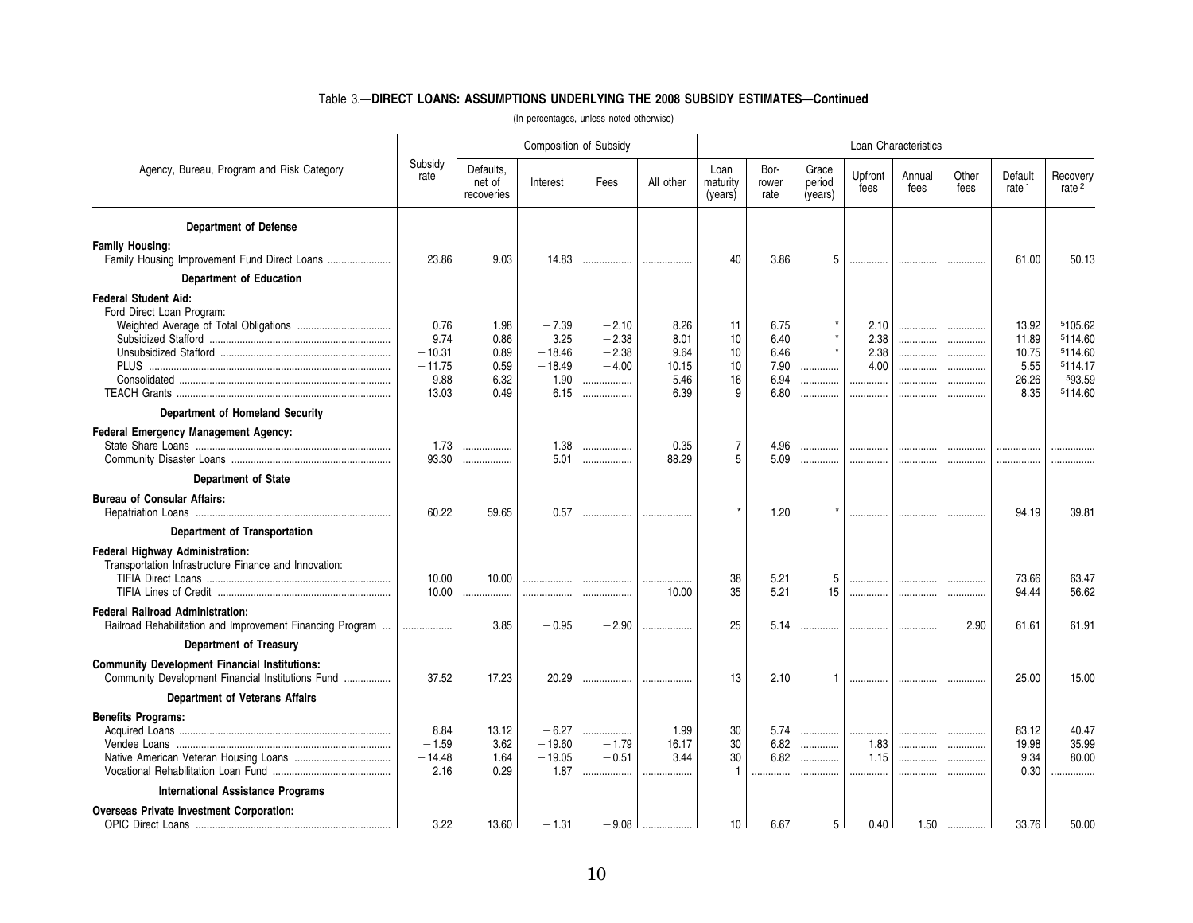Table 3.—**DIRECT LOANS: ASSUMPTIONS UNDERLYING THE 2008 SUBSIDY ESTIMATES—Continued**

(In percentages, unless noted otherwise)

| Agency, Bureau, Program and Risk Category | Subsidy rate | Composition of Subsidy | | | | Loan Characteristics | | | | | | | |
|---|---|---|---|---|---|---|---|---|---|---|---|---|---|
| | | Defaults, net of recoveries | Interest | Fees | All other | Loan maturity (years) | Borrower rate | Grace period (years) | Upfront fees | Annual fees | Other fees | Default rate [1] | Recovery rate [2] |
| **Department of Defense** | | | | | | | | | | | | | |
| **Family Housing:** | | | | | | | | | | | | | |
| Family Housing Improvement Fund Direct Loans | 23.86 | 9.03 | 14.83 | .......... | .......... | 40 | 3.86 | 5 | .......... | .......... | .......... | 61.00 | 50.13 |
| **Department of Education** | | | | | | | | | | | | | |
| **Federal Student Aid:** | | | | | | | | | | | | | |
| Ford Direct Loan Program: | | | | | | | | | | | | | |
| Weighted Average of Total Obligations | 0.76 | 1.98 | −7.39 | −2.10 | 8.26 | 11 | 6.75 | * | 2.10 | .......... | .......... | 13.92 | [5]105.62 |
| Subsidized Stafford | 9.74 | 0.86 | 3.25 | −2.38 | 8.01 | 10 | 6.40 | * | 2.38 | .......... | .......... | 11.89 | [5]114.60 |
| Unsubsidized Stafford | −10.31 | 0.89 | −18.46 | −2.38 | 9.64 | 10 | 6.46 | * | 2.38 | .......... | .......... | 10.75 | [5]114.60 |
| PLUS | −11.75 | 0.59 | −18.49 | −4.00 | 10.15 | 10 | 7.90 | .......... | 4.00 | .......... | .......... | 5.55 | [5]114.17 |
| Consolidated | 9.88 | 6.32 | −1.90 | .......... | 5.46 | 16 | 6.94 | .......... | .......... | .......... | .......... | 26.26 | [5]93.59 |
| TEACH Grants | 13.03 | 0.49 | 6.15 | .......... | 6.39 | 9 | 6.80 | .......... | .......... | .......... | .......... | 8.35 | [5]114.60 |
| **Department of Homeland Security** | | | | | | | | | | | | | |
| **Federal Emergency Management Agency:** | | | | | | | | | | | | | |
| State Share Loans | 1.73 | .......... | 1.38 | .......... | 0.35 | 7 | 4.96 | .......... | .......... | .......... | .......... | .......... | .......... |
| Community Disaster Loans | 93.30 | .......... | 5.01 | .......... | 88.29 | 5 | 5.09 | .......... | .......... | .......... | .......... | .......... | .......... |
| **Department of State** | | | | | | | | | | | | | |
| **Bureau of Consular Affairs:** | | | | | | | | | | | | | |
| Repatriation Loans | 60.22 | 59.65 | 0.57 | .......... | .......... | * | 1.20 | * | .......... | .......... | .......... | 94.19 | 39.81 |
| **Department of Transportation** | | | | | | | | | | | | | |
| **Federal Highway Administration:** | | | | | | | | | | | | | |
| Transportation Infrastructure Finance and Innovation: | | | | | | | | | | | | | |
| TIFIA Direct Loans | 10.00 | 10.00 | .......... | .......... | .......... | 38 | 5.21 | 5 | .......... | .......... | .......... | 73.66 | 63.47 |
| TIFIA Lines of Credit | 10.00 | .......... | .......... | .......... | 10.00 | 35 | 5.21 | 15 | .......... | .......... | .......... | 94.44 | 56.62 |
| **Federal Railroad Administration:** | | | | | | | | | | | | | |
| Railroad Rehabilitation and Improvement Financing Program | .......... | 3.85 | −0.95 | −2.90 | .......... | 25 | 5.14 | .......... | .......... | .......... | 2.90 | 61.61 | 61.91 |
| **Department of Treasury** | | | | | | | | | | | | | |
| **Community Development Financial Institutions:** | | | | | | | | | | | | | |
| Community Development Financial Institutions Fund | 37.52 | 17.23 | 20.29 | .......... | .......... | 13 | 2.10 | 1 | .......... | .......... | .......... | 25.00 | 15.00 |
| **Department of Veterans Affairs** | | | | | | | | | | | | | |
| **Benefits Programs:** | | | | | | | | | | | | | |
| Acquired Loans | 8.84 | 13.12 | −6.27 | .......... | 1.99 | 30 | 5.74 | .......... | .......... | .......... | .......... | 83.12 | 40.47 |
| Vendee Loans | −1.59 | 3.62 | −19.60 | −1.79 | 16.17 | 30 | 6.82 | .......... | 1.83 | .......... | .......... | 19.98 | 35.99 |
| Native American Veteran Housing Loans | −14.48 | 1.64 | −19.05 | −0.51 | 3.44 | 30 | 6.82 | .......... | 1.15 | .......... | .......... | 9.34 | 80.00 |
| Vocational Rehabilitation Loan Fund | 2.16 | 0.29 | 1.87 | .......... | .......... | 1 | .......... | .......... | .......... | .......... | .......... | 0.30 | .......... |
| **International Assistance Programs** | | | | | | | | | | | | | |
| **Overseas Private Investment Corporation:** | | | | | | | | | | | | | |
| OPIC Direct Loans | 3.22 | 13.60 | −1.31 | −9.08 | .......... | 10 | 6.67 | 5 | 0.40 | 1.50 | .......... | 33.76 | 50.00 |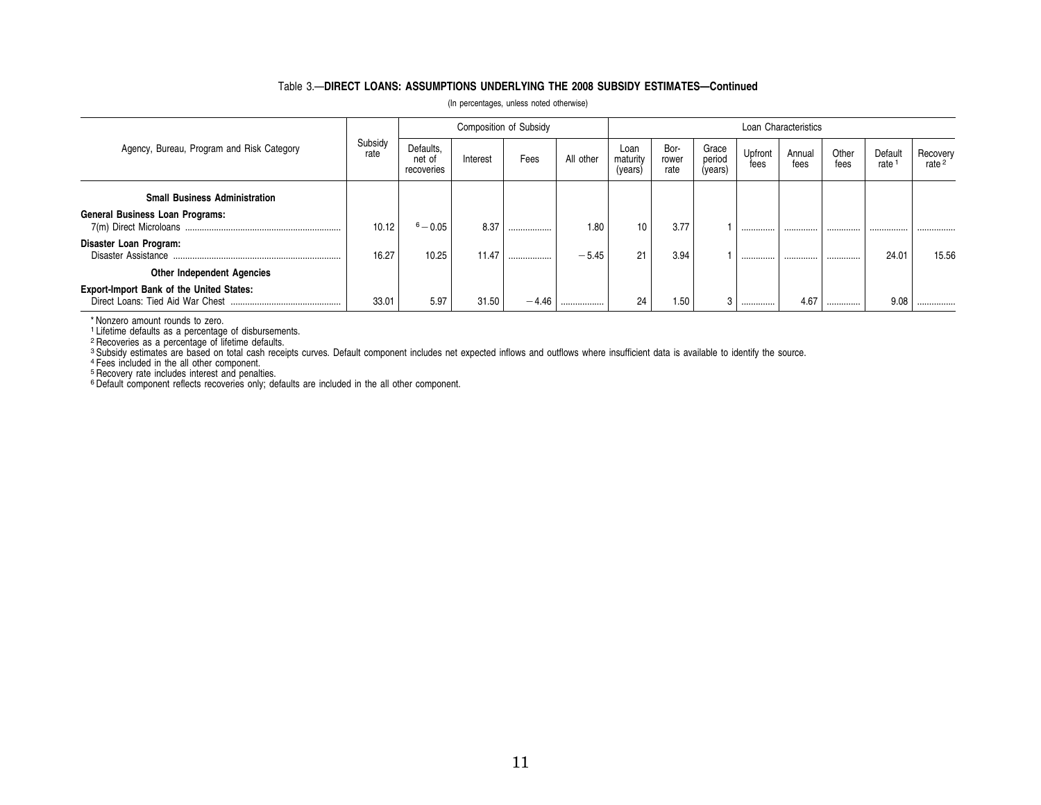Table 3.—**DIRECT LOANS: ASSUMPTIONS UNDERLYING THE 2008 SUBSIDY ESTIMATES—Continued**

(In percentages, unless noted otherwise)

| Agency, Bureau, Program and Risk Category | Subsidy rate | Composition of Subsidy | | | | Loan Characteristics | | | | | | | |
|---|---|---|---|---|---|---|---|---|---|---|---|---|---|
| | | Defaults, net of recoveries | Interest | Fees | All other | Loan maturity (years) | Bor-rower rate | Grace period (years) | Upfront fees | Annual fees | Other fees | Default rate [1] | Recovery rate [2] |
| **Small Business Administration** | | | | | | | | | | | | | |
| **General Business Loan Programs:** | | | | | | | | | | | | | |
| 7(m) Direct Microloans | 10.12 | [6] −0.05 | 8.37 | .................. | 1.80 | 10 | 3.77 | 1 | .............. | .............. | .............. | ................ | ................ |
| **Disaster Loan Program:** | | | | | | | | | | | | | |
| Disaster Assistance | 16.27 | 10.25 | 11.47 | .................. | −5.45 | 21 | 3.94 | 1 | .............. | .............. | .............. | 24.01 | 15.56 |
| **Other Independent Agencies** | | | | | | | | | | | | | |
| **Export-Import Bank of the United States:** | | | | | | | | | | | | | |
| Direct Loans: Tied Aid War Chest | 33.01 | 5.97 | 31.50 | −4.46 | .................. | 24 | 1.50 | 3 | .............. | 4.67 | .............. | 9.08 | ................ |

* Nonzero amount rounds to zero.

[1] Lifetime defaults as a percentage of disbursements.

[2] Recoveries as a percentage of lifetime defaults.

[3] Subsidy estimates are based on total cash receipts curves. Default component includes net expected inflows and outflows where insufficient data is available to identify the source.

[4] Fees included in the all other component.

[5] Recovery rate includes interest and penalties.

[6] Default component reflects recoveries only; defaults are included in the all other component.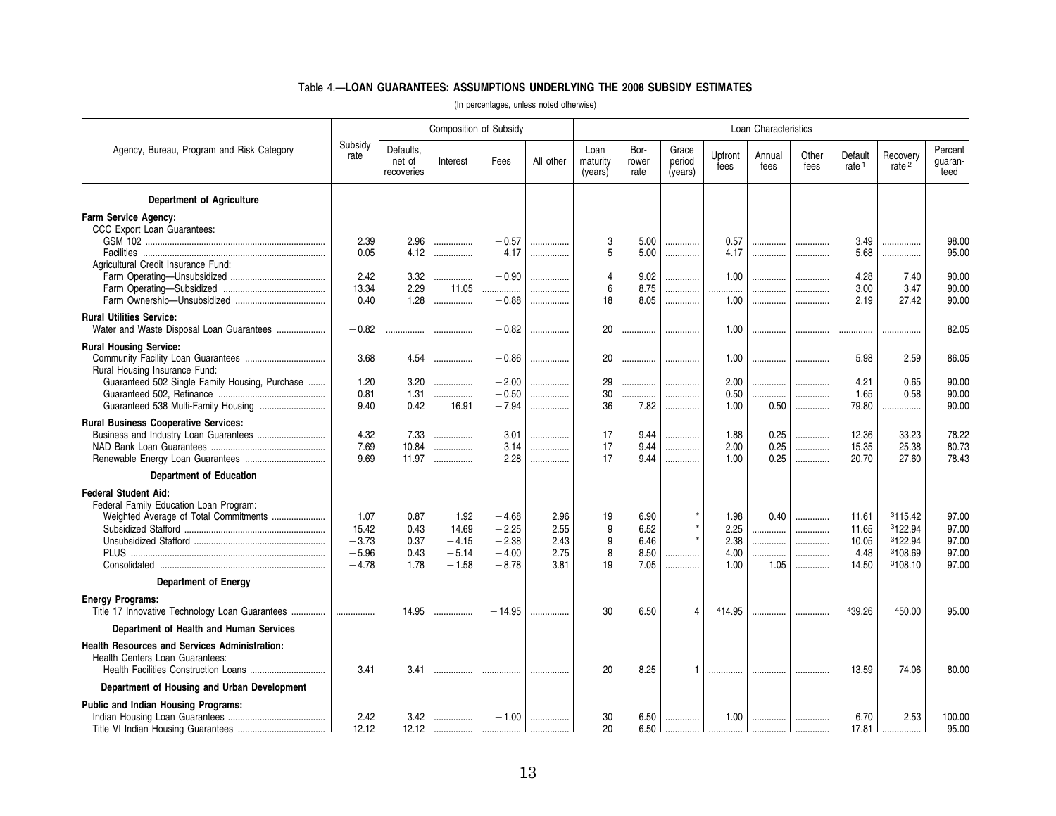Table 4.—**LOAN GUARANTEES: ASSUMPTIONS UNDERLYING THE 2008 SUBSIDY ESTIMATES**

(In percentages, unless noted otherwise)

| Agency, Bureau, Program and Risk Category | Subsidy rate | Composition of Subsidy | | | | Loan Characteristics | | | | | | | | |
|---|---|---|---|---|---|---|---|---|---|---|---|---|---|---|
| | | Defaults, net of recoveries | Interest | Fees | All other | Loan maturity (years) | Borrower rate | Grace period (years) | Upfront fees | Annual fees | Other fees | Default rate [1] | Recovery rate [2] | Percent guaranteed |
| **Department of Agriculture** | | | | | | | | | | | | | | |
| **Farm Service Agency:** | | | | | | | | | | | | | | |
| CCC Export Loan Guarantees: | | | | | | | | | | | | | | |
| GSM 102 | 2.39 | 2.96 | | −0.57 | | 3 | 5.00 | | 0.57 | | | 3.49 | | 98.00 |
| Facilities | −0.05 | 4.12 | | −4.17 | | 5 | 5.00 | | 4.17 | | | 5.68 | | 95.00 |
| Agricultural Credit Insurance Fund: | | | | | | | | | | | | | | |
| Farm Operating—Unsubsidized | 2.42 | 3.32 | | −0.90 | | 4 | 9.02 | | 1.00 | | | 4.28 | 7.40 | 90.00 |
| Farm Operating—Subsidized | 13.34 | 2.29 | 11.05 | | | 6 | 8.75 | | | | | 3.00 | 3.47 | 90.00 |
| Farm Ownership—Unsubsidized | 0.40 | 1.28 | | −0.88 | | 18 | 8.05 | | 1.00 | | | 2.19 | 27.42 | 90.00 |
| **Rural Utilities Service:** | | | | | | | | | | | | | | |
| Water and Waste Disposal Loan Guarantees | −0.82 | | | −0.82 | | 20 | | | 1.00 | | | | | 82.05 |
| **Rural Housing Service:** | | | | | | | | | | | | | | |
| Community Facility Loan Guarantees | 3.68 | 4.54 | | −0.86 | | 20 | | | 1.00 | | | 5.98 | 2.59 | 86.05 |
| Rural Housing Insurance Fund: | | | | | | | | | | | | | | |
| Guaranteed 502 Single Family Housing, Purchase | 1.20 | 3.20 | | −2.00 | | 29 | | | 2.00 | | | 4.21 | 0.65 | 90.00 |
| Guaranteed 502, Refinance | 0.81 | 1.31 | | −0.50 | | 30 | | | 0.50 | | | 1.65 | 0.58 | 90.00 |
| Guaranteed 538 Multi-Family Housing | 9.40 | 0.42 | 16.91 | −7.94 | | 36 | 7.82 | | 1.00 | 0.50 | | 79.80 | | 90.00 |
| **Rural Business Cooperative Services:** | | | | | | | | | | | | | | |
| Business and Industry Loan Guarantees | 4.32 | 7.33 | | −3.01 | | 17 | 9.44 | | 1.88 | 0.25 | | 12.36 | 33.23 | 78.22 |
| NAD Bank Loan Guarantees | 7.69 | 10.84 | | −3.14 | | 17 | 9.44 | | 2.00 | 0.25 | | 15.35 | 25.38 | 80.73 |
| Renewable Energy Loan Guarantees | 9.69 | 11.97 | | −2.28 | | 17 | 9.44 | | 1.00 | 0.25 | | 20.70 | 27.60 | 78.43 |
| **Department of Education** | | | | | | | | | | | | | | |
| **Federal Student Aid:** | | | | | | | | | | | | | | |
| Federal Family Education Loan Program: | | | | | | | | | | | | | | |
| Weighted Average of Total Commitments | 1.07 | 0.87 | 1.92 | −4.68 | 2.96 | 19 | 6.90 | * | 1.98 | 0.40 | | 11.61 | [3]115.42 | 97.00 |
| Subsidized Stafford | 15.42 | 0.43 | 14.69 | −2.25 | 2.55 | 9 | 6.52 | * | 2.25 | | | 11.65 | [3]122.94 | 97.00 |
| Unsubsidized Stafford | −3.73 | 0.37 | −4.15 | −2.38 | 2.43 | 9 | 6.46 | * | 2.38 | | | 10.05 | [3]122.94 | 97.00 |
| PLUS | −5.96 | 0.43 | −5.14 | −4.00 | 2.75 | 8 | 8.50 | | 4.00 | | | 4.48 | [3]108.69 | 97.00 |
| Consolidated | −4.78 | 1.78 | −1.58 | −8.78 | 3.81 | 19 | 7.05 | | 1.00 | 1.05 | | 14.50 | [3]108.10 | 97.00 |
| **Department of Energy** | | | | | | | | | | | | | | |
| **Energy Programs:** | | | | | | | | | | | | | | |
| Title 17 Innovative Technology Loan Guarantees | | 14.95 | | −14.95 | | 30 | 6.50 | 4 | [4]14.95 | | | [4]39.26 | [4]50.00 | 95.00 |
| **Department of Health and Human Services** | | | | | | | | | | | | | | |
| **Health Resources and Services Administration:** | | | | | | | | | | | | | | |
| Health Centers Loan Guarantees: | | | | | | | | | | | | | | |
| Health Facilities Construction Loans | 3.41 | 3.41 | | | | 20 | 8.25 | 1 | | | | 13.59 | 74.06 | 80.00 |
| **Department of Housing and Urban Development** | | | | | | | | | | | | | | |
| **Public and Indian Housing Programs:** | | | | | | | | | | | | | | |
| Indian Housing Loan Guarantees | 2.42 | 3.42 | | −1.00 | | 30 | 6.50 | | 1.00 | | | 6.70 | 2.53 | 100.00 |
| Title VI Indian Housing Guarantees | 12.12 | 12.12 | | | | 20 | 6.50 | | | | | 17.81 | | 95.00 |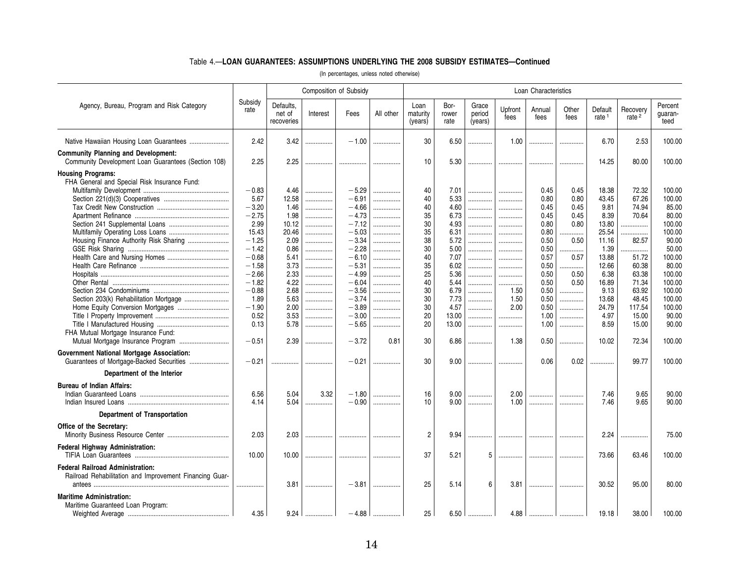## Table 4.—LOAN GUARANTEES: ASSUMPTIONS UNDERLYING THE 2008 SUBSIDY ESTIMATES—Continued

(In percentages, unless noted otherwise)

| Agency, Bureau, Program and Risk Category | Subsidy rate | Composition of Subsidy | | | | Loan Characteristics | | | | | | | | |
|---|---|---|---|---|---|---|---|---|---|---|---|---|---|---|
| | | Defaults, net of recoveries | Interest | Fees | All other | Loan maturity (years) | Borrower rate | Grace period (years) | Upfront fees | Annual fees | Other fees | Default rate [1] | Recovery rate [2] | Percent guaranteed |
| Native Hawaiian Housing Loan Guarantees | 2.42 | 3.42 | | −1.00 | | 30 | 6.50 | | 1.00 | | | 6.70 | 2.53 | 100.00 |
| **Community Planning and Development:** | | | | | | | | | | | | | | |
| Community Development Loan Guarantees (Section 108) | 2.25 | 2.25 | | | | 10 | 5.30 | | | | | 14.25 | 80.00 | 100.00 |
| **Housing Programs:** | | | | | | | | | | | | | | |
| FHA General and Special Risk Insurance Fund: | | | | | | | | | | | | | | |
| Multifamily Development | −0.83 | 4.46 | | −5.29 | | 40 | 7.01 | | | 0.45 | 0.45 | 18.38 | 72.32 | 100.00 |
| Section 221(d)(3) Cooperatives | 5.67 | 12.58 | | −6.91 | | 40 | 5.33 | | | 0.80 | 0.80 | 43.45 | 67.26 | 100.00 |
| Tax Credit New Construction | −3.20 | 1.46 | | −4.66 | | 40 | 4.60 | | | 0.45 | 0.45 | 9.81 | 74.94 | 85.00 |
| Apartment Refinance | −2.75 | 1.98 | | −4.73 | | 35 | 6.73 | | | 0.45 | 0.45 | 8.39 | 70.64 | 80.00 |
| Section 241 Supplemental Loans | 2.99 | 10.12 | | −7.12 | | 30 | 4.93 | | | 0.80 | 0.80 | 13.80 | | 100.00 |
| Multifamily Operating Loss Loans | 15.43 | 20.46 | | −5.03 | | 35 | 6.31 | | | 0.80 | | 25.54 | | 100.00 |
| Housing Finance Authority Risk Sharing | −1.25 | 2.09 | | −3.34 | | 38 | 5.72 | | | 0.50 | 0.50 | 11.16 | 82.57 | 90.00 |
| GSE Risk Sharing | −1.42 | 0.86 | | −2.28 | | 30 | 5.00 | | | 0.50 | | 1.39 | | 50.00 |
| Health Care and Nursing Homes | −0.68 | 5.41 | | −6.10 | | 40 | 7.07 | | | 0.57 | 0.57 | 13.88 | 51.72 | 100.00 |
| Health Care Refinance | −1.58 | 3.73 | | −5.31 | | 35 | 6.02 | | | 0.50 | | 12.66 | 60.38 | 80.00 |
| Hospitals | −2.66 | 2.33 | | −4.99 | | 25 | 5.36 | | | 0.50 | 0.50 | 6.38 | 63.38 | 100.00 |
| Other Rental | −1.82 | 4.22 | | −6.04 | | 40 | 5.44 | | | 0.50 | 0.50 | 16.89 | 71.34 | 100.00 |
| Section 234 Condominiums | −0.88 | 2.68 | | −3.56 | | 30 | 6.79 | | 1.50 | 0.50 | | 9.13 | 63.92 | 100.00 |
| Section 203(k) Rehabilitation Mortgage | 1.89 | 5.63 | | −3.74 | | 30 | 7.73 | | 1.50 | 0.50 | | 13.68 | 48.45 | 100.00 |
| Home Equity Conversion Mortgages | −1.90 | 2.00 | | −3.89 | | 30 | 4.57 | | 2.00 | 0.50 | | 24.79 | 117.54 | 100.00 |
| Title I Property Improvement | 0.52 | 3.53 | | −3.00 | | 20 | 13.00 | | | 1.00 | | 4.97 | 15.00 | 90.00 |
| Title I Manufactured Housing | 0.13 | 5.78 | | −5.65 | | 20 | 13.00 | | | 1.00 | | 8.59 | 15.00 | 90.00 |
| FHA Mutual Mortgage Insurance Fund: | | | | | | | | | | | | | | |
| Mutual Mortgage Insurance Program | −0.51 | 2.39 | | −3.72 | 0.81 | 30 | 6.86 | | 1.38 | 0.50 | | 10.02 | 72.34 | 100.00 |
| **Government National Mortgage Association:** | | | | | | | | | | | | | | |
| Guarantees of Mortgage-Backed Securities | −0.21 | | | −0.21 | | 30 | 9.00 | | | 0.06 | 0.02 | | 99.77 | 100.00 |
| **Department of the Interior** | | | | | | | | | | | | | | |
| **Bureau of Indian Affairs:** | | | | | | | | | | | | | | |
| Indian Guaranteed Loans | 6.56 | 5.04 | 3.32 | −1.80 | | 16 | 9.00 | | 2.00 | | | 7.46 | 9.65 | 90.00 |
| Indian Insured Loans | 4.14 | 5.04 | | −0.90 | | 10 | 9.00 | | 1.00 | | | 7.46 | 9.65 | 90.00 |
| **Department of Transportation** | | | | | | | | | | | | | | |
| **Office of the Secretary:** | | | | | | | | | | | | | | |
| Minority Business Resource Center | 2.03 | 2.03 | | | | 2 | 9.94 | | | | | 2.24 | | 75.00 |
| **Federal Highway Administration:** | | | | | | | | | | | | | | |
| TIFIA Loan Guarantees | 10.00 | 10.00 | | | | 37 | 5.21 | 5 | | | | 73.66 | 63.46 | 100.00 |
| **Federal Railroad Administration:** | | | | | | | | | | | | | | |
| Railroad Rehabilitation and Improvement Financing Guarantees | | 3.81 | | −3.81 | | 25 | 5.14 | 6 | 3.81 | | | 30.52 | 95.00 | 80.00 |
| **Maritime Administration:** | | | | | | | | | | | | | | |
| Maritime Guaranteed Loan Program: | | | | | | | | | | | | | | |
| Weighted Average | 4.35 | 9.24 | | −4.88 | | 25 | 6.50 | | 4.88 | | | 19.18 | 38.00 | 100.00 |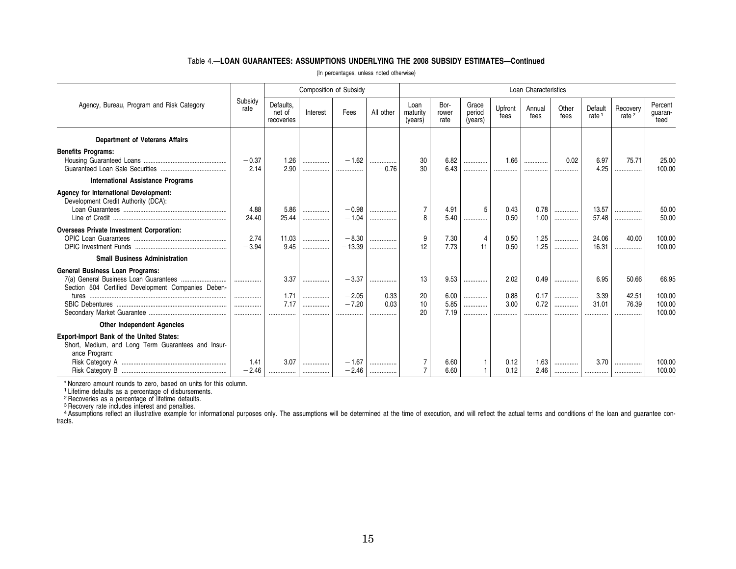### Table 4.—LOAN GUARANTEES: ASSUMPTIONS UNDERLYING THE 2008 SUBSIDY ESTIMATES—Continued

(In percentages, unless noted otherwise)

| Agency, Bureau, Program and Risk Category | Subsidy rate | Composition of Subsidy | | | | Loan Characteristics | | | | | | | | |
|---|---|---|---|---|---|---|---|---|---|---|---|---|---|---|
| | | Defaults, net of recoveries | Interest | Fees | All other | Loan maturity (years) | Bor-rower rate | Grace period (years) | Upfront fees | Annual fees | Other fees | Default rate [1] | Recovery rate [2] | Percent guaran-teed |
| **Department of Veterans Affairs** | | | | | | | | | | | | | | |
| **Benefits Programs:** | | | | | | | | | | | | | | |
| Housing Guaranteed Loans | −0.37 | 1.26 | ............ | −1.62 | ............ | 30 | 6.82 | ............ | 1.66 | ............ | 0.02 | 6.97 | 75.71 | 25.00 |
| Guaranteed Loan Sale Securities | 2.14 | 2.90 | ............ | ............ | −0.76 | 30 | 6.43 | ............ | ............ | ............ | ............ | 4.25 | ............ | 100.00 |
| **International Assistance Programs** | | | | | | | | | | | | | | |
| **Agency for International Development:** | | | | | | | | | | | | | | |
| Development Credit Authority (DCA): | | | | | | | | | | | | | | |
| Loan Guarantees | 4.88 | 5.86 | ............ | −0.98 | ............ | 7 | 4.91 | 5 | 0.43 | 0.78 | ............ | 13.57 | ............ | 50.00 |
| Line of Credit | 24.40 | 25.44 | ............ | −1.04 | ............ | 8 | 5.40 | ............ | 0.50 | 1.00 | ............ | 57.48 | ............ | 50.00 |
| **Overseas Private Investment Corporation:** | | | | | | | | | | | | | | |
| OPIC Loan Guarantees | 2.74 | 11.03 | ............ | −8.30 | ............ | 9 | 7.30 | 4 | 0.50 | 1.25 | ............ | 24.06 | 40.00 | 100.00 |
| OPIC Investment Funds | −3.94 | 9.45 | ............ | −13.39 | ............ | 12 | 7.73 | 11 | 0.50 | 1.25 | ............ | 16.31 | ............ | 100.00 |
| **Small Business Administration** | | | | | | | | | | | | | | |
| **General Business Loan Programs:** | | | | | | | | | | | | | | |
| 7(a) General Business Loan Guarantees | ............ | 3.37 | ............ | −3.37 | ............ | 13 | 9.53 | ............ | 2.02 | 0.49 | ............ | 6.95 | 50.66 | 66.95 |
| Section 504 Certified Development Companies Debentures | ............ | 1.71 | ............ | −2.05 | 0.33 | 20 | 6.00 | ............ | 0.88 | 0.17 | ............ | 3.39 | 42.51 | 100.00 |
| SBIC Debentures | ............ | 7.17 | ............ | −7.20 | 0.03 | 10 | 5.85 | ............ | 3.00 | 0.72 | ............ | 31.01 | 76.39 | 100.00 |
| Secondary Market Guarantee | ............ | ............ | ............ | ............ | ............ | 20 | 7.19 | ............ | ............ | ............ | ............ | ............ | ............ | 100.00 |
| **Other Independent Agencies** | | | | | | | | | | | | | | |
| **Export-Import Bank of the United States:** | | | | | | | | | | | | | | |
| Short, Medium, and Long Term Guarantees and Insurance Program: | | | | | | | | | | | | | | |
| Risk Category A | 1.41 | 3.07 | ............ | −1.67 | ............ | 7 | 6.60 | 1 | 0.12 | 1.63 | ............ | 3.70 | ............ | 100.00 |
| Risk Category B | −2.46 | ............ | ............ | −2.46 | ............ | 7 | 6.60 | 1 | 0.12 | 2.46 | ............ | ............ | ............ | 100.00 |

* Nonzero amount rounds to zero, based on units for this column.

[1] Lifetime defaults as a percentage of disbursements.

[2] Recoveries as a percentage of lifetime defaults.

[3] Recovery rate includes interest and penalties.

[4] Assumptions reflect an illustrative example for informational purposes only. The assumptions will be determined at the time of execution, and will reflect the actual terms and conditions of the loan and guarantee contracts.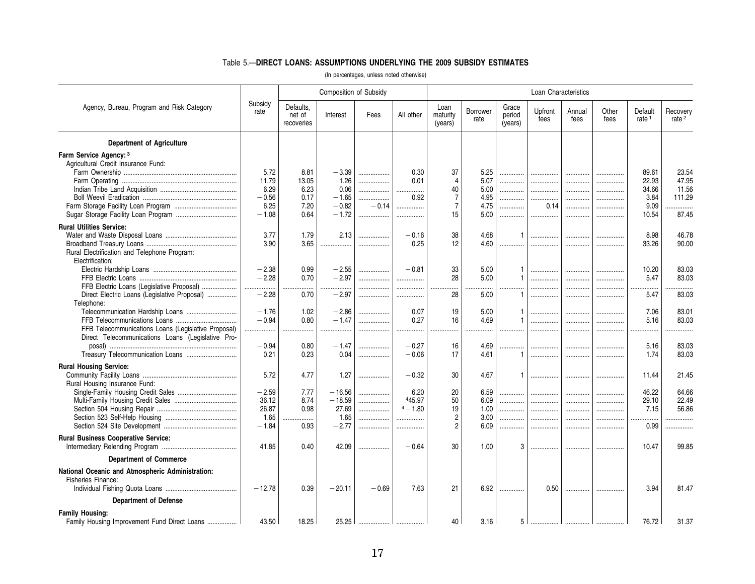## Table 5.—DIRECT LOANS: ASSUMPTIONS UNDERLYING THE 2009 SUBSIDY ESTIMATES

(In percentages, unless noted otherwise)

| Agency, Bureau, Program and Risk Category | Subsidy rate | Composition of Subsidy | | | | Loan Characteristics | | | | | | | |
|---|---|---|---|---|---|---|---|---|---|---|---|---|---|
| | | Defaults, net of recoveries | Interest | Fees | All other | Loan maturity (years) | Borrower rate | Grace period (years) | Upfront fees | Annual fees | Other fees | Default rate [1] | Recovery rate [2] |
| **Department of Agriculture** | | | | | | | | | | | | | |
| **Farm Service Agency:** [3] | | | | | | | | | | | | | |
| Agricultural Credit Insurance Fund: | | | | | | | | | | | | | |
| Farm Ownership | 5.72 | 8.81 | −3.39 | .................. | 0.30 | 37 | 5.25 | .............. | ................ | .............. | ................ | 89.61 | 23.54 |
| Farm Operating | 11.79 | 13.05 | −1.26 | .................. | −0.01 | 4 | 5.07 | .............. | ................ | .............. | ................ | 22.93 | 47.95 |
| Indian Tribe Land Acquisition | 6.29 | 6.23 | 0.06 | .................. | ................ | 40 | 5.00 | .............. | ................ | .............. | ................ | 34.66 | 11.56 |
| Boll Weevil Eradication | −0.56 | 0.17 | −1.65 | .................. | 0.92 | 7 | 4.95 | .............. | ................ | .............. | ................ | 3.84 | 111.29 |
| Farm Storage Facility Loan Program | 6.25 | 7.20 | −0.82 | −0.14 | ................ | 7 | 4.75 | .............. | 0.14 | .............. | ................ | 9.09 | ................ |
| Sugar Storage Facility Loan Program | −1.08 | 0.64 | −1.72 | .................. | ................ | 15 | 5.00 | .............. | ................ | .............. | ................ | 10.54 | 87.45 |
| **Rural Utilities Service:** | | | | | | | | | | | | | |
| Water and Waste Disposal Loans | 3.77 | 1.79 | 2.13 | .................. | −0.16 | 38 | 4.68 | 1 | ................ | .............. | ................ | 8.98 | 46.78 |
| Broadband Treasury Loans | 3.90 | 3.65 | .................. | .................. | 0.25 | 12 | 4.60 | .............. | ................ | .............. | ................ | 33.26 | 90.00 |
| Rural Electrification and Telephone Program: | | | | | | | | | | | | | |
| Electrification: | | | | | | | | | | | | | |
| Electric Hardship Loans | −2.38 | 0.99 | −2.55 | .................. | −0.81 | 33 | 5.00 | 1 | ................ | .............. | ................ | 10.20 | 83.03 |
| FFB Electric Loans | −2.28 | 0.70 | −2.97 | .................. | ................ | 28 | 5.00 | 1 | ................ | .............. | ................ | 5.47 | 83.03 |
| FFB Electric Loans (Legislative Proposal) | .................. | .................. | .................. | .................. | ................ | ................ | ................ | .............. | ................ | .............. | ................ | ................ | ................ |
| Direct Electric Loans (Legislative Proposal) | −2.28 | 0.70 | −2.97 | .................. | ................ | 28 | 5.00 | 1 | ................ | .............. | ................ | 5.47 | 83.03 |
| Telephone: | | | | | | | | | | | | | |
| Telecommunication Hardship Loans | −1.76 | 1.02 | −2.86 | .................. | 0.07 | 19 | 5.00 | 1 | ................ | .............. | ................ | 7.06 | 83.01 |
| FFB Telecommunications Loans | −0.94 | 0.80 | −1.47 | .................. | 0.27 | 16 | 4.69 | 1 | ................ | .............. | ................ | 5.16 | 83.03 |
| FFB Telecommunications Loans (Legislative Proposal) | .................. | .................. | .................. | .................. | ................ | ................ | ................ | .............. | ................ | .............. | ................ | ................ | ................ |
| Direct Telecommunications Loans (Legislative Proposal) | −0.94 | 0.80 | −1.47 | .................. | −0.27 | 16 | 4.69 | .............. | ................ | .............. | ................ | 5.16 | 83.03 |
| Treasury Telecommunication Loans | 0.21 | 0.23 | 0.04 | .................. | −0.06 | 17 | 4.61 | 1 | ................ | .............. | ................ | 1.74 | 83.03 |
| **Rural Housing Service:** | | | | | | | | | | | | | |
| Community Facility Loans | 5.72 | 4.77 | 1.27 | .................. | −0.32 | 30 | 4.67 | 1 | ................ | .............. | ................ | 11.44 | 21.45 |
| Rural Housing Insurance Fund: | | | | | | | | | | | | | |
| Single-Family Housing Credit Sales | −2.59 | 7.77 | −16.56 | .................. | 6.20 | 20 | 6.59 | .............. | ................ | .............. | ................ | 46.22 | 64.66 |
| Multi-Family Housing Credit Sales | 36.12 | 8.74 | −18.59 | .................. | [4] 45.97 | 50 | 6.09 | .............. | ................ | .............. | ................ | 29.10 | 22.49 |
| Section 504 Housing Repair | 26.87 | 0.98 | 27.69 | .................. | [4] −1.80 | 19 | 1.00 | .............. | ................ | .............. | ................ | 7.15 | 56.86 |
| Section 523 Self-Help Housing | 1.65 | .................. | 1.65 | .................. | ................ | 2 | 3.00 | .............. | ................ | .............. | ................ | ................ | ................ |
| Section 524 Site Development | −1.84 | 0.93 | −2.77 | .................. | ................ | 2 | 6.09 | .............. | ................ | .............. | ................ | 0.99 | ................ |
| **Rural Business Cooperative Service:** | | | | | | | | | | | | | |
| Intermediary Relending Program | 41.85 | 0.40 | 42.09 | .................. | −0.64 | 30 | 1.00 | 3 | ................ | .............. | ................ | 10.47 | 99.85 |
| **Department of Commerce** | | | | | | | | | | | | | |
| **National Oceanic and Atmospheric Administration:** | | | | | | | | | | | | | |
| Fisheries Finance: | | | | | | | | | | | | | |
| Individual Fishing Quota Loans | −12.78 | 0.39 | −20.11 | −0.69 | 7.63 | 21 | 6.92 | .............. | 0.50 | .............. | ................ | 3.94 | 81.47 |
| **Department of Defense** | | | | | | | | | | | | | |
| **Family Housing:** | | | | | | | | | | | | | |
| Family Housing Improvement Fund Direct Loans | 43.50 | 18.25 | 25.25 | .................. | ................ | 40 | 3.16 | 5 | ................ | .............. | ................ | 76.72 | 31.37 |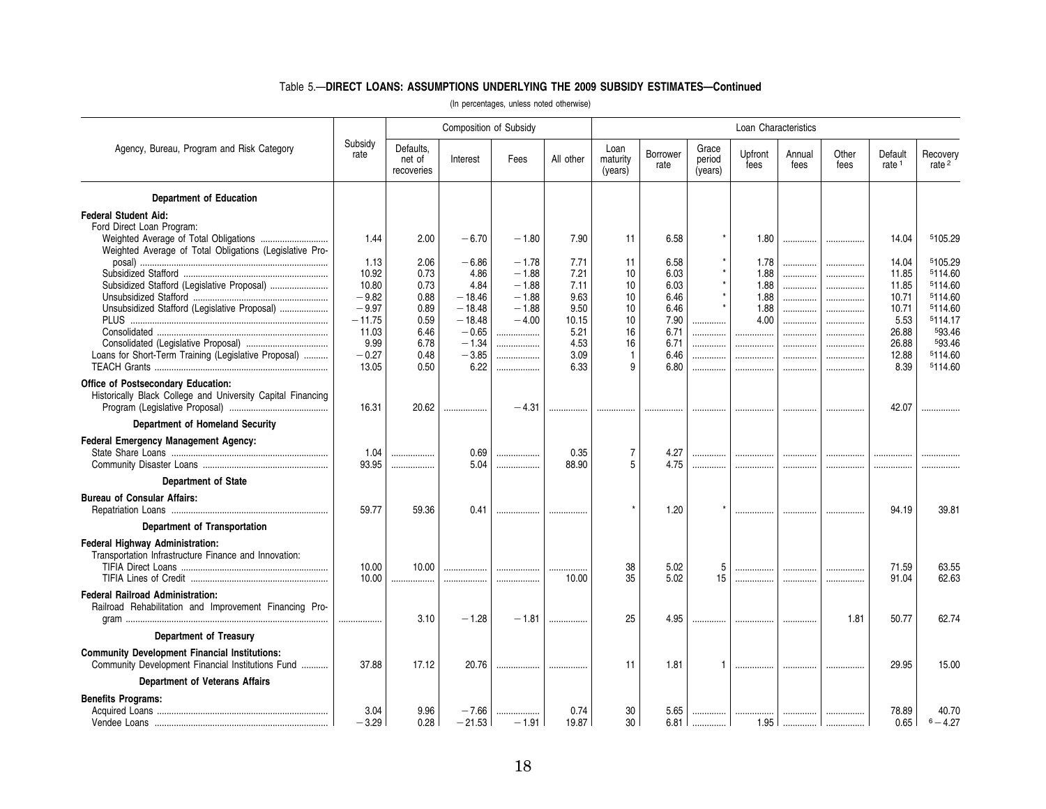Table 5.—**DIRECT LOANS: ASSUMPTIONS UNDERLYING THE 2009 SUBSIDY ESTIMATES—Continued**

(In percentages, unless noted otherwise)

| Agency, Bureau, Program and Risk Category | Subsidy rate | Composition of Subsidy | | | | Loan Characteristics | | | | | | | |
|---|---|---|---|---|---|---|---|---|---|---|---|---|---|
| | | Defaults, net of recoveries | Interest | Fees | All other | Loan maturity (years) | Borrower rate | Grace period (years) | Upfront fees | Annual fees | Other fees | Default rate [1] | Recovery rate [2] |
| **Department of Education** | | | | | | | | | | | | | |
| **Federal Student Aid:** | | | | | | | | | | | | | |
| Ford Direct Loan Program: | | | | | | | | | | | | | |
| Weighted Average of Total Obligations | 1.44 | 2.00 | −6.70 | −1.80 | 7.90 | 11 | 6.58 | * | 1.80 | .............. | .............. | 14.04 | [5]105.29 |
| Weighted Average of Total Obligations (Legislative Proposal) | 1.13 | 2.06 | −6.86 | −1.78 | 7.71 | 11 | 6.58 | * | 1.78 | .............. | .............. | 14.04 | [5]105.29 |
| Subsidized Stafford | 10.92 | 0.73 | 4.86 | −1.88 | 7.21 | 10 | 6.03 | * | 1.88 | .............. | .............. | 11.85 | [5]114.60 |
| Subsidized Stafford (Legislative Proposal) | 10.80 | 0.73 | 4.84 | −1.88 | 7.11 | 10 | 6.03 | * | 1.88 | .............. | .............. | 11.85 | [5]114.60 |
| Unsubsidized Stafford | −9.82 | 0.88 | −18.46 | −1.88 | 9.63 | 10 | 6.46 | * | 1.88 | .............. | .............. | 10.71 | [5]114.60 |
| Unsubsidized Stafford (Legislative Proposal) | −9.97 | 0.89 | −18.48 | −1.88 | 9.50 | 10 | 6.46 | * | 1.88 | .............. | .............. | 10.71 | [5]114.60 |
| PLUS | −11.75 | 0.59 | −18.48 | −4.00 | 10.15 | 10 | 7.90 | .............. | 4.00 | .............. | .............. | 5.53 | [5]114.17 |
| Consolidated | 11.03 | 6.46 | −0.65 | .............. | 5.21 | 16 | 6.71 | .............. | .............. | .............. | .............. | 26.88 | [5]93.46 |
| Consolidated (Legislative Proposal) | 9.99 | 6.78 | −1.34 | .............. | 4.53 | 16 | 6.71 | .............. | .............. | .............. | .............. | 26.88 | [5]93.46 |
| Loans for Short-Term Training (Legislative Proposal) | −0.27 | 0.48 | −3.85 | .............. | 3.09 | 1 | 6.46 | .............. | .............. | .............. | .............. | 12.88 | [5]114.60 |
| TEACH Grants | 13.05 | 0.50 | 6.22 | .............. | 6.33 | 9 | 6.80 | .............. | .............. | .............. | .............. | 8.39 | [5]114.60 |
| **Office of Postsecondary Education:** | | | | | | | | | | | | | |
| Historically Black College and University Capital Financing Program (Legislative Proposal) | 16.31 | 20.62 | .............. | −4.31 | .............. | .............. | .............. | .............. | .............. | .............. | .............. | 42.07 | .............. |
| **Department of Homeland Security** | | | | | | | | | | | | | |
| **Federal Emergency Management Agency:** | | | | | | | | | | | | | |
| State Share Loans | 1.04 | .............. | 0.69 | .............. | 0.35 | 7 | 4.27 | .............. | .............. | .............. | .............. | .............. | .............. |
| Community Disaster Loans | 93.95 | .............. | 5.04 | .............. | 88.90 | 5 | 4.75 | .............. | .............. | .............. | .............. | .............. | .............. |
| **Department of State** | | | | | | | | | | | | | |
| **Bureau of Consular Affairs:** | | | | | | | | | | | | | |
| Repatriation Loans | 59.77 | 59.36 | 0.41 | .............. | .............. | * | 1.20 | * | .............. | .............. | .............. | 94.19 | 39.81 |
| **Department of Transportation** | | | | | | | | | | | | | |
| **Federal Highway Administration:** | | | | | | | | | | | | | |
| Transportation Infrastructure Finance and Innovation: | | | | | | | | | | | | | |
| TIFIA Direct Loans | 10.00 | 10.00 | .............. | .............. | .............. | 38 | 5.02 | 5 | .............. | .............. | .............. | 71.59 | 63.55 |
| TIFIA Lines of Credit | 10.00 | .............. | .............. | .............. | 10.00 | 35 | 5.02 | 15 | .............. | .............. | .............. | 91.04 | 62.63 |
| **Federal Railroad Administration:** | | | | | | | | | | | | | |
| Railroad Rehabilitation and Improvement Financing Program | .............. | 3.10 | −1.28 | −1.81 | .............. | 25 | 4.95 | .............. | .............. | .............. | 1.81 | 50.77 | 62.74 |
| **Department of Treasury** | | | | | | | | | | | | | |
| **Community Development Financial Institutions:** | | | | | | | | | | | | | |
| Community Development Financial Institutions Fund | 37.88 | 17.12 | 20.76 | .............. | .............. | 11 | 1.81 | 1 | .............. | .............. | .............. | 29.95 | 15.00 |
| **Department of Veterans Affairs** | | | | | | | | | | | | | |
| **Benefits Programs:** | | | | | | | | | | | | | |
| Acquired Loans | 3.04 | 9.96 | −7.66 | .............. | 0.74 | 30 | 5.65 | .............. | .............. | .............. | .............. | 78.89 | 40.70 |
| Vendee Loans | −3.29 | 0.28 | −21.53 | −1.91 | 19.87 | 30 | 6.81 | .............. | 1.95 | .............. | .............. | 0.65 | [6]−4.27 |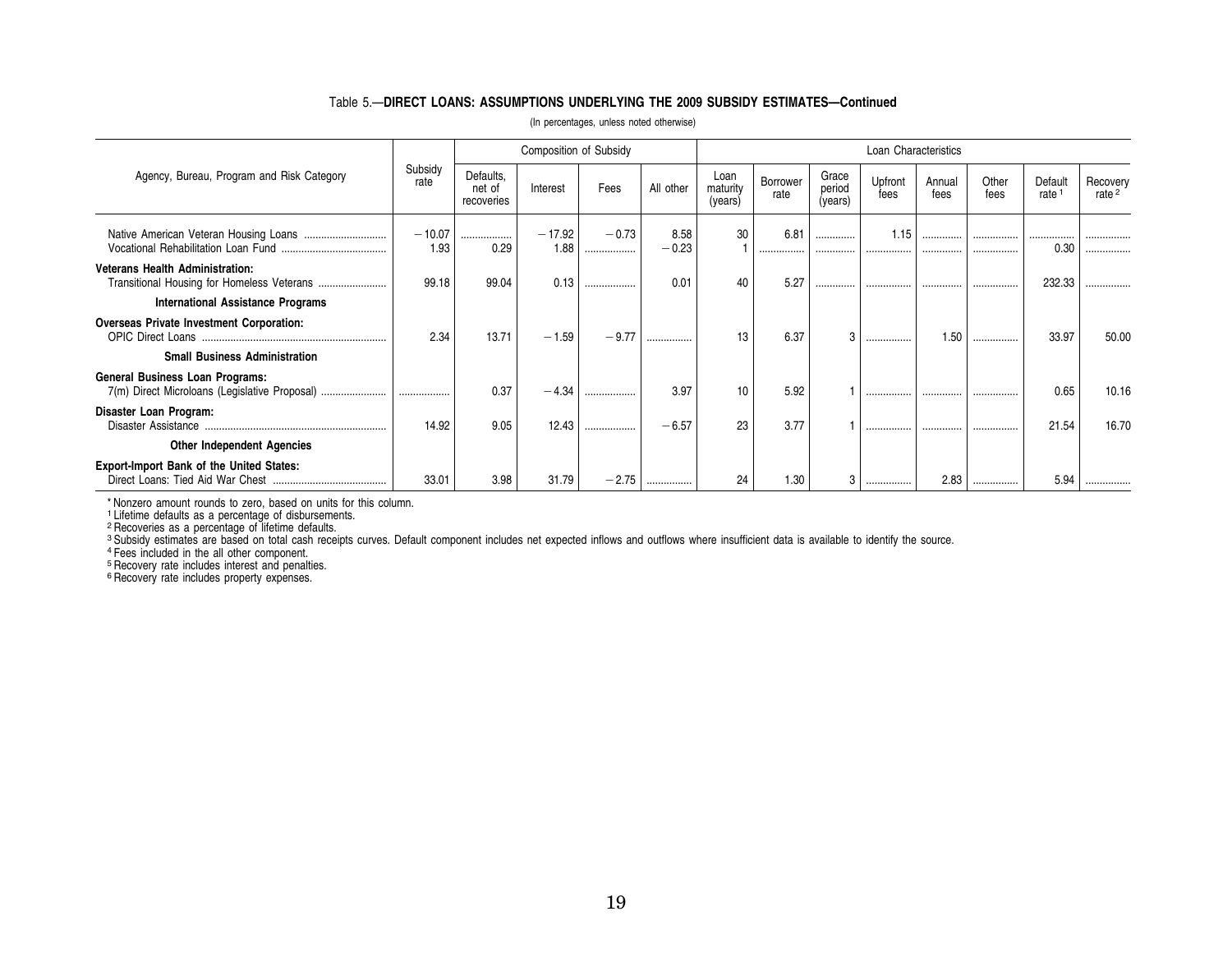Table 5.—**DIRECT LOANS: ASSUMPTIONS UNDERLYING THE 2009 SUBSIDY ESTIMATES—Continued**

(In percentages, unless noted otherwise)

| Agency, Bureau, Program and Risk Category | Subsidy rate | Composition of Subsidy | | | | Loan Characteristics | | | | | | | |
|---|---|---|---|---|---|---|---|---|---|---|---|---|---|
| | | Defaults, net of recoveries | Interest | Fees | All other | Loan maturity (years) | Borrower rate | Grace period (years) | Upfront fees | Annual fees | Other fees | Default rate [1] | Recovery rate [2] |
| Native American Veteran Housing Loans | −10.07 | .......... | −17.92 | −0.73 | 8.58 | 30 | 6.81 | .......... | 1.15 | .......... | .......... | .......... | .......... |
| Vocational Rehabilitation Loan Fund | 1.93 | 0.29 | 1.88 | .......... | −0.23 | 1 | .......... | .......... | .......... | .......... | .......... | 0.30 | .......... |
| **Veterans Health Administration:** | | | | | | | | | | | | | |
| Transitional Housing for Homeless Veterans | 99.18 | 99.04 | 0.13 | .......... | 0.01 | 40 | 5.27 | .......... | .......... | .......... | .......... | 232.33 | .......... |
| **International Assistance Programs** | | | | | | | | | | | | | |
| **Overseas Private Investment Corporation:** | | | | | | | | | | | | | |
| OPIC Direct Loans | 2.34 | 13.71 | −1.59 | −9.77 | .......... | 13 | 6.37 | 3 | .......... | 1.50 | .......... | 33.97 | 50.00 |
| **Small Business Administration** | | | | | | | | | | | | | |
| **General Business Loan Programs:** | | | | | | | | | | | | | |
| 7(m) Direct Microloans (Legislative Proposal) | .......... | 0.37 | −4.34 | .......... | 3.97 | 10 | 5.92 | 1 | .......... | .......... | .......... | 0.65 | 10.16 |
| **Disaster Loan Program:** | | | | | | | | | | | | | |
| Disaster Assistance | 14.92 | 9.05 | 12.43 | .......... | −6.57 | 23 | 3.77 | 1 | .......... | .......... | .......... | 21.54 | 16.70 |
| **Other Independent Agencies** | | | | | | | | | | | | | |
| **Export-Import Bank of the United States:** | | | | | | | | | | | | | |
| Direct Loans: Tied Aid War Chest | 33.01 | 3.98 | 31.79 | −2.75 | .......... | 24 | 1.30 | 3 | .......... | 2.83 | .......... | 5.94 | .......... |

* Nonzero amount rounds to zero, based on units for this column.

[1] Lifetime defaults as a percentage of disbursements.

[2] Recoveries as a percentage of lifetime defaults.

[3] Subsidy estimates are based on total cash receipts curves. Default component includes net expected inflows and outflows where insufficient data is available to identify the source.

[4] Fees included in the all other component.

[5] Recovery rate includes interest and penalties.

[6] Recovery rate includes property expenses.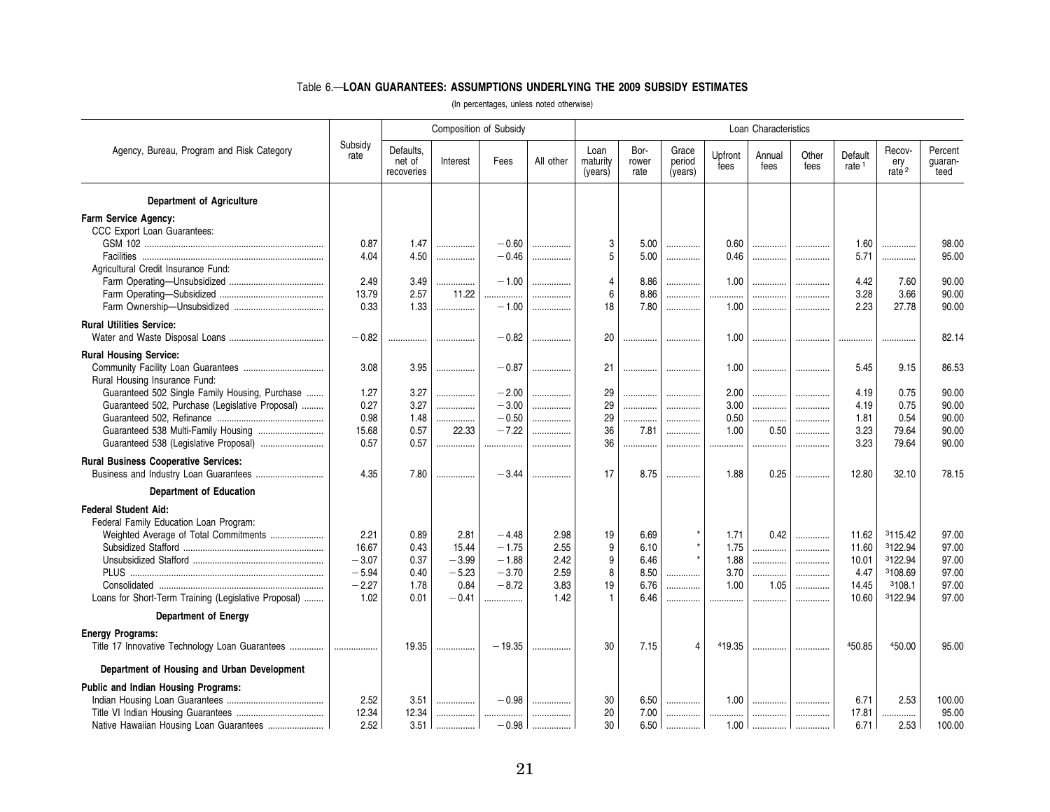## Table 6.—LOAN GUARANTEES: ASSUMPTIONS UNDERLYING THE 2009 SUBSIDY ESTIMATES

(In percentages, unless noted otherwise)

| Agency, Bureau, Program and Risk Category | Subsidy rate | Composition of Subsidy | | | | Loan Characteristics | | | | | | | | |
|---|---|---|---|---|---|---|---|---|---|---|---|---|---|---|
| | | Defaults, net of recoveries | Interest | Fees | All other | Loan maturity (years) | Borrower rate | Grace period (years) | Upfront fees | Annual fees | Other fees | Default rate [1] | Recovery rate [2] | Percent guaranteed |
| **Department of Agriculture** | | | | | | | | | | | | | | |
| **Farm Service Agency:** | | | | | | | | | | | | | | |
| CCC Export Loan Guarantees: | | | | | | | | | | | | | | |
| GSM 102 | 0.87 | 1.47 | ............ | −0.60 | ............ | 3 | 5.00 | ............ | 0.60 | ............ | ............ | 1.60 | ............ | 98.00 |
| Facilities | 4.04 | 4.50 | ............ | −0.46 | ............ | 5 | 5.00 | ............ | 0.46 | ............ | ............ | 5.71 | ............ | 95.00 |
| Agricultural Credit Insurance Fund: | | | | | | | | | | | | | | |
| Farm Operating—Unsubsidized | 2.49 | 3.49 | ............ | −1.00 | ............ | 4 | 8.86 | ............ | 1.00 | ............ | ............ | 4.42 | 7.60 | 90.00 |
| Farm Operating—Subsidized | 13.79 | 2.57 | 11.22 | ............ | ............ | 6 | 8.86 | ............ | ............ | ............ | ............ | 3.28 | 3.66 | 90.00 |
| Farm Ownership—Unsubsidized | 0.33 | 1.33 | ............ | −1.00 | ............ | 18 | 7.80 | ............ | 1.00 | ............ | ............ | 2.23 | 27.78 | 90.00 |
| **Rural Utilities Service:** | | | | | | | | | | | | | | |
| Water and Waste Disposal Loans | −0.82 | ............ | ............ | −0.82 | ............ | 20 | ............ | ............ | 1.00 | ............ | ............ | ............ | ............ | 82.14 |
| **Rural Housing Service:** | | | | | | | | | | | | | | |
| Community Facility Loan Guarantees | 3.08 | 3.95 | ............ | −0.87 | ............ | 21 | ............ | ............ | 1.00 | ............ | ............ | 5.45 | 9.15 | 86.53 |
| Rural Housing Insurance Fund: | | | | | | | | | | | | | | |
| Guaranteed 502 Single Family Housing, Purchase | 1.27 | 3.27 | ............ | −2.00 | ............ | 29 | ............ | ............ | 2.00 | ............ | ............ | 4.19 | 0.75 | 90.00 |
| Guaranteed 502, Purchase (Legislative Proposal) | 0.27 | 3.27 | ............ | −3.00 | ............ | 29 | ............ | ............ | 3.00 | ............ | ............ | 4.19 | 0.75 | 90.00 |
| Guaranteed 502, Refinance | 0.98 | 1.48 | ............ | −0.50 | ............ | 29 | ............ | ............ | 0.50 | ............ | ............ | 1.81 | 0.54 | 90.00 |
| Guaranteed 538 Multi-Family Housing | 15.68 | 0.57 | 22.33 | −7.22 | ............ | 36 | 7.81 | ............ | 1.00 | 0.50 | ............ | 3.23 | 79.64 | 90.00 |
| Guaranteed 538 (Legislative Proposal) | 0.57 | 0.57 | ............ | ............ | ............ | 36 | ............ | ............ | ............ | ............ | ............ | 3.23 | 79.64 | 90.00 |
| **Rural Business Cooperative Services:** | | | | | | | | | | | | | | |
| Business and Industry Loan Guarantees | 4.35 | 7.80 | ............ | −3.44 | ............ | 17 | 8.75 | ............ | 1.88 | 0.25 | ............ | 12.80 | 32.10 | 78.15 |
| **Department of Education** | | | | | | | | | | | | | | |
| **Federal Student Aid:** | | | | | | | | | | | | | | |
| Federal Family Education Loan Program: | | | | | | | | | | | | | | |
| Weighted Average of Total Commitments | 2.21 | 0.89 | 2.81 | −4.48 | 2.98 | 19 | 6.69 | * | 1.71 | 0.42 | ............ | 11.62 | [3]115.42 | 97.00 |
| Subsidized Stafford | 16.67 | 0.43 | 15.44 | −1.75 | 2.55 | 9 | 6.10 | * | 1.75 | ............ | ............ | 11.60 | [3]122.94 | 97.00 |
| Unsubsidized Stafford | −3.07 | 0.37 | −3.99 | −1.88 | 2.42 | 9 | 6.46 | * | 1.88 | ............ | ............ | 10.01 | [3]122.94 | 97.00 |
| PLUS | −5.94 | 0.40 | −5.23 | −3.70 | 2.59 | 8 | 8.50 | ............ | 3.70 | ............ | ............ | 4.47 | [3]108.69 | 97.00 |
| Consolidated | −2.27 | 1.78 | 0.84 | −8.72 | 3.83 | 19 | 6.76 | ............ | 1.00 | 1.05 | ............ | 14.45 | [3]108.1 | 97.00 |
| Loans for Short-Term Training (Legislative Proposal) | 1.02 | 0.01 | −0.41 | ............ | 1.42 | 1 | 6.46 | ............ | ............ | ............ | ............ | 10.60 | [3]122.94 | 97.00 |
| **Department of Energy** | | | | | | | | | | | | | | |
| **Energy Programs:** | | | | | | | | | | | | | | |
| Title 17 Innovative Technology Loan Guarantees | ............ | 19.35 | ............ | −19.35 | ............ | 30 | 7.15 | 4 | [4]19.35 | ............ | ............ | [4]50.85 | [4]50.00 | 95.00 |
| **Department of Housing and Urban Development** | | | | | | | | | | | | | | |
| **Public and Indian Housing Programs:** | | | | | | | | | | | | | | |
| Indian Housing Loan Guarantees | 2.52 | 3.51 | ............ | −0.98 | ............ | 30 | 6.50 | ............ | 1.00 | ............ | ............ | 6.71 | 2.53 | 100.00 |
| Title VI Indian Housing Guarantees | 12.34 | 12.34 | ............ | ............ | ............ | 20 | 7.00 | ............ | ............ | ............ | ............ | 17.81 | ............ | 95.00 |
| Native Hawaiian Housing Loan Guarantees | 2.52 | 3.51 | ............ | −0.98 | ............ | 30 | 6.50 | ............ | 1.00 | ............ | ............ | 6.71 | 2.53 | 100.00 |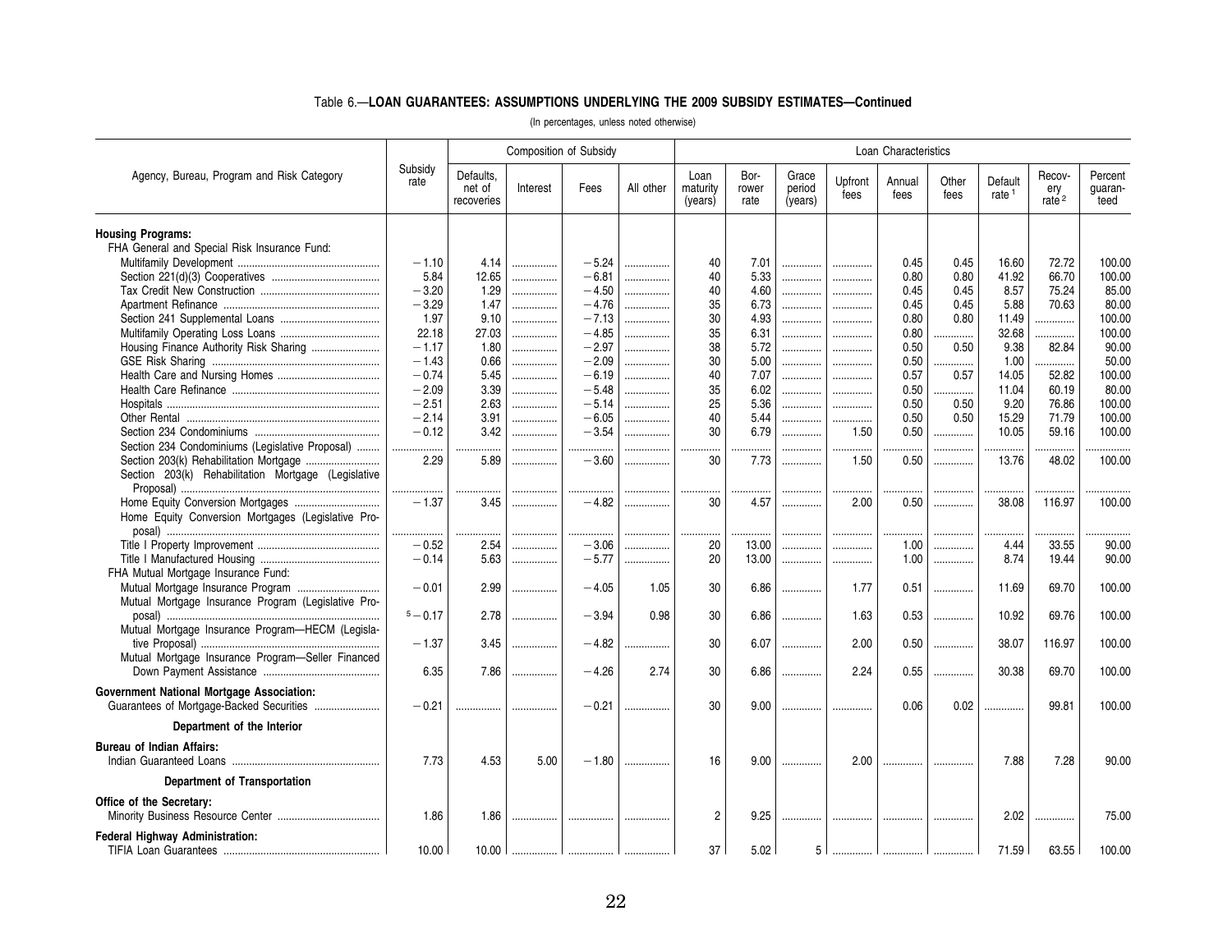## Table 6.—LOAN GUARANTEES: ASSUMPTIONS UNDERLYING THE 2009 SUBSIDY ESTIMATES—Continued

(In percentages, unless noted otherwise)

| Agency, Bureau, Program and Risk Category | Subsidy rate | Composition of Subsidy | | | | Loan Characteristics | | | | | | | | |
|---|---|---|---|---|---|---|---|---|---|---|---|---|---|---|
| | | Defaults, net of recoveries | Interest | Fees | All other | Loan maturity (years) | Borrower rate | Grace period (years) | Upfront fees | Annual fees | Other fees | Default rate [1] | Recovery rate [2] | Percent guaranteed |
| **Housing Programs:** | | | | | | | | | | | | | | |
| FHA General and Special Risk Insurance Fund: | | | | | | | | | | | | | | |
| Multifamily Development | −1.10 | 4.14 | | −5.24 | | 40 | 7.01 | | | 0.45 | 0.45 | 16.60 | 72.72 | 100.00 |
| Section 221(d)(3) Cooperatives | 5.84 | 12.65 | | −6.81 | | 40 | 5.33 | | | 0.80 | 0.80 | 41.92 | 66.70 | 100.00 |
| Tax Credit New Construction | −3.20 | 1.29 | | −4.50 | | 40 | 4.60 | | | 0.45 | 0.45 | 8.57 | 75.24 | 85.00 |
| Apartment Refinance | −3.29 | 1.47 | | −4.76 | | 35 | 6.73 | | | 0.45 | 0.45 | 5.88 | 70.63 | 80.00 |
| Section 241 Supplemental Loans | 1.97 | 9.10 | | −7.13 | | 30 | 4.93 | | | 0.80 | 0.80 | 11.49 | | 100.00 |
| Multifamily Operating Loss Loans | 22.18 | 27.03 | | −4.85 | | 35 | 6.31 | | | 0.80 | | 32.68 | | 100.00 |
| Housing Finance Authority Risk Sharing | −1.17 | 1.80 | | −2.97 | | 38 | 5.72 | | | 0.50 | 0.50 | 9.38 | 82.84 | 90.00 |
| GSE Risk Sharing | −1.43 | 0.66 | | −2.09 | | 30 | 5.00 | | | 0.50 | | 1.00 | | 50.00 |
| Health Care and Nursing Homes | −0.74 | 5.45 | | −6.19 | | 40 | 7.07 | | | 0.57 | 0.57 | 14.05 | 52.82 | 100.00 |
| Health Care Refinance | −2.09 | 3.39 | | −5.48 | | 35 | 6.02 | | | 0.50 | | 11.04 | 60.19 | 80.00 |
| Hospitals | −2.51 | 2.63 | | −5.14 | | 25 | 5.36 | | | 0.50 | 0.50 | 9.20 | 76.86 | 100.00 |
| Other Rental | −2.14 | 3.91 | | −6.05 | | 40 | 5.44 | | | 0.50 | 0.50 | 15.29 | 71.79 | 100.00 |
| Section 234 Condominiums | −0.12 | 3.42 | | −3.54 | | 30 | 6.79 | | 1.50 | 0.50 | | 10.05 | 59.16 | 100.00 |
| Section 234 Condominiums (Legislative Proposal) | | | | | | | | | | | | | | |
| Section 203(k) Rehabilitation Mortgage | 2.29 | 5.89 | | −3.60 | | 30 | 7.73 | | 1.50 | 0.50 | | 13.76 | 48.02 | 100.00 |
| Section 203(k) Rehabilitation Mortgage (Legislative Proposal) | | | | | | | | | | | | | | |
| Home Equity Conversion Mortgages | −1.37 | 3.45 | | −4.82 | | 30 | 4.57 | | 2.00 | 0.50 | | 38.08 | 116.97 | 100.00 |
| Home Equity Conversion Mortgages (Legislative Proposal) | | | | | | | | | | | | | | |
| Title I Property Improvement | −0.52 | 2.54 | | −3.06 | | 20 | 13.00 | | | 1.00 | | 4.44 | 33.55 | 90.00 |
| Title I Manufactured Housing | −0.14 | 5.63 | | −5.77 | | 20 | 13.00 | | | 1.00 | | 8.74 | 19.44 | 90.00 |
| FHA Mutual Mortgage Insurance Fund: | | | | | | | | | | | | | | |
| Mutual Mortgage Insurance Program | −0.01 | 2.99 | | −4.05 | 1.05 | 30 | 6.86 | | 1.77 | 0.51 | | 11.69 | 69.70 | 100.00 |
| Mutual Mortgage Insurance Program (Legislative Proposal) | [5] −0.17 | 2.78 | | −3.94 | 0.98 | 30 | 6.86 | | 1.63 | 0.53 | | 10.92 | 69.76 | 100.00 |
| Mutual Mortgage Insurance Program—HECM (Legislative Proposal) | −1.37 | 3.45 | | −4.82 | | 30 | 6.07 | | 2.00 | 0.50 | | 38.07 | 116.97 | 100.00 |
| Mutual Mortgage Insurance Program—Seller Financed Down Payment Assistance | 6.35 | 7.86 | | −4.26 | 2.74 | 30 | 6.86 | | 2.24 | 0.55 | | 30.38 | 69.70 | 100.00 |
| **Government National Mortgage Association:** | | | | | | | | | | | | | | |
| Guarantees of Mortgage-Backed Securities | −0.21 | | | −0.21 | | 30 | 9.00 | | | 0.06 | 0.02 | | 99.81 | 100.00 |
| **Department of the Interior** | | | | | | | | | | | | | | |
| **Bureau of Indian Affairs:** | | | | | | | | | | | | | | |
| Indian Guaranteed Loans | 7.73 | 4.53 | 5.00 | −1.80 | | 16 | 9.00 | | 2.00 | | | 7.88 | 7.28 | 90.00 |
| **Department of Transportation** | | | | | | | | | | | | | | |
| **Office of the Secretary:** | | | | | | | | | | | | | | |
| Minority Business Resource Center | 1.86 | 1.86 | | | | 2 | 9.25 | | | | | 2.02 | | 75.00 |
| **Federal Highway Administration:** | | | | | | | | | | | | | | |
| TIFIA Loan Guarantees | 10.00 | 10.00 | | | | 37 | 5.02 | 5 | | | | 71.59 | 63.55 | 100.00 |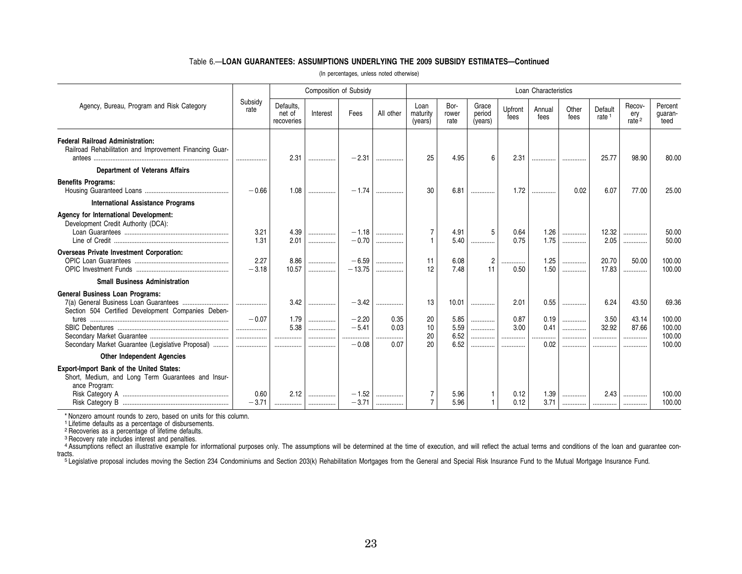### Table 6.—LOAN GUARANTEES: ASSUMPTIONS UNDERLYING THE 2009 SUBSIDY ESTIMATES—Continued

(In percentages, unless noted otherwise)

| Agency, Bureau, Program and Risk Category | Subsidy rate | Composition of Subsidy | | | | Loan Characteristics | | | | | | | | |
|---|---|---|---|---|---|---|---|---|---|---|---|---|---|---|
| | | Defaults, net of recoveries | Interest | Fees | All other | Loan maturity (years) | Borrower rate | Grace period (years) | Upfront fees | Annual fees | Other fees | Default rate [1] | Recovery rate [2] | Percent guaranteed |
| **Federal Railroad Administration:** | | | | | | | | | | | | | | |
| Railroad Rehabilitation and Improvement Financing Guarantees | ............ | 2.31 | ............ | −2.31 | ............ | 25 | 4.95 | 6 | 2.31 | ............ | ............ | 25.77 | 98.90 | 80.00 |
| **Department of Veterans Affairs** | | | | | | | | | | | | | | |
| **Benefits Programs:** | | | | | | | | | | | | | | |
| Housing Guaranteed Loans | −0.66 | 1.08 | ............ | −1.74 | ............ | 30 | 6.81 | ............ | 1.72 | ............ | 0.02 | 6.07 | 77.00 | 25.00 |
| **International Assistance Programs** | | | | | | | | | | | | | | |
| **Agency for International Development:** | | | | | | | | | | | | | | |
| Development Credit Authority (DCA): | | | | | | | | | | | | | | |
| Loan Guarantees | 3.21 | 4.39 | ............ | −1.18 | ............ | 7 | 4.91 | 5 | 0.64 | 1.26 | ............ | 12.32 | ............ | 50.00 |
| Line of Credit | 1.31 | 2.01 | ............ | −0.70 | ............ | 1 | 5.40 | ............ | 0.75 | 1.75 | ............ | 2.05 | ............ | 50.00 |
| **Overseas Private Investment Corporation:** | | | | | | | | | | | | | | |
| OPIC Loan Guarantees | 2.27 | 8.86 | ............ | −6.59 | ............ | 11 | 6.08 | 2 | ............ | 1.25 | ............ | 20.70 | 50.00 | 100.00 |
| OPIC Investment Funds | −3.18 | 10.57 | ............ | −13.75 | ............ | 12 | 7.48 | 11 | 0.50 | 1.50 | ............ | 17.83 | ............ | 100.00 |
| **Small Business Administration** | | | | | | | | | | | | | | |
| **General Business Loan Programs:** | | | | | | | | | | | | | | |
| 7(a) General Business Loan Guarantees | ............ | 3.42 | ............ | −3.42 | ............ | 13 | 10.01 | ............ | 2.01 | 0.55 | ............ | 6.24 | 43.50 | 69.36 |
| Section 504 Certified Development Companies Debentures | −0.07 | 1.79 | ............ | −2.20 | 0.35 | 20 | 5.85 | ............ | 0.87 | 0.19 | ............ | 3.50 | 43.14 | 100.00 |
| SBIC Debentures | ............ | 5.38 | ............ | −5.41 | 0.03 | 10 | 5.59 | ............ | 3.00 | 0.41 | ............ | 32.92 | 87.66 | 100.00 |
| Secondary Market Guarantee | ............ | ............ | ............ | ............ | ............ | 20 | 6.52 | ............ | ............ | ............ | ............ | ............ | ............ | 100.00 |
| Secondary Market Guarantee (Legislative Proposal) | ............ | ............ | ............ | −0.08 | 0.07 | 20 | 6.52 | ............ | ............ | 0.02 | ............ | ............ | ............ | 100.00 |
| **Other Independent Agencies** | | | | | | | | | | | | | | |
| **Export-Import Bank of the United States:** | | | | | | | | | | | | | | |
| Short, Medium, and Long Term Guarantees and Insurance Program: | | | | | | | | | | | | | | |
| Risk Category A | 0.60 | 2.12 | ............ | −1.52 | ............ | 7 | 5.96 | 1 | 0.12 | 1.39 | ............ | 2.43 | ............ | 100.00 |
| Risk Category B | −3.71 | ............ | ............ | −3.71 | ............ | 7 | 5.96 | 1 | 0.12 | 3.71 | ............ | ............ | ............ | 100.00 |

* Nonzero amount rounds to zero, based on units for this column.

[1] Lifetime defaults as a percentage of disbursements.

[2] Recoveries as a percentage of lifetime defaults.

[3] Recovery rate includes interest and penalties.

[4] Assumptions reflect an illustrative example for informational purposes only. The assumptions will be determined at the time of execution, and will reflect the actual terms and conditions of the loan and guarantee contracts.

[5] Legislative proposal includes moving the Section 234 Condominiums and Section 203(k) Rehabilitation Mortgages from the General and Special Risk Insurance Fund to the Mutual Mortgage Insurance Fund.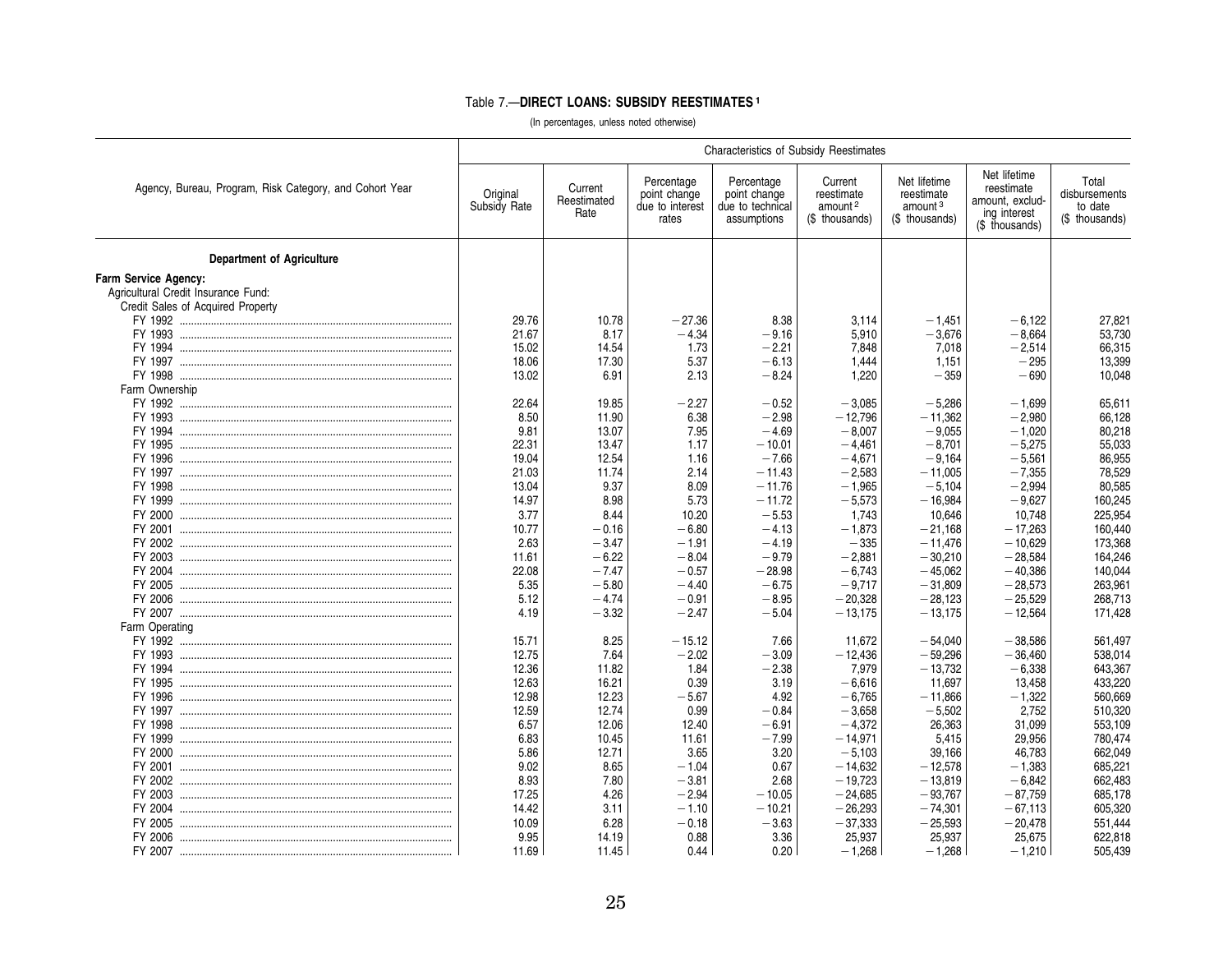## Table 7.—DIRECT LOANS: SUBSIDY REESTIMATES [1]

(In percentages, unless noted otherwise)

| Agency, Bureau, Program, Risk Category, and Cohort Year | Characteristics of Subsidy Reestimates | | | | | | | |
|---|---|---|---|---|---|---|---|---|
| | Original Subsidy Rate | Current Reestimated Rate | Percentage point change due to interest rates | Percentage point change due to technical assumptions | Current reestimate amount [2] ($ thousands) | Net lifetime reestimate amount [3] ($ thousands) | Net lifetime reestimate amount, excluding interest ($ thousands) | Total disbursements to date ($ thousands) |
| **Department of Agriculture** | | | | | | | | |
| **Farm Service Agency:** | | | | | | | | |
| Agricultural Credit Insurance Fund: | | | | | | | | |
| Credit Sales of Acquired Property | | | | | | | | |
| FY 1992 | 29.76 | 10.78 | −27.36 | 8.38 | 3,114 | −1,451 | −6,122 | 27,821 |
| FY 1993 | 21.67 | 8.17 | −4.34 | −9.16 | 5,910 | −3,676 | −8,664 | 53,730 |
| FY 1994 | 15.02 | 14.54 | 1.73 | −2.21 | 7,848 | 7,018 | −2,514 | 66,315 |
| FY 1997 | 18.06 | 17.30 | 5.37 | −6.13 | 1,444 | 1,151 | −295 | 13,399 |
| FY 1998 | 13.02 | 6.91 | 2.13 | −8.24 | 1,220 | −359 | −690 | 10,048 |
| Farm Ownership | | | | | | | | |
| FY 1992 | 22.64 | 19.85 | −2.27 | −0.52 | −3,085 | −5,286 | −1,699 | 65,611 |
| FY 1993 | 8.50 | 11.90 | 6.38 | −2.98 | −12,796 | −11,362 | −2,980 | 66,128 |
| FY 1994 | 9.81 | 13.07 | 7.95 | −4.69 | −8,007 | −9,055 | −1,020 | 80,218 |
| FY 1995 | 22.31 | 13.47 | 1.17 | −10.01 | −4,461 | −8,701 | −5,275 | 55,033 |
| FY 1996 | 19.04 | 12.54 | 1.16 | −7.66 | −4,671 | −9,164 | −5,561 | 86,955 |
| FY 1997 | 21.03 | 11.74 | 2.14 | −11.43 | −2,583 | −11,005 | −7,355 | 78,529 |
| FY 1998 | 13.04 | 9.37 | 8.09 | −11.76 | −1,965 | −5,104 | −2,994 | 80,585 |
| FY 1999 | 14.97 | 8.98 | 5.73 | −11.72 | −5,573 | −16,984 | −9,627 | 160,245 |
| FY 2000 | 3.77 | 8.44 | 10.20 | −5.53 | 1,743 | 10,646 | 10,748 | 225,954 |
| FY 2001 | 10.77 | −0.16 | −6.80 | −4.13 | −1,873 | −21,168 | −17,263 | 160,440 |
| FY 2002 | 2.63 | −3.47 | −1.91 | −4.19 | −335 | −11,476 | −10,629 | 173,368 |
| FY 2003 | 11.61 | −6.22 | −8.04 | −9.79 | −2,881 | −30,210 | −28,584 | 164,246 |
| FY 2004 | 22.08 | −7.47 | −0.57 | −28.98 | −6,743 | −45,062 | −40,386 | 140,044 |
| FY 2005 | 5.35 | −5.80 | −4.40 | −6.75 | −9,717 | −31,809 | −28,573 | 263,961 |
| FY 2006 | 5.12 | −4.74 | −0.91 | −8.95 | −20,328 | −28,123 | −25,529 | 268,713 |
| FY 2007 | 4.19 | −3.32 | −2.47 | −5.04 | −13,175 | −13,175 | −12,564 | 171,428 |
| Farm Operating | | | | | | | | |
| FY 1992 | 15.71 | 8.25 | −15.12 | 7.66 | 11,672 | −54,040 | −38,586 | 561,497 |
| FY 1993 | 12.75 | 7.64 | −2.02 | −3.09 | −12,436 | −59,296 | −36,460 | 538,014 |
| FY 1994 | 12.36 | 11.82 | 1.84 | −2.38 | 7,979 | −13,732 | −6,338 | 643,367 |
| FY 1995 | 12.63 | 16.21 | 0.39 | 3.19 | −6,616 | 11,697 | 13,458 | 433,220 |
| FY 1996 | 12.98 | 12.23 | −5.67 | 4.92 | −6,765 | −11,866 | −1,322 | 560,669 |
| FY 1997 | 12.59 | 12.74 | 0.99 | −0.84 | −3,658 | −5,502 | 2,752 | 510,320 |
| FY 1998 | 6.57 | 12.06 | 12.40 | −6.91 | −4,372 | 26,363 | 31,099 | 553,109 |
| FY 1999 | 6.83 | 10.45 | 11.61 | −7.99 | −14,971 | 5,415 | 29,956 | 780,474 |
| FY 2000 | 5.86 | 12.71 | 3.65 | 3.20 | −5,103 | 39,166 | 46,783 | 662,049 |
| FY 2001 | 9.02 | 8.65 | −1.04 | 0.67 | −14,632 | −12,578 | −1,383 | 685,221 |
| FY 2002 | 8.93 | 7.80 | −3.81 | 2.68 | −19,723 | −13,819 | −6,842 | 662,483 |
| FY 2003 | 17.25 | 4.26 | −2.94 | −10.05 | −24,685 | −93,767 | −87,759 | 685,178 |
| FY 2004 | 14.42 | 3.11 | −1.10 | −10.21 | −26,293 | −74,301 | −67,113 | 605,320 |
| FY 2005 | 10.09 | 6.28 | −0.18 | −3.63 | −37,333 | −25,593 | −20,478 | 551,444 |
| FY 2006 | 9.95 | 14.19 | 0.88 | 3.36 | 25,937 | 25,937 | 25,675 | 622,818 |
| FY 2007 | 11.69 | 11.45 | 0.44 | 0.20 | −1,268 | −1,268 | −1,210 | 505,439 |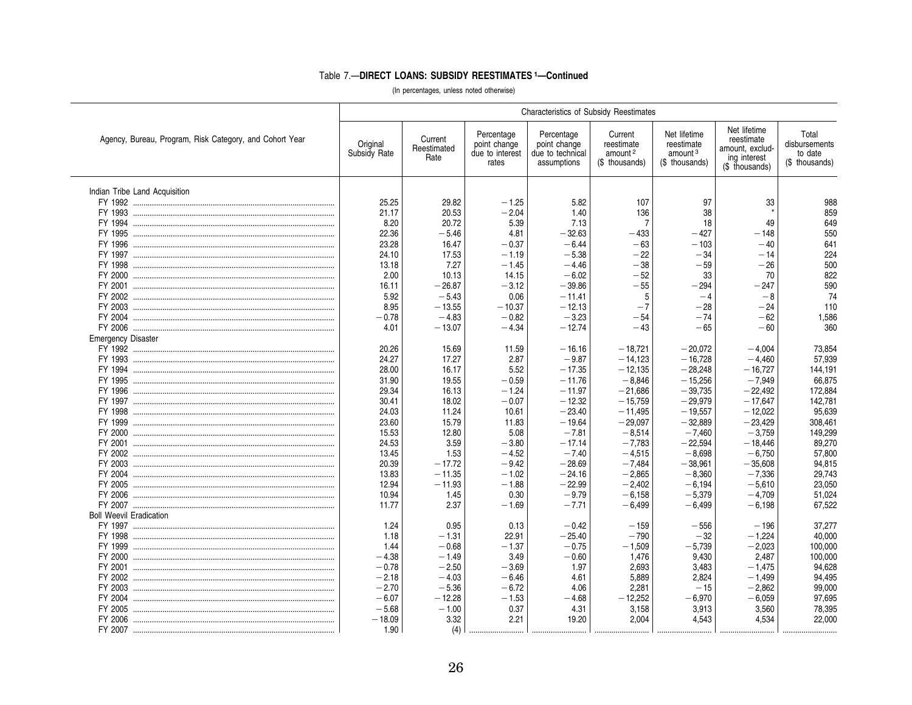Table 7.—**DIRECT LOANS: SUBSIDY REESTIMATES [1]—Continued**

(In percentages, unless noted otherwise)

| Agency, Bureau, Program, Risk Category, and Cohort Year | Characteristics of Subsidy Reestimates | | | | | | | |
|---|---|---|---|---|---|---|---|---|
| | Original Subsidy Rate | Current Reestimated Rate | Percentage point change due to interest rates | Percentage point change due to technical assumptions | Current reestimate amount [2] ($ thousands) | Net lifetime reestimate amount [3] ($ thousands) | Net lifetime reestimate amount, excluding interest ($ thousands) | Total disbursements to date ($ thousands) |
| Indian Tribe Land Acquisition | | | | | | | | |
| FY 1992 | 25.25 | 29.82 | −1.25 | 5.82 | 107 | 97 | 33 | 988 |
| FY 1993 | 21.17 | 20.53 | −2.04 | 1.40 | 136 | 38 | * | 859 |
| FY 1994 | 8.20 | 20.72 | 5.39 | 7.13 | 7 | 18 | 49 | 649 |
| FY 1995 | 22.36 | −5.46 | 4.81 | −32.63 | −433 | −427 | −148 | 550 |
| FY 1996 | 23.28 | 16.47 | −0.37 | −6.44 | −63 | −103 | −40 | 641 |
| FY 1997 | 24.10 | 17.53 | −1.19 | −5.38 | −22 | −34 | −14 | 224 |
| FY 1998 | 13.18 | 7.27 | −1.45 | −4.46 | −38 | −59 | −26 | 500 |
| FY 2000 | 2.00 | 10.13 | 14.15 | −6.02 | −52 | 33 | 70 | 822 |
| FY 2001 | 16.11 | −26.87 | −3.12 | −39.86 | −55 | −294 | −247 | 590 |
| FY 2002 | 5.92 | −5.43 | 0.06 | −11.41 | 5 | −4 | −8 | 74 |
| FY 2003 | 8.95 | −13.55 | −10.37 | −12.13 | −7 | −28 | −24 | 110 |
| FY 2004 | −0.78 | −4.83 | −0.82 | −3.23 | −54 | −74 | −62 | 1,586 |
| FY 2006 | 4.01 | −13.07 | −4.34 | −12.74 | −43 | −65 | −60 | 360 |
| Emergency Disaster | | | | | | | | |
| FY 1992 | 20.26 | 15.69 | 11.59 | −16.16 | −18,721 | −20,072 | −4,004 | 73,854 |
| FY 1993 | 24.27 | 17.27 | 2.87 | −9.87 | −14,123 | −16,728 | −4,460 | 57,939 |
| FY 1994 | 28.00 | 16.17 | 5.52 | −17.35 | −12,135 | −28,248 | −16,727 | 144,191 |
| FY 1995 | 31.90 | 19.55 | −0.59 | −11.76 | −8,846 | −15,256 | −7,949 | 66,875 |
| FY 1996 | 29.34 | 16.13 | −1.24 | −11.97 | −21,686 | −39,735 | −22,492 | 172,884 |
| FY 1997 | 30.41 | 18.02 | −0.07 | −12.32 | −15,759 | −29,979 | −17,647 | 142,781 |
| FY 1998 | 24.03 | 11.24 | 10.61 | −23.40 | −11,495 | −19,557 | −12,022 | 95,639 |
| FY 1999 | 23.60 | 15.79 | 11.83 | −19.64 | −29,097 | −32,889 | −23,429 | 308,461 |
| FY 2000 | 15.53 | 12.80 | 5.08 | −7.81 | −8,514 | −7,460 | −3,759 | 149,299 |
| FY 2001 | 24.53 | 3.59 | −3.80 | −17.14 | −7,783 | −22,594 | −18,446 | 89,270 |
| FY 2002 | 13.45 | 1.53 | −4.52 | −7.40 | −4,515 | −8,698 | −6,750 | 57,800 |
| FY 2003 | 20.39 | −17.72 | −9.42 | −28.69 | −7,484 | −38,961 | −35,608 | 94,815 |
| FY 2004 | 13.83 | −11.35 | −1.02 | −24.16 | −2,865 | −8,360 | −7,336 | 29,743 |
| FY 2005 | 12.94 | −11.93 | −1.88 | −22.99 | −2,402 | −6,194 | −5,610 | 23,050 |
| FY 2006 | 10.94 | 1.45 | 0.30 | −9.79 | −6,158 | −5,379 | −4,709 | 51,024 |
| FY 2007 | 11.77 | 2.37 | −1.69 | −7.71 | −6,499 | −6,499 | −6,198 | 67,522 |
| Boll Weevil Eradication | | | | | | | | |
| FY 1997 | 1.24 | 0.95 | 0.13 | −0.42 | −159 | −556 | −196 | 37,277 |
| FY 1998 | 1.18 | −1.31 | 22.91 | −25.40 | −790 | −32 | −1,224 | 40,000 |
| FY 1999 | 1.44 | −0.68 | −1.37 | −0.75 | −1,509 | −5,739 | −2,023 | 100,000 |
| FY 2000 | −4.38 | −1.49 | 3.49 | −0.60 | 1,476 | 9,430 | 2,487 | 100,000 |
| FY 2001 | −0.78 | −2.50 | −3.69 | 1.97 | 2,693 | 3,483 | −1,475 | 94,628 |
| FY 2002 | −2.18 | −4.03 | −6.46 | 4.61 | 5,889 | 2,824 | −1,499 | 94,495 |
| FY 2003 | −2.70 | −5.36 | −6.72 | 4.06 | 2,281 | −15 | −2,862 | 99,000 |
| FY 2004 | −6.07 | −12.28 | −1.53 | −4.68 | −12,252 | −6,970 | −6,059 | 97,695 |
| FY 2005 | −5.68 | −1.00 | 0.37 | 4.31 | 3,158 | 3,913 | 3,560 | 78,395 |
| FY 2006 | −18.09 | 3.32 | 2.21 | 19.20 | 2,004 | 4,543 | 4,534 | 22,000 |
| FY 2007 | 1.90 | (4) | .......... | .......... | .......... | .......... | .......... | .......... |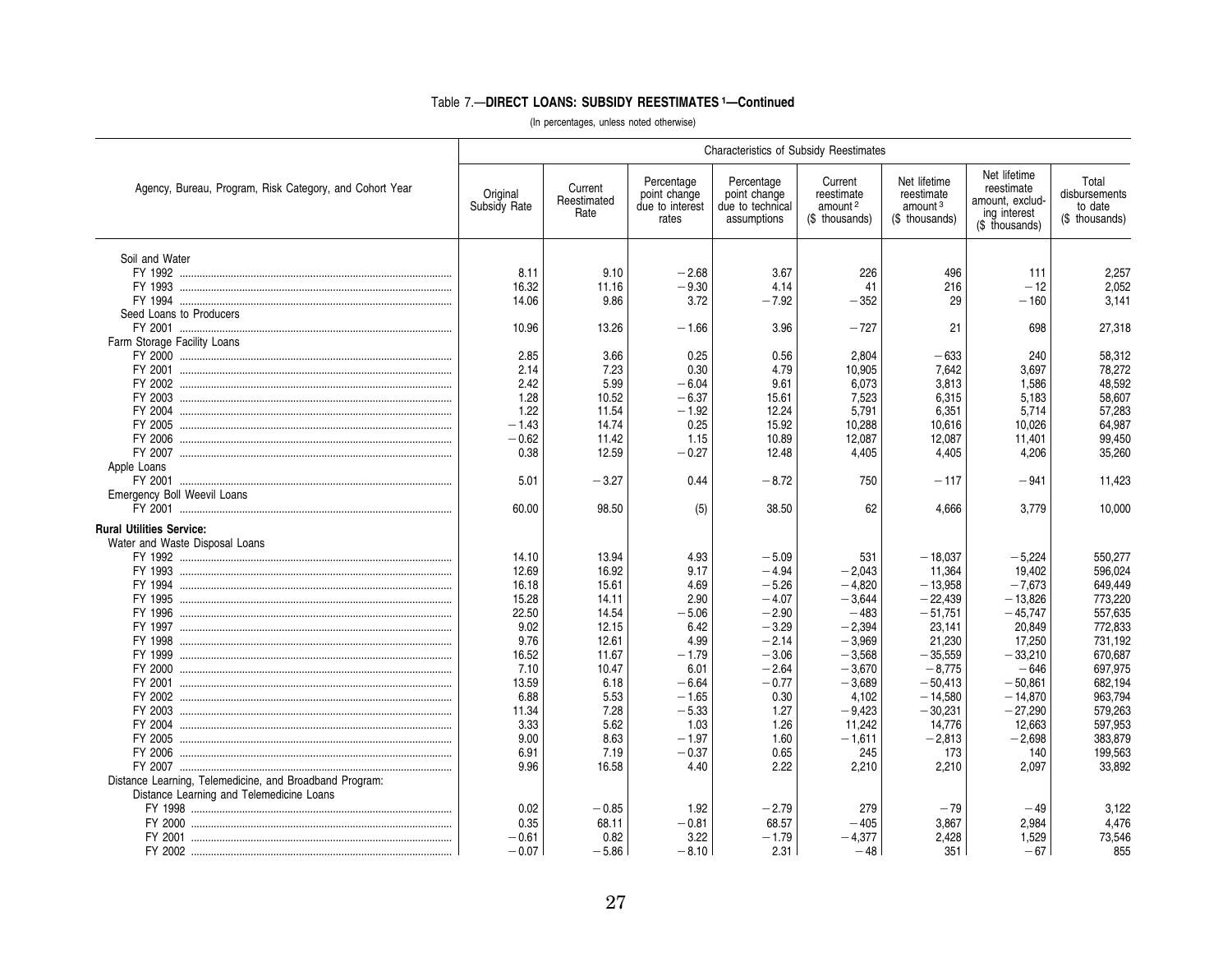## Table 7.—DIRECT LOANS: SUBSIDY REESTIMATES [1]—Continued

(In percentages, unless noted otherwise)

| Agency, Bureau, Program, Risk Category, and Cohort Year | Characteristics of Subsidy Reestimates | | | | | | | |
|---|---|---|---|---|---|---|---|---|
| | Original Subsidy Rate | Current Reestimated Rate | Percentage point change due to interest rates | Percentage point change due to technical assumptions | Current reestimate amount [2] ($ thousands) | Net lifetime reestimate amount [3] ($ thousands) | Net lifetime reestimate amount, excluding interest ($ thousands) | Total disbursements to date ($ thousands) |
| Soil and Water | | | | | | | | |
| FY 1992 | 8.11 | 9.10 | −2.68 | 3.67 | 226 | 496 | 111 | 2,257 |
| FY 1993 | 16.32 | 11.16 | −9.30 | 4.14 | 41 | 216 | −12 | 2,052 |
| FY 1994 | 14.06 | 9.86 | 3.72 | −7.92 | −352 | 29 | −160 | 3,141 |
| Seed Loans to Producers | | | | | | | | |
| FY 2001 | 10.96 | 13.26 | −1.66 | 3.96 | −727 | 21 | 698 | 27,318 |
| Farm Storage Facility Loans | | | | | | | | |
| FY 2000 | 2.85 | 3.66 | 0.25 | 0.56 | 2,804 | −633 | 240 | 58,312 |
| FY 2001 | 2.14 | 7.23 | 0.30 | 4.79 | 10,905 | 7,642 | 3,697 | 78,272 |
| FY 2002 | 2.42 | 5.99 | −6.04 | 9.61 | 6,073 | 3,813 | 1,586 | 48,592 |
| FY 2003 | 1.28 | 10.52 | −6.37 | 15.61 | 7,523 | 6,315 | 5,183 | 58,607 |
| FY 2004 | 1.22 | 11.54 | −1.92 | 12.24 | 5,791 | 6,351 | 5,714 | 57,283 |
| FY 2005 | −1.43 | 14.74 | 0.25 | 15.92 | 10,288 | 10,616 | 10,026 | 64,987 |
| FY 2006 | −0.62 | 11.42 | 1.15 | 10.89 | 12,087 | 12,087 | 11,401 | 99,450 |
| FY 2007 | 0.38 | 12.59 | −0.27 | 12.48 | 4,405 | 4,405 | 4,206 | 35,260 |
| Apple Loans | | | | | | | | |
| FY 2001 | 5.01 | −3.27 | 0.44 | −8.72 | 750 | −117 | −941 | 11,423 |
| Emergency Boll Weevil Loans | | | | | | | | |
| FY 2001 | 60.00 | 98.50 | (5) | 38.50 | 62 | 4,666 | 3,779 | 10,000 |
| **Rural Utilities Service:** | | | | | | | | |
| Water and Waste Disposal Loans | | | | | | | | |
| FY 1992 | 14.10 | 13.94 | 4.93 | −5.09 | 531 | −18,037 | −5,224 | 550,277 |
| FY 1993 | 12.69 | 16.92 | 9.17 | −4.94 | −2,043 | 11,364 | 19,402 | 596,024 |
| FY 1994 | 16.18 | 15.61 | 4.69 | −5.26 | −4,820 | −13,958 | −7,673 | 649,449 |
| FY 1995 | 15.28 | 14.11 | 2.90 | −4.07 | −3,644 | −22,439 | −13,826 | 773,220 |
| FY 1996 | 22.50 | 14.54 | −5.06 | −2.90 | −483 | −51,751 | −45,747 | 557,635 |
| FY 1997 | 9.02 | 12.15 | 6.42 | −3.29 | −2,394 | 23,141 | 20,849 | 772,833 |
| FY 1998 | 9.76 | 12.61 | 4.99 | −2.14 | −3,969 | 21,230 | 17,250 | 731,192 |
| FY 1999 | 16.52 | 11.67 | −1.79 | −3.06 | −3,568 | −35,559 | −33,210 | 670,687 |
| FY 2000 | 7.10 | 10.47 | 6.01 | −2.64 | −3,670 | −8,775 | −646 | 697,975 |
| FY 2001 | 13.59 | 6.18 | −6.64 | −0.77 | −3,689 | −50,413 | −50,861 | 682,194 |
| FY 2002 | 6.88 | 5.53 | −1.65 | 0.30 | 4,102 | −14,580 | −14,870 | 963,794 |
| FY 2003 | 11.34 | 7.28 | −5.33 | 1.27 | −9,423 | −30,231 | −27,290 | 579,263 |
| FY 2004 | 3.33 | 5.62 | 1.03 | 1.26 | 11,242 | 14,776 | 12,663 | 597,953 |
| FY 2005 | 9.00 | 8.63 | −1.97 | 1.60 | −1,611 | −2,813 | −2,698 | 383,879 |
| FY 2006 | 6.91 | 7.19 | −0.37 | 0.65 | 245 | 173 | 140 | 199,563 |
| FY 2007 | 9.96 | 16.58 | 4.40 | 2.22 | 2,210 | 2,210 | 2,097 | 33,892 |
| Distance Learning, Telemedicine, and Broadband Program: | | | | | | | | |
| Distance Learning and Telemedicine Loans | | | | | | | | |
| FY 1998 | 0.02 | −0.85 | 1.92 | −2.79 | 279 | −79 | −49 | 3,122 |
| FY 2000 | 0.35 | 68.11 | −0.81 | 68.57 | −405 | 3,867 | 2,984 | 4,476 |
| FY 2001 | −0.61 | 0.82 | 3.22 | −1.79 | −4,377 | 2,428 | 1,529 | 73,546 |
| FY 2002 | −0.07 | −5.86 | −8.10 | 2.31 | −48 | 351 | −67 | 855 |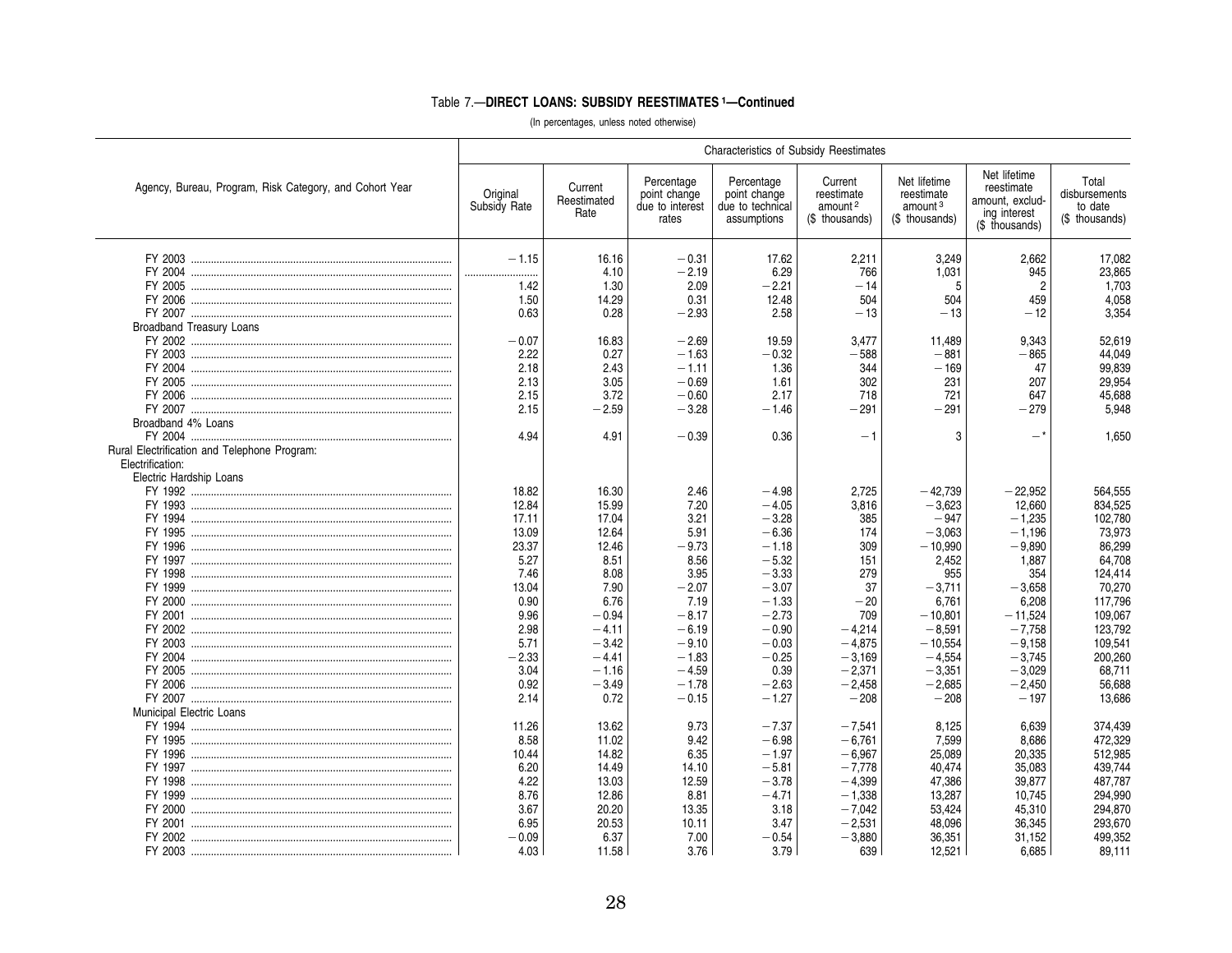## Table 7.—DIRECT LOANS: SUBSIDY REESTIMATES [1]—Continued

(In percentages, unless noted otherwise)

| Agency, Bureau, Program, Risk Category, and Cohort Year | Characteristics of Subsidy Reestimates | | | | | | | |
|---|---|---|---|---|---|---|---|---|
| | Original Subsidy Rate | Current Reestimated Rate | Percentage point change due to interest rates | Percentage point change due to technical assumptions | Current reestimate amount [2] ($ thousands) | Net lifetime reestimate amount [3] ($ thousands) | Net lifetime reestimate amount, excluding interest ($ thousands) | Total disbursements to date ($ thousands) |
| FY 2003 | −1.15 | 16.16 | −0.31 | 17.62 | 2,211 | 3,249 | 2,662 | 17,082 |
| FY 2004 | .......................... | 4.10 | −2.19 | 6.29 | 766 | 1,031 | 945 | 23,865 |
| FY 2005 | 1.42 | 1.30 | 2.09 | −2.21 | −14 | 5 | 2 | 1,703 |
| FY 2006 | 1.50 | 14.29 | 0.31 | 12.48 | 504 | 504 | 459 | 4,058 |
| FY 2007 | 0.63 | 0.28 | −2.93 | 2.58 | −13 | −13 | −12 | 3,354 |
| Broadband Treasury Loans | | | | | | | | |
| FY 2002 | −0.07 | 16.83 | −2.69 | 19.59 | 3,477 | 11,489 | 9,343 | 52,619 |
| FY 2003 | 2.22 | 0.27 | −1.63 | −0.32 | −588 | −881 | −865 | 44,049 |
| FY 2004 | 2.18 | 2.43 | −1.11 | 1.36 | 344 | −169 | 47 | 99,839 |
| FY 2005 | 2.13 | 3.05 | −0.69 | 1.61 | 302 | 231 | 207 | 29,954 |
| FY 2006 | 2.15 | 3.72 | −0.60 | 2.17 | 718 | 721 | 647 | 45,688 |
| FY 2007 | 2.15 | −2.59 | −3.28 | −1.46 | −291 | −291 | −279 | 5,948 |
| Broadband 4% Loans | | | | | | | | |
| FY 2004 | 4.94 | 4.91 | −0.39 | 0.36 | −1 | 3 | −* | 1,650 |
| Rural Electrification and Telephone Program: | | | | | | | | |
| Electrification: | | | | | | | | |
| Electric Hardship Loans | | | | | | | | |
| FY 1992 | 18.82 | 16.30 | 2.46 | −4.98 | 2,725 | −42,739 | −22,952 | 564,555 |
| FY 1993 | 12.84 | 15.99 | 7.20 | −4.05 | 3,816 | −3,623 | 12,660 | 834,525 |
| FY 1994 | 17.11 | 17.04 | 3.21 | −3.28 | 385 | −947 | −1,235 | 102,780 |
| FY 1995 | 13.09 | 12.64 | 5.91 | −6.36 | 174 | −3,063 | −1,196 | 73,973 |
| FY 1996 | 23.37 | 12.46 | −9.73 | −1.18 | 309 | −10,990 | −9,890 | 86,299 |
| FY 1997 | 5.27 | 8.51 | 8.56 | −5.32 | 151 | 2,452 | 1,887 | 64,708 |
| FY 1998 | 7.46 | 8.08 | 3.95 | −3.33 | 279 | 955 | 354 | 124,414 |
| FY 1999 | 13.04 | 7.90 | −2.07 | −3.07 | 37 | −3,711 | −3,658 | 70,270 |
| FY 2000 | 0.90 | 6.76 | 7.19 | −1.33 | −20 | 6,761 | 6,208 | 117,796 |
| FY 2001 | 9.96 | −0.94 | −8.17 | −2.73 | 709 | −10,801 | −11,524 | 109,067 |
| FY 2002 | 2.98 | −4.11 | −6.19 | −0.90 | −4,214 | −8,591 | −7,758 | 123,792 |
| FY 2003 | 5.71 | −3.42 | −9.10 | −0.03 | −4,875 | −10,554 | −9,158 | 109,541 |
| FY 2004 | −2.33 | −4.41 | −1.83 | −0.25 | −3,169 | −4,554 | −3,745 | 200,260 |
| FY 2005 | 3.04 | −1.16 | −4.59 | 0.39 | −2,371 | −3,351 | −3,029 | 68,711 |
| FY 2006 | 0.92 | −3.49 | −1.78 | −2.63 | −2,458 | −2,685 | −2,450 | 56,688 |
| FY 2007 | 2.14 | 0.72 | −0.15 | −1.27 | −208 | −208 | −197 | 13,686 |
| Municipal Electric Loans | | | | | | | | |
| FY 1994 | 11.26 | 13.62 | 9.73 | −7.37 | −7,541 | 8,125 | 6,639 | 374,439 |
| FY 1995 | 8.58 | 11.02 | 9.42 | −6.98 | −6,761 | 7,599 | 8,686 | 472,329 |
| FY 1996 | 10.44 | 14.82 | 6.35 | −1.97 | −6,967 | 25,089 | 20,335 | 512,985 |
| FY 1997 | 6.20 | 14.49 | 14.10 | −5.81 | −7,778 | 40,474 | 35,083 | 439,744 |
| FY 1998 | 4.22 | 13.03 | 12.59 | −3.78 | −4,399 | 47,386 | 39,877 | 487,787 |
| FY 1999 | 8.76 | 12.86 | 8.81 | −4.71 | −1,338 | 13,287 | 10,745 | 294,990 |
| FY 2000 | 3.67 | 20.20 | 13.35 | 3.18 | −7,042 | 53,424 | 45,310 | 294,870 |
| FY 2001 | 6.95 | 20.53 | 10.11 | 3.47 | −2,531 | 48,096 | 36,345 | 293,670 |
| FY 2002 | −0.09 | 6.37 | 7.00 | −0.54 | −3,880 | 36,351 | 31,152 | 499,352 |
| FY 2003 | 4.03 | 11.58 | 3.76 | 3.79 | 639 | 12,521 | 6,685 | 89,111 |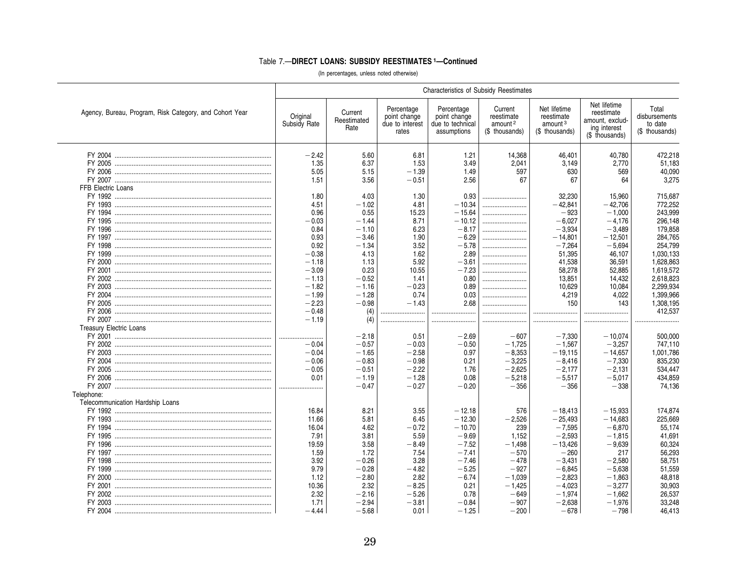Table 7.—**DIRECT LOANS: SUBSIDY REESTIMATES [1]—Continued**

(In percentages, unless noted otherwise)

| Agency, Bureau, Program, Risk Category, and Cohort Year | Characteristics of Subsidy Reestimates | | | | | | | |
|---|---|---|---|---|---|---|---|---|
| | Original Subsidy Rate | Current Reestimated Rate | Percentage point change due to interest rates | Percentage point change due to technical assumptions | Current reestimate amount [2] ($ thousands) | Net lifetime reestimate amount [3] ($ thousands) | Net lifetime reestimate amount, excluding interest ($ thousands) | Total disbursements to date ($ thousands) |
| FY 2004 | −2.42 | 5.60 | 6.81 | 1.21 | 14,368 | 46,401 | 40,780 | 472,218 |
| FY 2005 | 1.35 | 6.37 | 1.53 | 3.49 | 2,041 | 3,149 | 2,770 | 51,183 |
| FY 2006 | 5.05 | 5.15 | −1.39 | 1.49 | 597 | 630 | 569 | 40,090 |
| FY 2007 | 1.51 | 3.56 | −0.51 | 2.56 | 67 | 67 | 64 | 3,275 |
| FFB Electric Loans | | | | | | | | |
| FY 1992 | 1.80 | 4.03 | 1.30 | 0.93 | .......... | 32,230 | 15,960 | 715,687 |
| FY 1993 | 4.51 | −1.02 | 4.81 | −10.34 | .......... | −42,841 | −42,706 | 772,252 |
| FY 1994 | 0.96 | 0.55 | 15.23 | −15.64 | .......... | −923 | −1,000 | 243,999 |
| FY 1995 | −0.03 | −1.44 | 8.71 | −10.12 | .......... | −6,027 | −4,176 | 296,148 |
| FY 1996 | 0.84 | −1.10 | 6.23 | −8.17 | .......... | −3,934 | −3,489 | 179,858 |
| FY 1997 | 0.93 | −3.46 | 1.90 | −6.29 | .......... | −14,801 | −12,501 | 284,765 |
| FY 1998 | 0.92 | −1.34 | 3.52 | −5.78 | .......... | −7,264 | −5,694 | 254,799 |
| FY 1999 | −0.38 | 4.13 | 1.62 | 2.89 | .......... | 51,395 | 46,107 | 1,030,133 |
| FY 2000 | −1.18 | 1.13 | 5.92 | −3.61 | .......... | 41,538 | 36,591 | 1,628,863 |
| FY 2001 | −3.09 | 0.23 | 10.55 | −7.23 | .......... | 58,278 | 52,885 | 1,619,572 |
| FY 2002 | −1.13 | −0.52 | 1.41 | 0.80 | .......... | 13,851 | 14,432 | 2,618,823 |
| FY 2003 | −1.82 | −1.16 | −0.23 | 0.89 | .......... | 10,629 | 10,084 | 2,299,934 |
| FY 2004 | −1.99 | −1.28 | 0.74 | 0.03 | .......... | 4,219 | 4,022 | 1,399,966 |
| FY 2005 | −2.23 | −0.98 | −1.43 | 2.68 | .......... | 150 | 143 | 1,308,195 |
| FY 2006 | −0.48 | (4) | .......... | .......... | .......... | .......... | .......... | 412,537 |
| FY 2007 | −1.19 | (4) | .......... | .......... | .......... | .......... | .......... | .......... |
| Treasury Electric Loans | | | | | | | | |
| FY 2001 | .......... | −2.18 | 0.51 | −2.69 | −607 | −7,330 | −10,074 | 500,000 |
| FY 2002 | −0.04 | −0.57 | −0.03 | −0.50 | −1,725 | −1,567 | −3,257 | 747,110 |
| FY 2003 | −0.04 | −1.65 | −2.58 | 0.97 | −8,353 | −19,115 | −14,657 | 1,001,786 |
| FY 2004 | −0.06 | −0.83 | −0.98 | 0.21 | −3,225 | −8,416 | −7,330 | 835,230 |
| FY 2005 | −0.05 | −0.51 | −2.22 | 1.76 | −2,625 | −2,177 | −2,131 | 534,447 |
| FY 2006 | 0.01 | −1.19 | −1.28 | 0.08 | −5,218 | −5,517 | −5,017 | 434,859 |
| FY 2007 | .......... | −0.47 | −0.27 | −0.20 | −356 | −356 | −338 | 74,136 |
| Telephone: | | | | | | | | |
| Telecommunication Hardship Loans | | | | | | | | |
| FY 1992 | 16.84 | 8.21 | 3.55 | −12.18 | 576 | −18,413 | −15,933 | 174,874 |
| FY 1993 | 11.66 | 5.81 | 6.45 | −12.30 | −2,526 | −25,493 | −14,683 | 225,669 |
| FY 1994 | 16.04 | 4.62 | −0.72 | −10.70 | 239 | −7,595 | −6,870 | 55,174 |
| FY 1995 | 7.91 | 3.81 | 5.59 | −9.69 | 1,152 | −2,593 | −1,815 | 41,691 |
| FY 1996 | 19.59 | 3.58 | −8.49 | −7.52 | −1,498 | −13,426 | −9,639 | 60,324 |
| FY 1997 | 1.59 | 1.72 | 7.54 | −7.41 | −570 | −260 | 217 | 56,293 |
| FY 1998 | 3.92 | −0.26 | 3.28 | −7.46 | −478 | −3,431 | −2,580 | 58,751 |
| FY 1999 | 9.79 | −0.28 | −4.82 | −5.25 | −927 | −6,845 | −5,638 | 51,559 |
| FY 2000 | 1.12 | −2.80 | 2.82 | −6.74 | −1,039 | −2,823 | −1,863 | 48,818 |
| FY 2001 | 10.36 | 2.32 | −8.25 | 0.21 | −1,425 | −4,023 | −3,277 | 30,903 |
| FY 2002 | 2.32 | −2.16 | −5.26 | 0.78 | −649 | −1,974 | −1,662 | 26,537 |
| FY 2003 | 1.71 | −2.94 | −3.81 | −0.84 | −907 | −2,638 | −1,976 | 33,248 |
| FY 2004 | −4.44 | −5.68 | 0.01 | −1.25 | −200 | −678 | −798 | 46,413 |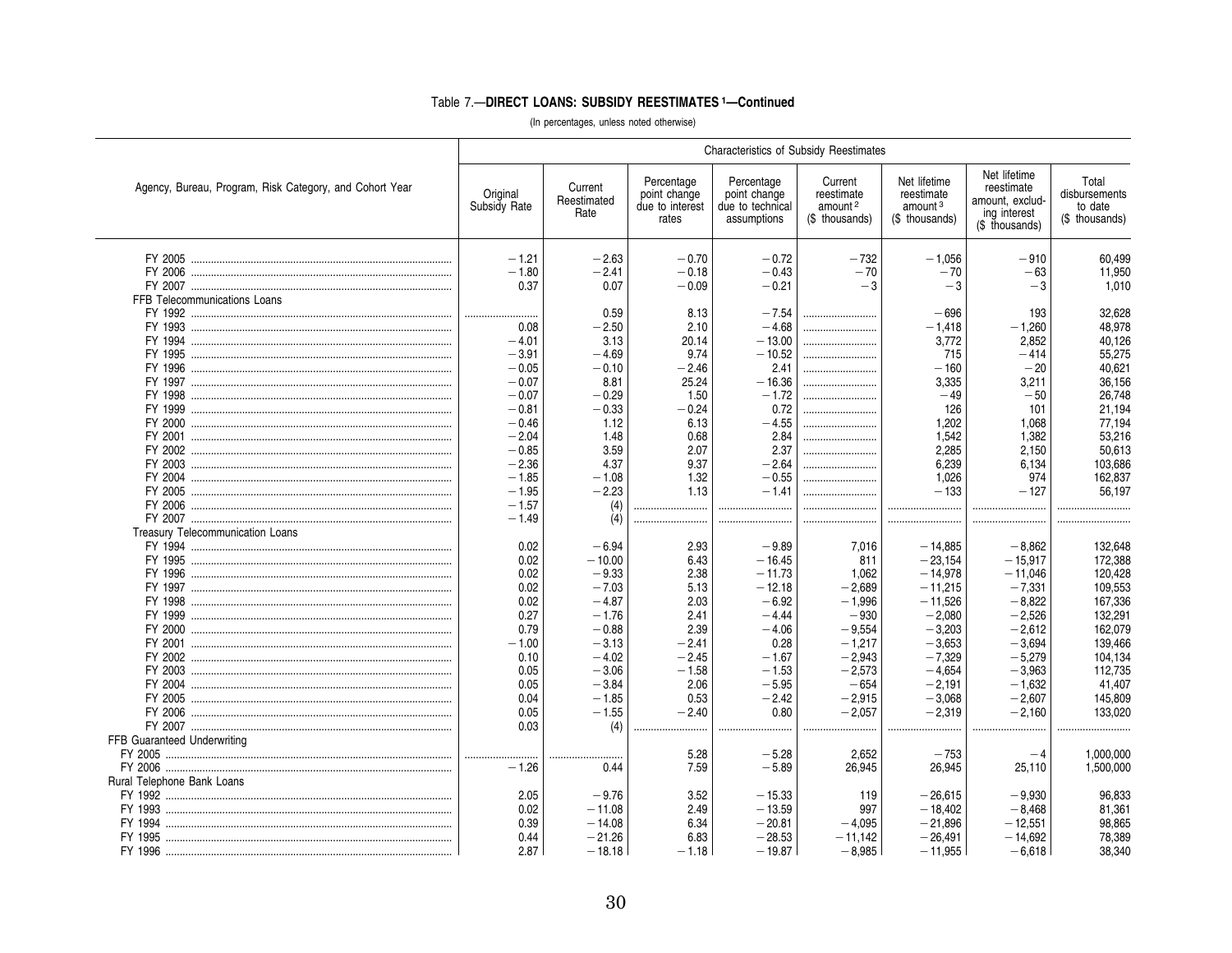### Table 7.—DIRECT LOANS: SUBSIDY REESTIMATES [1]—Continued

(In percentages, unless noted otherwise)

| Agency, Bureau, Program, Risk Category, and Cohort Year | Characteristics of Subsidy Reestimates | | | | | | | |
|---|---|---|---|---|---|---|---|---|
| | Original Subsidy Rate | Current Reestimated Rate | Percentage point change due to interest rates | Percentage point change due to technical assumptions | Current reestimate amount [2] ($ thousands) | Net lifetime reestimate amount [3] ($ thousands) | Net lifetime reestimate amount, excluding interest ($ thousands) | Total disbursements to date ($ thousands) |
| FY 2005 | −1.21 | −2.63 | −0.70 | −0.72 | −732 | −1,056 | −910 | 60,499 |
| FY 2006 | −1.80 | −2.41 | −0.18 | −0.43 | −70 | −70 | −63 | 11,950 |
| FY 2007 | 0.37 | 0.07 | −0.09 | −0.21 | −3 | −3 | −3 | 1,010 |
| FFB Telecommunications Loans | | | | | | | | |
| FY 1992 | .......... | 0.59 | 8.13 | −7.54 | .......... | −696 | 193 | 32,628 |
| FY 1993 | 0.08 | −2.50 | 2.10 | −4.68 | .......... | −1,418 | −1,260 | 48,978 |
| FY 1994 | −4.01 | 3.13 | 20.14 | −13.00 | .......... | 3,772 | 2,852 | 40,126 |
| FY 1995 | −3.91 | −4.69 | 9.74 | −10.52 | .......... | 715 | −414 | 55,275 |
| FY 1996 | −0.05 | −0.10 | −2.46 | 2.41 | .......... | −160 | −20 | 40,621 |
| FY 1997 | −0.07 | 8.81 | 25.24 | −16.36 | .......... | 3,335 | 3,211 | 36,156 |
| FY 1998 | −0.07 | −0.29 | 1.50 | −1.72 | .......... | −49 | −50 | 26,748 |
| FY 1999 | −0.81 | −0.33 | −0.24 | 0.72 | .......... | 126 | 101 | 21,194 |
| FY 2000 | −0.46 | 1.12 | 6.13 | −4.55 | .......... | 1,202 | 1,068 | 77,194 |
| FY 2001 | −2.04 | 1.48 | 0.68 | 2.84 | .......... | 1,542 | 1,382 | 53,216 |
| FY 2002 | −0.85 | 3.59 | 2.07 | 2.37 | .......... | 2,285 | 2,150 | 50,613 |
| FY 2003 | −2.36 | 4.37 | 9.37 | −2.64 | .......... | 6,239 | 6,134 | 103,686 |
| FY 2004 | −1.85 | −1.08 | 1.32 | −0.55 | .......... | 1,026 | 974 | 162,837 |
| FY 2005 | −1.95 | −2.23 | 1.13 | −1.41 | .......... | −133 | −127 | 56,197 |
| FY 2006 | −1.57 | (4) | .......... | .......... | .......... | .......... | .......... | .......... |
| FY 2007 | −1.49 | (4) | .......... | .......... | .......... | .......... | .......... | .......... |
| Treasury Telecommunication Loans | | | | | | | | |
| FY 1994 | 0.02 | −6.94 | 2.93 | −9.89 | 7,016 | −14,885 | −8,862 | 132,648 |
| FY 1995 | 0.02 | −10.00 | 6.43 | −16.45 | 811 | −23,154 | −15,917 | 172,388 |
| FY 1996 | 0.02 | −9.33 | 2.38 | −11.73 | 1,062 | −14,978 | −11,046 | 120,428 |
| FY 1997 | 0.02 | −7.03 | 5.13 | −12.18 | −2,689 | −11,215 | −7,331 | 109,553 |
| FY 1998 | 0.02 | −4.87 | 2.03 | −6.92 | −1,996 | −11,526 | −8,822 | 167,336 |
| FY 1999 | 0.27 | −1.76 | 2.41 | −4.44 | −930 | −2,080 | −2,526 | 132,291 |
| FY 2000 | 0.79 | −0.88 | 2.39 | −4.06 | −9,554 | −3,203 | −2,612 | 162,079 |
| FY 2001 | −1.00 | −3.13 | −2.41 | 0.28 | −1,217 | −3,653 | −3,694 | 139,466 |
| FY 2002 | 0.10 | −4.02 | −2.45 | −1.67 | −2,943 | −7,329 | −5,279 | 104,134 |
| FY 2003 | 0.05 | −3.06 | −1.58 | −1.53 | −2,573 | −4,654 | −3,963 | 112,735 |
| FY 2004 | 0.05 | −3.84 | 2.06 | −5.95 | −654 | −2,191 | −1,632 | 41,407 |
| FY 2005 | 0.04 | −1.85 | 0.53 | −2.42 | −2,915 | −3,068 | −2,607 | 145,809 |
| FY 2006 | 0.05 | −1.55 | −2.40 | 0.80 | −2,057 | −2,319 | −2,160 | 133,020 |
| FY 2007 | 0.03 | (4) | .......... | .......... | .......... | .......... | .......... | .......... |
| FFB Guaranteed Underwriting | | | | | | | | |
| FY 2005 | .......... | .......... | 5.28 | −5.28 | 2,652 | −753 | −4 | 1,000,000 |
| FY 2006 | −1.26 | 0.44 | 7.59 | −5.89 | 26,945 | 26,945 | 25,110 | 1,500,000 |
| Rural Telephone Bank Loans | | | | | | | | |
| FY 1992 | 2.05 | −9.76 | 3.52 | −15.33 | 119 | −26,615 | −9,930 | 96,833 |
| FY 1993 | 0.02 | −11.08 | 2.49 | −13.59 | 997 | −18,402 | −8,468 | 81,361 |
| FY 1994 | 0.39 | −14.08 | 6.34 | −20.81 | −4,095 | −21,896 | −12,551 | 98,865 |
| FY 1995 | 0.44 | −21.26 | 6.83 | −28.53 | −11,142 | −26,491 | −14,692 | 78,389 |
| FY 1996 | 2.87 | −18.18 | −1.18 | −19.87 | −8,985 | −11,955 | −6,618 | 38,340 |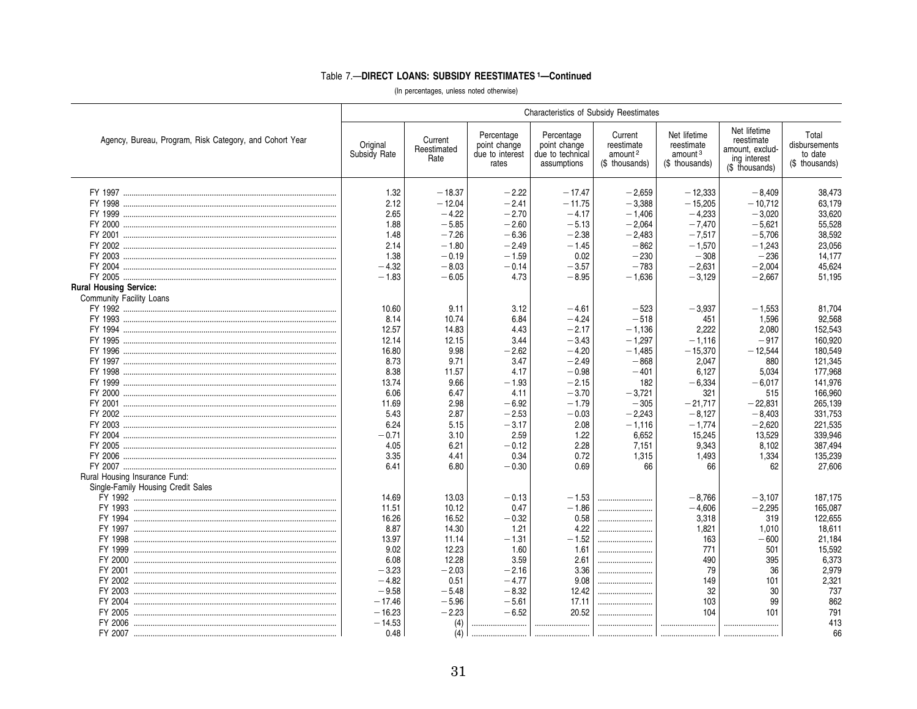## Table 7.—DIRECT LOANS: SUBSIDY REESTIMATES [1]—Continued

(In percentages, unless noted otherwise)

| Agency, Bureau, Program, Risk Category, and Cohort Year | Characteristics of Subsidy Reestimates | | | | | | | |
|---|---|---|---|---|---|---|---|---|
| | Original Subsidy Rate | Current Reestimated Rate | Percentage point change due to interest rates | Percentage point change due to technical assumptions | Current reestimate amount [2] ($ thousands) | Net lifetime reestimate amount [3] ($ thousands) | Net lifetime reestimate amount, excluding interest ($ thousands) | Total disbursements to date ($ thousands) |
| FY 1997 | 1.32 | −18.37 | −2.22 | −17.47 | −2,659 | −12,333 | −8,409 | 38,473 |
| FY 1998 | 2.12 | −12.04 | −2.41 | −11.75 | −3,388 | −15,205 | −10,712 | 63,179 |
| FY 1999 | 2.65 | −4.22 | −2.70 | −4.17 | −1,406 | −4,233 | −3,020 | 33,620 |
| FY 2000 | 1.88 | −5.85 | −2.60 | −5.13 | −2,064 | −7,470 | −5,621 | 55,528 |
| FY 2001 | 1.48 | −7.26 | −6.36 | −2.38 | −2,483 | −7,517 | −5,706 | 38,592 |
| FY 2002 | 2.14 | −1.80 | −2.49 | −1.45 | −862 | −1,570 | −1,243 | 23,056 |
| FY 2003 | 1.38 | −0.19 | −1.59 | 0.02 | −230 | −308 | −236 | 14,177 |
| FY 2004 | −4.32 | −8.03 | −0.14 | −3.57 | −783 | −2,631 | −2,004 | 45,624 |
| FY 2005 | −1.83 | −6.05 | 4.73 | −8.95 | −1,636 | −3,129 | −2,667 | 51,195 |
| **Rural Housing Service:** | | | | | | | | |
| Community Facility Loans | | | | | | | | |
| FY 1992 | 10.60 | 9.11 | 3.12 | −4.61 | −523 | −3,937 | −1,553 | 81,704 |
| FY 1993 | 8.14 | 10.74 | 6.84 | −4.24 | −518 | 451 | 1,596 | 92,568 |
| FY 1994 | 12.57 | 14.83 | 4.43 | −2.17 | −1,136 | 2,222 | 2,080 | 152,543 |
| FY 1995 | 12.14 | 12.15 | 3.44 | −3.43 | −1,297 | −1,116 | −917 | 160,920 |
| FY 1996 | 16.80 | 9.98 | −2.62 | −4.20 | −1,485 | −15,370 | −12,544 | 180,549 |
| FY 1997 | 8.73 | 9.71 | 3.47 | −2.49 | −868 | 2,047 | 880 | 121,345 |
| FY 1998 | 8.38 | 11.57 | 4.17 | −0.98 | −401 | 6,127 | 5,034 | 177,968 |
| FY 1999 | 13.74 | 9.66 | −1.93 | −2.15 | 182 | −6,334 | −6,017 | 141,976 |
| FY 2000 | 6.06 | 6.47 | 4.11 | −3.70 | −3,721 | 321 | 515 | 166,960 |
| FY 2001 | 11.69 | 2.98 | −6.92 | −1.79 | −305 | −21,717 | −22,831 | 265,139 |
| FY 2002 | 5.43 | 2.87 | −2.53 | −0.03 | −2,243 | −8,127 | −8,403 | 331,753 |
| FY 2003 | 6.24 | 5.15 | −3.17 | 2.08 | −1,116 | −1,774 | −2,620 | 221,535 |
| FY 2004 | −0.71 | 3.10 | 2.59 | 1.22 | 6,652 | 15,245 | 13,529 | 339,946 |
| FY 2005 | 4.05 | 6.21 | −0.12 | 2.28 | 7,151 | 9,343 | 8,102 | 387,494 |
| FY 2006 | 3.35 | 4.41 | 0.34 | 0.72 | 1,315 | 1,493 | 1,334 | 135,239 |
| FY 2007 | 6.41 | 6.80 | −0.30 | 0.69 | 66 | 66 | 62 | 27,606 |
| Rural Housing Insurance Fund: | | | | | | | | |
| Single-Family Housing Credit Sales | | | | | | | | |
| FY 1992 | 14.69 | 13.03 | −0.13 | −1.53 | .......... | −8,766 | −3,107 | 187,175 |
| FY 1993 | 11.51 | 10.12 | 0.47 | −1.86 | .......... | −4,606 | −2,295 | 165,087 |
| FY 1994 | 16.26 | 16.52 | −0.32 | 0.58 | .......... | 3,318 | 319 | 122,655 |
| FY 1997 | 8.87 | 14.30 | 1.21 | 4.22 | .......... | 1,821 | 1,010 | 18,611 |
| FY 1998 | 13.97 | 11.14 | −1.31 | −1.52 | .......... | 163 | −600 | 21,184 |
| FY 1999 | 9.02 | 12.23 | 1.60 | 1.61 | .......... | 771 | 501 | 15,592 |
| FY 2000 | 6.08 | 12.28 | 3.59 | 2.61 | .......... | 490 | 395 | 6,373 |
| FY 2001 | −3.23 | −2.03 | −2.16 | 3.36 | .......... | 79 | 36 | 2,979 |
| FY 2002 | −4.82 | 0.51 | −4.77 | 9.08 | .......... | 149 | 101 | 2,321 |
| FY 2003 | −9.58 | −5.48 | −8.32 | 12.42 | .......... | 32 | 30 | 737 |
| FY 2004 | −17.46 | −5.96 | −5.61 | 17.11 | .......... | 103 | 99 | 862 |
| FY 2005 | −16.23 | −2.23 | −6.52 | 20.52 | .......... | 104 | 101 | 791 |
| FY 2006 | −14.53 | (4) | .......... | .......... | .......... | .......... | .......... | 413 |
| FY 2007 | 0.48 | (4) | .......... | .......... | .......... | .......... | .......... | 66 |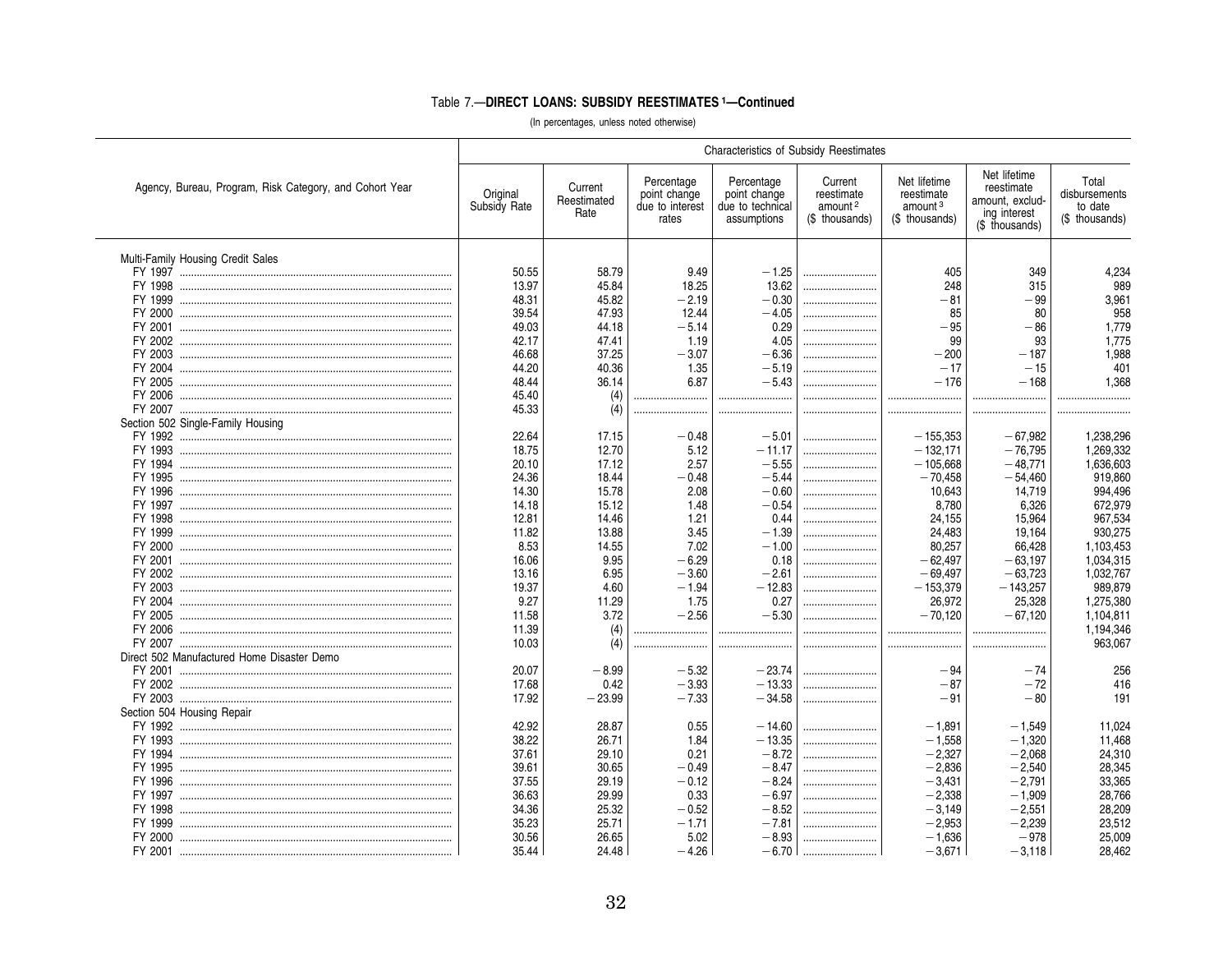### Table 7.—DIRECT LOANS: SUBSIDY REESTIMATES [1]—Continued

(In percentages, unless noted otherwise)

| Agency, Bureau, Program, Risk Category, and Cohort Year | Characteristics of Subsidy Reestimates | | | | | | | |
|---|---|---|---|---|---|---|---|---|
| | Original Subsidy Rate | Current Reestimated Rate | Percentage point change due to interest rates | Percentage point change due to technical assumptions | Current reestimate amount [2] ($ thousands) | Net lifetime reestimate amount [3] ($ thousands) | Net lifetime reestimate amount, excluding interest ($ thousands) | Total disbursements to date ($ thousands) |
| Multi-Family Housing Credit Sales | | | | | | | | |
| FY 1997 | 50.55 | 58.79 | 9.49 | −1.25 | .......... | 405 | 349 | 4,234 |
| FY 1998 | 13.97 | 45.84 | 18.25 | 13.62 | .......... | 248 | 315 | 989 |
| FY 1999 | 48.31 | 45.82 | −2.19 | −0.30 | .......... | −81 | −99 | 3,961 |
| FY 2000 | 39.54 | 47.93 | 12.44 | −4.05 | .......... | 85 | 80 | 958 |
| FY 2001 | 49.03 | 44.18 | −5.14 | 0.29 | .......... | −95 | −86 | 1,779 |
| FY 2002 | 42.17 | 47.41 | 1.19 | 4.05 | .......... | 99 | 93 | 1,775 |
| FY 2003 | 46.68 | 37.25 | −3.07 | −6.36 | .......... | −200 | −187 | 1,988 |
| FY 2004 | 44.20 | 40.36 | 1.35 | −5.19 | .......... | −17 | −15 | 401 |
| FY 2005 | 48.44 | 36.14 | 6.87 | −5.43 | .......... | −176 | −168 | 1,368 |
| FY 2006 | 45.40 | (4) | .......... | .......... | .......... | .......... | .......... | .......... |
| FY 2007 | 45.33 | (4) | .......... | .......... | .......... | .......... | .......... | .......... |
| Section 502 Single-Family Housing | | | | | | | | |
| FY 1992 | 22.64 | 17.15 | −0.48 | −5.01 | .......... | −155,353 | −67,982 | 1,238,296 |
| FY 1993 | 18.75 | 12.70 | 5.12 | −11.17 | .......... | −132,171 | −76,795 | 1,269,332 |
| FY 1994 | 20.10 | 17.12 | 2.57 | −5.55 | .......... | −105,668 | −48,771 | 1,636,603 |
| FY 1995 | 24.36 | 18.44 | −0.48 | −5.44 | .......... | −70,458 | −54,460 | 919,860 |
| FY 1996 | 14.30 | 15.78 | 2.08 | −0.60 | .......... | 10,643 | 14,719 | 994,496 |
| FY 1997 | 14.18 | 15.12 | 1.48 | −0.54 | .......... | 8,780 | 6,326 | 672,979 |
| FY 1998 | 12.81 | 14.46 | 1.21 | 0.44 | .......... | 24,155 | 15,964 | 967,534 |
| FY 1999 | 11.82 | 13.88 | 3.45 | −1.39 | .......... | 24,483 | 19,164 | 930,275 |
| FY 2000 | 8.53 | 14.55 | 7.02 | −1.00 | .......... | 80,257 | 66,428 | 1,103,453 |
| FY 2001 | 16.06 | 9.95 | −6.29 | 0.18 | .......... | −62,497 | −63,197 | 1,034,315 |
| FY 2002 | 13.16 | 6.95 | −3.60 | −2.61 | .......... | −69,497 | −63,723 | 1,032,767 |
| FY 2003 | 19.37 | 4.60 | −1.94 | −12.83 | .......... | −153,379 | −143,257 | 989,879 |
| FY 2004 | 9.27 | 11.29 | 1.75 | 0.27 | .......... | 26,972 | 25,328 | 1,275,380 |
| FY 2005 | 11.58 | 3.72 | −2.56 | −5.30 | .......... | −70,120 | −67,120 | 1,104,811 |
| FY 2006 | 11.39 | (4) | .......... | .......... | .......... | .......... | .......... | 1,194,346 |
| FY 2007 | 10.03 | (4) | .......... | .......... | .......... | .......... | .......... | 963,067 |
| Direct 502 Manufactured Home Disaster Demo | | | | | | | | |
| FY 2001 | 20.07 | −8.99 | −5.32 | −23.74 | .......... | −94 | −74 | 256 |
| FY 2002 | 17.68 | 0.42 | −3.93 | −13.33 | .......... | −87 | −72 | 416 |
| FY 2003 | 17.92 | −23.99 | −7.33 | −34.58 | .......... | −91 | −80 | 191 |
| Section 504 Housing Repair | | | | | | | | |
| FY 1992 | 42.92 | 28.87 | 0.55 | −14.60 | .......... | −1,891 | −1,549 | 11,024 |
| FY 1993 | 38.22 | 26.71 | 1.84 | −13.35 | .......... | −1,558 | −1,320 | 11,468 |
| FY 1994 | 37.61 | 29.10 | 0.21 | −8.72 | .......... | −2,327 | −2,068 | 24,310 |
| FY 1995 | 39.61 | 30.65 | −0.49 | −8.47 | .......... | −2,836 | −2,540 | 28,345 |
| FY 1996 | 37.55 | 29.19 | −0.12 | −8.24 | .......... | −3,431 | −2,791 | 33,365 |
| FY 1997 | 36.63 | 29.99 | 0.33 | −6.97 | .......... | −2,338 | −1,909 | 28,766 |
| FY 1998 | 34.36 | 25.32 | −0.52 | −8.52 | .......... | −3,149 | −2,551 | 28,209 |
| FY 1999 | 35.23 | 25.71 | −1.71 | −7.81 | .......... | −2,953 | −2,239 | 23,512 |
| FY 2000 | 30.56 | 26.65 | 5.02 | −8.93 | .......... | −1,636 | −978 | 25,009 |
| FY 2001 | 35.44 | 24.48 | −4.26 | −6.70 | .......... | −3,671 | −3,118 | 28,462 |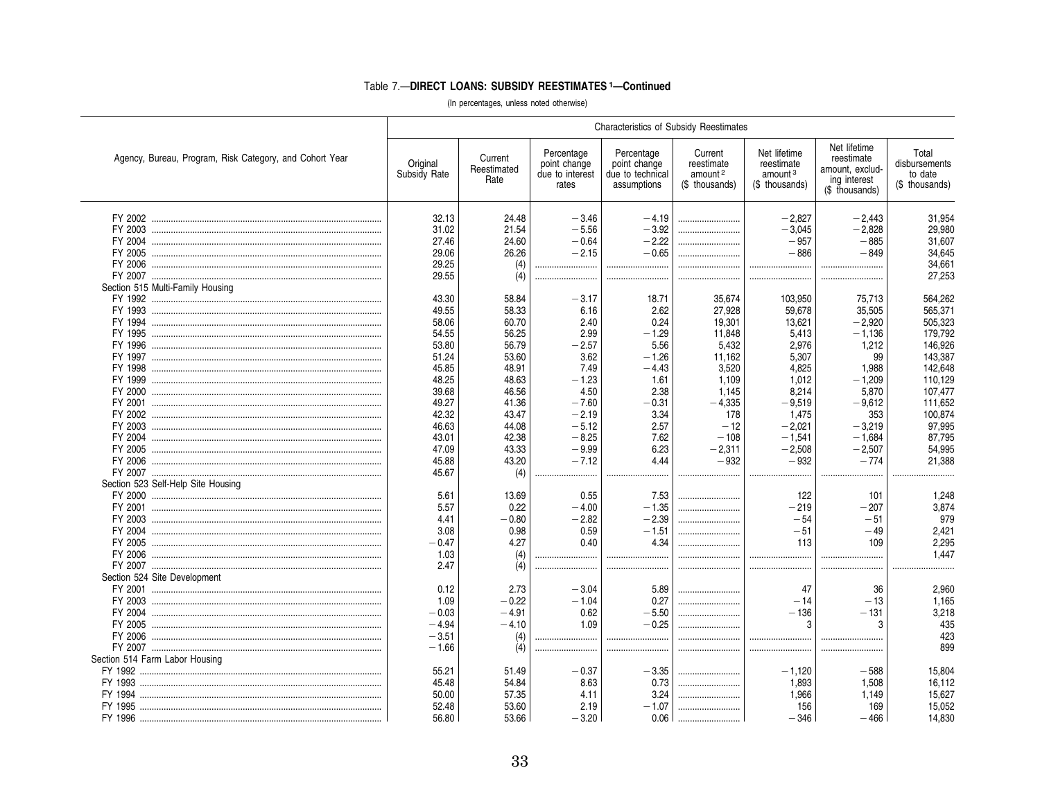### Table 7.—DIRECT LOANS: SUBSIDY REESTIMATES [1]—Continued

(In percentages, unless noted otherwise)

| Agency, Bureau, Program, Risk Category, and Cohort Year | Characteristics of Subsidy Reestimates | | | | | | | |
|---|---|---|---|---|---|---|---|---|
| | Original Subsidy Rate | Current Reestimated Rate | Percentage point change due to interest rates | Percentage point change due to technical assumptions | Current reestimate amount [2] ($ thousands) | Net lifetime reestimate amount [3] ($ thousands) | Net lifetime reestimate amount, excluding interest ($ thousands) | Total disbursements to date ($ thousands) |
| FY 2002 | 32.13 | 24.48 | −3.46 | −4.19 | .......... | −2,827 | −2,443 | 31,954 |
| FY 2003 | 31.02 | 21.54 | −5.56 | −3.92 | .......... | −3,045 | −2,828 | 29,980 |
| FY 2004 | 27.46 | 24.60 | −0.64 | −2.22 | .......... | −957 | −885 | 31,607 |
| FY 2005 | 29.06 | 26.26 | −2.15 | −0.65 | .......... | −886 | −849 | 34,645 |
| FY 2006 | 29.25 | (4) | .......... | .......... | .......... | .......... | .......... | 34,661 |
| FY 2007 | 29.55 | (4) | .......... | .......... | .......... | .......... | .......... | 27,253 |
| Section 515 Multi-Family Housing | | | | | | | | |
| FY 1992 | 43.30 | 58.84 | −3.17 | 18.71 | 35,674 | 103,950 | 75,713 | 564,262 |
| FY 1993 | 49.55 | 58.33 | 6.16 | 2.62 | 27,928 | 59,678 | 35,505 | 565,371 |
| FY 1994 | 58.06 | 60.70 | 2.40 | 0.24 | 19,301 | 13,621 | −2,920 | 505,323 |
| FY 1995 | 54.55 | 56.25 | 2.99 | −1.29 | 11,848 | 5,413 | −1,136 | 179,792 |
| FY 1996 | 53.80 | 56.79 | −2.57 | 5.56 | 5,432 | 2,976 | 1,212 | 146,926 |
| FY 1997 | 51.24 | 53.60 | 3.62 | −1.26 | 11,162 | 5,307 | 99 | 143,387 |
| FY 1998 | 45.85 | 48.91 | 7.49 | −4.43 | 3,520 | 4,825 | 1,988 | 142,648 |
| FY 1999 | 48.25 | 48.63 | −1.23 | 1.61 | 1,109 | 1,012 | −1,209 | 110,129 |
| FY 2000 | 39.68 | 46.56 | 4.50 | 2.38 | 1,145 | 8,214 | 5,870 | 107,477 |
| FY 2001 | 49.27 | 41.36 | −7.60 | −0.31 | −4,335 | −9,519 | −9,612 | 111,652 |
| FY 2002 | 42.32 | 43.47 | −2.19 | 3.34 | 178 | 1,475 | 353 | 100,874 |
| FY 2003 | 46.63 | 44.08 | −5.12 | 2.57 | −12 | −2,021 | −3,219 | 97,995 |
| FY 2004 | 43.01 | 42.38 | −8.25 | 7.62 | −108 | −1,541 | −1,684 | 87,795 |
| FY 2005 | 47.09 | 43.33 | −9.99 | 6.23 | −2,311 | −2,508 | −2,507 | 54,995 |
| FY 2006 | 45.88 | 43.20 | −7.12 | 4.44 | −932 | −932 | −774 | 21,388 |
| FY 2007 | 45.67 | (4) | .......... | .......... | .......... | .......... | .......... | .......... |
| Section 523 Self-Help Site Housing | | | | | | | | |
| FY 2000 | 5.61 | 13.69 | 0.55 | 7.53 | .......... | 122 | 101 | 1,248 |
| FY 2001 | 5.57 | 0.22 | −4.00 | −1.35 | .......... | −219 | −207 | 3,874 |
| FY 2003 | 4.41 | −0.80 | −2.82 | −2.39 | .......... | −54 | −51 | 979 |
| FY 2004 | 3.08 | 0.98 | 0.59 | −1.51 | .......... | −51 | −49 | 2,421 |
| FY 2005 | −0.47 | 4.27 | 0.40 | 4.34 | .......... | 113 | 109 | 2,295 |
| FY 2006 | 1.03 | (4) | .......... | .......... | .......... | .......... | .......... | 1,447 |
| FY 2007 | 2.47 | (4) | .......... | .......... | .......... | .......... | .......... | .......... |
| Section 524 Site Development | | | | | | | | |
| FY 2001 | 0.12 | 2.73 | −3.04 | 5.89 | .......... | 47 | 36 | 2,960 |
| FY 2003 | 1.09 | −0.22 | −1.04 | 0.27 | .......... | −14 | −13 | 1,165 |
| FY 2004 | −0.03 | −4.91 | 0.62 | −5.50 | .......... | −136 | −131 | 3,218 |
| FY 2005 | −4.94 | −4.10 | 1.09 | −0.25 | .......... | 3 | 3 | 435 |
| FY 2006 | −3.51 | (4) | .......... | .......... | .......... | .......... | .......... | 423 |
| FY 2007 | −1.66 | (4) | .......... | .......... | .......... | .......... | .......... | 899 |
| Section 514 Farm Labor Housing | | | | | | | | |
| FY 1992 | 55.21 | 51.49 | −0.37 | −3.35 | .......... | −1,120 | −588 | 15,804 |
| FY 1993 | 45.48 | 54.84 | 8.63 | 0.73 | .......... | 1,893 | 1,508 | 16,112 |
| FY 1994 | 50.00 | 57.35 | 4.11 | 3.24 | .......... | 1,966 | 1,149 | 15,627 |
| FY 1995 | 52.48 | 53.60 | 2.19 | −1.07 | .......... | 156 | 169 | 15,052 |
| FY 1996 | 56.80 | 53.66 | −3.20 | 0.06 | .......... | −346 | −466 | 14,830 |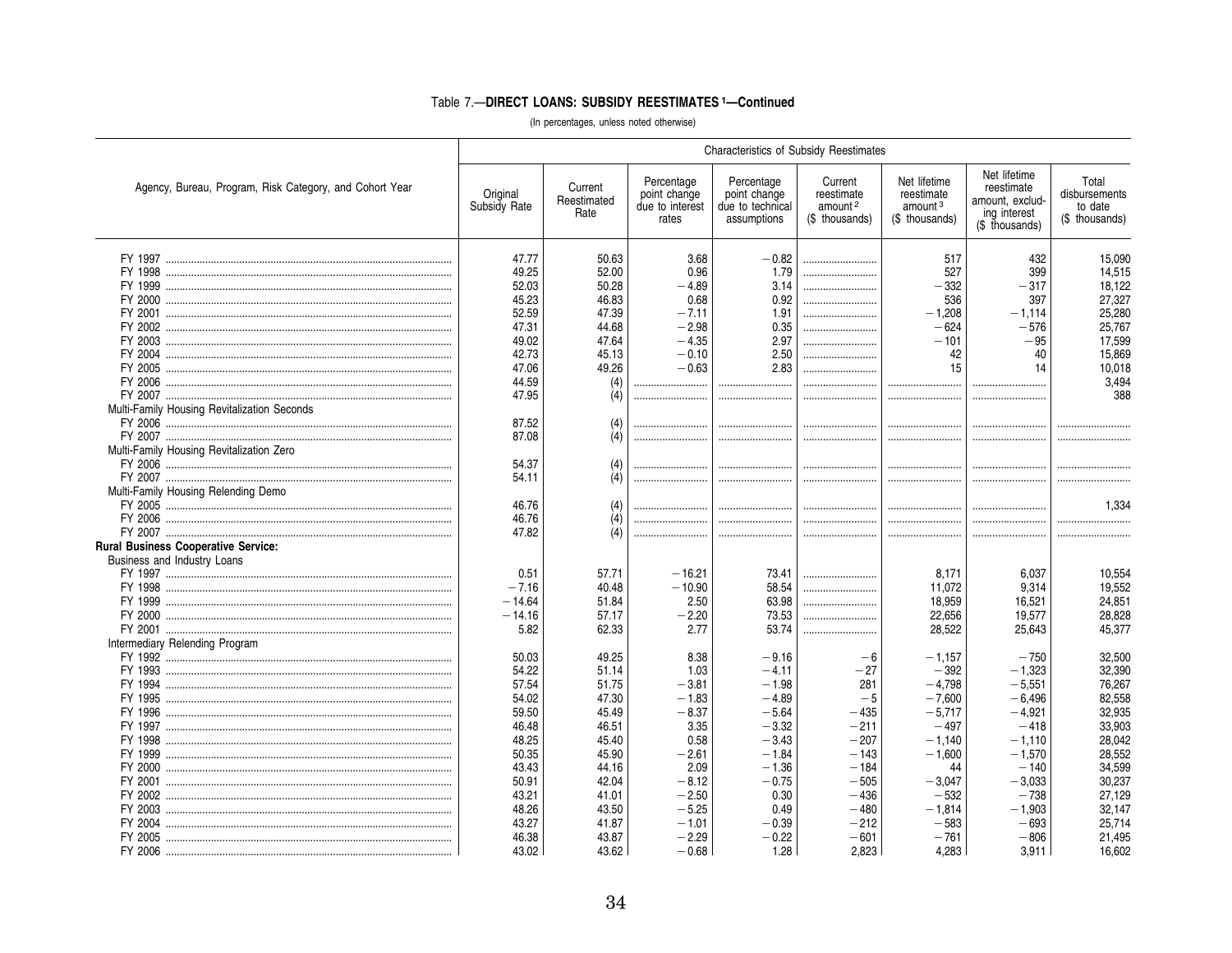## Table 7.—DIRECT LOANS: SUBSIDY REESTIMATES [1]—Continued

(In percentages, unless noted otherwise)

| Agency, Bureau, Program, Risk Category, and Cohort Year | Characteristics of Subsidy Reestimates | | | | | | | |
|---|---|---|---|---|---|---|---|---|
| | Original Subsidy Rate | Current Reestimated Rate | Percentage point change due to interest rates | Percentage point change due to technical assumptions | Current reestimate amount [2] ($ thousands) | Net lifetime reestimate amount [3] ($ thousands) | Net lifetime reestimate amount, excluding interest ($ thousands) | Total disbursements to date ($ thousands) |
| FY 1997 | 47.77 | 50.63 | 3.68 | −0.82 | | 517 | 432 | 15,090 |
| FY 1998 | 49.25 | 52.00 | 0.96 | 1.79 | | 527 | 399 | 14,515 |
| FY 1999 | 52.03 | 50.28 | −4.89 | 3.14 | | −332 | −317 | 18,122 |
| FY 2000 | 45.23 | 46.83 | 0.68 | 0.92 | | 536 | 397 | 27,327 |
| FY 2001 | 52.59 | 47.39 | −7.11 | 1.91 | | −1,208 | −1,114 | 25,280 |
| FY 2002 | 47.31 | 44.68 | −2.98 | 0.35 | | −624 | −576 | 25,767 |
| FY 2003 | 49.02 | 47.64 | −4.35 | 2.97 | | −101 | −95 | 17,599 |
| FY 2004 | 42.73 | 45.13 | −0.10 | 2.50 | | 42 | 40 | 15,869 |
| FY 2005 | 47.06 | 49.26 | −0.63 | 2.83 | | 15 | 14 | 10,018 |
| FY 2006 | 44.59 | (4) | | | | | | 3,494 |
| FY 2007 | 47.95 | (4) | | | | | | 388 |
| Multi-Family Housing Revitalization Seconds | | | | | | | | |
| FY 2006 | 87.52 | (4) | | | | | | |
| FY 2007 | 87.08 | (4) | | | | | | |
| Multi-Family Housing Revitalization Zero | | | | | | | | |
| FY 2006 | 54.37 | (4) | | | | | | |
| FY 2007 | 54.11 | (4) | | | | | | |
| Multi-Family Housing Relending Demo | | | | | | | | |
| FY 2005 | 46.76 | (4) | | | | | | 1,334 |
| FY 2006 | 46.76 | (4) | | | | | | |
| FY 2007 | 47.82 | (4) | | | | | | |
| **Rural Business Cooperative Service:** | | | | | | | | |
| Business and Industry Loans | | | | | | | | |
| FY 1997 | 0.51 | 57.71 | −16.21 | 73.41 | | 8,171 | 6,037 | 10,554 |
| FY 1998 | −7.16 | 40.48 | −10.90 | 58.54 | | 11,072 | 9,314 | 19,552 |
| FY 1999 | −14.64 | 51.84 | 2.50 | 63.98 | | 18,959 | 16,521 | 24,851 |
| FY 2000 | −14.16 | 57.17 | −2.20 | 73.53 | | 22,656 | 19,577 | 28,828 |
| FY 2001 | 5.82 | 62.33 | 2.77 | 53.74 | | 28,522 | 25,643 | 45,377 |
| Intermediary Relending Program | | | | | | | | |
| FY 1992 | 50.03 | 49.25 | 8.38 | −9.16 | −6 | −1,157 | −750 | 32,500 |
| FY 1993 | 54.22 | 51.14 | 1.03 | −4.11 | −27 | −392 | −1,323 | 32,390 |
| FY 1994 | 57.54 | 51.75 | −3.81 | −1.98 | 281 | −4,798 | −5,551 | 76,267 |
| FY 1995 | 54.02 | 47.30 | −1.83 | −4.89 | −5 | −7,600 | −6,496 | 82,558 |
| FY 1996 | 59.50 | 45.49 | −8.37 | −5.64 | −435 | −5,717 | −4,921 | 32,935 |
| FY 1997 | 46.48 | 46.51 | 3.35 | −3.32 | −211 | −497 | −418 | 33,903 |
| FY 1998 | 48.25 | 45.40 | 0.58 | −3.43 | −207 | −1,140 | −1,110 | 28,042 |
| FY 1999 | 50.35 | 45.90 | −2.61 | −1.84 | −143 | −1,600 | −1,570 | 28,552 |
| FY 2000 | 43.43 | 44.16 | 2.09 | −1.36 | −184 | 44 | −140 | 34,599 |
| FY 2001 | 50.91 | 42.04 | −8.12 | −0.75 | −505 | −3,047 | −3,033 | 30,237 |
| FY 2002 | 43.21 | 41.01 | −2.50 | 0.30 | −436 | −532 | −738 | 27,129 |
| FY 2003 | 48.26 | 43.50 | −5.25 | 0.49 | −480 | −1,814 | −1,903 | 32,147 |
| FY 2004 | 43.27 | 41.87 | −1.01 | −0.39 | −212 | −583 | −693 | 25,714 |
| FY 2005 | 46.38 | 43.87 | −2.29 | −0.22 | −601 | −761 | −806 | 21,495 |
| FY 2006 | 43.02 | 43.62 | −0.68 | 1.28 | 2,823 | 4,283 | 3,911 | 16,602 |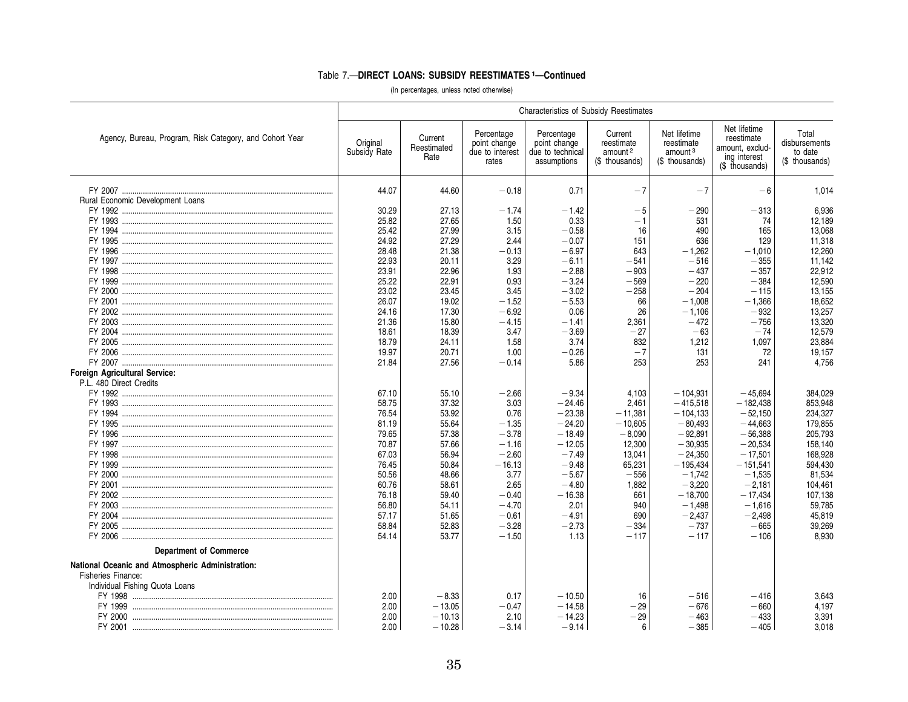Table 7.—**DIRECT LOANS: SUBSIDY REESTIMATES** [1]**—Continued**

(In percentages, unless noted otherwise)

| Agency, Bureau, Program, Risk Category, and Cohort Year | Original Subsidy Rate | Current Reestimated Rate | Percentage point change due to interest rates | Percentage point change due to technical assumptions | Current reestimate amount [2] ($ thousands) | Net lifetime reestimate amount [3] ($ thousands) | Net lifetime reestimate amount, excluding interest ($ thousands) | Total disbursements to date ($ thousands) |
|---|---|---|---|---|---|---|---|---|
| | Characteristics of Subsidy Reestimates | | | | | | | |
| FY 2007 | 44.07 | 44.60 | −0.18 | 0.71 | −7 | −7 | −6 | 1,014 |
| Rural Economic Development Loans | | | | | | | | |
| FY 1992 | 30.29 | 27.13 | −1.74 | −1.42 | −5 | −290 | −313 | 6,936 |
| FY 1993 | 25.82 | 27.65 | 1.50 | 0.33 | −1 | 531 | 74 | 12,189 |
| FY 1994 | 25.42 | 27.99 | 3.15 | −0.58 | 16 | 490 | 165 | 13,068 |
| FY 1995 | 24.92 | 27.29 | 2.44 | −0.07 | 151 | 636 | 129 | 11,318 |
| FY 1996 | 28.48 | 21.38 | −0.13 | −6.97 | 643 | −1,262 | −1,010 | 12,260 |
| FY 1997 | 22.93 | 20.11 | 3.29 | −6.11 | −541 | −516 | −355 | 11,142 |
| FY 1998 | 23.91 | 22.96 | 1.93 | −2.88 | −903 | −437 | −357 | 22,912 |
| FY 1999 | 25.22 | 22.91 | 0.93 | −3.24 | −569 | −220 | −384 | 12,590 |
| FY 2000 | 23.02 | 23.45 | 3.45 | −3.02 | −258 | −204 | −115 | 13,155 |
| FY 2001 | 26.07 | 19.02 | −1.52 | −5.53 | 66 | −1,008 | −1,366 | 18,652 |
| FY 2002 | 24.16 | 17.30 | −6.92 | 0.06 | 26 | −1,106 | −932 | 13,257 |
| FY 2003 | 21.36 | 15.80 | −4.15 | −1.41 | 2,361 | −472 | −756 | 13,320 |
| FY 2004 | 18.61 | 18.39 | 3.47 | −3.69 | −27 | −63 | −74 | 12,579 |
| FY 2005 | 18.79 | 24.11 | 1.58 | 3.74 | 832 | 1,212 | 1,097 | 23,884 |
| FY 2006 | 19.97 | 20.71 | 1.00 | −0.26 | −7 | 131 | 72 | 19,157 |
| FY 2007 | 21.84 | 27.56 | −0.14 | 5.86 | 253 | 253 | 241 | 4,756 |
| **Foreign Agricultural Service:** | | | | | | | | |
| P.L. 480 Direct Credits | | | | | | | | |
| FY 1992 | 67.10 | 55.10 | −2.66 | −9.34 | 4,103 | −104,931 | −45,694 | 384,029 |
| FY 1993 | 58.75 | 37.32 | 3.03 | −24.46 | 2,461 | −415,518 | −182,438 | 853,948 |
| FY 1994 | 76.54 | 53.92 | 0.76 | −23.38 | −11,381 | −104,133 | −52,150 | 234,327 |
| FY 1995 | 81.19 | 55.64 | −1.35 | −24.20 | −10,605 | −80,493 | −44,663 | 179,855 |
| FY 1996 | 79.65 | 57.38 | −3.78 | −18.49 | −8,090 | −92,891 | −56,388 | 205,793 |
| FY 1997 | 70.87 | 57.66 | −1.16 | −12.05 | 12,300 | −30,935 | −20,534 | 158,140 |
| FY 1998 | 67.03 | 56.94 | −2.60 | −7.49 | 13,041 | −24,350 | −17,501 | 168,928 |
| FY 1999 | 76.45 | 50.84 | −16.13 | −9.48 | 65,231 | −195,434 | −151,541 | 594,430 |
| FY 2000 | 50.56 | 48.66 | 3.77 | −5.67 | −556 | −1,742 | −1,535 | 81,534 |
| FY 2001 | 60.76 | 58.61 | 2.65 | −4.80 | 1,882 | −3,220 | −2,181 | 104,461 |
| FY 2002 | 76.18 | 59.40 | −0.40 | −16.38 | 661 | −18,700 | −17,434 | 107,138 |
| FY 2003 | 56.80 | 54.11 | −4.70 | 2.01 | 940 | −1,498 | −1,616 | 59,785 |
| FY 2004 | 57.17 | 51.65 | −0.61 | −4.91 | 690 | −2,437 | −2,498 | 45,819 |
| FY 2005 | 58.84 | 52.83 | −3.28 | −2.73 | −334 | −737 | −665 | 39,269 |
| FY 2006 | 54.14 | 53.77 | −1.50 | 1.13 | −117 | −117 | −106 | 8,930 |
| **Department of Commerce** | | | | | | | | |
| **National Oceanic and Atmospheric Administration:** | | | | | | | | |
| Fisheries Finance: | | | | | | | | |
| Individual Fishing Quota Loans | | | | | | | | |
| FY 1998 | 2.00 | −8.33 | 0.17 | −10.50 | 16 | −516 | −416 | 3,643 |
| FY 1999 | 2.00 | −13.05 | −0.47 | −14.58 | −29 | −676 | −660 | 4,197 |
| FY 2000 | 2.00 | −10.13 | 2.10 | −14.23 | −29 | −463 | −433 | 3,391 |
| FY 2001 | 2.00 | −10.28 | −3.14 | −9.14 | 6 | −385 | −405 | 3,018 |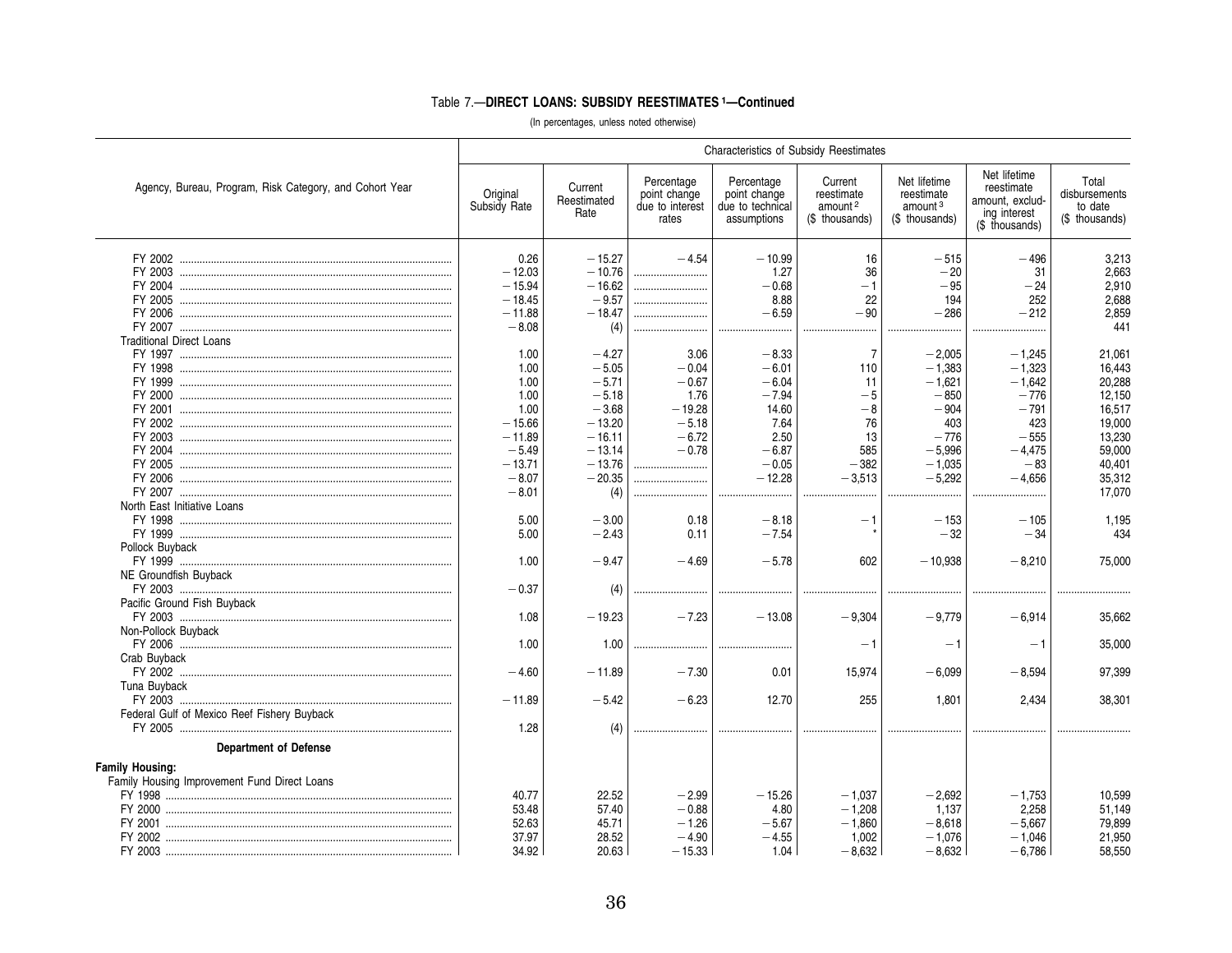### Table 7.—DIRECT LOANS: SUBSIDY REESTIMATES [1]—Continued

(In percentages, unless noted otherwise)

| Agency, Bureau, Program, Risk Category, and Cohort Year | Characteristics of Subsidy Reestimates | | | | | | | |
|---|---|---|---|---|---|---|---|---|
| | Original Subsidy Rate | Current Reestimated Rate | Percentage point change due to interest rates | Percentage point change due to technical assumptions | Current reestimate amount [2] ($ thousands) | Net lifetime reestimate amount [3] ($ thousands) | Net lifetime reestimate amount, excluding interest ($ thousands) | Total disbursements to date ($ thousands) |
| FY 2002 | 0.26 | −15.27 | −4.54 | −10.99 | 16 | −515 | −496 | 3,213 |
| FY 2003 | −12.03 | −10.76 | .......... | 1.27 | 36 | −20 | 31 | 2,663 |
| FY 2004 | −15.94 | −16.62 | .......... | −0.68 | −1 | −95 | −24 | 2,910 |
| FY 2005 | −18.45 | −9.57 | .......... | 8.88 | 22 | 194 | 252 | 2,688 |
| FY 2006 | −11.88 | −18.47 | .......... | −6.59 | −90 | −286 | −212 | 2,859 |
| FY 2007 | −8.08 | (4) | .......... | .......... | .......... | .......... | .......... | 441 |
| Traditional Direct Loans | | | | | | | | |
| FY 1997 | 1.00 | −4.27 | 3.06 | −8.33 | 7 | −2,005 | −1,245 | 21,061 |
| FY 1998 | 1.00 | −5.05 | −0.04 | −6.01 | 110 | −1,383 | −1,323 | 16,443 |
| FY 1999 | 1.00 | −5.71 | −0.67 | −6.04 | 11 | −1,621 | −1,642 | 20,288 |
| FY 2000 | 1.00 | −5.18 | 1.76 | −7.94 | −5 | −850 | −776 | 12,150 |
| FY 2001 | 1.00 | −3.68 | −19.28 | 14.60 | −8 | −904 | −791 | 16,517 |
| FY 2002 | −15.66 | −13.20 | −5.18 | 7.64 | 76 | 403 | 423 | 19,000 |
| FY 2003 | −11.89 | −16.11 | −6.72 | 2.50 | 13 | −776 | −555 | 13,230 |
| FY 2004 | −5.49 | −13.14 | −0.78 | −6.87 | 585 | −5,996 | −4,475 | 59,000 |
| FY 2005 | −13.71 | −13.76 | .......... | −0.05 | −382 | −1,035 | −83 | 40,401 |
| FY 2006 | −8.07 | −20.35 | .......... | −12.28 | −3,513 | −5,292 | −4,656 | 35,312 |
| FY 2007 | −8.01 | (4) | .......... | .......... | .......... | .......... | .......... | 17,070 |
| North East Initiative Loans | | | | | | | | |
| FY 1998 | 5.00 | −3.00 | 0.18 | −8.18 | −1 | −153 | −105 | 1,195 |
| FY 1999 | 5.00 | −2.43 | 0.11 | −7.54 | * | −32 | −34 | 434 |
| Pollock Buyback | | | | | | | | |
| FY 1999 | 1.00 | −9.47 | −4.69 | −5.78 | 602 | −10,938 | −8,210 | 75,000 |
| NE Groundfish Buyback | | | | | | | | |
| FY 2003 | −0.37 | (4) | .......... | .......... | .......... | .......... | .......... | .......... |
| Pacific Ground Fish Buyback | | | | | | | | |
| FY 2003 | 1.08 | −19.23 | −7.23 | −13.08 | −9,304 | −9,779 | −6,914 | 35,662 |
| Non-Pollock Buyback | | | | | | | | |
| FY 2006 | 1.00 | 1.00 | .......... | .......... | −1 | −1 | −1 | 35,000 |
| Crab Buyback | | | | | | | | |
| FY 2002 | −4.60 | −11.89 | −7.30 | 0.01 | 15,974 | −6,099 | −8,594 | 97,399 |
| Tuna Buyback | | | | | | | | |
| FY 2003 | −11.89 | −5.42 | −6.23 | 12.70 | 255 | 1,801 | 2,434 | 38,301 |
| Federal Gulf of Mexico Reef Fishery Buyback | | | | | | | | |
| FY 2005 | 1.28 | (4) | .......... | .......... | .......... | .......... | .......... | .......... |
| **Department of Defense** | | | | | | | | |
| **Family Housing:** | | | | | | | | |
| Family Housing Improvement Fund Direct Loans | | | | | | | | |
| FY 1998 | 40.77 | 22.52 | −2.99 | −15.26 | −1,037 | −2,692 | −1,753 | 10,599 |
| FY 2000 | 53.48 | 57.40 | −0.88 | 4.80 | −1,208 | 1,137 | 2,258 | 51,149 |
| FY 2001 | 52.63 | 45.71 | −1.26 | −5.67 | −1,860 | −8,618 | −5,667 | 79,899 |
| FY 2002 | 37.97 | 28.52 | −4.90 | −4.55 | 1,002 | −1,076 | −1,046 | 21,950 |
| FY 2003 | 34.92 | 20.63 | −15.33 | 1.04 | −8,632 | −8,632 | −6,786 | 58,550 |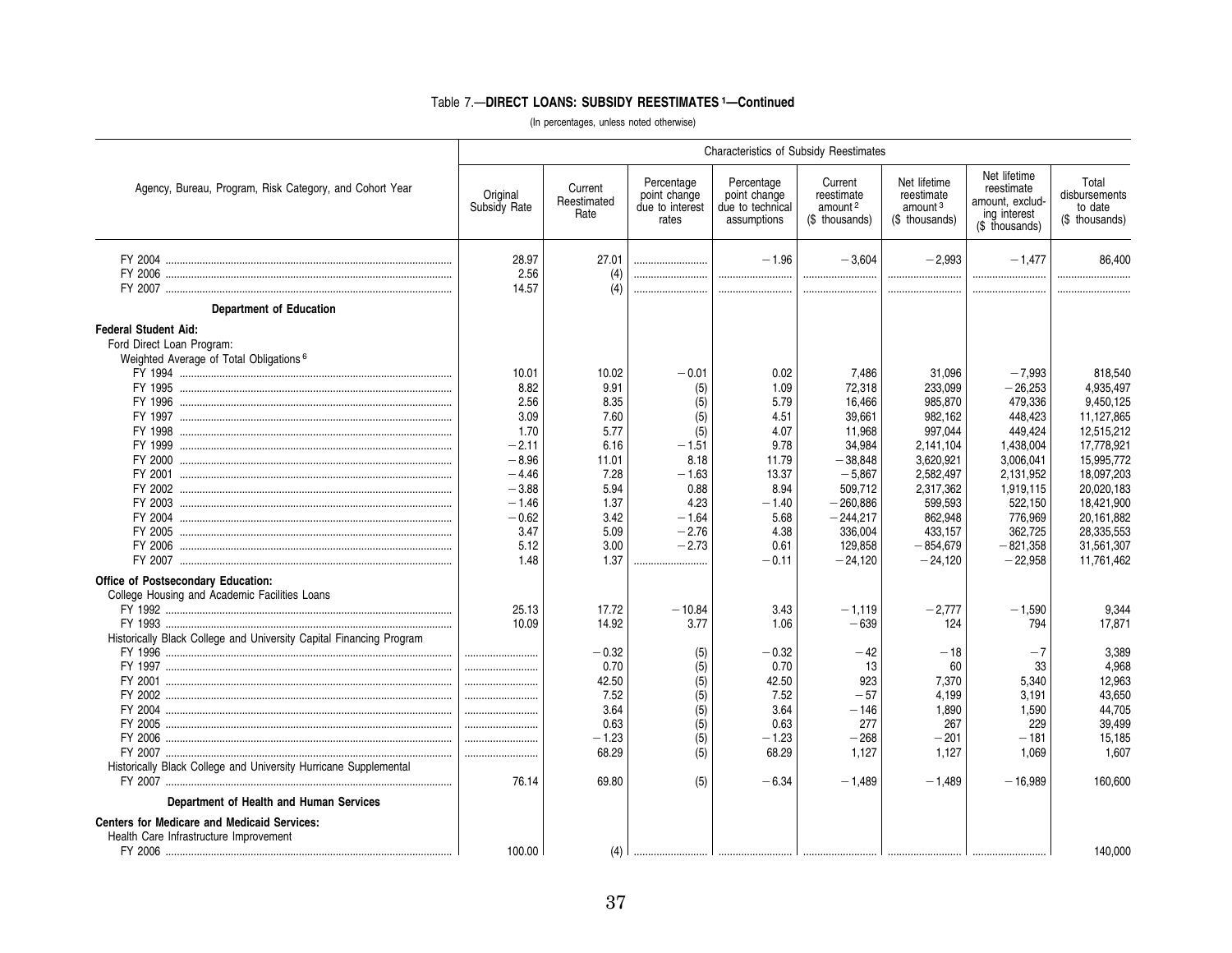Table 7.—**DIRECT LOANS: SUBSIDY REESTIMATES [1]—Continued**

(In percentages, unless noted otherwise)

| Agency, Bureau, Program, Risk Category, and Cohort Year | Characteristics of Subsidy Reestimates | | | | | | | |
|---|---|---|---|---|---|---|---|---|
| | Original Subsidy Rate | Current Reestimated Rate | Percentage point change due to interest rates | Percentage point change due to technical assumptions | Current reestimate amount [2] ($ thousands) | Net lifetime reestimate amount [3] ($ thousands) | Net lifetime reestimate amount, excluding interest ($ thousands) | Total disbursements to date ($ thousands) |
| FY 2004 | 28.97 | 27.01 | .......................... | −1.96 | −3,604 | −2,993 | −1,477 | 86,400 |
| FY 2006 | 2.56 | (4) | .......................... | .......................... | .......................... | .......................... | .......................... | .......................... |
| FY 2007 | 14.57 | (4) | .......................... | .......................... | .......................... | .......................... | .......................... | .......................... |
| **Department of Education** | | | | | | | | |
| **Federal Student Aid:** | | | | | | | | |
| Ford Direct Loan Program: | | | | | | | | |
| Weighted Average of Total Obligations [6] | | | | | | | | |
| FY 1994 | 10.01 | 10.02 | −0.01 | 0.02 | 7,486 | 31,096 | −7,993 | 818,540 |
| FY 1995 | 8.82 | 9.91 | (5) | 1.09 | 72,318 | 233,099 | −26,253 | 4,935,497 |
| FY 1996 | 2.56 | 8.35 | (5) | 5.79 | 16,466 | 985,870 | 479,336 | 9,450,125 |
| FY 1997 | 3.09 | 7.60 | (5) | 4.51 | 39,661 | 982,162 | 448,423 | 11,127,865 |
| FY 1998 | 1.70 | 5.77 | (5) | 4.07 | 11,968 | 997,044 | 449,424 | 12,515,212 |
| FY 1999 | −2.11 | 6.16 | −1.51 | 9.78 | 34,984 | 2,141,104 | 1,438,004 | 17,778,921 |
| FY 2000 | −8.96 | 11.01 | 8.18 | 11.79 | −38,848 | 3,620,921 | 3,006,041 | 15,995,772 |
| FY 2001 | −4.46 | 7.28 | −1.63 | 13.37 | −5,867 | 2,582,497 | 2,131,952 | 18,097,203 |
| FY 2002 | −3.88 | 5.94 | 0.88 | 8.94 | 509,712 | 2,317,362 | 1,919,115 | 20,020,183 |
| FY 2003 | −1.46 | 1.37 | 4.23 | −1.40 | −260,886 | 599,593 | 522,150 | 18,421,900 |
| FY 2004 | −0.62 | 3.42 | −1.64 | 5.68 | −244,217 | 862,948 | 776,969 | 20,161,882 |
| FY 2005 | 3.47 | 5.09 | −2.76 | 4.38 | 336,004 | 433,157 | 362,725 | 28,335,553 |
| FY 2006 | 5.12 | 3.00 | −2.73 | 0.61 | 129,858 | −854,679 | −821,358 | 31,561,307 |
| FY 2007 | 1.48 | 1.37 | .......................... | −0.11 | −24,120 | −24,120 | −22,958 | 11,761,462 |
| **Office of Postsecondary Education:** | | | | | | | | |
| College Housing and Academic Facilities Loans | | | | | | | | |
| FY 1992 | 25.13 | 17.72 | −10.84 | 3.43 | −1,119 | −2,777 | −1,590 | 9,344 |
| FY 1993 | 10.09 | 14.92 | 3.77 | 1.06 | −639 | 124 | 794 | 17,871 |
| Historically Black College and University Capital Financing Program | | | | | | | | |
| FY 1996 | .......................... | −0.32 | (5) | −0.32 | −42 | −18 | −7 | 3,389 |
| FY 1997 | .......................... | 0.70 | (5) | 0.70 | 13 | 60 | 33 | 4,968 |
| FY 2001 | .......................... | 42.50 | (5) | 42.50 | 923 | 7,370 | 5,340 | 12,963 |
| FY 2002 | .......................... | 7.52 | (5) | 7.52 | −57 | 4,199 | 3,191 | 43,650 |
| FY 2004 | .......................... | 3.64 | (5) | 3.64 | −146 | 1,890 | 1,590 | 44,705 |
| FY 2005 | .......................... | 0.63 | (5) | 0.63 | 277 | 267 | 229 | 39,499 |
| FY 2006 | .......................... | −1.23 | (5) | −1.23 | −268 | −201 | −181 | 15,185 |
| FY 2007 | .......................... | 68.29 | (5) | 68.29 | 1,127 | 1,127 | 1,069 | 1,607 |
| Historically Black College and University Hurricane Supplemental | | | | | | | | |
| FY 2007 | 76.14 | 69.80 | (5) | −6.34 | −1,489 | −1,489 | −16,989 | 160,600 |
| **Department of Health and Human Services** | | | | | | | | |
| **Centers for Medicare and Medicaid Services:** | | | | | | | | |
| Health Care Infrastructure Improvement | | | | | | | | |
| FY 2006 | 100.00 | (4) | .......................... | .......................... | .......................... | .......................... | .......................... | 140,000 |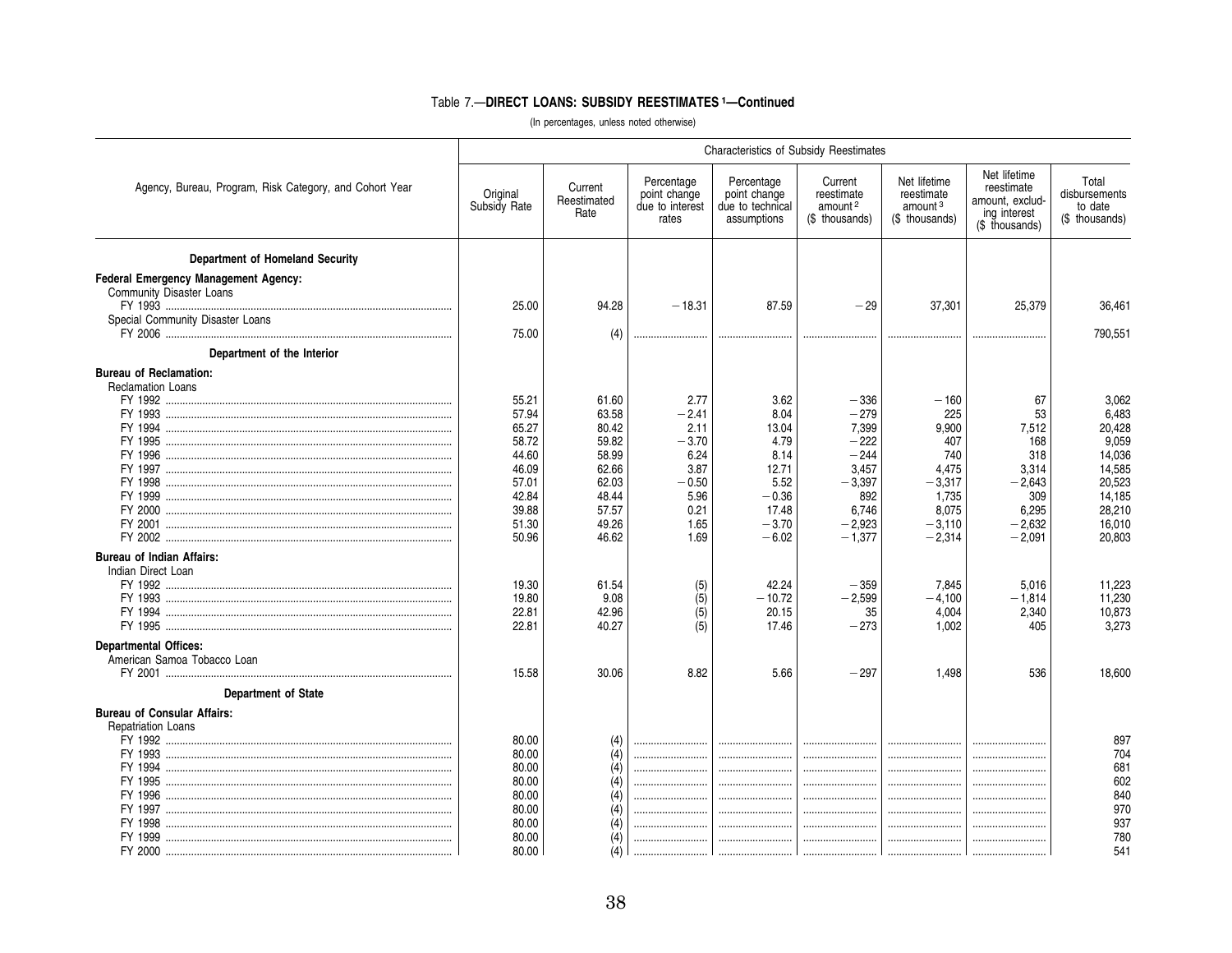## Table 7.—DIRECT LOANS: SUBSIDY REESTIMATES [1]—Continued

(In percentages, unless noted otherwise)

| Agency, Bureau, Program, Risk Category, and Cohort Year | Characteristics of Subsidy Reestimates | | | | | | | |
|---|---|---|---|---|---|---|---|---|
| | Original Subsidy Rate | Current Reestimated Rate | Percentage point change due to interest rates | Percentage point change due to technical assumptions | Current reestimate amount [2] ($ thousands) | Net lifetime reestimate amount [3] ($ thousands) | Net lifetime reestimate amount, excluding interest ($ thousands) | Total disbursements to date ($ thousands) |
| **Department of Homeland Security** | | | | | | | | |
| **Federal Emergency Management Agency:** | | | | | | | | |
| Community Disaster Loans | | | | | | | | |
| FY 1993 | 25.00 | 94.28 | −18.31 | 87.59 | −29 | 37,301 | 25,379 | 36,461 |
| Special Community Disaster Loans | | | | | | | | |
| FY 2006 | 75.00 | (4) | ........ | ........ | ........ | ........ | ........ | 790,551 |
| **Department of the Interior** | | | | | | | | |
| **Bureau of Reclamation:** | | | | | | | | |
| Reclamation Loans | | | | | | | | |
| FY 1992 | 55.21 | 61.60 | 2.77 | 3.62 | −336 | −160 | 67 | 3,062 |
| FY 1993 | 57.94 | 63.58 | −2.41 | 8.04 | −279 | 225 | 53 | 6,483 |
| FY 1994 | 65.27 | 80.42 | 2.11 | 13.04 | 7,399 | 9,900 | 7,512 | 20,428 |
| FY 1995 | 58.72 | 59.82 | −3.70 | 4.79 | −222 | 407 | 168 | 9,059 |
| FY 1996 | 44.60 | 58.99 | 6.24 | 8.14 | −244 | 740 | 318 | 14,036 |
| FY 1997 | 46.09 | 62.66 | 3.87 | 12.71 | 3,457 | 4,475 | 3,314 | 14,585 |
| FY 1998 | 57.01 | 62.03 | −0.50 | 5.52 | −3,397 | −3,317 | −2,643 | 20,523 |
| FY 1999 | 42.84 | 48.44 | 5.96 | −0.36 | 892 | 1,735 | 309 | 14,185 |
| FY 2000 | 39.88 | 57.57 | 0.21 | 17.48 | 6,746 | 8,075 | 6,295 | 28,210 |
| FY 2001 | 51.30 | 49.26 | 1.65 | −3.70 | −2,923 | −3,110 | −2,632 | 16,010 |
| FY 2002 | 50.96 | 46.62 | 1.69 | −6.02 | −1,377 | −2,314 | −2,091 | 20,803 |
| **Bureau of Indian Affairs:** | | | | | | | | |
| Indian Direct Loan | | | | | | | | |
| FY 1992 | 19.30 | 61.54 | (5) | 42.24 | −359 | 7,845 | 5,016 | 11,223 |
| FY 1993 | 19.80 | 9.08 | (5) | −10.72 | −2,599 | −4,100 | −1,814 | 11,230 |
| FY 1994 | 22.81 | 42.96 | (5) | 20.15 | 35 | 4,004 | 2,340 | 10,873 |
| FY 1995 | 22.81 | 40.27 | (5) | 17.46 | −273 | 1,002 | 405 | 3,273 |
| **Departmental Offices:** | | | | | | | | |
| American Samoa Tobacco Loan | | | | | | | | |
| FY 2001 | 15.58 | 30.06 | 8.82 | 5.66 | −297 | 1,498 | 536 | 18,600 |
| **Department of State** | | | | | | | | |
| **Bureau of Consular Affairs:** | | | | | | | | |
| Repatriation Loans | | | | | | | | |
| FY 1992 | 80.00 | (4) | ........ | ........ | ........ | ........ | ........ | 897 |
| FY 1993 | 80.00 | (4) | ........ | ........ | ........ | ........ | ........ | 704 |
| FY 1994 | 80.00 | (4) | ........ | ........ | ........ | ........ | ........ | 681 |
| FY 1995 | 80.00 | (4) | ........ | ........ | ........ | ........ | ........ | 602 |
| FY 1996 | 80.00 | (4) | ........ | ........ | ........ | ........ | ........ | 840 |
| FY 1997 | 80.00 | (4) | ........ | ........ | ........ | ........ | ........ | 970 |
| FY 1998 | 80.00 | (4) | ........ | ........ | ........ | ........ | ........ | 937 |
| FY 1999 | 80.00 | (4) | ........ | ........ | ........ | ........ | ........ | 780 |
| FY 2000 | 80.00 | (4) | ........ | ........ | ........ | ........ | ........ | 541 |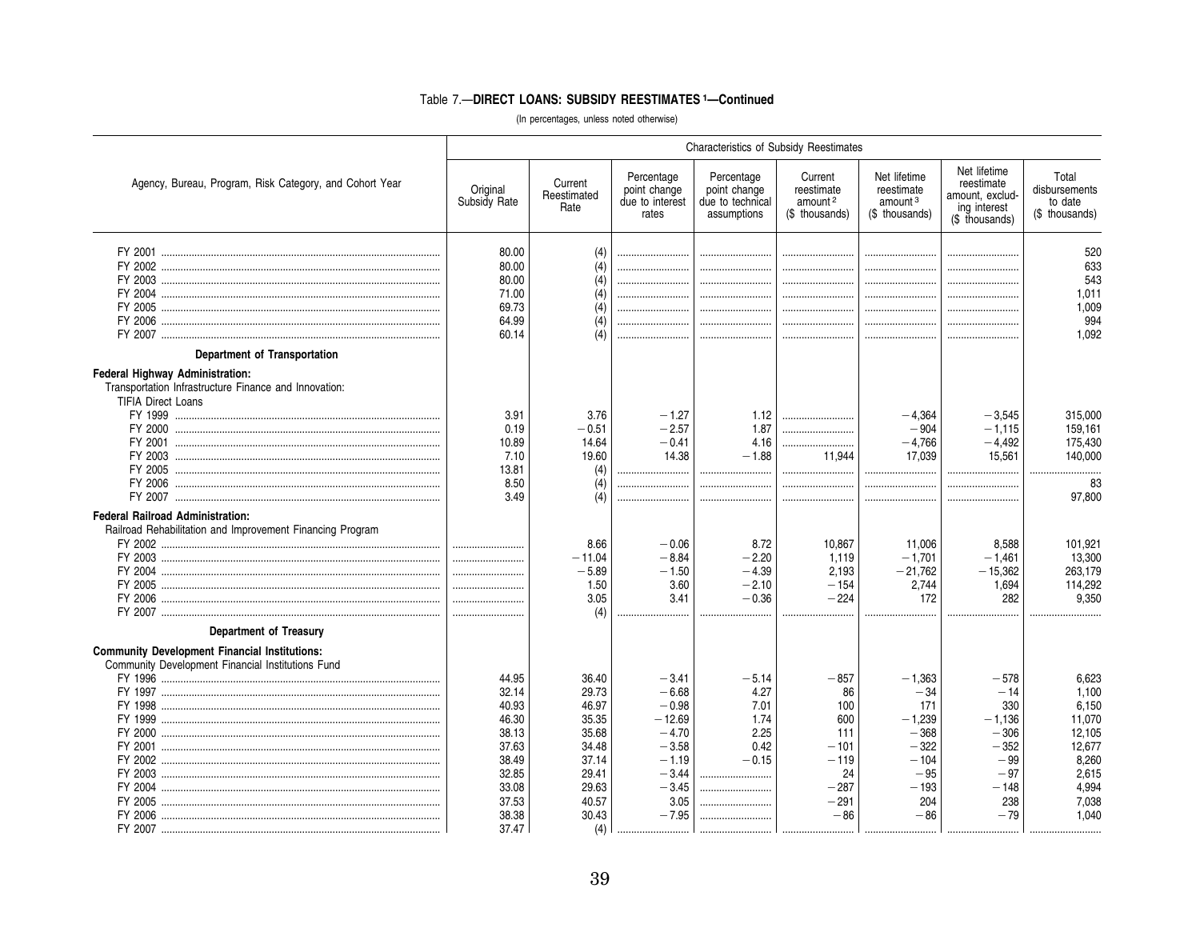### Table 7.—DIRECT LOANS: SUBSIDY REESTIMATES [1]—Continued

(In percentages, unless noted otherwise)

| Agency, Bureau, Program, Risk Category, and Cohort Year | Characteristics of Subsidy Reestimates | | | | | | | |
|---|---|---|---|---|---|---|---|---|
| | Original Subsidy Rate | Current Reestimated Rate | Percentage point change due to interest rates | Percentage point change due to technical assumptions | Current reestimate amount [2] ($ thousands) | Net lifetime reestimate amount [3] ($ thousands) | Net lifetime reestimate amount, excluding interest ($ thousands) | Total disbursements to date ($ thousands) |
| FY 2001 | 80.00 | (4) | | | | | | 520 |
| FY 2002 | 80.00 | (4) | | | | | | 633 |
| FY 2003 | 80.00 | (4) | | | | | | 543 |
| FY 2004 | 71.00 | (4) | | | | | | 1,011 |
| FY 2005 | 69.73 | (4) | | | | | | 1,009 |
| FY 2006 | 64.99 | (4) | | | | | | 994 |
| FY 2007 | 60.14 | (4) | | | | | | 1,092 |
| **Department of Transportation** | | | | | | | | |
| **Federal Highway Administration:** | | | | | | | | |
| Transportation Infrastructure Finance and Innovation: | | | | | | | | |
| TIFIA Direct Loans | | | | | | | | |
| FY 1999 | 3.91 | 3.76 | −1.27 | 1.12 | | −4,364 | −3,545 | 315,000 |
| FY 2000 | 0.19 | −0.51 | −2.57 | 1.87 | | −904 | −1,115 | 159,161 |
| FY 2001 | 10.89 | 14.64 | −0.41 | 4.16 | | −4,766 | −4,492 | 175,430 |
| FY 2003 | 7.10 | 19.60 | 14.38 | −1.88 | 11,944 | 17,039 | 15,561 | 140,000 |
| FY 2005 | 13.81 | (4) | | | | | | |
| FY 2006 | 8.50 | (4) | | | | | | 83 |
| FY 2007 | 3.49 | (4) | | | | | | 97,800 |
| **Federal Railroad Administration:** | | | | | | | | |
| Railroad Rehabilitation and Improvement Financing Program | | | | | | | | |
| FY 2002 | | 8.66 | −0.06 | 8.72 | 10,867 | 11,006 | 8,588 | 101,921 |
| FY 2003 | | −11.04 | −8.84 | −2.20 | 1,119 | −1,701 | −1,461 | 13,300 |
| FY 2004 | | −5.89 | −1.50 | −4.39 | 2,193 | −21,762 | −15,362 | 263,179 |
| FY 2005 | | 1.50 | 3.60 | −2.10 | −154 | 2,744 | 1,694 | 114,292 |
| FY 2006 | | 3.05 | 3.41 | −0.36 | −224 | 172 | 282 | 9,350 |
| FY 2007 | | (4) | | | | | | |
| **Department of Treasury** | | | | | | | | |
| **Community Development Financial Institutions:** | | | | | | | | |
| Community Development Financial Institutions Fund | | | | | | | | |
| FY 1996 | 44.95 | 36.40 | −3.41 | −5.14 | −857 | −1,363 | −578 | 6,623 |
| FY 1997 | 32.14 | 29.73 | −6.68 | 4.27 | 86 | −34 | −14 | 1,100 |
| FY 1998 | 40.93 | 46.97 | −0.98 | 7.01 | 100 | 171 | 330 | 6,150 |
| FY 1999 | 46.30 | 35.35 | −12.69 | 1.74 | 600 | −1,239 | −1,136 | 11,070 |
| FY 2000 | 38.13 | 35.68 | −4.70 | 2.25 | 111 | −368 | −306 | 12,105 |
| FY 2001 | 37.63 | 34.48 | −3.58 | 0.42 | −101 | −322 | −352 | 12,677 |
| FY 2002 | 38.49 | 37.14 | −1.19 | −0.15 | −119 | −104 | −99 | 8,260 |
| FY 2003 | 32.85 | 29.41 | −3.44 | | 24 | −95 | −97 | 2,615 |
| FY 2004 | 33.08 | 29.63 | −3.45 | | −287 | −193 | −148 | 4,994 |
| FY 2005 | 37.53 | 40.57 | 3.05 | | −291 | 204 | 238 | 7,038 |
| FY 2006 | 38.38 | 30.43 | −7.95 | | −86 | −86 | −79 | 1,040 |
| FY 2007 | 37.47 | (4) | | | | | | |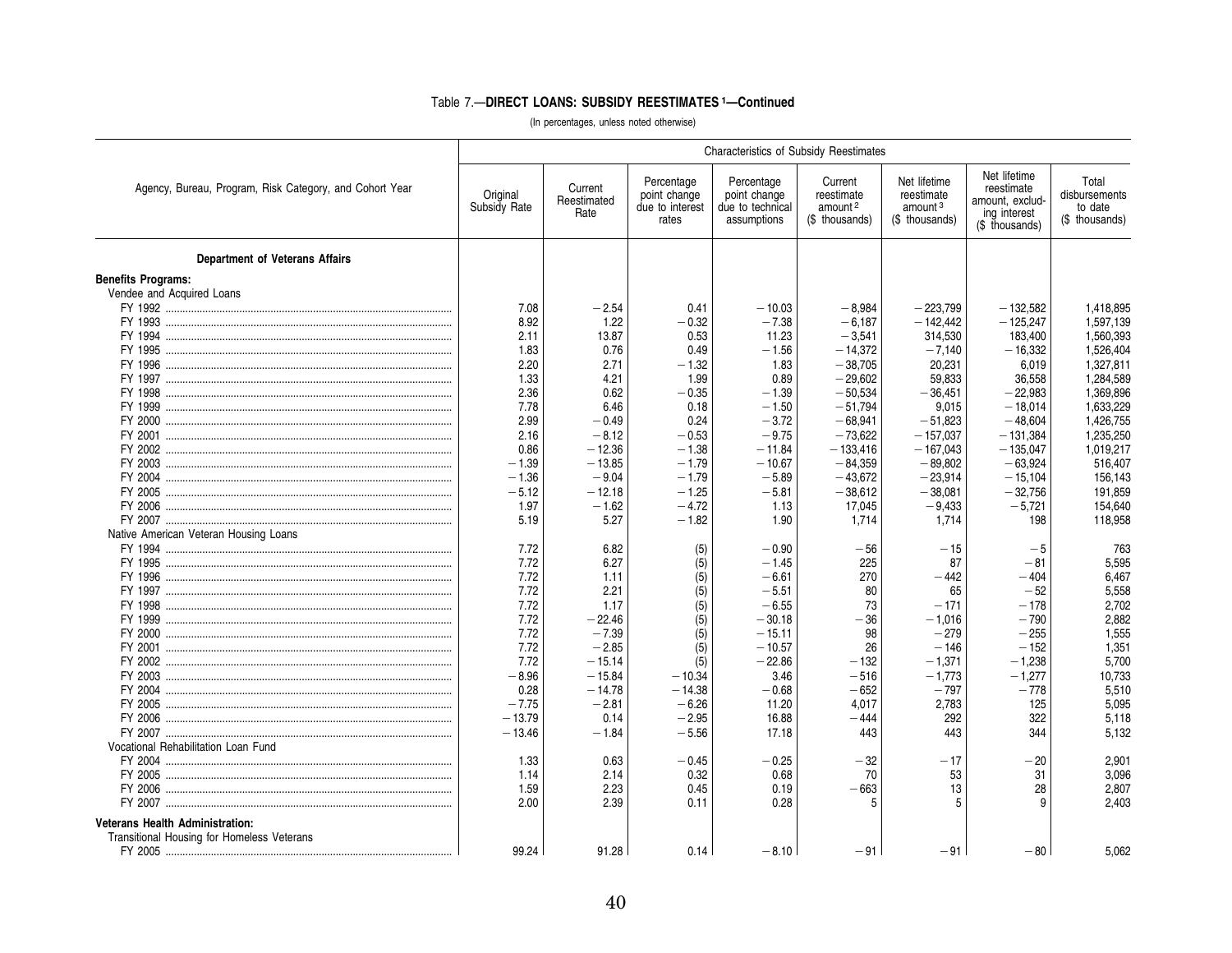### Table 7.—DIRECT LOANS: SUBSIDY REESTIMATES [1]—Continued

(In percentages, unless noted otherwise)

| Agency, Bureau, Program, Risk Category, and Cohort Year | Original Subsidy Rate | Current Reestimated Rate | Percentage point change due to interest rates | Percentage point change due to technical assumptions | Current reestimate amount [2] ($ thousands) | Net lifetime reestimate amount [3] ($ thousands) | Net lifetime reestimate amount, excluding interest ($ thousands) | Total disbursements to date ($ thousands) |
|---|---|---|---|---|---|---|---|---|
| **Department of Veterans Affairs** | | | | | | | | |
| **Benefits Programs:** | | | | | | | | |
| Vendee and Acquired Loans | | | | | | | | |
| FY 1992 | 7.08 | −2.54 | 0.41 | −10.03 | −8,984 | −223,799 | −132,582 | 1,418,895 |
| FY 1993 | 8.92 | 1.22 | −0.32 | −7.38 | −6,187 | −142,442 | −125,247 | 1,597,139 |
| FY 1994 | 2.11 | 13.87 | 0.53 | 11.23 | −3,541 | 314,530 | 183,400 | 1,560,393 |
| FY 1995 | 1.83 | 0.76 | 0.49 | −1.56 | −14,372 | −7,140 | −16,332 | 1,526,404 |
| FY 1996 | 2.20 | 2.71 | −1.32 | 1.83 | −38,705 | 20,231 | 6,019 | 1,327,811 |
| FY 1997 | 1.33 | 4.21 | 1.99 | 0.89 | −29,602 | 59,833 | 36,558 | 1,284,589 |
| FY 1998 | 2.36 | 0.62 | −0.35 | −1.39 | −50,534 | −36,451 | −22,983 | 1,369,896 |
| FY 1999 | 7.78 | 6.46 | 0.18 | −1.50 | −51,794 | 9,015 | −18,014 | 1,633,229 |
| FY 2000 | 2.99 | −0.49 | 0.24 | −3.72 | −68,941 | −51,823 | −48,604 | 1,426,755 |
| FY 2001 | 2.16 | −8.12 | −0.53 | −9.75 | −73,622 | −157,037 | −131,384 | 1,235,250 |
| FY 2002 | 0.86 | −12.36 | −1.38 | −11.84 | −133,416 | −167,043 | −135,047 | 1,019,217 |
| FY 2003 | −1.39 | −13.85 | −1.79 | −10.67 | −84,359 | −89,802 | −63,924 | 516,407 |
| FY 2004 | −1.36 | −9.04 | −1.79 | −5.89 | −43,672 | −23,914 | −15,104 | 156,143 |
| FY 2005 | −5.12 | −12.18 | −1.25 | −5.81 | −38,612 | −38,081 | −32,756 | 191,859 |
| FY 2006 | 1.97 | −1.62 | −4.72 | 1.13 | 17,045 | −9,433 | −5,721 | 154,640 |
| FY 2007 | 5.19 | 5.27 | −1.82 | 1.90 | 1,714 | 1,714 | 198 | 118,958 |
| Native American Veteran Housing Loans | | | | | | | | |
| FY 1994 | 7.72 | 6.82 | (5) | −0.90 | −56 | −15 | −5 | 763 |
| FY 1995 | 7.72 | 6.27 | (5) | −1.45 | 225 | 87 | −81 | 5,595 |
| FY 1996 | 7.72 | 1.11 | (5) | −6.61 | 270 | −442 | −404 | 6,467 |
| FY 1997 | 7.72 | 2.21 | (5) | −5.51 | 80 | 65 | −52 | 5,558 |
| FY 1998 | 7.72 | 1.17 | (5) | −6.55 | 73 | −171 | −178 | 2,702 |
| FY 1999 | 7.72 | −22.46 | (5) | −30.18 | −36 | −1,016 | −790 | 2,882 |
| FY 2000 | 7.72 | −7.39 | (5) | −15.11 | 98 | −279 | −255 | 1,555 |
| FY 2001 | 7.72 | −2.85 | (5) | −10.57 | 26 | −146 | −152 | 1,351 |
| FY 2002 | 7.72 | −15.14 | (5) | −22.86 | −132 | −1,371 | −1,238 | 5,700 |
| FY 2003 | −8.96 | −15.84 | −10.34 | 3.46 | −516 | −1,773 | −1,277 | 10,733 |
| FY 2004 | 0.28 | −14.78 | −14.38 | −0.68 | −652 | −797 | −778 | 5,510 |
| FY 2005 | −7.75 | −2.81 | −6.26 | 11.20 | 4,017 | 2,783 | 125 | 5,095 |
| FY 2006 | −13.79 | 0.14 | −2.95 | 16.88 | −444 | 292 | 322 | 5,118 |
| FY 2007 | −13.46 | −1.84 | −5.56 | 17.18 | 443 | 443 | 344 | 5,132 |
| Vocational Rehabilitation Loan Fund | | | | | | | | |
| FY 2004 | 1.33 | 0.63 | −0.45 | −0.25 | −32 | −17 | −20 | 2,901 |
| FY 2005 | 1.14 | 2.14 | 0.32 | 0.68 | 70 | 53 | 31 | 3,096 |
| FY 2006 | 1.59 | 2.23 | 0.45 | 0.19 | −663 | 13 | 28 | 2,807 |
| FY 2007 | 2.00 | 2.39 | 0.11 | 0.28 | 5 | 5 | 9 | 2,403 |
| **Veterans Health Administration:** | | | | | | | | |
| Transitional Housing for Homeless Veterans | | | | | | | | |
| FY 2005 | 99.24 | 91.28 | 0.14 | −8.10 | −91 | −91 | −80 | 5,062 |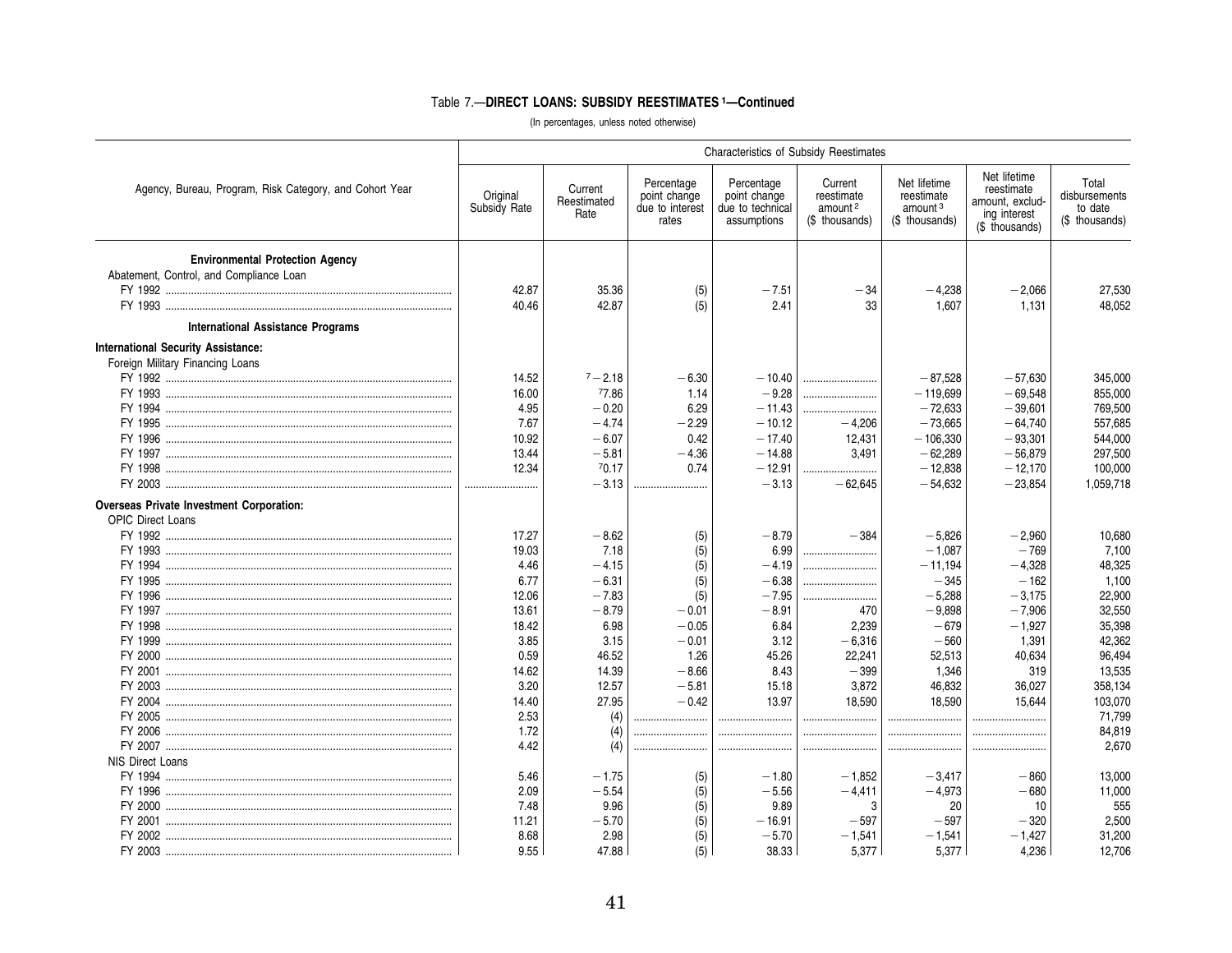## Table 7.—DIRECT LOANS: SUBSIDY REESTIMATES [1]—Continued

(In percentages, unless noted otherwise)

| Agency, Bureau, Program, Risk Category, and Cohort Year | Characteristics of Subsidy Reestimates | | | | | | | |
|---|---|---|---|---|---|---|---|---|
| | Original Subsidy Rate | Current Reestimated Rate | Percentage point change due to interest rates | Percentage point change due to technical assumptions | Current reestimate amount [2] ($ thousands) | Net lifetime reestimate amount [3] ($ thousands) | Net lifetime reestimate amount, excluding interest ($ thousands) | Total disbursements to date ($ thousands) |
| **Environmental Protection Agency** | | | | | | | | |
| Abatement, Control, and Compliance Loan | | | | | | | | |
| FY 1992 | 42.87 | 35.36 | (5) | −7.51 | −34 | −4,238 | −2,066 | 27,530 |
| FY 1993 | 40.46 | 42.87 | (5) | 2.41 | 33 | 1,607 | 1,131 | 48,052 |
| **International Assistance Programs** | | | | | | | | |
| **International Security Assistance:** | | | | | | | | |
| Foreign Military Financing Loans | | | | | | | | |
| FY 1992 | 14.52 | [7] −2.18 | −6.30 | −10.40 | .......... | −87,528 | −57,630 | 345,000 |
| FY 1993 | 16.00 | [7] 7.86 | 1.14 | −9.28 | .......... | −119,699 | −69,548 | 855,000 |
| FY 1994 | 4.95 | −0.20 | 6.29 | −11.43 | .......... | −72,633 | −39,601 | 769,500 |
| FY 1995 | 7.67 | −4.74 | −2.29 | −10.12 | −4,206 | −73,665 | −64,740 | 557,685 |
| FY 1996 | 10.92 | −6.07 | 0.42 | −17.40 | 12,431 | −106,330 | −93,301 | 544,000 |
| FY 1997 | 13.44 | −5.81 | −4.36 | −14.88 | 3,491 | −62,289 | −56,879 | 297,500 |
| FY 1998 | 12.34 | [7] 0.17 | 0.74 | −12.91 | .......... | −12,838 | −12,170 | 100,000 |
| FY 2003 | .......... | −3.13 | .......... | −3.13 | −62,645 | −54,632 | −23,854 | 1,059,718 |
| **Overseas Private Investment Corporation:** | | | | | | | | |
| OPIC Direct Loans | | | | | | | | |
| FY 1992 | 17.27 | −8.62 | (5) | −8.79 | −384 | −5,826 | −2,960 | 10,680 |
| FY 1993 | 19.03 | 7.18 | (5) | 6.99 | .......... | −1,087 | −769 | 7,100 |
| FY 1994 | 4.46 | −4.15 | (5) | −4.19 | .......... | −11,194 | −4,328 | 48,325 |
| FY 1995 | 6.77 | −6.31 | (5) | −6.38 | .......... | −345 | −162 | 1,100 |
| FY 1996 | 12.06 | −7.83 | (5) | −7.95 | .......... | −5,288 | −3,175 | 22,900 |
| FY 1997 | 13.61 | −8.79 | −0.01 | −8.91 | 470 | −9,898 | −7,906 | 32,550 |
| FY 1998 | 18.42 | 6.98 | −0.05 | 6.84 | 2,239 | −679 | −1,927 | 35,398 |
| FY 1999 | 3.85 | 3.15 | −0.01 | 3.12 | −6,316 | −560 | 1,391 | 42,362 |
| FY 2000 | 0.59 | 46.52 | 1.26 | 45.26 | 22,241 | 52,513 | 40,634 | 96,494 |
| FY 2001 | 14.62 | 14.39 | −8.66 | 8.43 | −399 | 1,346 | 319 | 13,535 |
| FY 2003 | 3.20 | 12.57 | −5.81 | 15.18 | 3,872 | 46,832 | 36,027 | 358,134 |
| FY 2004 | 14.40 | 27.95 | −0.42 | 13.97 | 18,590 | 18,590 | 15,644 | 103,070 |
| FY 2005 | 2.53 | (4) | .......... | .......... | .......... | .......... | .......... | 71,799 |
| FY 2006 | 1.72 | (4) | .......... | .......... | .......... | .......... | .......... | 84,819 |
| FY 2007 | 4.42 | (4) | .......... | .......... | .......... | .......... | .......... | 2,670 |
| NIS Direct Loans | | | | | | | | |
| FY 1994 | 5.46 | −1.75 | (5) | −1.80 | −1,852 | −3,417 | −860 | 13,000 |
| FY 1996 | 2.09 | −5.54 | (5) | −5.56 | −4,411 | −4,973 | −680 | 11,000 |
| FY 2000 | 7.48 | 9.96 | (5) | 9.89 | 3 | 20 | 10 | 555 |
| FY 2001 | 11.21 | −5.70 | (5) | −16.91 | −597 | −597 | −320 | 2,500 |
| FY 2002 | 8.68 | 2.98 | (5) | −5.70 | −1,541 | −1,541 | −1,427 | 31,200 |
| FY 2003 | 9.55 | 47.88 | (5) | 38.33 | 5,377 | 5,377 | 4,236 | 12,706 |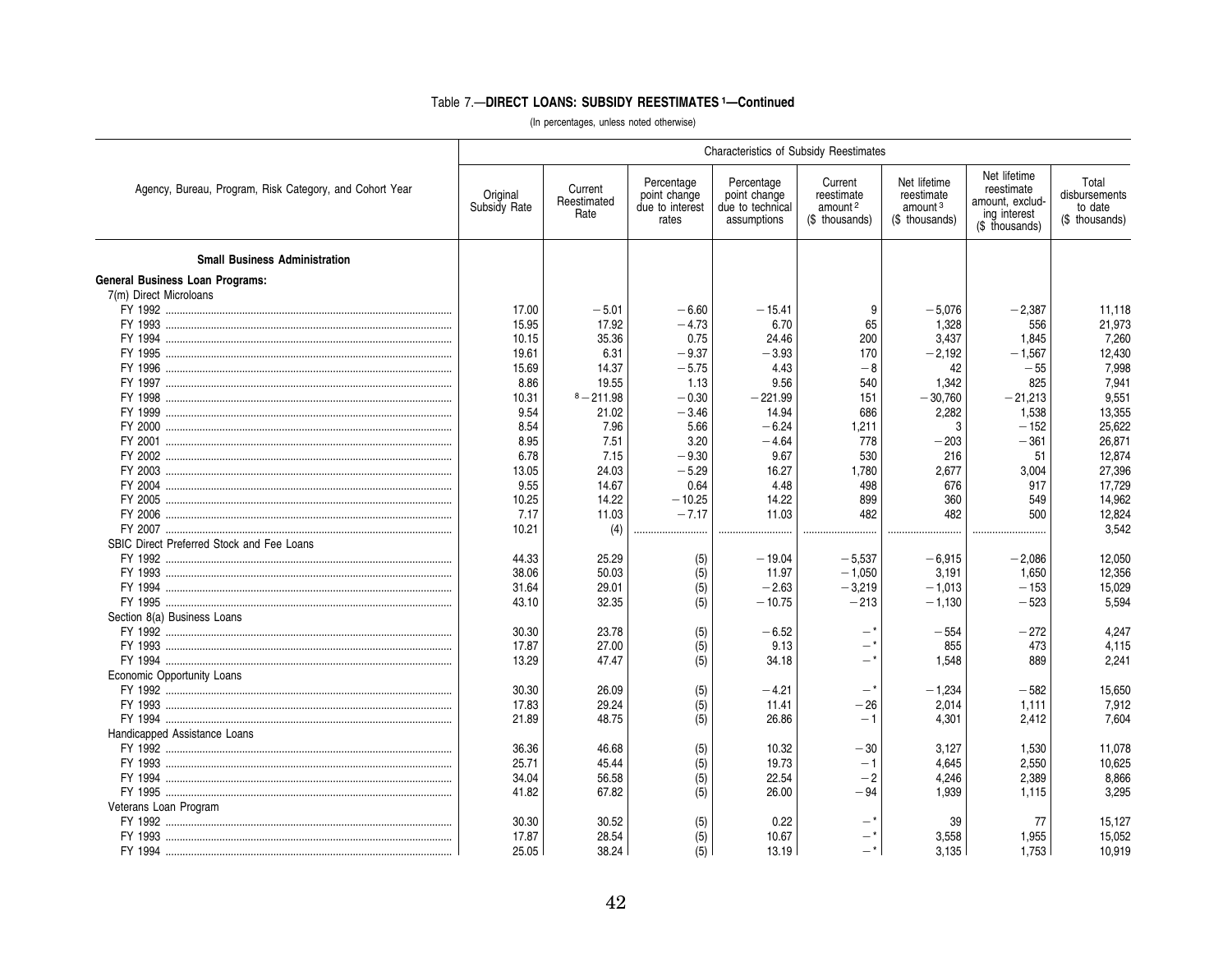## Table 7.—DIRECT LOANS: SUBSIDY REESTIMATES [1]—Continued

(In percentages, unless noted otherwise)

| Agency, Bureau, Program, Risk Category, and Cohort Year | Characteristics of Subsidy Reestimates | | | | | | | |
|---|---|---|---|---|---|---|---|---|
| | Original Subsidy Rate | Current Reestimated Rate | Percentage point change due to interest rates | Percentage point change due to technical assumptions | Current reestimate amount [2] ($ thousands) | Net lifetime reestimate amount [3] ($ thousands) | Net lifetime reestimate amount, excluding interest ($ thousands) | Total disbursements to date ($ thousands) |
| **Small Business Administration** | | | | | | | | |
| **General Business Loan Programs:** | | | | | | | | |
| 7(m) Direct Microloans | | | | | | | | |
| FY 1992 | 17.00 | −5.01 | −6.60 | −15.41 | 9 | −5,076 | −2,387 | 11,118 |
| FY 1993 | 15.95 | 17.92 | −4.73 | 6.70 | 65 | 1,328 | 556 | 21,973 |
| FY 1994 | 10.15 | 35.36 | 0.75 | 24.46 | 200 | 3,437 | 1,845 | 7,260 |
| FY 1995 | 19.61 | 6.31 | −9.37 | −3.93 | 170 | −2,192 | −1,567 | 12,430 |
| FY 1996 | 15.69 | 14.37 | −5.75 | 4.43 | −8 | 42 | −55 | 7,998 |
| FY 1997 | 8.86 | 19.55 | 1.13 | 9.56 | 540 | 1,342 | 825 | 7,941 |
| FY 1998 | 10.31 | [8] −211.98 | −0.30 | −221.99 | 151 | −30,760 | −21,213 | 9,551 |
| FY 1999 | 9.54 | 21.02 | −3.46 | 14.94 | 686 | 2,282 | 1,538 | 13,355 |
| FY 2000 | 8.54 | 7.96 | 5.66 | −6.24 | 1,211 | 3 | −152 | 25,622 |
| FY 2001 | 8.95 | 7.51 | 3.20 | −4.64 | 778 | −203 | −361 | 26,871 |
| FY 2002 | 6.78 | 7.15 | −9.30 | 9.67 | 530 | 216 | 51 | 12,874 |
| FY 2003 | 13.05 | 24.03 | −5.29 | 16.27 | 1,780 | 2,677 | 3,004 | 27,396 |
| FY 2004 | 9.55 | 14.67 | 0.64 | 4.48 | 498 | 676 | 917 | 17,729 |
| FY 2005 | 10.25 | 14.22 | −10.25 | 14.22 | 899 | 360 | 549 | 14,962 |
| FY 2006 | 7.17 | 11.03 | −7.17 | 11.03 | 482 | 482 | 500 | 12,824 |
| FY 2007 | 10.21 | (4) | .......... | .......... | .......... | .......... | .......... | 3,542 |
| SBIC Direct Preferred Stock and Fee Loans | | | | | | | | |
| FY 1992 | 44.33 | 25.29 | (5) | −19.04 | −5,537 | −6,915 | −2,086 | 12,050 |
| FY 1993 | 38.06 | 50.03 | (5) | 11.97 | −1,050 | 3,191 | 1,650 | 12,356 |
| FY 1994 | 31.64 | 29.01 | (5) | −2.63 | −3,219 | −1,013 | −153 | 15,029 |
| FY 1995 | 43.10 | 32.35 | (5) | −10.75 | −213 | −1,130 | −523 | 5,594 |
| Section 8(a) Business Loans | | | | | | | | |
| FY 1992 | 30.30 | 23.78 | (5) | −6.52 | −* | −554 | −272 | 4,247 |
| FY 1993 | 17.87 | 27.00 | (5) | 9.13 | −* | 855 | 473 | 4,115 |
| FY 1994 | 13.29 | 47.47 | (5) | 34.18 | −* | 1,548 | 889 | 2,241 |
| Economic Opportunity Loans | | | | | | | | |
| FY 1992 | 30.30 | 26.09 | (5) | −4.21 | −* | −1,234 | −582 | 15,650 |
| FY 1993 | 17.83 | 29.24 | (5) | 11.41 | −26 | 2,014 | 1,111 | 7,912 |
| FY 1994 | 21.89 | 48.75 | (5) | 26.86 | −1 | 4,301 | 2,412 | 7,604 |
| Handicapped Assistance Loans | | | | | | | | |
| FY 1992 | 36.36 | 46.68 | (5) | 10.32 | −30 | 3,127 | 1,530 | 11,078 |
| FY 1993 | 25.71 | 45.44 | (5) | 19.73 | −1 | 4,645 | 2,550 | 10,625 |
| FY 1994 | 34.04 | 56.58 | (5) | 22.54 | −2 | 4,246 | 2,389 | 8,866 |
| FY 1995 | 41.82 | 67.82 | (5) | 26.00 | −94 | 1,939 | 1,115 | 3,295 |
| Veterans Loan Program | | | | | | | | |
| FY 1992 | 30.30 | 30.52 | (5) | 0.22 | −* | 39 | 77 | 15,127 |
| FY 1993 | 17.87 | 28.54 | (5) | 10.67 | −* | 3,558 | 1,955 | 15,052 |
| FY 1994 | 25.05 | 38.24 | (5) | 13.19 | −* | 3,135 | 1,753 | 10,919 |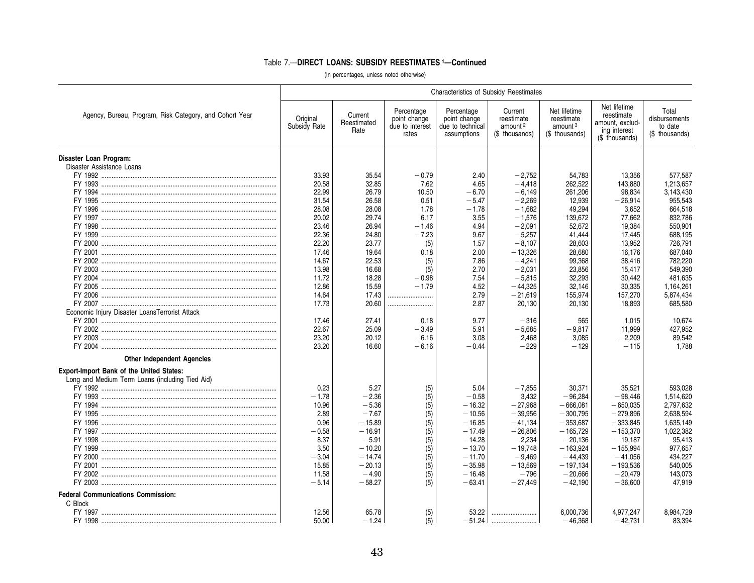### Table 7.—DIRECT LOANS: SUBSIDY REESTIMATES [1]—Continued

(In percentages, unless noted otherwise)

| Agency, Bureau, Program, Risk Category, and Cohort Year | Characteristics of Subsidy Reestimates | | | | | | | |
|---|---|---|---|---|---|---|---|---|
| | Original Subsidy Rate | Current Reestimated Rate | Percentage point change due to interest rates | Percentage point change due to technical assumptions | Current reestimate amount [2] ($ thousands) | Net lifetime reestimate amount [3] ($ thousands) | Net lifetime reestimate amount, excluding interest ($ thousands) | Total disbursements to date ($ thousands) |
| **Disaster Loan Program:** | | | | | | | | |
| Disaster Assistance Loans | | | | | | | | |
| FY 1992 | 33.93 | 35.54 | −0.79 | 2.40 | −2,752 | 54,783 | 13,356 | 577,587 |
| FY 1993 | 20.58 | 32.85 | 7.62 | 4.65 | −4,418 | 262,522 | 143,880 | 1,213,657 |
| FY 1994 | 22.99 | 26.79 | 10.50 | −6.70 | −6,149 | 261,206 | 98,834 | 3,143,430 |
| FY 1995 | 31.54 | 26.58 | 0.51 | −5.47 | −2,269 | 12,939 | −26,914 | 955,543 |
| FY 1996 | 28.08 | 28.08 | 1.78 | −1.78 | −1,682 | 49,294 | 3,652 | 664,518 |
| FY 1997 | 20.02 | 29.74 | 6.17 | 3.55 | −1,576 | 139,672 | 77,662 | 832,786 |
| FY 1998 | 23.46 | 26.94 | −1.46 | 4.94 | −2,091 | 52,672 | 19,384 | 550,901 |
| FY 1999 | 22.36 | 24.80 | −7.23 | 9.67 | −5,257 | 41,444 | 17,445 | 688,195 |
| FY 2000 | 22.20 | 23.77 | (5) | 1.57 | −8,107 | 28,603 | 13,952 | 726,791 |
| FY 2001 | 17.46 | 19.64 | 0.18 | 2.00 | −13,326 | 28,680 | 16,176 | 687,040 |
| FY 2002 | 14.67 | 22.53 | (5) | 7.86 | −4,241 | 99,368 | 38,416 | 782,220 |
| FY 2003 | 13.98 | 16.68 | (5) | 2.70 | −2,031 | 23,856 | 15,417 | 549,390 |
| FY 2004 | 11.72 | 18.28 | −0.98 | 7.54 | −5,815 | 32,293 | 30,442 | 481,635 |
| FY 2005 | 12.86 | 15.59 | −1.79 | 4.52 | −44,325 | 32,146 | 30,335 | 1,164,261 |
| FY 2006 | 14.64 | 17.43 | .......... | 2.79 | −21,619 | 155,974 | 157,270 | 5,874,434 |
| FY 2007 | 17.73 | 20.60 | .......... | 2.87 | 20,130 | 20,130 | 18,893 | 685,580 |
| Economic Injury Disaster LoansTerrorist Attack | | | | | | | | |
| FY 2001 | 17.46 | 27.41 | 0.18 | 9.77 | −316 | 565 | 1,015 | 10,674 |
| FY 2002 | 22.67 | 25.09 | −3.49 | 5.91 | −5,685 | −9,817 | 11,999 | 427,952 |
| FY 2003 | 23.20 | 20.12 | −6.16 | 3.08 | −2,468 | −3,085 | −2,209 | 89,542 |
| FY 2004 | 23.20 | 16.60 | −6.16 | −0.44 | −229 | −129 | −115 | 1,788 |
| **Other Independent Agencies** | | | | | | | | |
| **Export-Import Bank of the United States:** | | | | | | | | |
| Long and Medium Term Loans (including Tied Aid) | | | | | | | | |
| FY 1992 | 0.23 | 5.27 | (5) | 5.04 | −7,855 | 30,371 | 35,521 | 593,028 |
| FY 1993 | −1.78 | −2.36 | (5) | −0.58 | 3,432 | −96,284 | −98,446 | 1,514,620 |
| FY 1994 | 10.96 | −5.36 | (5) | −16.32 | −27,968 | −666,081 | −650,035 | 2,797,632 |
| FY 1995 | 2.89 | −7.67 | (5) | −10.56 | −39,956 | −300,795 | −279,896 | 2,638,594 |
| FY 1996 | 0.96 | −15.89 | (5) | −16.85 | −41,134 | −353,687 | −333,845 | 1,635,149 |
| FY 1997 | −0.58 | −16.91 | (5) | −17.49 | −26,806 | −165,729 | −153,370 | 1,022,382 |
| FY 1998 | 8.37 | −5.91 | (5) | −14.28 | −2,234 | −20,136 | −19,187 | 95,413 |
| FY 1999 | 3.50 | −10.20 | (5) | −13.70 | −19,748 | −163,924 | −155,994 | 977,657 |
| FY 2000 | −3.04 | −14.74 | (5) | −11.70 | −9,469 | −44,439 | −41,056 | 434,227 |
| FY 2001 | 15.85 | −20.13 | (5) | −35.98 | −13,569 | −197,134 | −193,536 | 540,005 |
| FY 2002 | 11.58 | −4.90 | (5) | −16.48 | −796 | −20,666 | −20,479 | 143,073 |
| FY 2003 | −5.14 | −58.27 | (5) | −63.41 | −27,449 | −42,190 | −36,600 | 47,919 |
| **Federal Communications Commission:** | | | | | | | | |
| C Block | | | | | | | | |
| FY 1997 | 12.56 | 65.78 | (5) | 53.22 | .......... | 6,000,736 | 4,977,247 | 8,984,729 |
| FY 1998 | 50.00 | −1.24 | (5) | −51.24 | .......... | −46,368 | −42,731 | 83,394 |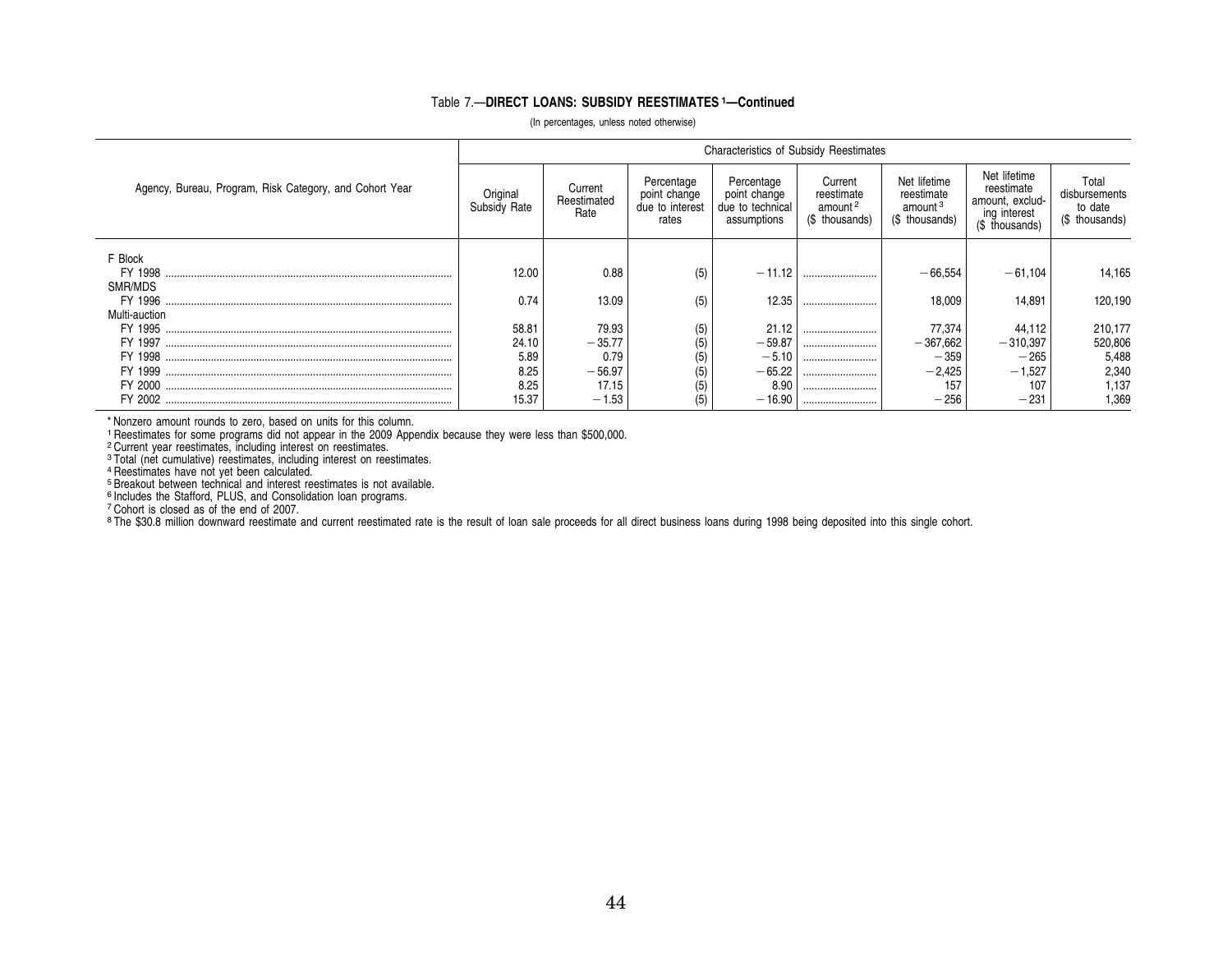### Table 7.—DIRECT LOANS: SUBSIDY REESTIMATES [1]—Continued

(In percentages, unless noted otherwise)

| Agency, Bureau, Program, Risk Category, and Cohort Year | Characteristics of Subsidy Reestimates | | | | | | | |
|---|---|---|---|---|---|---|---|---|
| | Original Subsidy Rate | Current Reestimated Rate | Percentage point change due to interest rates | Percentage point change due to technical assumptions | Current reestimate amount [2] ($ thousands) | Net lifetime reestimate amount [3] ($ thousands) | Net lifetime reestimate amount, excluding interest ($ thousands) | Total disbursements to date ($ thousands) |
| F Block | | | | | | | | |
| FY 1998 | 12.00 | 0.88 | (5) | −11.12 | .......... | −66,554 | −61,104 | 14,165 |
| SMR/MDS | | | | | | | | |
| FY 1996 | 0.74 | 13.09 | (5) | 12.35 | .......... | 18,009 | 14,891 | 120,190 |
| Multi-auction | | | | | | | | |
| FY 1995 | 58.81 | 79.93 | (5) | 21.12 | .......... | 77,374 | 44,112 | 210,177 |
| FY 1997 | 24.10 | −35.77 | (5) | −59.87 | .......... | −367,662 | −310,397 | 520,806 |
| FY 1998 | 5.89 | 0.79 | (5) | −5.10 | .......... | −359 | −265 | 5,488 |
| FY 1999 | 8.25 | −56.97 | (5) | −65.22 | .......... | −2,425 | −1,527 | 2,340 |
| FY 2000 | 8.25 | 17.15 | (5) | 8.90 | .......... | 157 | 107 | 1,137 |
| FY 2002 | 15.37 | −1.53 | (5) | −16.90 | .......... | −256 | −231 | 1,369 |

* Nonzero amount rounds to zero, based on units for this column.
[1] Reestimates for some programs did not appear in the 2009 Appendix because they were less than $500,000.
[2] Current year reestimates, including interest on reestimates.
[3] Total (net cumulative) reestimates, including interest on reestimates.
[4] Reestimates have not yet been calculated.
[5] Breakout between technical and interest reestimates is not available.
[6] Includes the Stafford, PLUS, and Consolidation loan programs.
[7] Cohort is closed as of the end of 2007.
[8] The $30.8 million downward reestimate and current reestimated rate is the result of loan sale proceeds for all direct business loans during 1998 being deposited into this single cohort.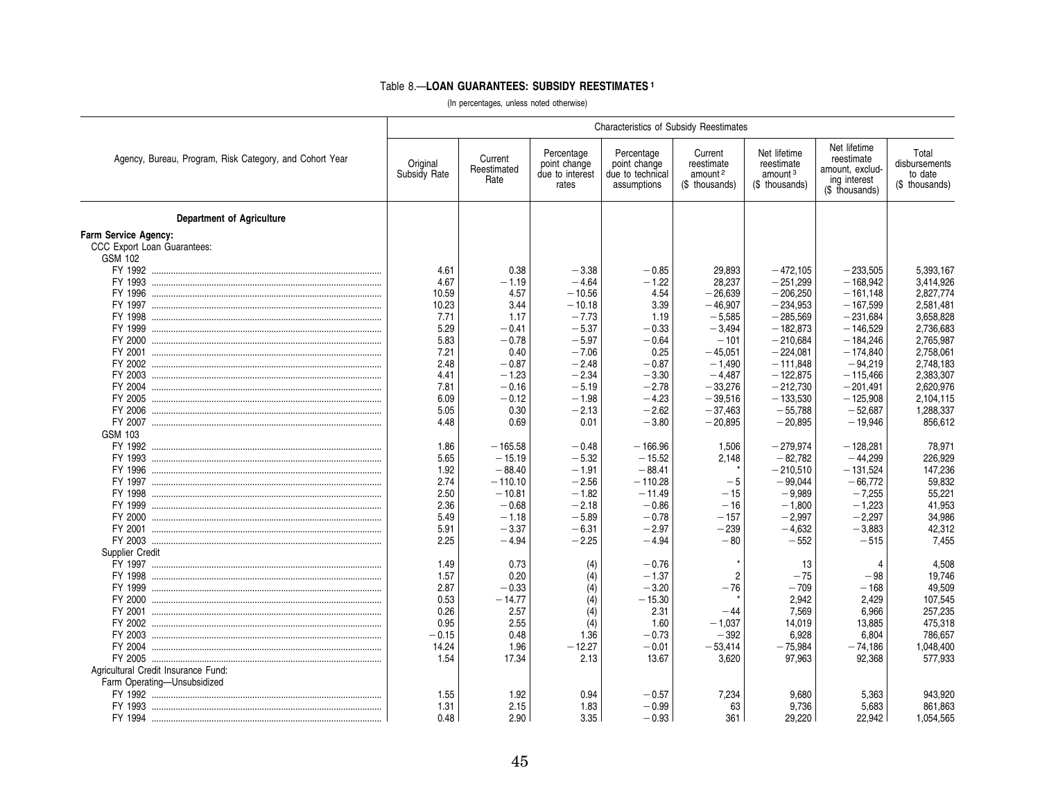Table 8.—**LOAN GUARANTEES: SUBSIDY REESTIMATES** [1]

(In percentages, unless noted otherwise)

| Agency, Bureau, Program, Risk Category, and Cohort Year | Characteristics of Subsidy Reestimates | | | | | | | |
|---|---|---|---|---|---|---|---|---|
| | Original Subsidy Rate | Current Reestimated Rate | Percentage point change due to interest rates | Percentage point change due to technical assumptions | Current reestimate amount [2] ($ thousands) | Net lifetime reestimate amount [3] ($ thousands) | Net lifetime reestimate amount, excluding interest ($ thousands) | Total disbursements to date ($ thousands) |
| **Department of Agriculture** | | | | | | | | |
| **Farm Service Agency:** | | | | | | | | |
| CCC Export Loan Guarantees: | | | | | | | | |
| GSM 102 | | | | | | | | |
| FY 1992 | 4.61 | 0.38 | −3.38 | −0.85 | 29,893 | −472,105 | −233,505 | 5,393,167 |
| FY 1993 | 4.67 | −1.19 | −4.64 | −1.22 | 28,237 | −251,299 | −168,942 | 3,414,926 |
| FY 1996 | 10.59 | 4.57 | −10.56 | 4.54 | −26,639 | −206,250 | −161,148 | 2,827,774 |
| FY 1997 | 10.23 | 3.44 | −10.18 | 3.39 | −46,907 | −234,953 | −167,599 | 2,581,481 |
| FY 1998 | 7.71 | 1.17 | −7.73 | 1.19 | −5,585 | −285,569 | −231,684 | 3,658,828 |
| FY 1999 | 5.29 | −0.41 | −5.37 | −0.33 | −3,494 | −182,873 | −146,529 | 2,736,683 |
| FY 2000 | 5.83 | −0.78 | −5.97 | −0.64 | −101 | −210,684 | −184,246 | 2,765,987 |
| FY 2001 | 7.21 | 0.40 | −7.06 | 0.25 | −45,051 | −224,081 | −174,840 | 2,758,061 |
| FY 2002 | 2.48 | −0.87 | −2.48 | −0.87 | −1,490 | −111,848 | −94,219 | 2,748,183 |
| FY 2003 | 4.41 | −1.23 | −2.34 | −3.30 | −4,487 | −122,875 | −115,466 | 2,383,307 |
| FY 2004 | 7.81 | −0.16 | −5.19 | −2.78 | −33,276 | −212,730 | −201,491 | 2,620,976 |
| FY 2005 | 6.09 | −0.12 | −1.98 | −4.23 | −39,516 | −133,530 | −125,908 | 2,104,115 |
| FY 2006 | 5.05 | 0.30 | −2.13 | −2.62 | −37,463 | −55,788 | −52,687 | 1,288,337 |
| FY 2007 | 4.48 | 0.69 | 0.01 | −3.80 | −20,895 | −20,895 | −19,946 | 856,612 |
| GSM 103 | | | | | | | | |
| FY 1992 | 1.86 | −165.58 | −0.48 | −166.96 | 1,506 | −279,974 | −128,281 | 78,971 |
| FY 1993 | 5.65 | −15.19 | −5.32 | −15.52 | 2,148 | −82,782 | −44,299 | 226,929 |
| FY 1996 | 1.92 | −88.40 | −1.91 | −88.41 | * | −210,510 | −131,524 | 147,236 |
| FY 1997 | 2.74 | −110.10 | −2.56 | −110.28 | −5 | −99,044 | −66,772 | 59,832 |
| FY 1998 | 2.50 | −10.81 | −1.82 | −11.49 | −15 | −9,989 | −7,255 | 55,221 |
| FY 1999 | 2.36 | −0.68 | −2.18 | −0.86 | −16 | −1,800 | −1,223 | 41,953 |
| FY 2000 | 5.49 | −1.18 | −5.89 | −0.78 | −157 | −2,997 | −2,297 | 34,986 |
| FY 2001 | 5.91 | −3.37 | −6.31 | −2.97 | −239 | −4,632 | −3,883 | 42,312 |
| FY 2003 | 2.25 | −4.94 | −2.25 | −4.94 | −80 | −552 | −515 | 7,455 |
| Supplier Credit | | | | | | | | |
| FY 1997 | 1.49 | 0.73 | (4) | −0.76 | * | 13 | 4 | 4,508 |
| FY 1998 | 1.57 | 0.20 | (4) | −1.37 | 2 | −75 | −98 | 19,746 |
| FY 1999 | 2.87 | −0.33 | (4) | −3.20 | −76 | −709 | −168 | 49,509 |
| FY 2000 | 0.53 | −14.77 | (4) | −15.30 | * | 2,942 | 2,429 | 107,545 |
| FY 2001 | 0.26 | 2.57 | (4) | 2.31 | −44 | 7,569 | 6,966 | 257,235 |
| FY 2002 | 0.95 | 2.55 | (4) | 1.60 | −1,037 | 14,019 | 13,885 | 475,318 |
| FY 2003 | −0.15 | 0.48 | 1.36 | −0.73 | −392 | 6,928 | 6,804 | 786,657 |
| FY 2004 | 14.24 | 1.96 | −12.27 | −0.01 | −53,414 | −75,984 | −74,186 | 1,048,400 |
| FY 2005 | 1.54 | 17.34 | 2.13 | 13.67 | 3,620 | 97,963 | 92,368 | 577,933 |
| Agricultural Credit Insurance Fund: | | | | | | | | |
| Farm Operating—Unsubsidized | | | | | | | | |
| FY 1992 | 1.55 | 1.92 | 0.94 | −0.57 | 7,234 | 9,680 | 5,363 | 943,920 |
| FY 1993 | 1.31 | 2.15 | 1.83 | −0.99 | 63 | 9,736 | 5,683 | 861,863 |
| FY 1994 | 0.48 | 2.90 | 3.35 | −0.93 | 361 | 29,220 | 22,942 | 1,054,565 |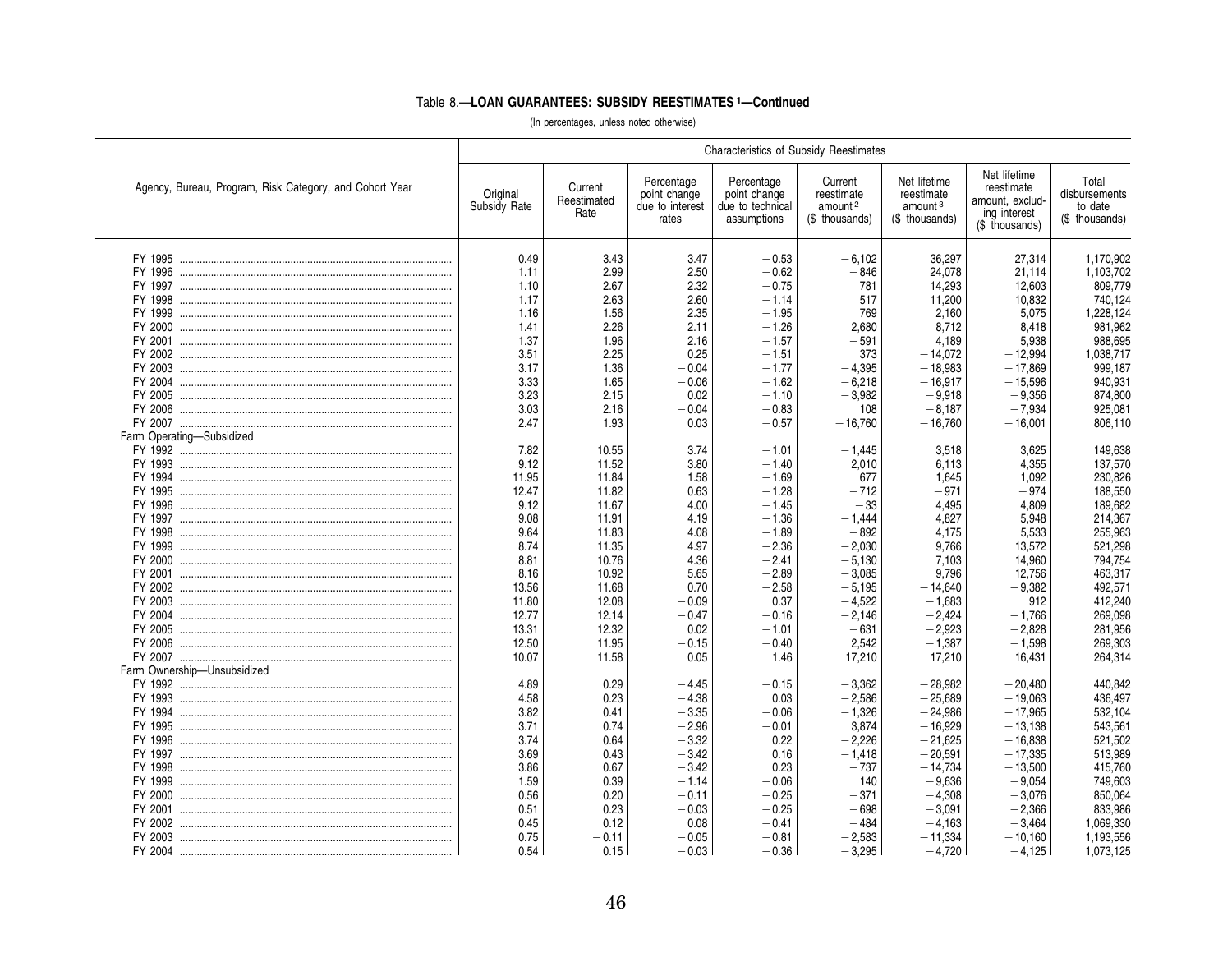## Table 8.—LOAN GUARANTEES: SUBSIDY REESTIMATES [1]—Continued

(In percentages, unless noted otherwise)

| Agency, Bureau, Program, Risk Category, and Cohort Year | Characteristics of Subsidy Reestimates | | | | | | | |
|---|---|---|---|---|---|---|---|---|
| | Original Subsidy Rate | Current Reestimated Rate | Percentage point change due to interest rates | Percentage point change due to technical assumptions | Current reestimate amount [2] ($ thousands) | Net lifetime reestimate amount [3] ($ thousands) | Net lifetime reestimate amount, excluding interest ($ thousands) | Total disbursements to date ($ thousands) |
| FY 1995 | 0.49 | 3.43 | 3.47 | −0.53 | −6,102 | 36,297 | 27,314 | 1,170,902 |
| FY 1996 | 1.11 | 2.99 | 2.50 | −0.62 | −846 | 24,078 | 21,114 | 1,103,702 |
| FY 1997 | 1.10 | 2.67 | 2.32 | −0.75 | 781 | 14,293 | 12,603 | 809,779 |
| FY 1998 | 1.17 | 2.63 | 2.60 | −1.14 | 517 | 11,200 | 10,832 | 740,124 |
| FY 1999 | 1.16 | 1.56 | 2.35 | −1.95 | 769 | 2,160 | 5,075 | 1,228,124 |
| FY 2000 | 1.41 | 2.26 | 2.11 | −1.26 | 2,680 | 8,712 | 8,418 | 981,962 |
| FY 2001 | 1.37 | 1.96 | 2.16 | −1.57 | −591 | 4,189 | 5,938 | 988,695 |
| FY 2002 | 3.51 | 2.25 | 0.25 | −1.51 | 373 | −14,072 | −12,994 | 1,038,717 |
| FY 2003 | 3.17 | 1.36 | −0.04 | −1.77 | −4,395 | −18,983 | −17,869 | 999,187 |
| FY 2004 | 3.33 | 1.65 | −0.06 | −1.62 | −6,218 | −16,917 | −15,596 | 940,931 |
| FY 2005 | 3.23 | 2.15 | 0.02 | −1.10 | −3,982 | −9,918 | −9,356 | 874,800 |
| FY 2006 | 3.03 | 2.16 | −0.04 | −0.83 | 108 | −8,187 | −7,934 | 925,081 |
| FY 2007 | 2.47 | 1.93 | 0.03 | −0.57 | −16,760 | −16,760 | −16,001 | 806,110 |
| Farm Operating—Subsidized | | | | | | | | |
| FY 1992 | 7.82 | 10.55 | 3.74 | −1.01 | −1,445 | 3,518 | 3,625 | 149,638 |
| FY 1993 | 9.12 | 11.52 | 3.80 | −1.40 | 2,010 | 6,113 | 4,355 | 137,570 |
| FY 1994 | 11.95 | 11.84 | 1.58 | −1.69 | 677 | 1,645 | 1,092 | 230,826 |
| FY 1995 | 12.47 | 11.82 | 0.63 | −1.28 | −712 | −971 | −974 | 188,550 |
| FY 1996 | 9.12 | 11.67 | 4.00 | −1.45 | −33 | 4,495 | 4,809 | 189,682 |
| FY 1997 | 9.08 | 11.91 | 4.19 | −1.36 | −1,444 | 4,827 | 5,948 | 214,367 |
| FY 1998 | 9.64 | 11.83 | 4.08 | −1.89 | −892 | 4,175 | 5,533 | 255,963 |
| FY 1999 | 8.74 | 11.35 | 4.97 | −2.36 | −2,030 | 9,766 | 13,572 | 521,298 |
| FY 2000 | 8.81 | 10.76 | 4.36 | −2.41 | −5,130 | 7,103 | 14,960 | 794,754 |
| FY 2001 | 8.16 | 10.92 | 5.65 | −2.89 | −3,085 | 9,796 | 12,756 | 463,317 |
| FY 2002 | 13.56 | 11.68 | 0.70 | −2.58 | −5,195 | −14,640 | −9,382 | 492,571 |
| FY 2003 | 11.80 | 12.08 | −0.09 | 0.37 | −4,522 | −1,683 | 912 | 412,240 |
| FY 2004 | 12.77 | 12.14 | −0.47 | −0.16 | −2,146 | −2,424 | −1,766 | 269,098 |
| FY 2005 | 13.31 | 12.32 | 0.02 | −1.01 | −631 | −2,923 | −2,828 | 281,956 |
| FY 2006 | 12.50 | 11.95 | −0.15 | −0.40 | 2,542 | −1,387 | −1,598 | 269,303 |
| FY 2007 | 10.07 | 11.58 | 0.05 | 1.46 | 17,210 | 17,210 | 16,431 | 264,314 |
| Farm Ownership—Unsubsidized | | | | | | | | |
| FY 1992 | 4.89 | 0.29 | −4.45 | −0.15 | −3,362 | −28,982 | −20,480 | 440,842 |
| FY 1993 | 4.58 | 0.23 | −4.38 | 0.03 | −2,586 | −25,689 | −19,063 | 436,497 |
| FY 1994 | 3.82 | 0.41 | −3.35 | −0.06 | −1,326 | −24,986 | −17,965 | 532,104 |
| FY 1995 | 3.71 | 0.74 | −2.96 | −0.01 | 3,874 | −16,929 | −13,138 | 543,561 |
| FY 1996 | 3.74 | 0.64 | −3.32 | 0.22 | −2,226 | −21,625 | −16,838 | 521,502 |
| FY 1997 | 3.69 | 0.43 | −3.42 | 0.16 | −1,418 | −20,591 | −17,335 | 513,989 |
| FY 1998 | 3.86 | 0.67 | −3.42 | 0.23 | −737 | −14,734 | −13,500 | 415,760 |
| FY 1999 | 1.59 | 0.39 | −1.14 | −0.06 | 140 | −9,636 | −9,054 | 749,603 |
| FY 2000 | 0.56 | 0.20 | −0.11 | −0.25 | −371 | −4,308 | −3,076 | 850,064 |
| FY 2001 | 0.51 | 0.23 | −0.03 | −0.25 | −698 | −3,091 | −2,366 | 833,986 |
| FY 2002 | 0.45 | 0.12 | 0.08 | −0.41 | −484 | −4,163 | −3,464 | 1,069,330 |
| FY 2003 | 0.75 | −0.11 | −0.05 | −0.81 | −2,583 | −11,334 | −10,160 | 1,193,556 |
| FY 2004 | 0.54 | 0.15 | −0.03 | −0.36 | −3,295 | −4,720 | −4,125 | 1,073,125 |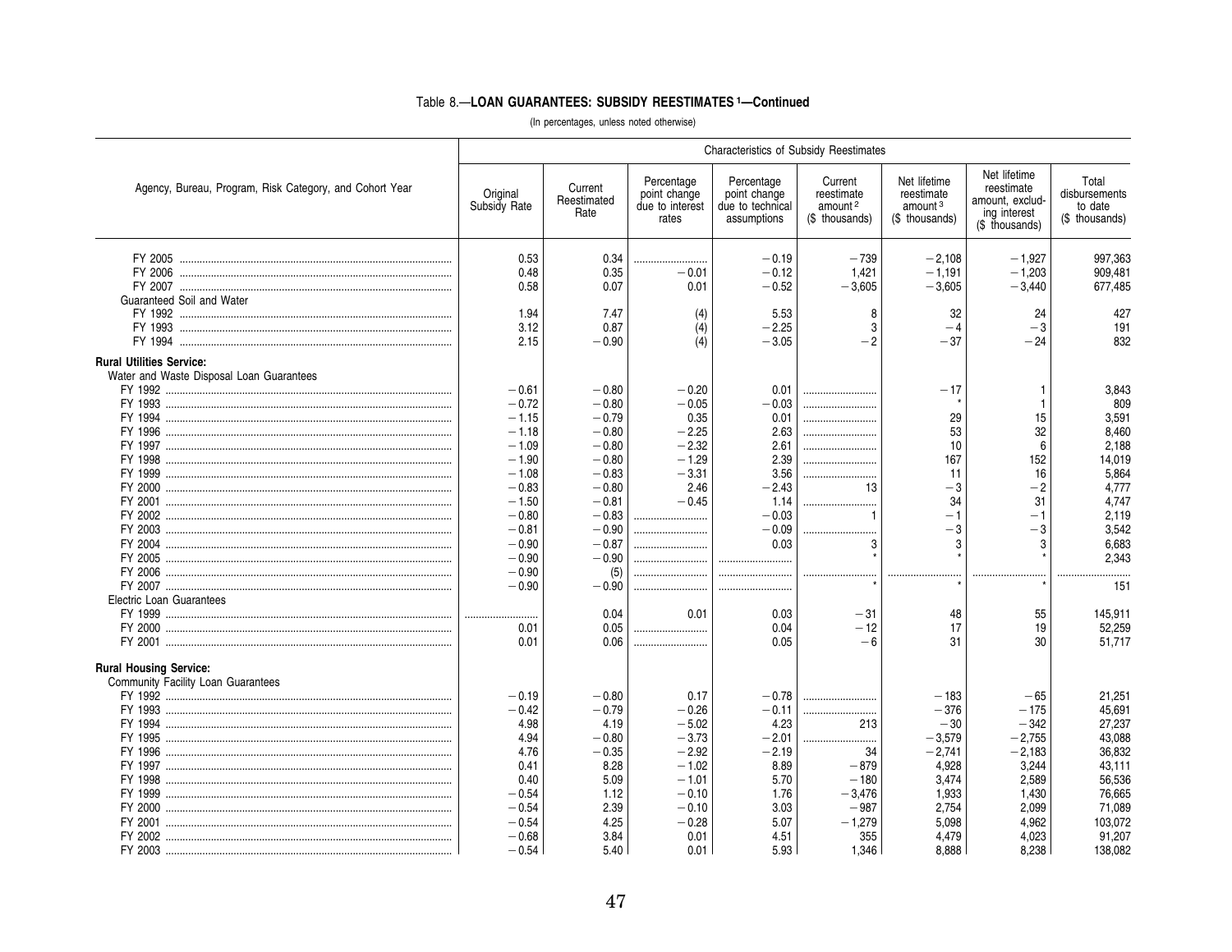## Table 8.—LOAN GUARANTEES: SUBSIDY REESTIMATES [1]—Continued

(In percentages, unless noted otherwise)

| Agency, Bureau, Program, Risk Category, and Cohort Year | Characteristics of Subsidy Reestimates | | | | | | | |
|---|---|---|---|---|---|---|---|---|
| | Original Subsidy Rate | Current Reestimated Rate | Percentage point change due to interest rates | Percentage point change due to technical assumptions | Current reestimate amount [2] ($ thousands) | Net lifetime reestimate amount [3] ($ thousands) | Net lifetime reestimate amount, excluding interest ($ thousands) | Total disbursements to date ($ thousands) |
| FY 2005 | 0.53 | 0.34 | | −0.19 | −739 | −2,108 | −1,927 | 997,363 |
| FY 2006 | 0.48 | 0.35 | −0.01 | −0.12 | 1,421 | −1,191 | −1,203 | 909,481 |
| FY 2007 | 0.58 | 0.07 | 0.01 | −0.52 | −3,605 | −3,605 | −3,440 | 677,485 |
| Guaranteed Soil and Water | | | | | | | | |
| FY 1992 | 1.94 | 7.47 | (4) | 5.53 | 8 | 32 | 24 | 427 |
| FY 1993 | 3.12 | 0.87 | (4) | −2.25 | 3 | −4 | −3 | 191 |
| FY 1994 | 2.15 | −0.90 | (4) | −3.05 | −2 | −37 | −24 | 832 |
| **Rural Utilities Service:** | | | | | | | | |
| Water and Waste Disposal Loan Guarantees | | | | | | | | |
| FY 1992 | −0.61 | −0.80 | −0.20 | 0.01 | | −17 | 1 | 3,843 |
| FY 1993 | −0.72 | −0.80 | −0.05 | −0.03 | | * | 1 | 809 |
| FY 1994 | −1.15 | −0.79 | 0.35 | 0.01 | | 29 | 15 | 3,591 |
| FY 1996 | −1.18 | −0.80 | −2.25 | 2.63 | | 53 | 32 | 8,460 |
| FY 1997 | −1.09 | −0.80 | −2.32 | 2.61 | | 10 | 6 | 2,188 |
| FY 1998 | −1.90 | −0.80 | −1.29 | 2.39 | | 167 | 152 | 14,019 |
| FY 1999 | −1.08 | −0.83 | −3.31 | 3.56 | | 11 | 16 | 5,864 |
| FY 2000 | −0.83 | −0.80 | 2.46 | −2.43 | 13 | −3 | −2 | 4,777 |
| FY 2001 | −1.50 | −0.81 | −0.45 | 1.14 | | 34 | 31 | 4,747 |
| FY 2002 | −0.80 | −0.83 | | −0.03 | 1 | −1 | −1 | 2,119 |
| FY 2003 | −0.81 | −0.90 | | −0.09 | | −3 | −3 | 3,542 |
| FY 2004 | −0.90 | −0.87 | | 0.03 | 3 | 3 | 3 | 6,683 |
| FY 2005 | −0.90 | −0.90 | | | * | * | * | 2,343 |
| FY 2006 | −0.90 | (5) | | | | | | |
| FY 2007 | −0.90 | −0.90 | | | * | * | * | 151 |
| Electric Loan Guarantees | | | | | | | | |
| FY 1999 | | 0.04 | 0.01 | 0.03 | −31 | 48 | 55 | 145,911 |
| FY 2000 | 0.01 | 0.05 | | 0.04 | −12 | 17 | 19 | 52,259 |
| FY 2001 | 0.01 | 0.06 | | 0.05 | −6 | 31 | 30 | 51,717 |
| **Rural Housing Service:** | | | | | | | | |
| Community Facility Loan Guarantees | | | | | | | | |
| FY 1992 | −0.19 | −0.80 | 0.17 | −0.78 | | −183 | −65 | 21,251 |
| FY 1993 | −0.42 | −0.79 | −0.26 | −0.11 | | −376 | −175 | 45,691 |
| FY 1994 | 4.98 | 4.19 | −5.02 | 4.23 | 213 | −30 | −342 | 27,237 |
| FY 1995 | 4.94 | −0.80 | −3.73 | −2.01 | | −3,579 | −2,755 | 43,088 |
| FY 1996 | 4.76 | −0.35 | −2.92 | −2.19 | 34 | −2,741 | −2,183 | 36,832 |
| FY 1997 | 0.41 | 8.28 | −1.02 | 8.89 | −879 | 4,928 | 3,244 | 43,111 |
| FY 1998 | 0.40 | 5.09 | −1.01 | 5.70 | −180 | 3,474 | 2,589 | 56,536 |
| FY 1999 | −0.54 | 1.12 | −0.10 | 1.76 | −3,476 | 1,933 | 1,430 | 76,665 |
| FY 2000 | −0.54 | 2.39 | −0.10 | 3.03 | −987 | 2,754 | 2,099 | 71,089 |
| FY 2001 | −0.54 | 4.25 | −0.28 | 5.07 | −1,279 | 5,098 | 4,962 | 103,072 |
| FY 2002 | −0.68 | 3.84 | 0.01 | 4.51 | 355 | 4,479 | 4,023 | 91,207 |
| FY 2003 | −0.54 | 5.40 | 0.01 | 5.93 | 1,346 | 8,888 | 8,238 | 138,082 |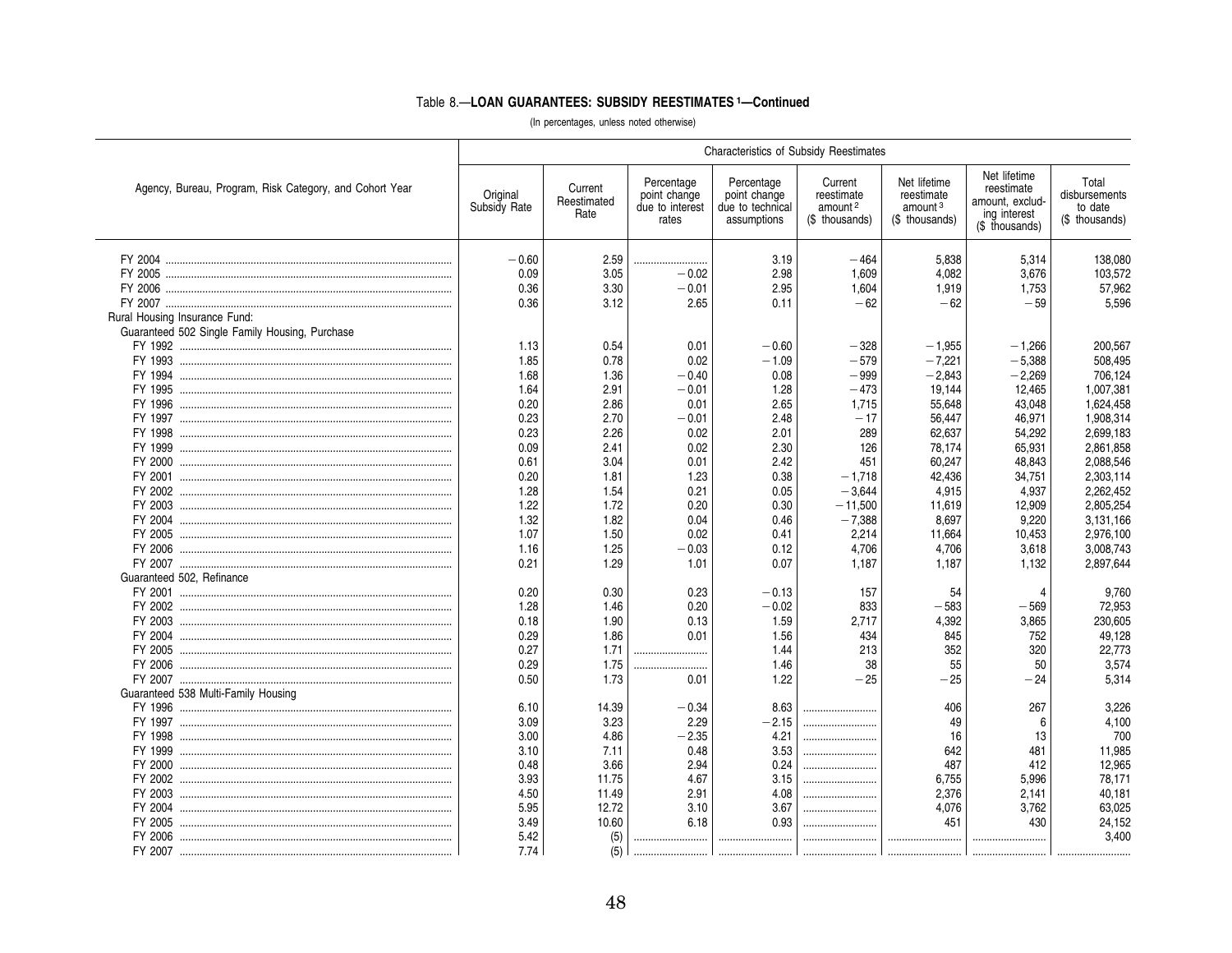### Table 8.—LOAN GUARANTEES: SUBSIDY REESTIMATES [1]—Continued

(In percentages, unless noted otherwise)

| Agency, Bureau, Program, Risk Category, and Cohort Year | Characteristics of Subsidy Reestimates | | | | | | | |
|---|---|---|---|---|---|---|---|---|
| | Original Subsidy Rate | Current Reestimated Rate | Percentage point change due to interest rates | Percentage point change due to technical assumptions | Current reestimate amount [2] ($ thousands) | Net lifetime reestimate amount [3] ($ thousands) | Net lifetime reestimate amount, excluding interest ($ thousands) | Total disbursements to date ($ thousands) |
| FY 2004 | −0.60 | 2.59 | .......... | 3.19 | −464 | 5,838 | 5,314 | 138,080 |
| FY 2005 | 0.09 | 3.05 | −0.02 | 2.98 | 1,609 | 4,082 | 3,676 | 103,572 |
| FY 2006 | 0.36 | 3.30 | −0.01 | 2.95 | 1,604 | 1,919 | 1,753 | 57,962 |
| FY 2007 | 0.36 | 3.12 | 2.65 | 0.11 | −62 | −62 | −59 | 5,596 |
| Rural Housing Insurance Fund: | | | | | | | | |
| Guaranteed 502 Single Family Housing, Purchase | | | | | | | | |
| FY 1992 | 1.13 | 0.54 | 0.01 | −0.60 | −328 | −1,955 | −1,266 | 200,567 |
| FY 1993 | 1.85 | 0.78 | 0.02 | −1.09 | −579 | −7,221 | −5,388 | 508,495 |
| FY 1994 | 1.68 | 1.36 | −0.40 | 0.08 | −999 | −2,843 | −2,269 | 706,124 |
| FY 1995 | 1.64 | 2.91 | −0.01 | 1.28 | −473 | 19,144 | 12,465 | 1,007,381 |
| FY 1996 | 0.20 | 2.86 | 0.01 | 2.65 | 1,715 | 55,648 | 43,048 | 1,624,458 |
| FY 1997 | 0.23 | 2.70 | −0.01 | 2.48 | −17 | 56,447 | 46,971 | 1,908,314 |
| FY 1998 | 0.23 | 2.26 | 0.02 | 2.01 | 289 | 62,637 | 54,292 | 2,699,183 |
| FY 1999 | 0.09 | 2.41 | 0.02 | 2.30 | 126 | 78,174 | 65,931 | 2,861,858 |
| FY 2000 | 0.61 | 3.04 | 0.01 | 2.42 | 451 | 60,247 | 48,843 | 2,088,546 |
| FY 2001 | 0.20 | 1.81 | 1.23 | 0.38 | −1,718 | 42,436 | 34,751 | 2,303,114 |
| FY 2002 | 1.28 | 1.54 | 0.21 | 0.05 | −3,644 | 4,915 | 4,937 | 2,262,452 |
| FY 2003 | 1.22 | 1.72 | 0.20 | 0.30 | −11,500 | 11,619 | 12,909 | 2,805,254 |
| FY 2004 | 1.32 | 1.82 | 0.04 | 0.46 | −7,388 | 8,697 | 9,220 | 3,131,166 |
| FY 2005 | 1.07 | 1.50 | 0.02 | 0.41 | 2,214 | 11,664 | 10,453 | 2,976,100 |
| FY 2006 | 1.16 | 1.25 | −0.03 | 0.12 | 4,706 | 4,706 | 3,618 | 3,008,743 |
| FY 2007 | 0.21 | 1.29 | 1.01 | 0.07 | 1,187 | 1,187 | 1,132 | 2,897,644 |
| Guaranteed 502, Refinance | | | | | | | | |
| FY 2001 | 0.20 | 0.30 | 0.23 | −0.13 | 157 | 54 | 4 | 9,760 |
| FY 2002 | 1.28 | 1.46 | 0.20 | −0.02 | 833 | −583 | −569 | 72,953 |
| FY 2003 | 0.18 | 1.90 | 0.13 | 1.59 | 2,717 | 4,392 | 3,865 | 230,605 |
| FY 2004 | 0.29 | 1.86 | 0.01 | 1.56 | 434 | 845 | 752 | 49,128 |
| FY 2005 | 0.27 | 1.71 | .......... | 1.44 | 213 | 352 | 320 | 22,773 |
| FY 2006 | 0.29 | 1.75 | .......... | 1.46 | 38 | 55 | 50 | 3,574 |
| FY 2007 | 0.50 | 1.73 | 0.01 | 1.22 | −25 | −25 | −24 | 5,314 |
| Guaranteed 538 Multi-Family Housing | | | | | | | | |
| FY 1996 | 6.10 | 14.39 | −0.34 | 8.63 | .......... | 406 | 267 | 3,226 |
| FY 1997 | 3.09 | 3.23 | 2.29 | −2.15 | .......... | 49 | 6 | 4,100 |
| FY 1998 | 3.00 | 4.86 | −2.35 | 4.21 | .......... | 16 | 13 | 700 |
| FY 1999 | 3.10 | 7.11 | 0.48 | 3.53 | .......... | 642 | 481 | 11,985 |
| FY 2000 | 0.48 | 3.66 | 2.94 | 0.24 | .......... | 487 | 412 | 12,965 |
| FY 2002 | 3.93 | 11.75 | 4.67 | 3.15 | .......... | 6,755 | 5,996 | 78,171 |
| FY 2003 | 4.50 | 11.49 | 2.91 | 4.08 | .......... | 2,376 | 2,141 | 40,181 |
| FY 2004 | 5.95 | 12.72 | 3.10 | 3.67 | .......... | 4,076 | 3,762 | 63,025 |
| FY 2005 | 3.49 | 10.60 | 6.18 | 0.93 | .......... | 451 | 430 | 24,152 |
| FY 2006 | 5.42 | (5) | .......... | .......... | .......... | .......... | .......... | 3,400 |
| FY 2007 | 7.74 | (5) | .......... | .......... | .......... | .......... | .......... | .......... |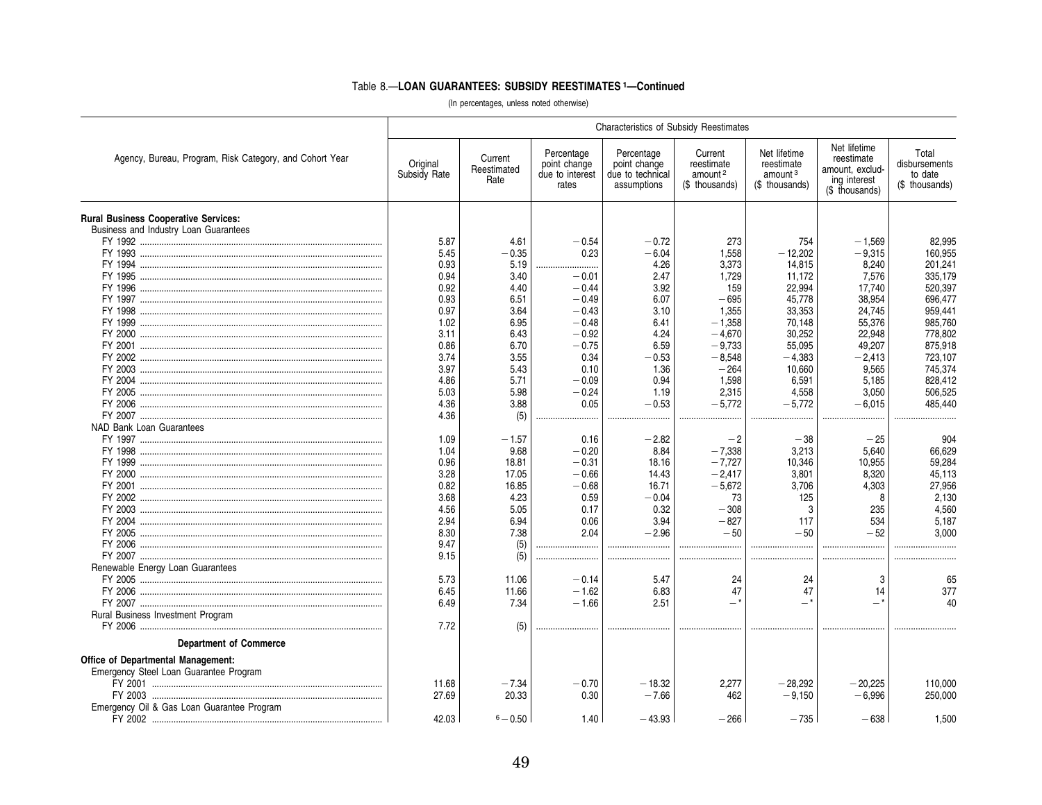### Table 8.—LOAN GUARANTEES: SUBSIDY REESTIMATES [1]—Continued

(In percentages, unless noted otherwise)

| Agency, Bureau, Program, Risk Category, and Cohort Year | Characteristics of Subsidy Reestimates | | | | | | | |
|---|---|---|---|---|---|---|---|---|
| | Original Subsidy Rate | Current Reestimated Rate | Percentage point change due to interest rates | Percentage point change due to technical assumptions | Current reestimate amount [2] ($ thousands) | Net lifetime reestimate amount [3] ($ thousands) | Net lifetime reestimate amount, excluding interest ($ thousands) | Total disbursements to date ($ thousands) |
| **Rural Business Cooperative Services:** | | | | | | | | |
| Business and Industry Loan Guarantees | | | | | | | | |
| FY 1992 | 5.87 | 4.61 | −0.54 | −0.72 | 273 | 754 | −1,569 | 82,995 |
| FY 1993 | 5.45 | −0.35 | 0.23 | −6.04 | 1,558 | −12,202 | −9,315 | 160,955 |
| FY 1994 | 0.93 | 5.19 | .......... | 4.26 | 3,373 | 14,815 | 8,240 | 201,241 |
| FY 1995 | 0.94 | 3.40 | −0.01 | 2.47 | 1,729 | 11,172 | 7,576 | 335,179 |
| FY 1996 | 0.92 | 4.40 | −0.44 | 3.92 | 159 | 22,994 | 17,740 | 520,397 |
| FY 1997 | 0.93 | 6.51 | −0.49 | 6.07 | −695 | 45,778 | 38,954 | 696,477 |
| FY 1998 | 0.97 | 3.64 | −0.43 | 3.10 | 1,355 | 33,353 | 24,745 | 959,441 |
| FY 1999 | 1.02 | 6.95 | −0.48 | 6.41 | −1,358 | 70,148 | 55,376 | 985,760 |
| FY 2000 | 3.11 | 6.43 | −0.92 | 4.24 | −4,670 | 30,252 | 22,948 | 778,802 |
| FY 2001 | 0.86 | 6.70 | −0.75 | 6.59 | −9,733 | 55,095 | 49,207 | 875,918 |
| FY 2002 | 3.74 | 3.55 | 0.34 | −0.53 | −8,548 | −4,383 | −2,413 | 723,107 |
| FY 2003 | 3.97 | 5.43 | 0.10 | 1.36 | −264 | 10,660 | 9,565 | 745,374 |
| FY 2004 | 4.86 | 5.71 | −0.09 | 0.94 | 1,598 | 6,591 | 5,185 | 828,412 |
| FY 2005 | 5.03 | 5.98 | −0.24 | 1.19 | 2,315 | 4,558 | 3,050 | 506,525 |
| FY 2006 | 4.36 | 3.88 | 0.05 | −0.53 | −5,772 | −5,772 | −6,015 | 485,440 |
| FY 2007 | 4.36 | (5) | .......... | .......... | .......... | .......... | .......... | .......... |
| NAD Bank Loan Guarantees | | | | | | | | |
| FY 1997 | 1.09 | −1.57 | 0.16 | −2.82 | −2 | −38 | −25 | 904 |
| FY 1998 | 1.04 | 9.68 | −0.20 | 8.84 | −7,338 | 3,213 | 5,640 | 66,629 |
| FY 1999 | 0.96 | 18.81 | −0.31 | 18.16 | −7,727 | 10,346 | 10,955 | 59,284 |
| FY 2000 | 3.28 | 17.05 | −0.66 | 14.43 | −2,417 | 3,801 | 8,320 | 45,113 |
| FY 2001 | 0.82 | 16.85 | −0.68 | 16.71 | −5,672 | 3,706 | 4,303 | 27,956 |
| FY 2002 | 3.68 | 4.23 | 0.59 | −0.04 | 73 | 125 | 8 | 2,130 |
| FY 2003 | 4.56 | 5.05 | 0.17 | 0.32 | −308 | 3 | 235 | 4,560 |
| FY 2004 | 2.94 | 6.94 | 0.06 | 3.94 | −827 | 117 | 534 | 5,187 |
| FY 2005 | 8.30 | 7.38 | 2.04 | −2.96 | −50 | −50 | −52 | 3,000 |
| FY 2006 | 9.47 | (5) | .......... | .......... | .......... | .......... | .......... | .......... |
| FY 2007 | 9.15 | (5) | .......... | .......... | .......... | .......... | .......... | .......... |
| Renewable Energy Loan Guarantees | | | | | | | | |
| FY 2005 | 5.73 | 11.06 | −0.14 | 5.47 | 24 | 24 | 3 | 65 |
| FY 2006 | 6.45 | 11.66 | −1.62 | 6.83 | 47 | 47 | 14 | 377 |
| FY 2007 | 6.49 | 7.34 | −1.66 | 2.51 | −* | −* | −* | 40 |
| Rural Business Investment Program | | | | | | | | |
| FY 2006 | 7.72 | (5) | .......... | .......... | .......... | .......... | .......... | .......... |
| **Department of Commerce** | | | | | | | | |
| **Office of Departmental Management:** | | | | | | | | |
| Emergency Steel Loan Guarantee Program | | | | | | | | |
| FY 2001 | 11.68 | −7.34 | −0.70 | −18.32 | 2,277 | −28,292 | −20,225 | 110,000 |
| FY 2003 | 27.69 | 20.33 | 0.30 | −7.66 | 462 | −9,150 | −6,996 | 250,000 |
| Emergency Oil & Gas Loan Guarantee Program | | | | | | | | |
| FY 2002 | 42.03 | [6] −0.50 | 1.40 | −43.93 | −266 | −735 | −638 | 1,500 |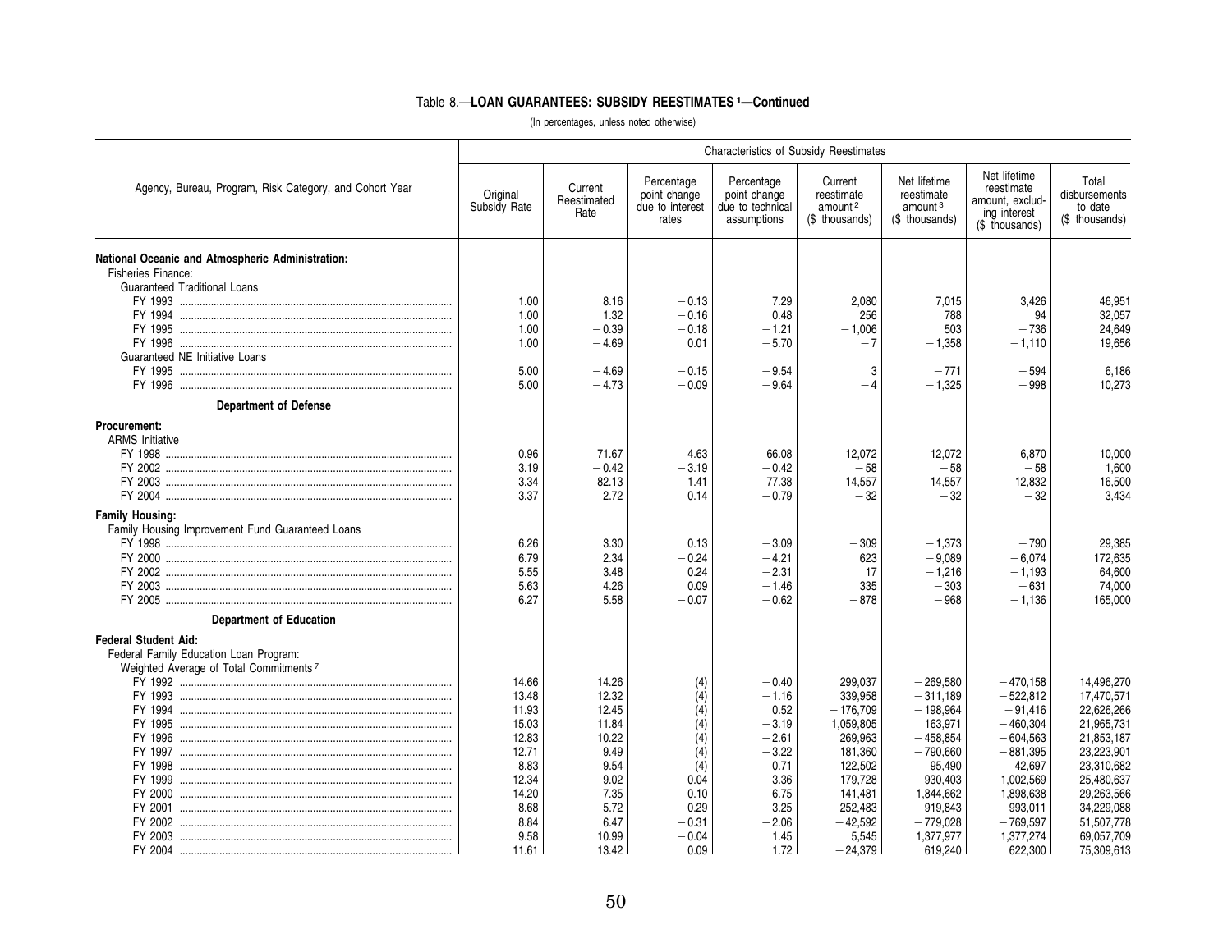## Table 8.—LOAN GUARANTEES: SUBSIDY REESTIMATES [1]—Continued

(In percentages, unless noted otherwise)

| Agency, Bureau, Program, Risk Category, and Cohort Year | Characteristics of Subsidy Reestimates | | | | | | | |
|---|---|---|---|---|---|---|---|---|
| | Original Subsidy Rate | Current Reestimated Rate | Percentage point change due to interest rates | Percentage point change due to technical assumptions | Current reestimate amount [2] ($ thousands) | Net lifetime reestimate amount [3] ($ thousands) | Net lifetime reestimate amount, excluding interest ($ thousands) | Total disbursements to date ($ thousands) |
| **National Oceanic and Atmospheric Administration:** | | | | | | | | |
| Fisheries Finance: | | | | | | | | |
| Guaranteed Traditional Loans | | | | | | | | |
| FY 1993 | 1.00 | 8.16 | −0.13 | 7.29 | 2,080 | 7,015 | 3,426 | 46,951 |
| FY 1994 | 1.00 | 1.32 | −0.16 | 0.48 | 256 | 788 | 94 | 32,057 |
| FY 1995 | 1.00 | −0.39 | −0.18 | −1.21 | −1,006 | 503 | −736 | 24,649 |
| FY 1996 | 1.00 | −4.69 | 0.01 | −5.70 | −7 | −1,358 | −1,110 | 19,656 |
| Guaranteed NE Initiative Loans | | | | | | | | |
| FY 1995 | 5.00 | −4.69 | −0.15 | −9.54 | 3 | −771 | −594 | 6,186 |
| FY 1996 | 5.00 | −4.73 | −0.09 | −9.64 | −4 | −1,325 | −998 | 10,273 |
| **Department of Defense** | | | | | | | | |
| **Procurement:** | | | | | | | | |
| ARMS Initiative | | | | | | | | |
| FY 1998 | 0.96 | 71.67 | 4.63 | 66.08 | 12,072 | 12,072 | 6,870 | 10,000 |
| FY 2002 | 3.19 | −0.42 | −3.19 | −0.42 | −58 | −58 | −58 | 1,600 |
| FY 2003 | 3.34 | 82.13 | 1.41 | 77.38 | 14,557 | 14,557 | 12,832 | 16,500 |
| FY 2004 | 3.37 | 2.72 | 0.14 | −0.79 | −32 | −32 | −32 | 3,434 |
| **Family Housing:** | | | | | | | | |
| Family Housing Improvement Fund Guaranteed Loans | | | | | | | | |
| FY 1998 | 6.26 | 3.30 | 0.13 | −3.09 | −309 | −1,373 | −790 | 29,385 |
| FY 2000 | 6.79 | 2.34 | −0.24 | −4.21 | 623 | −9,089 | −6,074 | 172,635 |
| FY 2002 | 5.55 | 3.48 | 0.24 | −2.31 | 17 | −1,216 | −1,193 | 64,600 |
| FY 2003 | 5.63 | 4.26 | 0.09 | −1.46 | 335 | −303 | −631 | 74,000 |
| FY 2005 | 6.27 | 5.58 | −0.07 | −0.62 | −878 | −968 | −1,136 | 165,000 |
| **Department of Education** | | | | | | | | |
| **Federal Student Aid:** | | | | | | | | |
| Federal Family Education Loan Program: | | | | | | | | |
| Weighted Average of Total Commitments [7] | | | | | | | | |
| FY 1992 | 14.66 | 14.26 | (4) | −0.40 | 299,037 | −269,580 | −470,158 | 14,496,270 |
| FY 1993 | 13.48 | 12.32 | (4) | −1.16 | 339,958 | −311,189 | −522,812 | 17,470,571 |
| FY 1994 | 11.93 | 12.45 | (4) | 0.52 | −176,709 | −198,964 | −91,416 | 22,626,266 |
| FY 1995 | 15.03 | 11.84 | (4) | −3.19 | 1,059,805 | 163,971 | −460,304 | 21,965,731 |
| FY 1996 | 12.83 | 10.22 | (4) | −2.61 | 269,963 | −458,854 | −604,563 | 21,853,187 |
| FY 1997 | 12.71 | 9.49 | (4) | −3.22 | 181,360 | −790,660 | −881,395 | 23,223,901 |
| FY 1998 | 8.83 | 9.54 | (4) | 0.71 | 122,502 | 95,490 | 42,697 | 23,310,682 |
| FY 1999 | 12.34 | 9.02 | 0.04 | −3.36 | 179,728 | −930,403 | −1,002,569 | 25,480,637 |
| FY 2000 | 14.20 | 7.35 | −0.10 | −6.75 | 141,481 | −1,844,662 | −1,898,638 | 29,263,566 |
| FY 2001 | 8.68 | 5.72 | 0.29 | −3.25 | 252,483 | −919,843 | −993,011 | 34,229,088 |
| FY 2002 | 8.84 | 6.47 | −0.31 | −2.06 | −42,592 | −779,028 | −769,597 | 51,507,778 |
| FY 2003 | 9.58 | 10.99 | −0.04 | 1.45 | 5,545 | 1,377,977 | 1,377,274 | 69,057,709 |
| FY 2004 | 11.61 | 13.42 | 0.09 | 1.72 | −24,379 | 619,240 | 622,300 | 75,309,613 |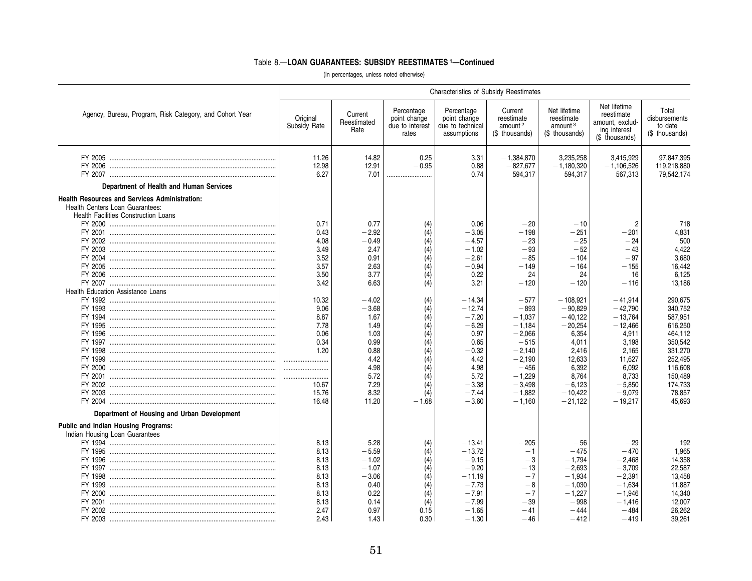### Table 8.—LOAN GUARANTEES: SUBSIDY REESTIMATES [1]—Continued

(In percentages, unless noted otherwise)

| Agency, Bureau, Program, Risk Category, and Cohort Year | Characteristics of Subsidy Reestimates | | | | | | | |
|---|---|---|---|---|---|---|---|---|
| | Original Subsidy Rate | Current Reestimated Rate | Percentage point change due to interest rates | Percentage point change due to technical assumptions | Current reestimate amount [2] ($ thousands) | Net lifetime reestimate amount [3] ($ thousands) | Net lifetime reestimate amount, excluding interest ($ thousands) | Total disbursements to date ($ thousands) |
| FY 2005 | 11.26 | 14.82 | 0.25 | 3.31 | −1,384,870 | 3,235,258 | 3,415,929 | 97,847,395 |
| FY 2006 | 12.98 | 12.91 | −0.95 | 0.88 | −827,677 | −1,180,320 | −1,106,526 | 119,218,880 |
| FY 2007 | 6.27 | 7.01 | .......................... | 0.74 | 594,317 | 594,317 | 567,313 | 79,542,174 |
| **Department of Health and Human Services** | | | | | | | | |
| **Health Resources and Services Administration:** | | | | | | | | |
| Health Centers Loan Guarantees: | | | | | | | | |
| Health Facilities Construction Loans | | | | | | | | |
| FY 2000 | 0.71 | 0.77 | (4) | 0.06 | −20 | −10 | 2 | 718 |
| FY 2001 | 0.43 | −2.92 | (4) | −3.05 | −198 | −251 | −201 | 4,831 |
| FY 2002 | 4.08 | −0.49 | (4) | −4.57 | −23 | −25 | −24 | 500 |
| FY 2003 | 3.49 | 2.47 | (4) | −1.02 | −93 | −52 | −43 | 4,422 |
| FY 2004 | 3.52 | 0.91 | (4) | −2.61 | −85 | −104 | −97 | 3,680 |
| FY 2005 | 3.57 | 2.63 | (4) | −0.94 | −149 | −164 | −155 | 16,442 |
| FY 2006 | 3.50 | 3.77 | (4) | 0.22 | 24 | 24 | 16 | 6,125 |
| FY 2007 | 3.42 | 6.63 | (4) | 3.21 | −120 | −120 | −116 | 13,186 |
| Health Education Assistance Loans | | | | | | | | |
| FY 1992 | 10.32 | −4.02 | (4) | −14.34 | −577 | −108,921 | −41,914 | 290,675 |
| FY 1993 | 9.06 | −3.68 | (4) | −12.74 | −893 | −90,829 | −42,790 | 340,752 |
| FY 1994 | 8.87 | 1.67 | (4) | −7.20 | −1,037 | −40,122 | −13,764 | 587,951 |
| FY 1995 | 7.78 | 1.49 | (4) | −6.29 | −1,184 | −20,254 | −12,466 | 616,250 |
| FY 1996 | 0.06 | 1.03 | (4) | 0.97 | −2,066 | 6,354 | 4,911 | 464,112 |
| FY 1997 | 0.34 | 0.99 | (4) | 0.65 | −515 | 4,011 | 3,198 | 350,542 |
| FY 1998 | 1.20 | 0.88 | (4) | −0.32 | −2,140 | 2,416 | 2,165 | 331,270 |
| FY 1999 | .......................... | 4.42 | (4) | 4.42 | −2,190 | 12,633 | 11,627 | 252,495 |
| FY 2000 | .......................... | 4.98 | (4) | 4.98 | −456 | 6,392 | 6,092 | 116,608 |
| FY 2001 | .......................... | 5.72 | (4) | 5.72 | −1,229 | 8,764 | 8,733 | 150,489 |
| FY 2002 | 10.67 | 7.29 | (4) | −3.38 | −3,498 | −6,123 | −5,850 | 174,733 |
| FY 2003 | 15.76 | 8.32 | (4) | −7.44 | −1,882 | −10,422 | −9,079 | 78,857 |
| FY 2004 | 16.48 | 11.20 | −1.68 | −3.60 | −1,160 | −21,122 | −19,217 | 45,693 |
| **Department of Housing and Urban Development** | | | | | | | | |
| **Public and Indian Housing Programs:** | | | | | | | | |
| Indian Housing Loan Guarantees | | | | | | | | |
| FY 1994 | 8.13 | −5.28 | (4) | −13.41 | −205 | −56 | −29 | 192 |
| FY 1995 | 8.13 | −5.59 | (4) | −13.72 | −1 | −475 | −470 | 1,965 |
| FY 1996 | 8.13 | −1.02 | (4) | −9.15 | −3 | −1,794 | −2,468 | 14,358 |
| FY 1997 | 8.13 | −1.07 | (4) | −9.20 | −13 | −2,693 | −3,709 | 22,587 |
| FY 1998 | 8.13 | −3.06 | (4) | −11.19 | −7 | −1,934 | −2,391 | 13,458 |
| FY 1999 | 8.13 | 0.40 | (4) | −7.73 | −8 | −1,030 | −1,634 | 11,887 |
| FY 2000 | 8.13 | 0.22 | (4) | −7.91 | −7 | −1,227 | −1,946 | 14,340 |
| FY 2001 | 8.13 | 0.14 | (4) | −7.99 | −39 | −998 | −1,416 | 12,007 |
| FY 2002 | 2.47 | 0.97 | 0.15 | −1.65 | −41 | −444 | −484 | 26,262 |
| FY 2003 | 2.43 | 1.43 | 0.30 | −1.30 | −46 | −412 | −419 | 39,261 |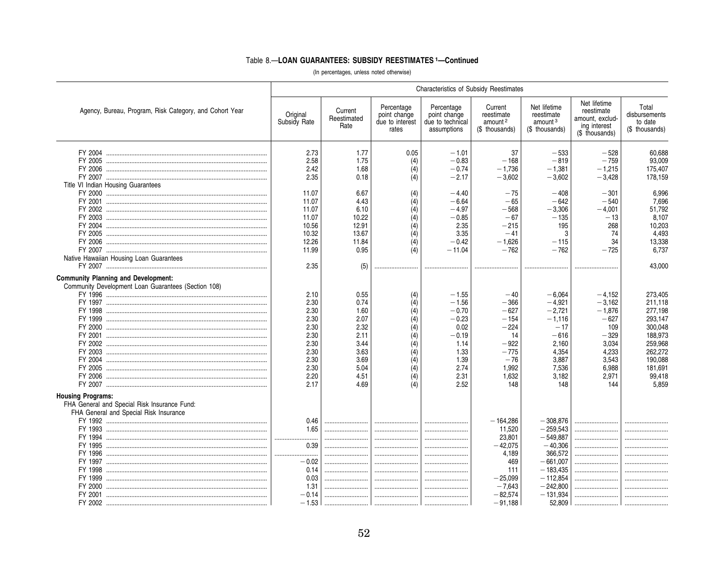Table 8.—**LOAN GUARANTEES: SUBSIDY REESTIMATES [1]—Continued**

(In percentages, unless noted otherwise)

| Agency, Bureau, Program, Risk Category, and Cohort Year | Characteristics of Subsidy Reestimates | | | | | | | |
|---|---|---|---|---|---|---|---|---|
| | Original Subsidy Rate | Current Reestimated Rate | Percentage point change due to interest rates | Percentage point change due to technical assumptions | Current reestimate amount [2] ($ thousands) | Net lifetime reestimate amount [3] ($ thousands) | Net lifetime reestimate amount, excluding interest ($ thousands) | Total disbursements to date ($ thousands) |
| FY 2004 | 2.73 | 1.77 | 0.05 | −1.01 | 37 | −533 | −528 | 60,688 |
| FY 2005 | 2.58 | 1.75 | (4) | −0.83 | −168 | −819 | −759 | 93,009 |
| FY 2006 | 2.42 | 1.68 | (4) | −0.74 | −1,736 | −1,381 | −1,215 | 175,407 |
| FY 2007 | 2.35 | 0.18 | (4) | −2.17 | −3,602 | −3,602 | −3,428 | 178,159 |
| Title VI Indian Housing Guarantees | | | | | | | | |
| FY 2000 | 11.07 | 6.67 | (4) | −4.40 | −75 | −408 | −301 | 6,996 |
| FY 2001 | 11.07 | 4.43 | (4) | −6.64 | −65 | −642 | −540 | 7,696 |
| FY 2002 | 11.07 | 6.10 | (4) | −4.97 | −568 | −3,306 | −4,001 | 51,792 |
| FY 2003 | 11.07 | 10.22 | (4) | −0.85 | −67 | −135 | −13 | 8,107 |
| FY 2004 | 10.56 | 12.91 | (4) | 2.35 | −215 | 195 | 268 | 10,203 |
| FY 2005 | 10.32 | 13.67 | (4) | 3.35 | −41 | 3 | 74 | 4,493 |
| FY 2006 | 12.26 | 11.84 | (4) | −0.42 | −1,626 | −115 | 34 | 13,338 |
| FY 2007 | 11.99 | 0.95 | (4) | −11.04 | −762 | −762 | −725 | 6,737 |
| Native Hawaiian Housing Loan Guarantees | | | | | | | | |
| FY 2007 | 2.35 | (5) | .......... | .......... | .......... | .......... | .......... | 43,000 |
| **Community Planning and Development:** | | | | | | | | |
| Community Development Loan Guarantees (Section 108) | | | | | | | | |
| FY 1996 | 2.10 | 0.55 | (4) | −1.55 | −40 | −6,064 | −4,152 | 273,405 |
| FY 1997 | 2.30 | 0.74 | (4) | −1.56 | −366 | −4,921 | −3,162 | 211,118 |
| FY 1998 | 2.30 | 1.60 | (4) | −0.70 | −627 | −2,721 | −1,876 | 277,198 |
| FY 1999 | 2.30 | 2.07 | (4) | −0.23 | −154 | −1,116 | −627 | 293,147 |
| FY 2000 | 2.30 | 2.32 | (4) | 0.02 | −224 | −17 | 109 | 300,048 |
| FY 2001 | 2.30 | 2.11 | (4) | −0.19 | 14 | −616 | −329 | 188,973 |
| FY 2002 | 2.30 | 3.44 | (4) | 1.14 | −922 | 2,160 | 3,034 | 259,968 |
| FY 2003 | 2.30 | 3.63 | (4) | 1.33 | −775 | 4,354 | 4,233 | 262,272 |
| FY 2004 | 2.30 | 3.69 | (4) | 1.39 | −76 | 3,887 | 3,543 | 190,088 |
| FY 2005 | 2.30 | 5.04 | (4) | 2.74 | 1,992 | 7,536 | 6,988 | 181,691 |
| FY 2006 | 2.20 | 4.51 | (4) | 2.31 | 1,632 | 3,182 | 2,971 | 99,418 |
| FY 2007 | 2.17 | 4.69 | (4) | 2.52 | 148 | 148 | 144 | 5,859 |
| **Housing Programs:** | | | | | | | | |
| FHA General and Special Risk Insurance Fund: | | | | | | | | |
| FHA General and Special Risk Insurance | | | | | | | | |
| FY 1992 | 0.46 | .......... | .......... | .......... | −164,286 | −308,876 | .......... | .......... |
| FY 1993 | 1.65 | .......... | .......... | .......... | 11,520 | −259,543 | .......... | .......... |
| FY 1994 | .......... | .......... | .......... | .......... | 23,801 | −549,887 | .......... | .......... |
| FY 1995 | 0.39 | .......... | .......... | .......... | −42,075 | −40,306 | .......... | .......... |
| FY 1996 | .......... | .......... | .......... | .......... | 4,189 | 366,572 | .......... | .......... |
| FY 1997 | −0.02 | .......... | .......... | .......... | 469 | −661,007 | .......... | .......... |
| FY 1998 | 0.14 | .......... | .......... | .......... | 111 | −183,435 | .......... | .......... |
| FY 1999 | 0.03 | .......... | .......... | .......... | −25,099 | −112,854 | .......... | .......... |
| FY 2000 | 1.31 | .......... | .......... | .......... | −7,643 | −242,800 | .......... | .......... |
| FY 2001 | −0.14 | .......... | .......... | .......... | −82,574 | −131,934 | .......... | .......... |
| FY 2002 | −1.53 | .......... | .......... | .......... | −91,188 | 52,809 | .......... | .......... |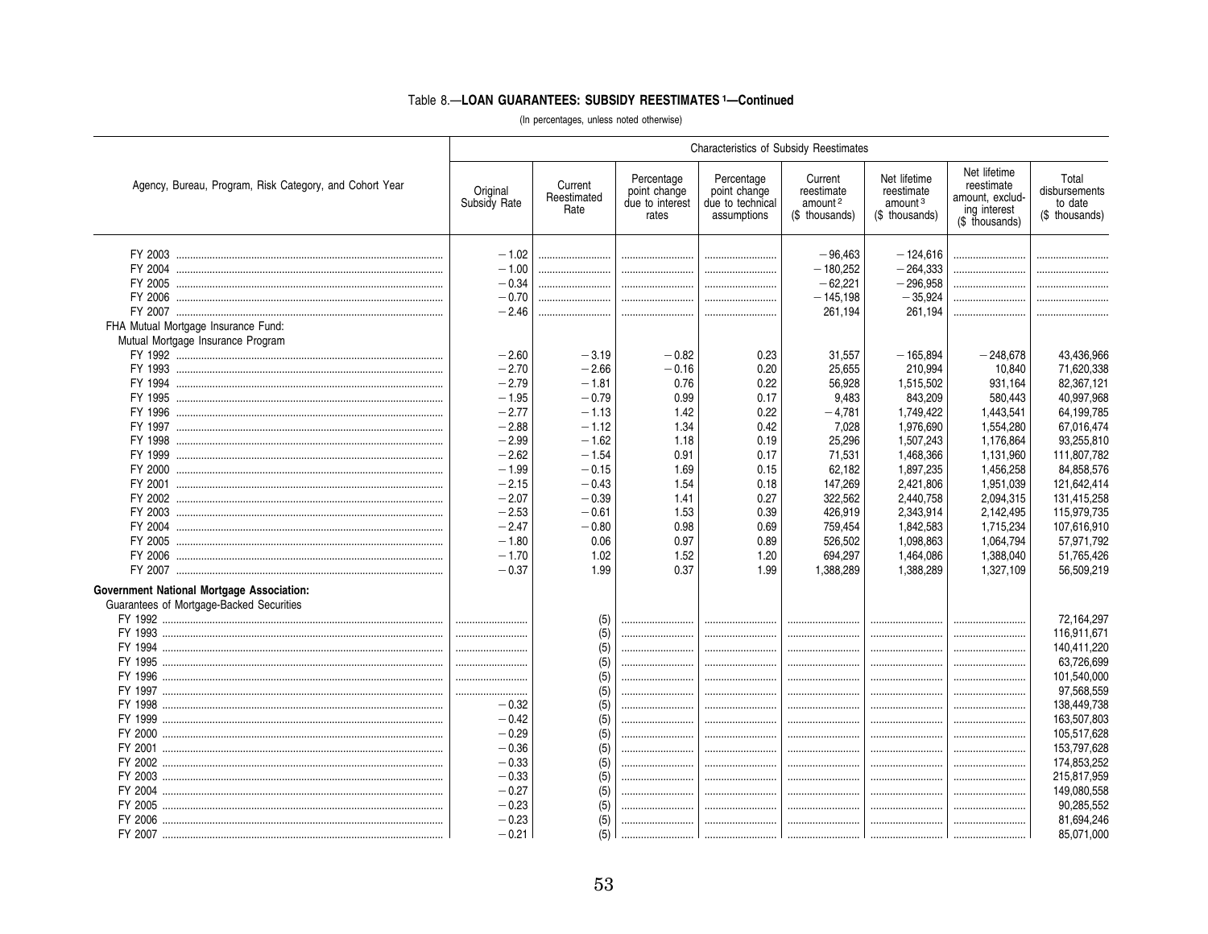### Table 8.—LOAN GUARANTEES: SUBSIDY REESTIMATES [1]—Continued

(In percentages, unless noted otherwise)

| Agency, Bureau, Program, Risk Category, and Cohort Year | Characteristics of Subsidy Reestimates | | | | | | | |
|---|---|---|---|---|---|---|---|---|
| | Original Subsidy Rate | Current Reestimated Rate | Percentage point change due to interest rates | Percentage point change due to technical assumptions | Current reestimate amount [2] ($ thousands) | Net lifetime reestimate amount [3] ($ thousands) | Net lifetime reestimate amount, excluding interest ($ thousands) | Total disbursements to date ($ thousands) |
| FY 2003 | −1.02 | | | | −96,463 | −124,616 | | |
| FY 2004 | −1.00 | | | | −180,252 | −264,333 | | |
| FY 2005 | −0.34 | | | | −62,221 | −296,958 | | |
| FY 2006 | −0.70 | | | | −145,198 | −35,924 | | |
| FY 2007 | −2.46 | | | | 261,194 | 261,194 | | |
| FHA Mutual Mortgage Insurance Fund: | | | | | | | | |
| Mutual Mortgage Insurance Program | | | | | | | | |
| FY 1992 | −2.60 | −3.19 | −0.82 | 0.23 | 31,557 | −165,894 | −248,678 | 43,436,966 |
| FY 1993 | −2.70 | −2.66 | −0.16 | 0.20 | 25,655 | 210,994 | 10,840 | 71,620,338 |
| FY 1994 | −2.79 | −1.81 | 0.76 | 0.22 | 56,928 | 1,515,502 | 931,164 | 82,367,121 |
| FY 1995 | −1.95 | −0.79 | 0.99 | 0.17 | 9,483 | 843,209 | 580,443 | 40,997,968 |
| FY 1996 | −2.77 | −1.13 | 1.42 | 0.22 | −4,781 | 1,749,422 | 1,443,541 | 64,199,785 |
| FY 1997 | −2.88 | −1.12 | 1.34 | 0.42 | 7,028 | 1,976,690 | 1,554,280 | 67,016,474 |
| FY 1998 | −2.99 | −1.62 | 1.18 | 0.19 | 25,296 | 1,507,243 | 1,176,864 | 93,255,810 |
| FY 1999 | −2.62 | −1.54 | 0.91 | 0.17 | 71,531 | 1,468,366 | 1,131,960 | 111,807,782 |
| FY 2000 | −1.99 | −0.15 | 1.69 | 0.15 | 62,182 | 1,897,235 | 1,456,258 | 84,858,576 |
| FY 2001 | −2.15 | −0.43 | 1.54 | 0.18 | 147,269 | 2,421,806 | 1,951,039 | 121,642,414 |
| FY 2002 | −2.07 | −0.39 | 1.41 | 0.27 | 322,562 | 2,440,758 | 2,094,315 | 131,415,258 |
| FY 2003 | −2.53 | −0.61 | 1.53 | 0.39 | 426,919 | 2,343,914 | 2,142,495 | 115,979,735 |
| FY 2004 | −2.47 | −0.80 | 0.98 | 0.69 | 759,454 | 1,842,583 | 1,715,234 | 107,616,910 |
| FY 2005 | −1.80 | 0.06 | 0.97 | 0.89 | 526,502 | 1,098,863 | 1,064,794 | 57,971,792 |
| FY 2006 | −1.70 | 1.02 | 1.52 | 1.20 | 694,297 | 1,464,086 | 1,388,040 | 51,765,426 |
| FY 2007 | −0.37 | 1.99 | 0.37 | 1.99 | 1,388,289 | 1,388,289 | 1,327,109 | 56,509,219 |
| **Government National Mortgage Association:** | | | | | | | | |
| Guarantees of Mortgage-Backed Securities | | | | | | | | |
| FY 1992 | | (5) | | | | | | 72,164,297 |
| FY 1993 | | (5) | | | | | | 116,911,671 |
| FY 1994 | | (5) | | | | | | 140,411,220 |
| FY 1995 | | (5) | | | | | | 63,726,699 |
| FY 1996 | | (5) | | | | | | 101,540,000 |
| FY 1997 | | (5) | | | | | | 97,568,559 |
| FY 1998 | −0.32 | (5) | | | | | | 138,449,738 |
| FY 1999 | −0.42 | (5) | | | | | | 163,507,803 |
| FY 2000 | −0.29 | (5) | | | | | | 105,517,628 |
| FY 2001 | −0.36 | (5) | | | | | | 153,797,628 |
| FY 2002 | −0.33 | (5) | | | | | | 174,853,252 |
| FY 2003 | −0.33 | (5) | | | | | | 215,817,959 |
| FY 2004 | −0.27 | (5) | | | | | | 149,080,558 |
| FY 2005 | −0.23 | (5) | | | | | | 90,285,552 |
| FY 2006 | −0.23 | (5) | | | | | | 81,694,246 |
| FY 2007 | −0.21 | (5) | | | | | | 85,071,000 |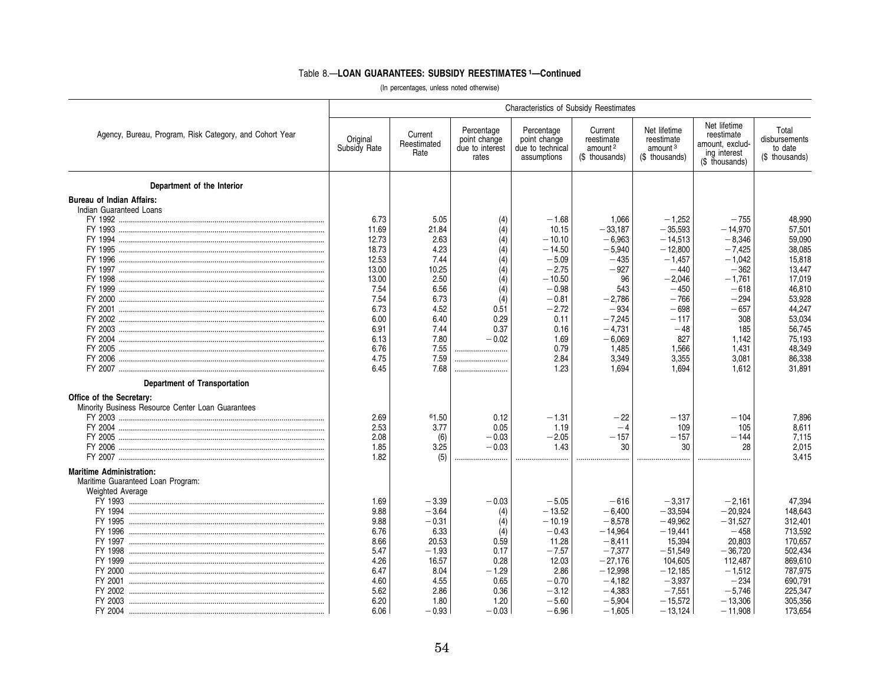### Table 8.—LOAN GUARANTEES: SUBSIDY REESTIMATES [1]—Continued

(In percentages, unless noted otherwise)

| Agency, Bureau, Program, Risk Category, and Cohort Year | Characteristics of Subsidy Reestimates | | | | | | | |
|---|---|---|---|---|---|---|---|---|
| | Original Subsidy Rate | Current Reestimated Rate | Percentage point change due to interest rates | Percentage point change due to technical assumptions | Current reestimate amount [2] ($ thousands) | Net lifetime reestimate amount [3] ($ thousands) | Net lifetime reestimate amount, excluding interest ($ thousands) | Total disbursements to date ($ thousands) |
| **Department of the Interior** | | | | | | | | |
| **Bureau of Indian Affairs:** | | | | | | | | |
| Indian Guaranteed Loans | | | | | | | | |
| FY 1992 | 6.73 | 5.05 | (4) | −1.68 | 1,066 | −1,252 | −755 | 48,990 |
| FY 1993 | 11.69 | 21.84 | (4) | 10.15 | −33,187 | −35,593 | −14,970 | 57,501 |
| FY 1994 | 12.73 | 2.63 | (4) | −10.10 | −6,963 | −14,513 | −8,346 | 59,090 |
| FY 1995 | 18.73 | 4.23 | (4) | −14.50 | −5,940 | −12,800 | −7,425 | 38,085 |
| FY 1996 | 12.53 | 7.44 | (4) | −5.09 | −435 | −1,457 | −1,042 | 15,818 |
| FY 1997 | 13.00 | 10.25 | (4) | −2.75 | −927 | −440 | −362 | 13,447 |
| FY 1998 | 13.00 | 2.50 | (4) | −10.50 | 96 | −2,046 | −1,761 | 17,019 |
| FY 1999 | 7.54 | 6.56 | (4) | −0.98 | 543 | −450 | −618 | 46,810 |
| FY 2000 | 7.54 | 6.73 | (4) | −0.81 | −2,786 | −766 | −294 | 53,928 |
| FY 2001 | 6.73 | 4.52 | 0.51 | −2.72 | −934 | −698 | −657 | 44,247 |
| FY 2002 | 6.00 | 6.40 | 0.29 | 0.11 | −7,245 | −117 | 308 | 53,034 |
| FY 2003 | 6.91 | 7.44 | 0.37 | 0.16 | −4,731 | −48 | 185 | 56,745 |
| FY 2004 | 6.13 | 7.80 | −0.02 | 1.69 | −6,069 | 827 | 1,142 | 75,193 |
| FY 2005 | 6.76 | 7.55 | | 0.79 | 1,485 | 1,566 | 1,431 | 48,349 |
| FY 2006 | 4.75 | 7.59 | | 2.84 | 3,349 | 3,355 | 3,081 | 86,338 |
| FY 2007 | 6.45 | 7.68 | | 1.23 | 1,694 | 1,694 | 1,612 | 31,891 |
| **Department of Transportation** | | | | | | | | |
| **Office of the Secretary:** | | | | | | | | |
| Minority Business Resource Center Loan Guarantees | | | | | | | | |
| FY 2003 | 2.69 | [6]1.50 | 0.12 | −1.31 | −22 | −137 | −104 | 7,896 |
| FY 2004 | 2.53 | 3.77 | 0.05 | 1.19 | −4 | 109 | 105 | 8,611 |
| FY 2005 | 2.08 | (6) | −0.03 | −2.05 | −157 | −157 | −144 | 7,115 |
| FY 2006 | 1.85 | 3.25 | −0.03 | 1.43 | 30 | 30 | 28 | 2,015 |
| FY 2007 | 1.82 | (5) | | | | | | 3,415 |
| **Maritime Administration:** | | | | | | | | |
| Maritime Guaranteed Loan Program: | | | | | | | | |
| Weighted Average | | | | | | | | |
| FY 1993 | 1.69 | −3.39 | −0.03 | −5.05 | −616 | −3,317 | −2,161 | 47,394 |
| FY 1994 | 9.88 | −3.64 | (4) | −13.52 | −6,400 | −33,594 | −20,924 | 148,643 |
| FY 1995 | 9.88 | −0.31 | (4) | −10.19 | −8,578 | −49,962 | −31,527 | 312,401 |
| FY 1996 | 6.76 | 6.33 | (4) | −0.43 | −14,964 | −19,441 | −458 | 713,592 |
| FY 1997 | 8.66 | 20.53 | 0.59 | 11.28 | −8,411 | 15,394 | 20,803 | 170,657 |
| FY 1998 | 5.47 | −1.93 | 0.17 | −7.57 | −7,377 | −51,549 | −36,720 | 502,434 |
| FY 1999 | 4.26 | 16.57 | 0.28 | 12.03 | −27,176 | 104,605 | 112,487 | 869,610 |
| FY 2000 | 6.47 | 8.04 | −1.29 | 2.86 | −12,998 | −12,185 | −1,512 | 787,975 |
| FY 2001 | 4.60 | 4.55 | 0.65 | −0.70 | −4,182 | −3,937 | −234 | 690,791 |
| FY 2002 | 5.62 | 2.86 | 0.36 | −3.12 | −4,383 | −7,551 | −5,746 | 225,347 |
| FY 2003 | 6.20 | 1.80 | 1.20 | −5.60 | −5,904 | −15,572 | −13,306 | 305,356 |
| FY 2004 | 6.06 | −0.93 | −0.03 | −6.96 | −1,605 | −13,124 | −11,908 | 173,654 |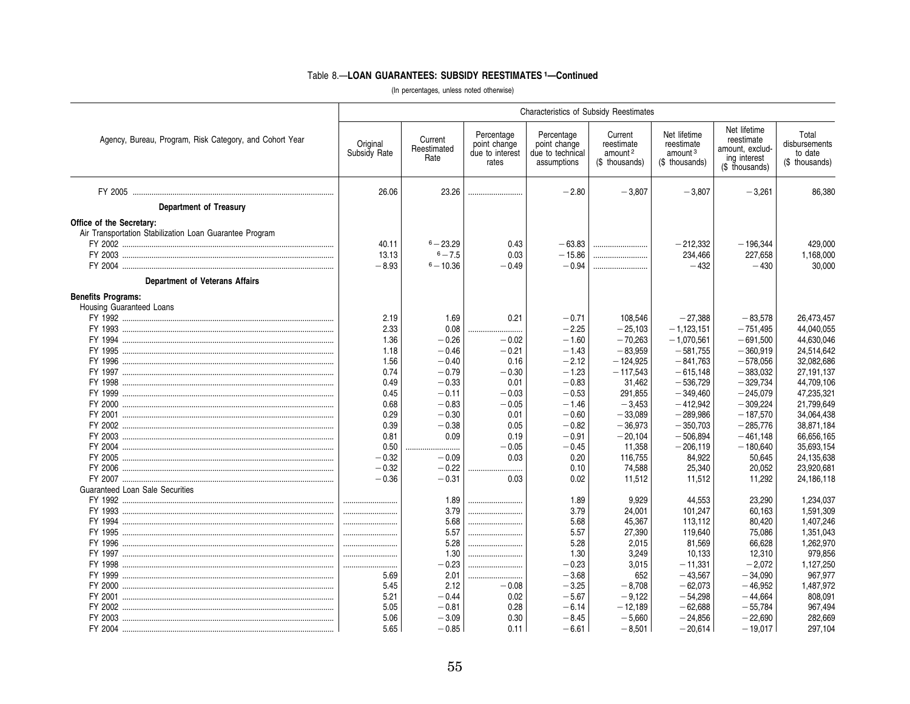### Table 8.—LOAN GUARANTEES: SUBSIDY REESTIMATES [1]—Continued

(In percentages, unless noted otherwise)

| Agency, Bureau, Program, Risk Category, and Cohort Year | Characteristics of Subsidy Reestimates | | | | | | | |
|---|---|---|---|---|---|---|---|---|
| | Original Subsidy Rate | Current Reestimated Rate | Percentage point change due to interest rates | Percentage point change due to technical assumptions | Current reestimate amount [2] ($ thousands) | Net lifetime reestimate amount [3] ($ thousands) | Net lifetime reestimate amount, excluding interest ($ thousands) | Total disbursements to date ($ thousands) |
| FY 2005 | 26.06 | 23.26 | .......... | −2.80 | −3,807 | −3,807 | −3,261 | 86,380 |
| **Department of Treasury** | | | | | | | | |
| **Office of the Secretary:** | | | | | | | | |
| Air Transportation Stabilization Loan Guarantee Program | | | | | | | | |
| FY 2002 | 40.11 | [6] −23.29 | 0.43 | −63.83 | .......... | −212,332 | −196,344 | 429,000 |
| FY 2003 | 13.13 | [6] −7.5 | 0.03 | −15.86 | .......... | 234,466 | 227,658 | 1,168,000 |
| FY 2004 | −8.93 | [6] −10.36 | −0.49 | −0.94 | .......... | −432 | −430 | 30,000 |
| **Department of Veterans Affairs** | | | | | | | | |
| **Benefits Programs:** | | | | | | | | |
| Housing Guaranteed Loans | | | | | | | | |
| FY 1992 | 2.19 | 1.69 | 0.21 | −0.71 | 108,546 | −27,388 | −83,578 | 26,473,457 |
| FY 1993 | 2.33 | 0.08 | .......... | −2.25 | −25,103 | −1,123,151 | −751,495 | 44,040,055 |
| FY 1994 | 1.36 | −0.26 | −0.02 | −1.60 | −70,263 | −1,070,561 | −691,500 | 44,630,046 |
| FY 1995 | 1.18 | −0.46 | −0.21 | −1.43 | −83,959 | −581,755 | −360,919 | 24,514,642 |
| FY 1996 | 1.56 | −0.40 | 0.16 | −2.12 | −124,925 | −841,763 | −578,056 | 32,082,686 |
| FY 1997 | 0.74 | −0.79 | −0.30 | −1.23 | −117,543 | −615,148 | −383,032 | 27,191,137 |
| FY 1998 | 0.49 | −0.33 | 0.01 | −0.83 | 31,462 | −536,729 | −329,734 | 44,709,106 |
| FY 1999 | 0.45 | −0.11 | −0.03 | −0.53 | 291,855 | −349,460 | −245,079 | 47,235,321 |
| FY 2000 | 0.68 | −0.83 | −0.05 | −1.46 | −3,453 | −412,942 | −309,224 | 21,799,649 |
| FY 2001 | 0.29 | −0.30 | 0.01 | −0.60 | −33,089 | −289,986 | −187,570 | 34,064,438 |
| FY 2002 | 0.39 | −0.38 | 0.05 | −0.82 | −36,973 | −350,703 | −285,776 | 38,871,184 |
| FY 2003 | 0.81 | 0.09 | 0.19 | −0.91 | −20,104 | −506,894 | −461,148 | 66,656,165 |
| FY 2004 | 0.50 | .......... | −0.05 | −0.45 | 11,358 | −206,119 | −180,640 | 35,693,154 |
| FY 2005 | −0.32 | −0.09 | 0.03 | 0.20 | 116,755 | 84,922 | 50,645 | 24,135,638 |
| FY 2006 | −0.32 | −0.22 | .......... | 0.10 | 74,588 | 25,340 | 20,052 | 23,920,681 |
| FY 2007 | −0.36 | −0.31 | 0.03 | 0.02 | 11,512 | 11,512 | 11,292 | 24,186,118 |
| Guaranteed Loan Sale Securities | | | | | | | | |
| FY 1992 | .......... | 1.89 | .......... | 1.89 | 9,929 | 44,553 | 23,290 | 1,234,037 |
| FY 1993 | .......... | 3.79 | .......... | 3.79 | 24,001 | 101,247 | 60,163 | 1,591,309 |
| FY 1994 | .......... | 5.68 | .......... | 5.68 | 45,367 | 113,112 | 80,420 | 1,407,246 |
| FY 1995 | .......... | 5.57 | .......... | 5.57 | 27,390 | 119,640 | 75,086 | 1,351,043 |
| FY 1996 | .......... | 5.28 | .......... | 5.28 | 2,015 | 81,569 | 66,628 | 1,262,970 |
| FY 1997 | .......... | 1.30 | .......... | 1.30 | 3,249 | 10,133 | 12,310 | 979,856 |
| FY 1998 | .......... | −0.23 | .......... | −0.23 | 3,015 | −11,331 | −2,072 | 1,127,250 |
| FY 1999 | 5.69 | 2.01 | .......... | −3.68 | 652 | −43,567 | −34,090 | 967,977 |
| FY 2000 | 5.45 | 2.12 | −0.08 | −3.25 | −8,708 | −62,073 | −46,952 | 1,487,972 |
| FY 2001 | 5.21 | −0.44 | 0.02 | −5.67 | −9,122 | −54,298 | −44,664 | 808,091 |
| FY 2002 | 5.05 | −0.81 | 0.28 | −6.14 | −12,189 | −62,688 | −55,784 | 967,494 |
| FY 2003 | 5.06 | −3.09 | 0.30 | −8.45 | −5,660 | −24,856 | −22,690 | 282,669 |
| FY 2004 | 5.65 | −0.85 | 0.11 | −6.61 | −8,501 | −20,614 | −19,017 | 297,104 |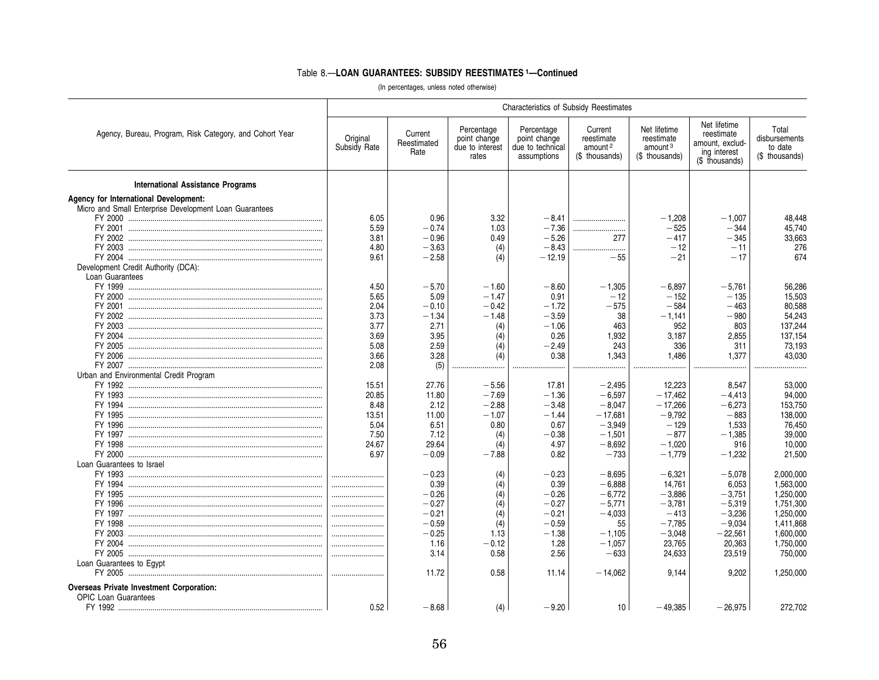### Table 8.—LOAN GUARANTEES: SUBSIDY REESTIMATES [1]—Continued

(In percentages, unless noted otherwise)

| Agency, Bureau, Program, Risk Category, and Cohort Year | Characteristics of Subsidy Reestimates | | | | | | | |
|---|---|---|---|---|---|---|---|---|
| | Original Subsidy Rate | Current Reestimated Rate | Percentage point change due to interest rates | Percentage point change due to technical assumptions | Current reestimate amount [2] ($ thousands) | Net lifetime reestimate amount [3] ($ thousands) | Net lifetime reestimate amount, excluding interest ($ thousands) | Total disbursements to date ($ thousands) |
| **International Assistance Programs** | | | | | | | | |
| **Agency for International Development:** | | | | | | | | |
| Micro and Small Enterprise Development Loan Guarantees | | | | | | | | |
| FY 2000 | 6.05 | 0.96 | 3.32 | −8.41 | ........................ | −1,208 | −1,007 | 48,448 |
| FY 2001 | 5.59 | −0.74 | 1.03 | −7.36 | ........................ | −525 | −344 | 45,740 |
| FY 2002 | 3.81 | −0.96 | 0.49 | −5.26 | 277 | −417 | −345 | 33,663 |
| FY 2003 | 4.80 | −3.63 | (4) | −8.43 | ........................ | −12 | −11 | 276 |
| FY 2004 | 9.61 | −2.58 | (4) | −12.19 | −55 | −21 | −17 | 674 |
| Development Credit Authority (DCA): | | | | | | | | |
| Loan Guarantees | | | | | | | | |
| FY 1999 | 4.50 | −5.70 | −1.60 | −8.60 | −1,305 | −6,897 | −5,761 | 56,286 |
| FY 2000 | 5.65 | 5.09 | −1.47 | 0.91 | −12 | −152 | −135 | 15,503 |
| FY 2001 | 2.04 | −0.10 | −0.42 | −1.72 | −575 | −584 | −463 | 80,588 |
| FY 2002 | 3.73 | −1.34 | −1.48 | −3.59 | 38 | −1,141 | −980 | 54,243 |
| FY 2003 | 3.77 | 2.71 | (4) | −1.06 | 463 | 952 | 803 | 137,244 |
| FY 2004 | 3.69 | 3.95 | (4) | 0.26 | 1,932 | 3,187 | 2,855 | 137,154 |
| FY 2005 | 5.08 | 2.59 | (4) | −2.49 | 243 | 336 | 311 | 73,193 |
| FY 2006 | 3.66 | 3.28 | (4) | 0.38 | 1,343 | 1,486 | 1,377 | 43,030 |
| FY 2007 | 2.08 | (5) | ........................ | ........................ | ........................ | ........................ | ........................ | ........................ |
| Urban and Environmental Credit Program | | | | | | | | |
| FY 1992 | 15.51 | 27.76 | −5.56 | 17.81 | −2,495 | 12,223 | 8,547 | 53,000 |
| FY 1993 | 20.85 | 11.80 | −7.69 | −1.36 | −6,597 | −17,462 | −4,413 | 94,000 |
| FY 1994 | 8.48 | 2.12 | −2.88 | −3.48 | −8,047 | −17,266 | −6,273 | 153,750 |
| FY 1995 | 13.51 | 11.00 | −1.07 | −1.44 | −17,681 | −9,792 | −883 | 138,000 |
| FY 1996 | 5.04 | 6.51 | 0.80 | 0.67 | −3,949 | −129 | 1,533 | 76,450 |
| FY 1997 | 7.50 | 7.12 | (4) | −0.38 | −1,501 | −877 | −1,385 | 39,000 |
| FY 1998 | 24.67 | 29.64 | (4) | 4.97 | −8,692 | −1,020 | 916 | 10,000 |
| FY 2000 | 6.97 | −0.09 | −7.88 | 0.82 | −733 | −1,779 | −1,232 | 21,500 |
| Loan Guarantees to Israel | | | | | | | | |
| FY 1993 | ........................ | −0.23 | (4) | −0.23 | −8,695 | −6,321 | −5,078 | 2,000,000 |
| FY 1994 | ........................ | 0.39 | (4) | 0.39 | −6,888 | 14,761 | 6,053 | 1,563,000 |
| FY 1995 | ........................ | −0.26 | (4) | −0.26 | −6,772 | −3,886 | −3,751 | 1,250,000 |
| FY 1996 | ........................ | −0.27 | (4) | −0.27 | −5,771 | −3,781 | −5,319 | 1,751,300 |
| FY 1997 | ........................ | −0.21 | (4) | −0.21 | −4,033 | −413 | −3,236 | 1,250,000 |
| FY 1998 | ........................ | −0.59 | (4) | −0.59 | 55 | −7,785 | −9,034 | 1,411,868 |
| FY 2003 | ........................ | −0.25 | 1.13 | −1.38 | −1,105 | −3,048 | −22,561 | 1,600,000 |
| FY 2004 | ........................ | 1.16 | −0.12 | 1.28 | −1,057 | 23,765 | 20,363 | 1,750,000 |
| FY 2005 | ........................ | 3.14 | 0.58 | 2.56 | −633 | 24,633 | 23,519 | 750,000 |
| Loan Guarantees to Egypt | | | | | | | | |
| FY 2005 | ........................ | 11.72 | 0.58 | 11.14 | −14,062 | 9,144 | 9,202 | 1,250,000 |
| **Overseas Private Investment Corporation:** | | | | | | | | |
| OPIC Loan Guarantees | | | | | | | | |
| FY 1992 | 0.52 | −8.68 | (4) | −9.20 | 10 | −49,385 | −26,975 | 272,702 |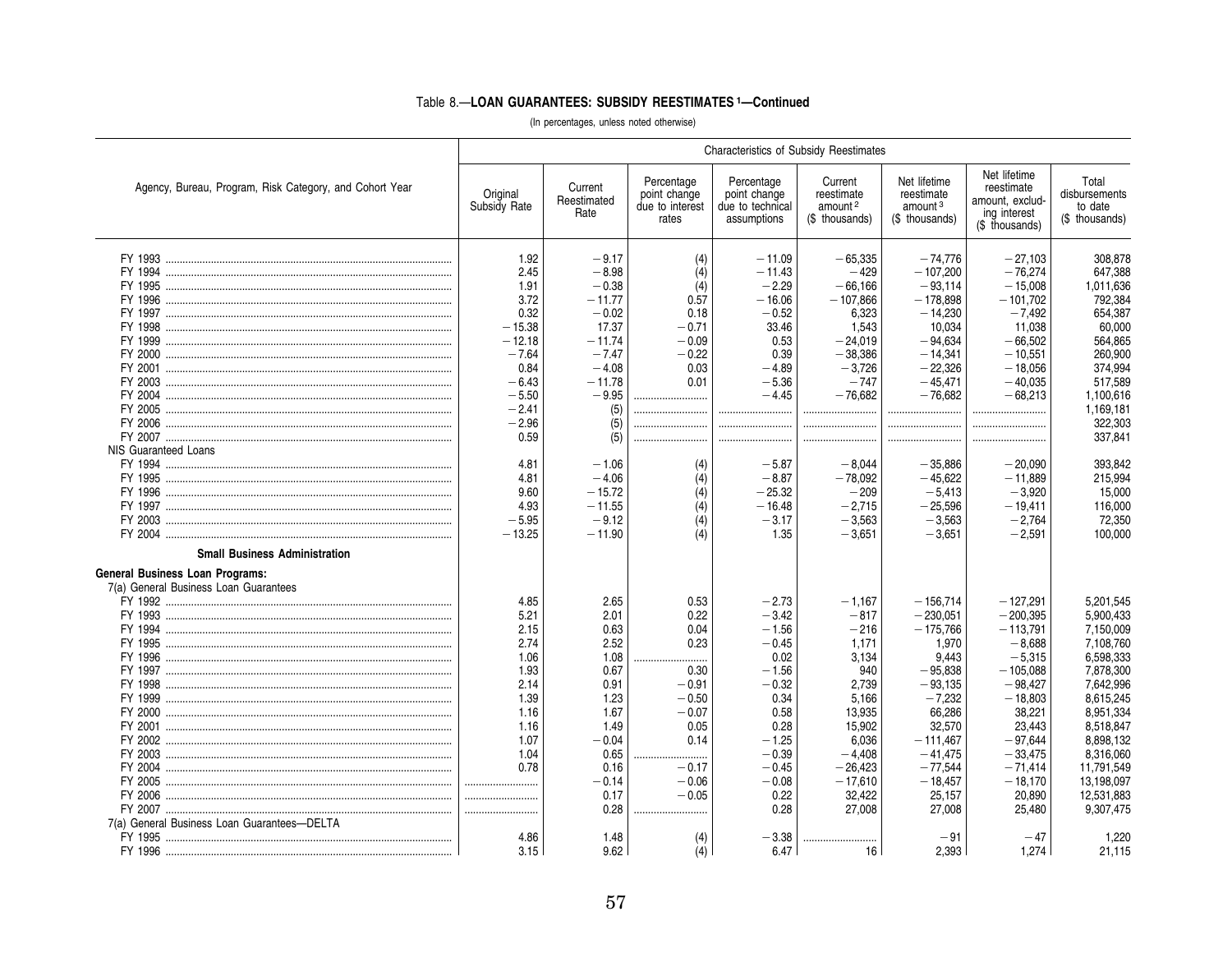### Table 8.—LOAN GUARANTEES: SUBSIDY REESTIMATES [1]—Continued

(In percentages, unless noted otherwise)

| Agency, Bureau, Program, Risk Category, and Cohort Year | Characteristics of Subsidy Reestimates | | | | | | | |
|---|---|---|---|---|---|---|---|---|
| | Original Subsidy Rate | Current Reestimated Rate | Percentage point change due to interest rates | Percentage point change due to technical assumptions | Current reestimate amount [2] ($ thousands) | Net lifetime reestimate amount [3] ($ thousands) | Net lifetime reestimate amount, excluding interest ($ thousands) | Total disbursements to date ($ thousands) |
| FY 1993 | 1.92 | −9.17 | (4) | −11.09 | −65,335 | −74,776 | −27,103 | 308,878 |
| FY 1994 | 2.45 | −8.98 | (4) | −11.43 | −429 | −107,200 | −76,274 | 647,388 |
| FY 1995 | 1.91 | −0.38 | (4) | −2.29 | −66,166 | −93,114 | −15,008 | 1,011,636 |
| FY 1996 | 3.72 | −11.77 | 0.57 | −16.06 | −107,866 | −178,898 | −101,702 | 792,384 |
| FY 1997 | 0.32 | −0.02 | 0.18 | −0.52 | 6,323 | −14,230 | −7,492 | 654,387 |
| FY 1998 | −15.38 | 17.37 | −0.71 | 33.46 | 1,543 | 10,034 | 11,038 | 60,000 |
| FY 1999 | −12.18 | −11.74 | −0.09 | 0.53 | −24,019 | −94,634 | −66,502 | 564,865 |
| FY 2000 | −7.64 | −7.47 | −0.22 | 0.39 | −38,386 | −14,341 | −10,551 | 260,900 |
| FY 2001 | 0.84 | −4.08 | 0.03 | −4.89 | −3,726 | −22,326 | −18,056 | 374,994 |
| FY 2003 | −6.43 | −11.78 | 0.01 | −5.36 | −747 | −45,471 | −40,035 | 517,589 |
| FY 2004 | −5.50 | −9.95 | .......... | −4.45 | −76,682 | −76,682 | −68,213 | 1,100,616 |
| FY 2005 | −2.41 | (5) | .......... | .......... | .......... | .......... | .......... | 1,169,181 |
| FY 2006 | −2.96 | (5) | .......... | .......... | .......... | .......... | .......... | 322,303 |
| FY 2007 | 0.59 | (5) | .......... | .......... | .......... | .......... | .......... | 337,841 |
| NIS Guaranteed Loans | | | | | | | | |
| FY 1994 | 4.81 | −1.06 | (4) | −5.87 | −8,044 | −35,886 | −20,090 | 393,842 |
| FY 1995 | 4.81 | −4.06 | (4) | −8.87 | −78,092 | −45,622 | −11,889 | 215,994 |
| FY 1996 | 9.60 | −15.72 | (4) | −25.32 | −209 | −5,413 | −3,920 | 15,000 |
| FY 1997 | 4.93 | −11.55 | (4) | −16.48 | −2,715 | −25,596 | −19,411 | 116,000 |
| FY 2003 | −5.95 | −9.12 | (4) | −3.17 | −3,563 | −3,563 | −2,764 | 72,350 |
| FY 2004 | −13.25 | −11.90 | (4) | 1.35 | −3,651 | −3,651 | −2,591 | 100,000 |
| **Small Business Administration** | | | | | | | | |
| **General Business Loan Programs:** | | | | | | | | |
| 7(a) General Business Loan Guarantees | | | | | | | | |
| FY 1992 | 4.85 | 2.65 | 0.53 | −2.73 | −1,167 | −156,714 | −127,291 | 5,201,545 |
| FY 1993 | 5.21 | 2.01 | 0.22 | −3.42 | −817 | −230,051 | −200,395 | 5,900,433 |
| FY 1994 | 2.15 | 0.63 | 0.04 | −1.56 | −216 | −175,766 | −113,791 | 7,150,009 |
| FY 1995 | 2.74 | 2.52 | 0.23 | −0.45 | 1,171 | 1,970 | −8,688 | 7,108,760 |
| FY 1996 | 1.06 | 1.08 | .......... | 0.02 | 3,134 | 9,443 | −5,315 | 6,598,333 |
| FY 1997 | 1.93 | 0.67 | 0.30 | −1.56 | 940 | −95,838 | −105,088 | 7,878,300 |
| FY 1998 | 2.14 | 0.91 | −0.91 | −0.32 | 2,739 | −93,135 | −98,427 | 7,642,996 |
| FY 1999 | 1.39 | 1.23 | −0.50 | 0.34 | 5,166 | −7,232 | −18,803 | 8,615,245 |
| FY 2000 | 1.16 | 1.67 | −0.07 | 0.58 | 13,935 | 66,286 | 38,221 | 8,951,334 |
| FY 2001 | 1.16 | 1.49 | 0.05 | 0.28 | 15,902 | 32,570 | 23,443 | 8,518,847 |
| FY 2002 | 1.07 | −0.04 | 0.14 | −1.25 | 6,036 | −111,467 | −97,644 | 8,898,132 |
| FY 2003 | 1.04 | 0.65 | .......... | −0.39 | −4,408 | −41,475 | −33,475 | 8,316,060 |
| FY 2004 | 0.78 | 0.16 | −0.17 | −0.45 | −26,423 | −77,544 | −71,414 | 11,791,549 |
| FY 2005 | .......... | −0.14 | −0.06 | −0.08 | −17,610 | −18,457 | −18,170 | 13,198,097 |
| FY 2006 | .......... | 0.17 | −0.05 | 0.22 | 32,422 | 25,157 | 20,890 | 12,531,883 |
| FY 2007 | .......... | 0.28 | .......... | 0.28 | 27,008 | 27,008 | 25,480 | 9,307,475 |
| 7(a) General Business Loan Guarantees—DELTA | | | | | | | | |
| FY 1995 | 4.86 | 1.48 | (4) | −3.38 | .......... | −91 | −47 | 1,220 |
| FY 1996 | 3.15 | 9.62 | (4) | 6.47 | 16 | 2,393 | 1,274 | 21,115 |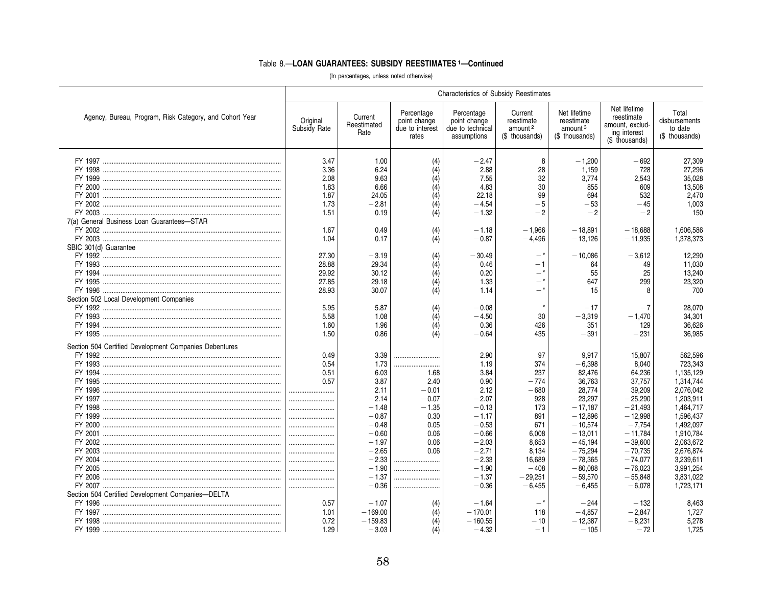Table 8.—**LOAN GUARANTEES: SUBSIDY REESTIMATES [1]—Continued**

(In percentages, unless noted otherwise)

| Agency, Bureau, Program, Risk Category, and Cohort Year | Characteristics of Subsidy Reestimates | | | | | | | |
|---|---|---|---|---|---|---|---|---|
| | Original Subsidy Rate | Current Reestimated Rate | Percentage point change due to interest rates | Percentage point change due to technical assumptions | Current reestimate amount [2] ($ thousands) | Net lifetime reestimate amount [3] ($ thousands) | Net lifetime reestimate amount, excluding interest ($ thousands) | Total disbursements to date ($ thousands) |
| FY 1997 | 3.47 | 1.00 | (4) | −2.47 | 8 | −1,200 | −692 | 27,309 |
| FY 1998 | 3.36 | 6.24 | (4) | 2.88 | 28 | 1,159 | 728 | 27,296 |
| FY 1999 | 2.08 | 9.63 | (4) | 7.55 | 32 | 3,774 | 2,543 | 35,028 |
| FY 2000 | 1.83 | 6.66 | (4) | 4.83 | 30 | 855 | 609 | 13,508 |
| FY 2001 | 1.87 | 24.05 | (4) | 22.18 | 99 | 694 | 532 | 2,470 |
| FY 2002 | 1.73 | −2.81 | (4) | −4.54 | −5 | −53 | −45 | 1,003 |
| FY 2003 | 1.51 | 0.19 | (4) | −1.32 | −2 | −2 | −2 | 150 |
| 7(a) General Business Loan Guarantees—STAR | | | | | | | | |
| FY 2002 | 1.67 | 0.49 | (4) | −1.18 | −1,966 | −18,891 | −18,688 | 1,606,586 |
| FY 2003 | 1.04 | 0.17 | (4) | −0.87 | −4,496 | −13,126 | −11,935 | 1,378,373 |
| SBIC 301(d) Guarantee | | | | | | | | |
| FY 1992 | 27.30 | −3.19 | (4) | −30.49 | −* | −10,086 | −3,612 | 12,290 |
| FY 1993 | 28.88 | 29.34 | (4) | 0.46 | −1 | 64 | 49 | 11,030 |
| FY 1994 | 29.92 | 30.12 | (4) | 0.20 | −* | 55 | 25 | 13,240 |
| FY 1995 | 27.85 | 29.18 | (4) | 1.33 | −* | 647 | 299 | 23,320 |
| FY 1996 | 28.93 | 30.07 | (4) | 1.14 | −* | 15 | 8 | 700 |
| Section 502 Local Development Companies | | | | | | | | |
| FY 1992 | 5.95 | 5.87 | (4) | −0.08 | * | −17 | −7 | 28,070 |
| FY 1993 | 5.58 | 1.08 | (4) | −4.50 | 30 | −3,319 | −1,470 | 34,301 |
| FY 1994 | 1.60 | 1.96 | (4) | 0.36 | 426 | 351 | 129 | 36,626 |
| FY 1995 | 1.50 | 0.86 | (4) | −0.64 | 435 | −391 | −231 | 36,985 |
| Section 504 Certified Development Companies Debentures | | | | | | | | |
| FY 1992 | 0.49 | 3.39 | .......... | 2.90 | 97 | 9,917 | 15,807 | 562,596 |
| FY 1993 | 0.54 | 1.73 | .......... | 1.19 | 374 | −6,398 | 8,040 | 723,343 |
| FY 1994 | 0.51 | 6.03 | 1.68 | 3.84 | 237 | 82,476 | 64,236 | 1,135,129 |
| FY 1995 | 0.57 | 3.87 | 2.40 | 0.90 | −774 | 36,763 | 37,757 | 1,314,744 |
| FY 1996 | .......... | 2.11 | −0.01 | 2.12 | −680 | 28,774 | 39,209 | 2,076,042 |
| FY 1997 | .......... | −2.14 | −0.07 | −2.07 | 928 | −23,297 | −25,290 | 1,203,911 |
| FY 1998 | .......... | −1.48 | −1.35 | −0.13 | 173 | −17,187 | −21,493 | 1,464,717 |
| FY 1999 | .......... | −0.87 | 0.30 | −1.17 | 891 | −12,896 | −12,998 | 1,596,437 |
| FY 2000 | .......... | −0.48 | 0.05 | −0.53 | 671 | −10,574 | −7,754 | 1,492,097 |
| FY 2001 | .......... | −0.60 | 0.06 | −0.66 | 6,008 | −13,011 | −11,784 | 1,910,784 |
| FY 2002 | .......... | −1.97 | 0.06 | −2.03 | 8,653 | −45,194 | −39,600 | 2,063,672 |
| FY 2003 | .......... | −2.65 | 0.06 | −2.71 | 8,134 | −75,294 | −70,735 | 2,676,874 |
| FY 2004 | .......... | −2.33 | .......... | −2.33 | 16,689 | −78,365 | −74,077 | 3,239,611 |
| FY 2005 | .......... | −1.90 | .......... | −1.90 | −408 | −80,088 | −76,023 | 3,991,254 |
| FY 2006 | .......... | −1.37 | .......... | −1.37 | −29,251 | −59,570 | −55,848 | 3,831,022 |
| FY 2007 | .......... | −0.36 | .......... | −0.36 | −6,455 | −6,455 | −6,078 | 1,723,171 |
| Section 504 Certified Development Companies—DELTA | | | | | | | | |
| FY 1996 | 0.57 | −1.07 | (4) | −1.64 | −* | −244 | −132 | 8,463 |
| FY 1997 | 1.01 | −169.00 | (4) | −170.01 | 118 | −4,857 | −2,847 | 1,727 |
| FY 1998 | 0.72 | −159.83 | (4) | −160.55 | −10 | −12,387 | −8,231 | 5,278 |
| FY 1999 | 1.29 | −3.03 | (4) | −4.32 | −1 | −105 | −72 | 1,725 |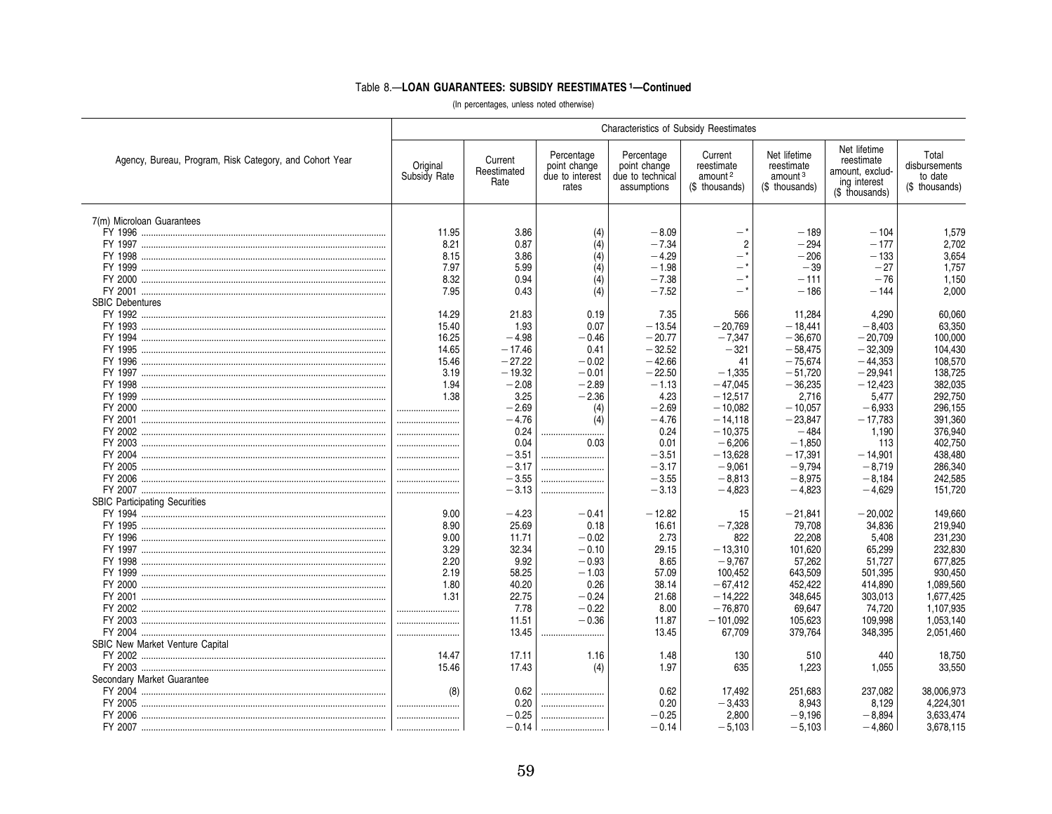## Table 8.—LOAN GUARANTEES: SUBSIDY REESTIMATES [1]—Continued

(In percentages, unless noted otherwise)

| Agency, Bureau, Program, Risk Category, and Cohort Year | Characteristics of Subsidy Reestimates | | | | | | | |
|---|---|---|---|---|---|---|---|---|
| | Original Subsidy Rate | Current Reestimated Rate | Percentage point change due to interest rates | Percentage point change due to technical assumptions | Current reestimate amount [2] ($ thousands) | Net lifetime reestimate amount [3] ($ thousands) | Net lifetime reestimate amount, excluding interest ($ thousands) | Total disbursements to date ($ thousands) |
| 7(m) Microloan Guarantees | | | | | | | | |
| FY 1996 | 11.95 | 3.86 | (4) | −8.09 | −* | −189 | −104 | 1,579 |
| FY 1997 | 8.21 | 0.87 | (4) | −7.34 | 2 | −294 | −177 | 2,702 |
| FY 1998 | 8.15 | 3.86 | (4) | −4.29 | −* | −206 | −133 | 3,654 |
| FY 1999 | 7.97 | 5.99 | (4) | −1.98 | −* | −39 | −27 | 1,757 |
| FY 2000 | 8.32 | 0.94 | (4) | −7.38 | −* | −111 | −76 | 1,150 |
| FY 2001 | 7.95 | 0.43 | (4) | −7.52 | −* | −186 | −144 | 2,000 |
| SBIC Debentures | | | | | | | | |
| FY 1992 | 14.29 | 21.83 | 0.19 | 7.35 | 566 | 11,284 | 4,290 | 60,060 |
| FY 1993 | 15.40 | 1.93 | 0.07 | −13.54 | −20,769 | −18,441 | −8,403 | 63,350 |
| FY 1994 | 16.25 | −4.98 | −0.46 | −20.77 | −7,347 | −36,670 | −20,709 | 100,000 |
| FY 1995 | 14.65 | −17.46 | 0.41 | −32.52 | −321 | −58,475 | −32,309 | 104,430 |
| FY 1996 | 15.46 | −27.22 | −0.02 | −42.66 | 41 | −75,674 | −44,353 | 108,570 |
| FY 1997 | 3.19 | −19.32 | −0.01 | −22.50 | −1,335 | −51,720 | −29,941 | 138,725 |
| FY 1998 | 1.94 | −2.08 | −2.89 | −1.13 | −47,045 | −36,235 | −12,423 | 382,035 |
| FY 1999 | 1.38 | 3.25 | −2.36 | 4.23 | −12,517 | 2,716 | 5,477 | 292,750 |
| FY 2000 | .......... | −2.69 | (4) | −2.69 | −10,082 | −10,057 | −6,933 | 296,155 |
| FY 2001 | .......... | −4.76 | (4) | −4.76 | −14,118 | −23,847 | −17,783 | 391,360 |
| FY 2002 | .......... | 0.24 | .......... | 0.24 | −10,375 | −484 | 1,190 | 376,940 |
| FY 2003 | .......... | 0.04 | 0.03 | 0.01 | −6,206 | −1,850 | 113 | 402,750 |
| FY 2004 | .......... | −3.51 | .......... | −3.51 | −13,628 | −17,391 | −14,901 | 438,480 |
| FY 2005 | .......... | −3.17 | .......... | −3.17 | −9,061 | −9,794 | −8,719 | 286,340 |
| FY 2006 | .......... | −3.55 | .......... | −3.55 | −8,813 | −8,975 | −8,184 | 242,585 |
| FY 2007 | .......... | −3.13 | .......... | −3.13 | −4,823 | −4,823 | −4,629 | 151,720 |
| SBIC Participating Securities | | | | | | | | |
| FY 1994 | 9.00 | −4.23 | −0.41 | −12.82 | 15 | −21,841 | −20,002 | 149,660 |
| FY 1995 | 8.90 | 25.69 | 0.18 | 16.61 | −7,328 | 79,708 | 34,836 | 219,940 |
| FY 1996 | 9.00 | 11.71 | −0.02 | 2.73 | 822 | 22,208 | 5,408 | 231,230 |
| FY 1997 | 3.29 | 32.34 | −0.10 | 29.15 | −13,310 | 101,620 | 65,299 | 232,830 |
| FY 1998 | 2.20 | 9.92 | −0.93 | 8.65 | −9,767 | 57,262 | 51,727 | 677,825 |
| FY 1999 | 2.19 | 58.25 | −1.03 | 57.09 | 100,452 | 643,509 | 501,395 | 930,450 |
| FY 2000 | 1.80 | 40.20 | 0.26 | 38.14 | −67,412 | 452,422 | 414,890 | 1,089,560 |
| FY 2001 | 1.31 | 22.75 | −0.24 | 21.68 | −14,222 | 348,645 | 303,013 | 1,677,425 |
| FY 2002 | .......... | 7.78 | −0.22 | 8.00 | −76,870 | 69,647 | 74,720 | 1,107,935 |
| FY 2003 | .......... | 11.51 | −0.36 | 11.87 | −101,092 | 105,623 | 109,998 | 1,053,140 |
| FY 2004 | .......... | 13.45 | .......... | 13.45 | 67,709 | 379,764 | 348,395 | 2,051,460 |
| SBIC New Market Venture Capital | | | | | | | | |
| FY 2002 | 14.47 | 17.11 | 1.16 | 1.48 | 130 | 510 | 440 | 18,750 |
| FY 2003 | 15.46 | 17.43 | (4) | 1.97 | 635 | 1,223 | 1,055 | 33,550 |
| Secondary Market Guarantee | | | | | | | | |
| FY 2004 | (8) | 0.62 | .......... | 0.62 | 17,492 | 251,683 | 237,082 | 38,006,973 |
| FY 2005 | .......... | 0.20 | .......... | 0.20 | −3,433 | 8,943 | 8,129 | 4,224,301 |
| FY 2006 | .......... | −0.25 | .......... | −0.25 | 2,800 | −9,196 | −8,894 | 3,633,474 |
| FY 2007 | .......... | −0.14 | .......... | −0.14 | −5,103 | −5,103 | −4,860 | 3,678,115 |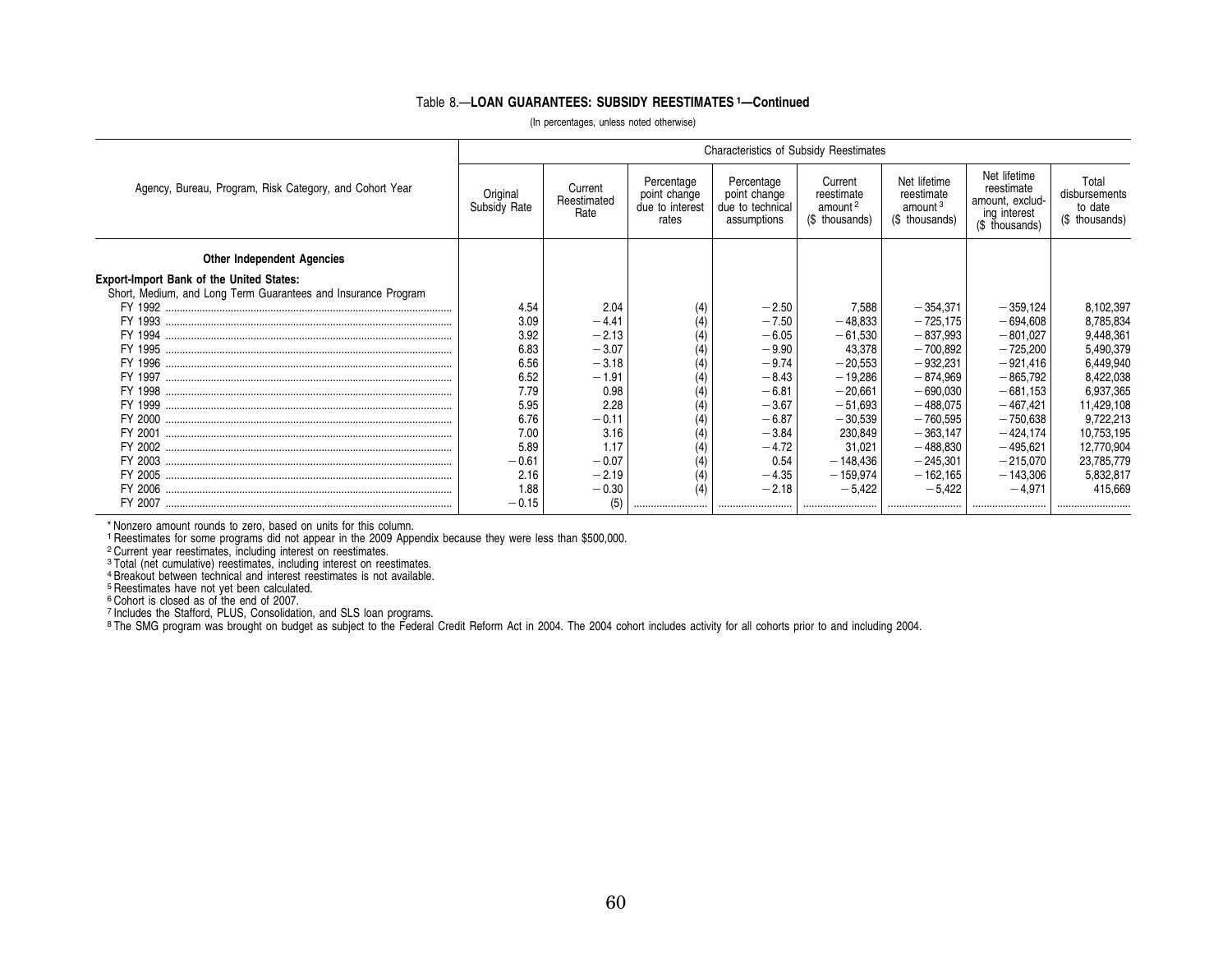Table 8.—**LOAN GUARANTEES: SUBSIDY REESTIMATES [1]—Continued**

(In percentages, unless noted otherwise)

| Agency, Bureau, Program, Risk Category, and Cohort Year | Characteristics of Subsidy Reestimates | | | | | | | |
|---|---|---|---|---|---|---|---|---|
| | Original Subsidy Rate | Current Reestimated Rate | Percentage point change due to interest rates | Percentage point change due to technical assumptions | Current reestimate amount [2] ($ thousands) | Net lifetime reestimate amount [3] ($ thousands) | Net lifetime reestimate amount, excluding interest ($ thousands) | Total disbursements to date ($ thousands) |
| **Other Independent Agencies** | | | | | | | | |
| **Export-Import Bank of the United States:** | | | | | | | | |
| Short, Medium, and Long Term Guarantees and Insurance Program | | | | | | | | |
| FY 1992 | 4.54 | 2.04 | (4) | −2.50 | 7,588 | −354,371 | −359,124 | 8,102,397 |
| FY 1993 | 3.09 | −4.41 | (4) | −7.50 | −48,833 | −725,175 | −694,608 | 8,785,834 |
| FY 1994 | 3.92 | −2.13 | (4) | −6.05 | −61,530 | −837,993 | −801,027 | 9,448,361 |
| FY 1995 | 6.83 | −3.07 | (4) | −9.90 | 43,378 | −700,892 | −725,200 | 5,490,379 |
| FY 1996 | 6.56 | −3.18 | (4) | −9.74 | −20,553 | −932,231 | −921,416 | 6,449,940 |
| FY 1997 | 6.52 | −1.91 | (4) | −8.43 | −19,286 | −874,969 | −865,792 | 8,422,038 |
| FY 1998 | 7.79 | 0.98 | (4) | −6.81 | −20,661 | −690,030 | −681,153 | 6,937,365 |
| FY 1999 | 5.95 | 2.28 | (4) | −3.67 | −51,693 | −488,075 | −467,421 | 11,429,108 |
| FY 2000 | 6.76 | −0.11 | (4) | −6.87 | −30,539 | −760,595 | −750,638 | 9,722,213 |
| FY 2001 | 7.00 | 3.16 | (4) | −3.84 | 230,849 | −363,147 | −424,174 | 10,753,195 |
| FY 2002 | 5.89 | 1.17 | (4) | −4.72 | 31,021 | −488,830 | −495,621 | 12,770,904 |
| FY 2003 | −0.61 | −0.07 | (4) | 0.54 | −148,436 | −245,301 | −215,070 | 23,785,779 |
| FY 2005 | 2.16 | −2.19 | (4) | −4.35 | −159,974 | −162,165 | −143,306 | 5,832,817 |
| FY 2006 | 1.88 | −0.30 | (4) | −2.18 | −5,422 | −5,422 | −4,971 | 415,669 |
| FY 2007 | −0.15 | (5) | .......... | .......... | .......... | .......... | .......... | .......... |

* Nonzero amount rounds to zero, based on units for this column.
[1] Reestimates for some programs did not appear in the 2009 Appendix because they were less than $500,000.
[2] Current year reestimates, including interest on reestimates.
[3] Total (net cumulative) reestimates, including interest on reestimates.
[4] Breakout between technical and interest reestimates is not available.
[5] Reestimates have not yet been calculated.
[6] Cohort is closed as of the end of 2007.
[7] Includes the Stafford, PLUS, Consolidation, and SLS loan programs.
[8] The SMG program was brought on budget as subject to the Federal Credit Reform Act in 2004. The 2004 cohort includes activity for all cohorts prior to and including 2004.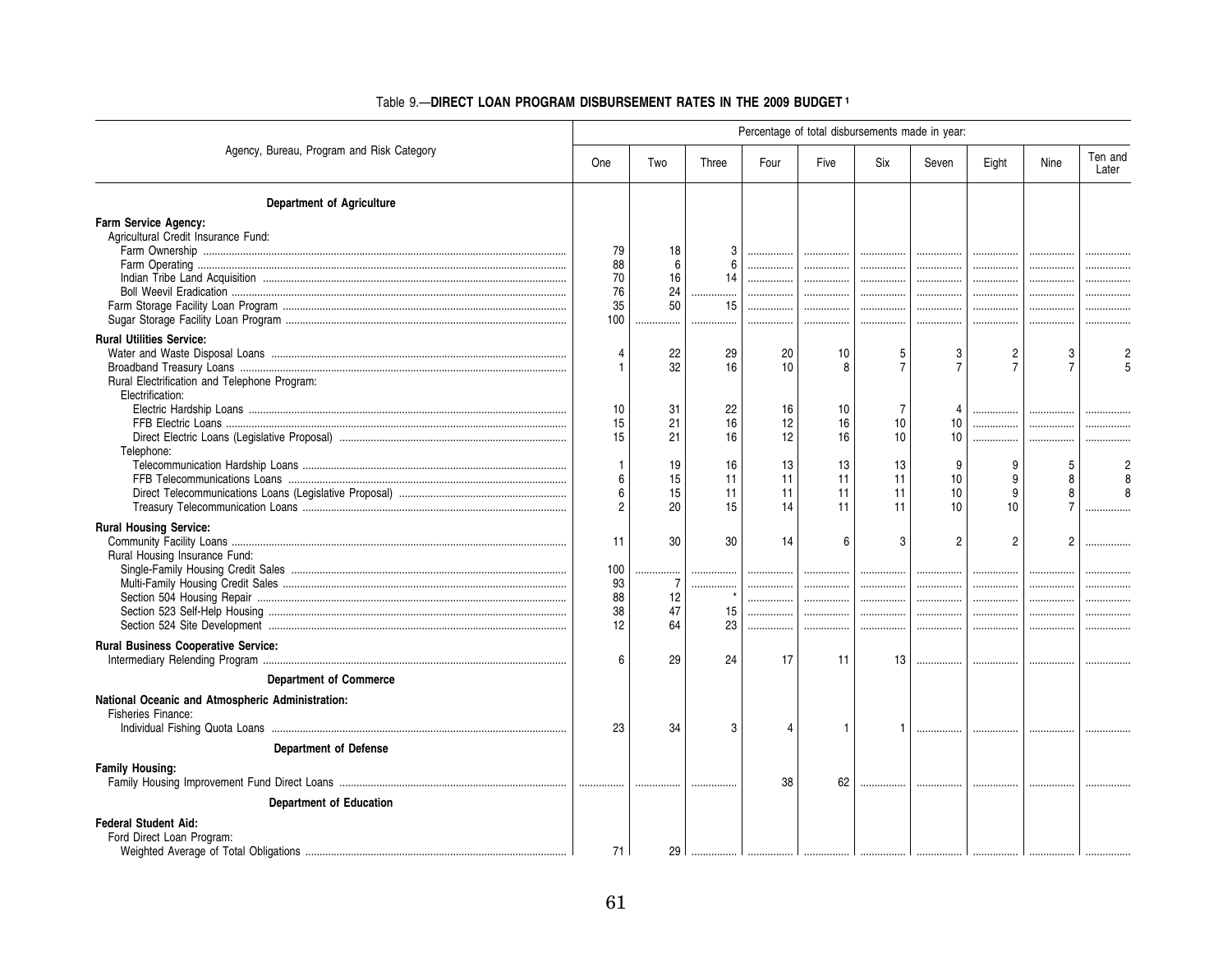Table 9.—**DIRECT LOAN PROGRAM DISBURSEMENT RATES IN THE 2009 BUDGET** [1]

| Agency, Bureau, Program and Risk Category | Percentage of total disbursements made in year: | | | | | | | | | |
|---|---|---|---|---|---|---|---|---|---|---|
| | One | Two | Three | Four | Five | Six | Seven | Eight | Nine | Ten and Later |
| **Department of Agriculture** | | | | | | | | | | |
| **Farm Service Agency:** | | | | | | | | | | |
| Agricultural Credit Insurance Fund: | | | | | | | | | | |
| Farm Ownership | 79 | 18 | 3 | | | | | | | |
| Farm Operating | 88 | 6 | 6 | | | | | | | |
| Indian Tribe Land Acquisition | 70 | 16 | 14 | | | | | | | |
| Boll Weevil Eradication | 76 | 24 | | | | | | | | |
| Farm Storage Facility Loan Program | 35 | 50 | 15 | | | | | | | |
| Sugar Storage Facility Loan Program | 100 | | | | | | | | | |
| **Rural Utilities Service:** | | | | | | | | | | |
| Water and Waste Disposal Loans | 4 | 22 | 29 | 20 | 10 | 5 | 3 | 2 | 3 | 2 |
| Broadband Treasury Loans | 1 | 32 | 16 | 10 | 8 | 7 | 7 | 7 | 7 | 5 |
| Rural Electrification and Telephone Program: | | | | | | | | | | |
| Electrification: | | | | | | | | | | |
| Electric Hardship Loans | 10 | 31 | 22 | 16 | 10 | 7 | 4 | | | |
| FFB Electric Loans | 15 | 21 | 16 | 12 | 16 | 10 | 10 | | | |
| Direct Electric Loans (Legislative Proposal) | 15 | 21 | 16 | 12 | 16 | 10 | 10 | | | |
| Telephone: | | | | | | | | | | |
| Telecommunication Hardship Loans | 1 | 19 | 16 | 13 | 13 | 13 | 9 | 9 | 5 | 2 |
| FFB Telecommunications Loans | 6 | 15 | 11 | 11 | 11 | 11 | 10 | 9 | 8 | 8 |
| Direct Telecommunications Loans (Legislative Proposal) | 6 | 15 | 11 | 11 | 11 | 11 | 10 | 9 | 8 | 8 |
| Treasury Telecommunication Loans | 2 | 20 | 15 | 14 | 11 | 11 | 10 | 10 | 7 | |
| **Rural Housing Service:** | | | | | | | | | | |
| Community Facility Loans | 11 | 30 | 30 | 14 | 6 | 3 | 2 | 2 | 2 | |
| Rural Housing Insurance Fund: | | | | | | | | | | |
| Single-Family Housing Credit Sales | 100 | | | | | | | | | |
| Multi-Family Housing Credit Sales | 93 | 7 | | | | | | | | |
| Section 504 Housing Repair | 88 | 12 | * | | | | | | | |
| Section 523 Self-Help Housing | 38 | 47 | 15 | | | | | | | |
| Section 524 Site Development | 12 | 64 | 23 | | | | | | | |
| **Rural Business Cooperative Service:** | | | | | | | | | | |
| Intermediary Relending Program | 6 | 29 | 24 | 17 | 11 | 13 | | | | |
| **Department of Commerce** | | | | | | | | | | |
| **National Oceanic and Atmospheric Administration:** | | | | | | | | | | |
| Fisheries Finance: | | | | | | | | | | |
| Individual Fishing Quota Loans | 23 | 34 | 3 | 4 | 1 | 1 | | | | |
| **Department of Defense** | | | | | | | | | | |
| **Family Housing:** | | | | | | | | | | |
| Family Housing Improvement Fund Direct Loans | | | | 38 | 62 | | | | | |
| **Department of Education** | | | | | | | | | | |
| **Federal Student Aid:** | | | | | | | | | | |
| Ford Direct Loan Program: | | | | | | | | | | |
| Weighted Average of Total Obligations | 71 | 29 | | | | | | | | |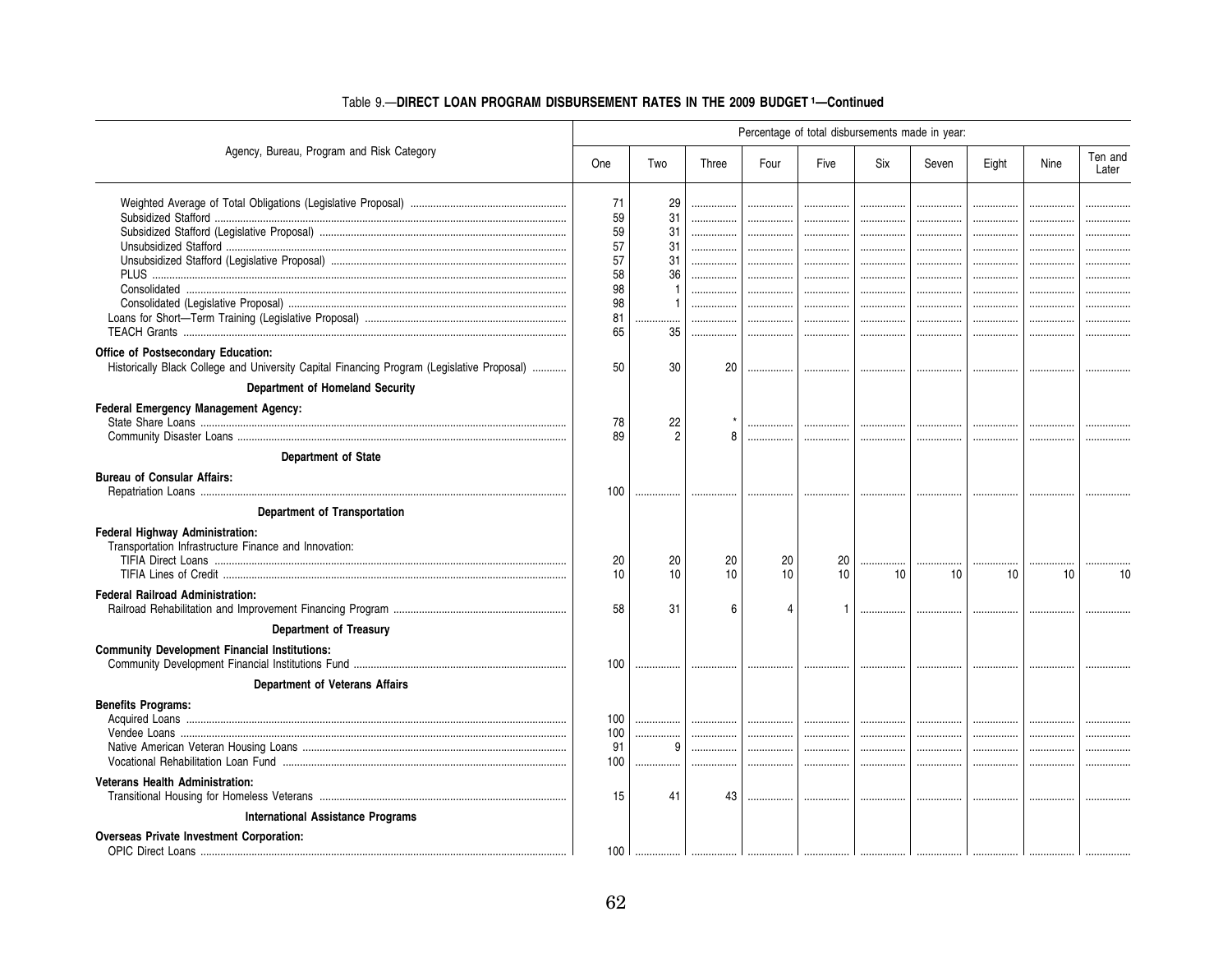Table 9.—**DIRECT LOAN PROGRAM DISBURSEMENT RATES IN THE 2009 BUDGET [1]—Continued**

| Agency, Bureau, Program and Risk Category | Percentage of total disbursements made in year: | | | | | | | | | |
|---|---|---|---|---|---|---|---|---|---|---|
| | One | Two | Three | Four | Five | Six | Seven | Eight | Nine | Ten and Later |
| Weighted Average of Total Obligations (Legislative Proposal) | 71 | 29 | | | | | | | | |
| Subsidized Stafford | 59 | 31 | | | | | | | | |
| Subsidized Stafford (Legislative Proposal) | 59 | 31 | | | | | | | | |
| Unsubsidized Stafford | 57 | 31 | | | | | | | | |
| Unsubsidized Stafford (Legislative Proposal) | 57 | 31 | | | | | | | | |
| PLUS | 58 | 36 | | | | | | | | |
| Consolidated | 98 | 1 | | | | | | | | |
| Consolidated (Legislative Proposal) | 98 | 1 | | | | | | | | |
| Loans for Short—Term Training (Legislative Proposal) | 81 | | | | | | | | | |
| TEACH Grants | 65 | 35 | | | | | | | | |
| **Office of Postsecondary Education:** | | | | | | | | | | |
| Historically Black College and University Capital Financing Program (Legislative Proposal) | 50 | 30 | 20 | | | | | | | |
| **Department of Homeland Security** | | | | | | | | | | |
| **Federal Emergency Management Agency:** | | | | | | | | | | |
| State Share Loans | 78 | 22 | * | | | | | | | |
| Community Disaster Loans | 89 | 2 | 8 | | | | | | | |
| **Department of State** | | | | | | | | | | |
| **Bureau of Consular Affairs:** | | | | | | | | | | |
| Repatriation Loans | 100 | | | | | | | | | |
| **Department of Transportation** | | | | | | | | | | |
| **Federal Highway Administration:** | | | | | | | | | | |
| Transportation Infrastructure Finance and Innovation: | | | | | | | | | | |
| TIFIA Direct Loans | 20 | 20 | 20 | 20 | 20 | | | | | |
| TIFIA Lines of Credit | 10 | 10 | 10 | 10 | 10 | 10 | 10 | 10 | 10 | 10 |
| **Federal Railroad Administration:** | | | | | | | | | | |
| Railroad Rehabilitation and Improvement Financing Program | 58 | 31 | 6 | 4 | 1 | | | | | |
| **Department of Treasury** | | | | | | | | | | |
| **Community Development Financial Institutions:** | | | | | | | | | | |
| Community Development Financial Institutions Fund | 100 | | | | | | | | | |
| **Department of Veterans Affairs** | | | | | | | | | | |
| **Benefits Programs:** | | | | | | | | | | |
| Acquired Loans | 100 | | | | | | | | | |
| Vendee Loans | 100 | | | | | | | | | |
| Native American Veteran Housing Loans | 91 | 9 | | | | | | | | |
| Vocational Rehabilitation Loan Fund | 100 | | | | | | | | | |
| **Veterans Health Administration:** | | | | | | | | | | |
| Transitional Housing for Homeless Veterans | 15 | 41 | 43 | | | | | | | |
| **International Assistance Programs** | | | | | | | | | | |
| **Overseas Private Investment Corporation:** | | | | | | | | | | |
| OPIC Direct Loans | 100 | | | | | | | | | |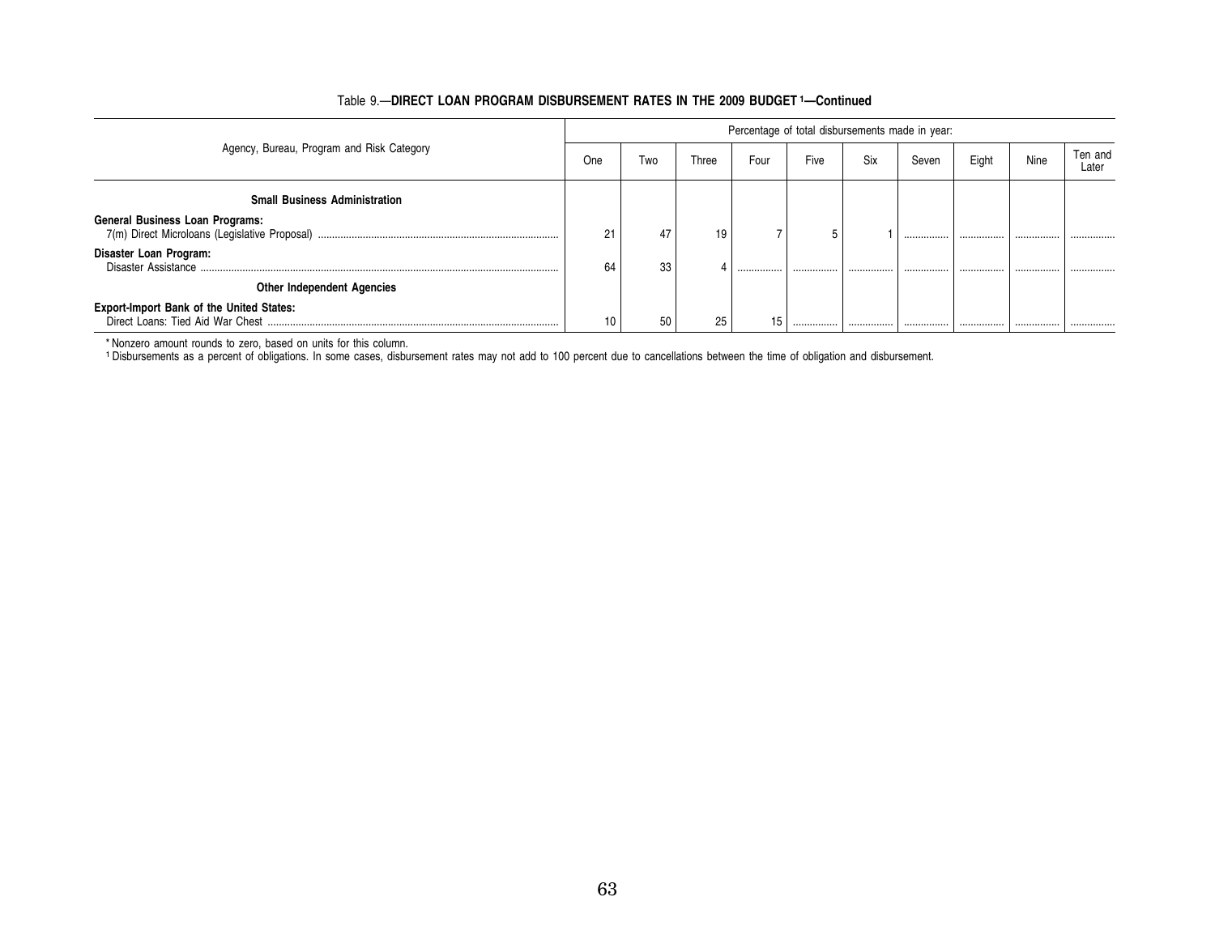Table 9.—**DIRECT LOAN PROGRAM DISBURSEMENT RATES IN THE 2009 BUDGET [1]—Continued**

| Agency, Bureau, Program and Risk Category | Percentage of total disbursements made in year: | | | | | | | | | |
|---|---|---|---|---|---|---|---|---|---|---|
| | One | Two | Three | Four | Five | Six | Seven | Eight | Nine | Ten and Later |
| **Small Business Administration** | | | | | | | | | | |
| **General Business Loan Programs:** | | | | | | | | | | |
| 7(m) Direct Microloans (Legislative Proposal) | 21 | 47 | 19 | 7 | 5 | 1 | .......... | .......... | .......... | .......... |
| **Disaster Loan Program:** | | | | | | | | | | |
| Disaster Assistance | 64 | 33 | 4 | .......... | .......... | .......... | .......... | .......... | .......... | .......... |
| **Other Independent Agencies** | | | | | | | | | | |
| **Export-Import Bank of the United States:** | | | | | | | | | | |
| Direct Loans: Tied Aid War Chest | 10 | 50 | 25 | 15 | .......... | .......... | .......... | .......... | .......... | .......... |

* Nonzero amount rounds to zero, based on units for this column.

[1] Disbursements as a percent of obligations. In some cases, disbursement rates may not add to 100 percent due to cancellations between the time of obligation and disbursement.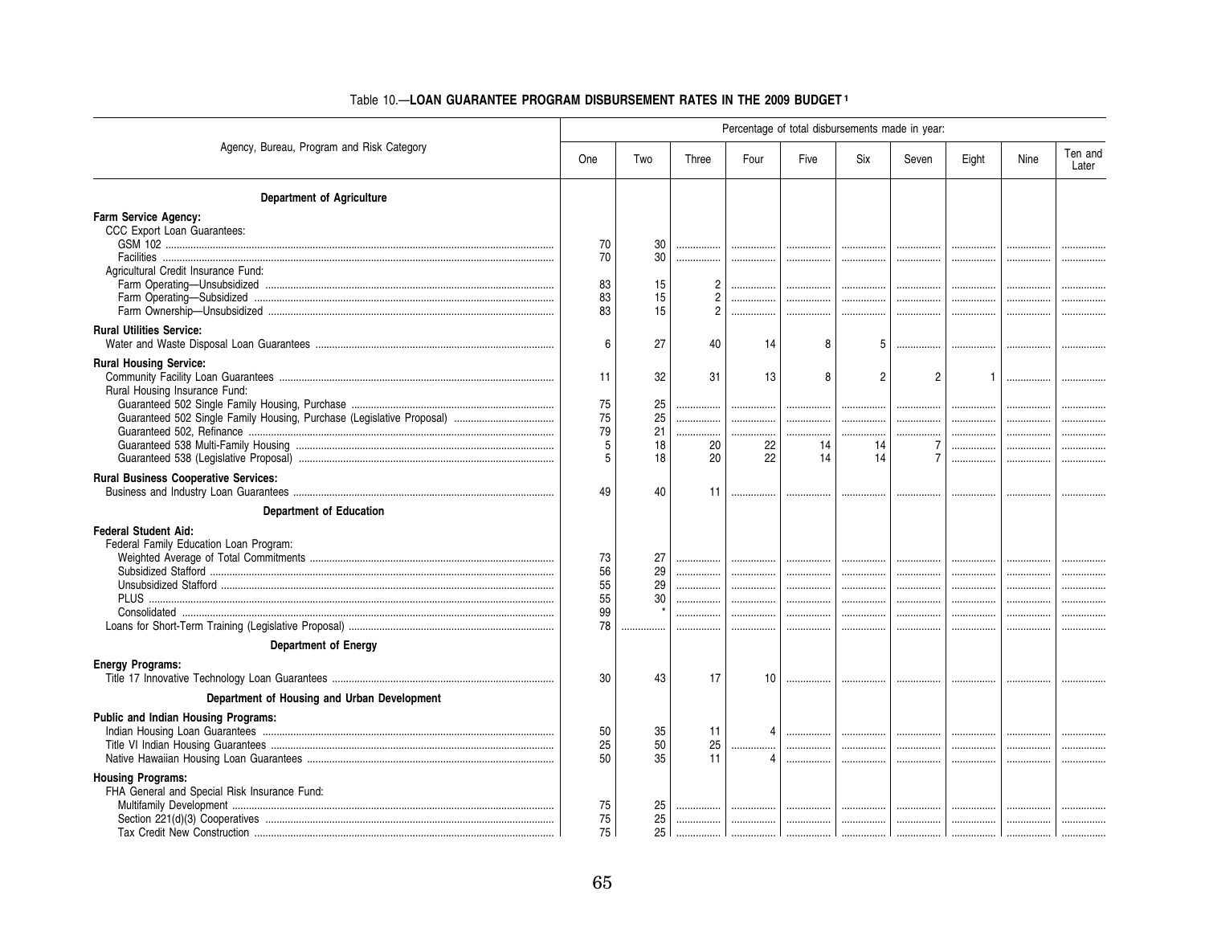# Table 10.—LOAN GUARANTEE PROGRAM DISBURSEMENT RATES IN THE 2009 BUDGET [1]

| Agency, Bureau, Program and Risk Category | Percentage of total disbursements made in year: | | | | | | | | | |
|---|---|---|---|---|---|---|---|---|---|---|
| | One | Two | Three | Four | Five | Six | Seven | Eight | Nine | Ten and Later |
| **Department of Agriculture** | | | | | | | | | | |
| **Farm Service Agency:** | | | | | | | | | | |
| CCC Export Loan Guarantees: | | | | | | | | | | |
| GSM 102 | 70 | 30 | | | | | | | | |
| Facilities | 70 | 30 | | | | | | | | |
| Agricultural Credit Insurance Fund: | | | | | | | | | | |
| Farm Operating—Unsubsidized | 83 | 15 | 2 | | | | | | | |
| Farm Operating—Subsidized | 83 | 15 | 2 | | | | | | | |
| Farm Ownership—Unsubsidized | 83 | 15 | 2 | | | | | | | |
| **Rural Utilities Service:** | | | | | | | | | | |
| Water and Waste Disposal Loan Guarantees | 6 | 27 | 40 | 14 | 8 | 5 | | | | |
| **Rural Housing Service:** | | | | | | | | | | |
| Community Facility Loan Guarantees | 11 | 32 | 31 | 13 | 8 | 2 | 2 | 1 | | |
| Rural Housing Insurance Fund: | | | | | | | | | | |
| Guaranteed 502 Single Family Housing, Purchase | 75 | 25 | | | | | | | | |
| Guaranteed 502 Single Family Housing, Purchase (Legislative Proposal) | 75 | 25 | | | | | | | | |
| Guaranteed 502, Refinance | 79 | 21 | | | | | | | | |
| Guaranteed 538 Multi-Family Housing | 5 | 18 | 20 | 22 | 14 | 14 | 7 | | | |
| Guaranteed 538 (Legislative Proposal) | 5 | 18 | 20 | 22 | 14 | 14 | 7 | | | |
| **Rural Business Cooperative Services:** | | | | | | | | | | |
| Business and Industry Loan Guarantees | 49 | 40 | 11 | | | | | | | |
| **Department of Education** | | | | | | | | | | |
| **Federal Student Aid:** | | | | | | | | | | |
| Federal Family Education Loan Program: | | | | | | | | | | |
| Weighted Average of Total Commitments | 73 | 27 | | | | | | | | |
| Subsidized Stafford | 56 | 29 | | | | | | | | |
| Unsubsidized Stafford | 55 | 29 | | | | | | | | |
| PLUS | 55 | 30 | | | | | | | | |
| Consolidated | 99 | * | | | | | | | | |
| Loans for Short-Term Training (Legislative Proposal) | 78 | | | | | | | | | |
| **Department of Energy** | | | | | | | | | | |
| **Energy Programs:** | | | | | | | | | | |
| Title 17 Innovative Technology Loan Guarantees | 30 | 43 | 17 | 10 | | | | | | |
| **Department of Housing and Urban Development** | | | | | | | | | | |
| **Public and Indian Housing Programs:** | | | | | | | | | | |
| Indian Housing Loan Guarantees | 50 | 35 | 11 | 4 | | | | | | |
| Title VI Indian Housing Guarantees | 25 | 50 | 25 | | | | | | | |
| Native Hawaiian Housing Loan Guarantees | 50 | 35 | 11 | 4 | | | | | | |
| **Housing Programs:** | | | | | | | | | | |
| FHA General and Special Risk Insurance Fund: | | | | | | | | | | |
| Multifamily Development | 75 | 25 | | | | | | | | |
| Section 221(d)(3) Cooperatives | 75 | 25 | | | | | | | | |
| Tax Credit New Construction | 75 | 25 | | | | | | | | |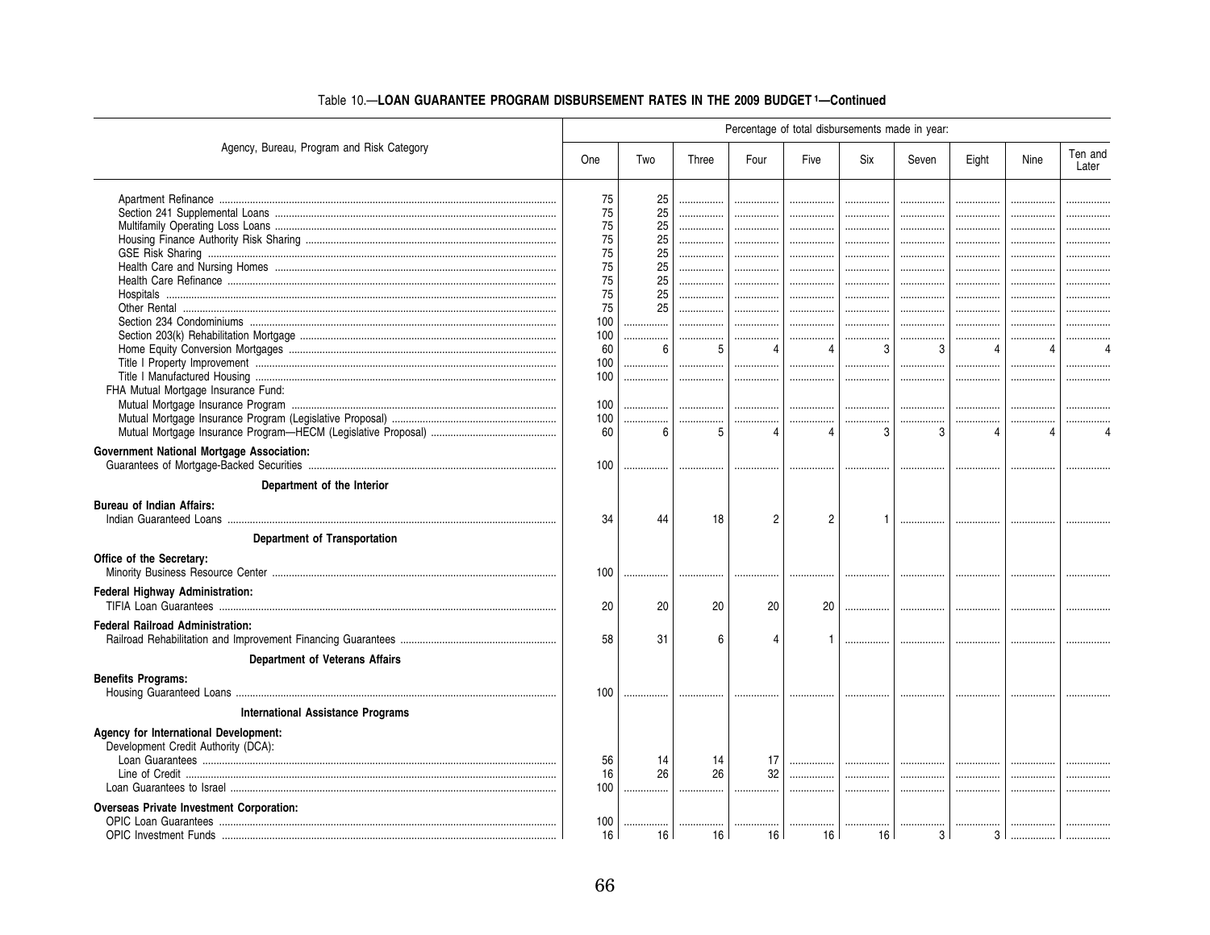Table 10.—**LOAN GUARANTEE PROGRAM DISBURSEMENT RATES IN THE 2009 BUDGET [1]—Continued**

| Agency, Bureau, Program and Risk Category | Percentage of total disbursements made in year: | | | | | | | | | |
|---|---|---|---|---|---|---|---|---|---|---|
| | One | Two | Three | Four | Five | Six | Seven | Eight | Nine | Ten and Later |
| Apartment Refinance | 75 | 25 | | | | | | | | |
| Section 241 Supplemental Loans | 75 | 25 | | | | | | | | |
| Multifamily Operating Loss Loans | 75 | 25 | | | | | | | | |
| Housing Finance Authority Risk Sharing | 75 | 25 | | | | | | | | |
| GSE Risk Sharing | 75 | 25 | | | | | | | | |
| Health Care and Nursing Homes | 75 | 25 | | | | | | | | |
| Health Care Refinance | 75 | 25 | | | | | | | | |
| Hospitals | 75 | 25 | | | | | | | | |
| Other Rental | 75 | 25 | | | | | | | | |
| Section 234 Condominiums | 100 | | | | | | | | | |
| Section 203(k) Rehabilitation Mortgage | 100 | | | | | | | | | |
| Home Equity Conversion Mortgages | 60 | 6 | 5 | 4 | 4 | 3 | 3 | 4 | 4 | 4 |
| Title I Property Improvement | 100 | | | | | | | | | |
| Title I Manufactured Housing | 100 | | | | | | | | | |
| FHA Mutual Mortgage Insurance Fund: | | | | | | | | | | |
| Mutual Mortgage Insurance Program | 100 | | | | | | | | | |
| Mutual Mortgage Insurance Program (Legislative Proposal) | 100 | | | | | | | | | |
| Mutual Mortgage Insurance Program—HECM (Legislative Proposal) | 60 | 6 | 5 | 4 | 4 | 3 | 3 | 4 | 4 | 4 |
| **Government National Mortgage Association:** | | | | | | | | | | |
| Guarantees of Mortgage-Backed Securities | 100 | | | | | | | | | |
| **Department of the Interior** | | | | | | | | | | |
| **Bureau of Indian Affairs:** | | | | | | | | | | |
| Indian Guaranteed Loans | 34 | 44 | 18 | 2 | 2 | 1 | | | | |
| **Department of Transportation** | | | | | | | | | | |
| **Office of the Secretary:** | | | | | | | | | | |
| Minority Business Resource Center | 100 | | | | | | | | | |
| **Federal Highway Administration:** | | | | | | | | | | |
| TIFIA Loan Guarantees | 20 | 20 | 20 | 20 | 20 | | | | | |
| **Federal Railroad Administration:** | | | | | | | | | | |
| Railroad Rehabilitation and Improvement Financing Guarantees | 58 | 31 | 6 | 4 | 1 | | | | | |
| **Department of Veterans Affairs** | | | | | | | | | | |
| **Benefits Programs:** | | | | | | | | | | |
| Housing Guaranteed Loans | 100 | | | | | | | | | |
| **International Assistance Programs** | | | | | | | | | | |
| **Agency for International Development:** | | | | | | | | | | |
| Development Credit Authority (DCA): | | | | | | | | | | |
| Loan Guarantees | 56 | 14 | 14 | 17 | | | | | | |
| Line of Credit | 16 | 26 | 26 | 32 | | | | | | |
| Loan Guarantees to Israel | 100 | | | | | | | | | |
| **Overseas Private Investment Corporation:** | | | | | | | | | | |
| OPIC Loan Guarantees | 100 | | | | | | | | | |
| OPIC Investment Funds | 16 | 16 | 16 | 16 | 16 | 16 | 3 | 3 | | |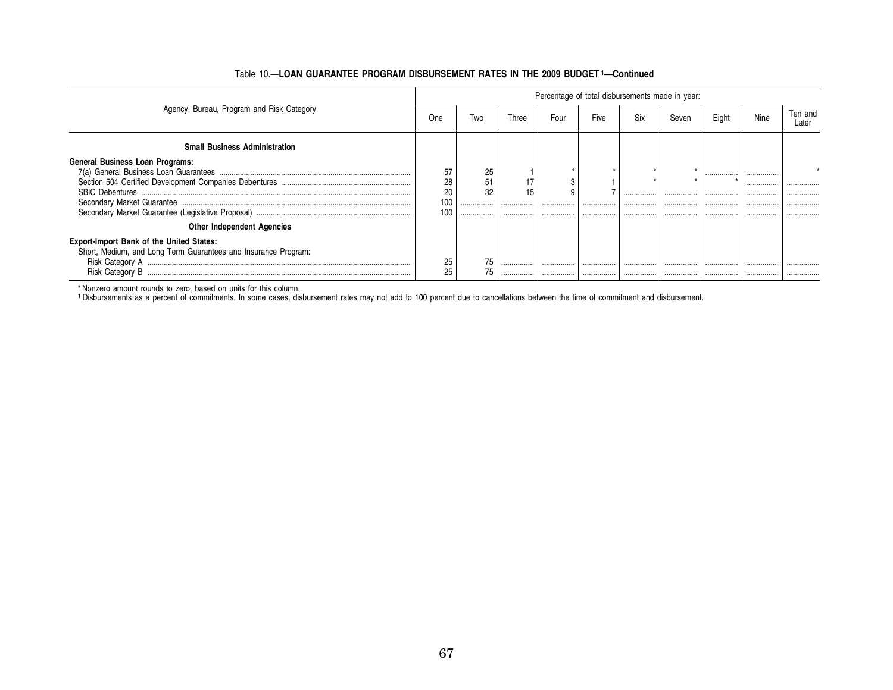Table 10.—**LOAN GUARANTEE PROGRAM DISBURSEMENT RATES IN THE 2009 BUDGET [1]—Continued**

| Agency, Bureau, Program and Risk Category | Percentage of total disbursements made in year: | | | | | | | | | |
|---|---|---|---|---|---|---|---|---|---|---|
| | One | Two | Three | Four | Five | Six | Seven | Eight | Nine | Ten and Later |
| **Small Business Administration** | | | | | | | | | | |
| **General Business Loan Programs:** | | | | | | | | | | |
| 7(a) General Business Loan Guarantees | 57 | 25 | 1 | * | * | * | * | ................ | ................ | * |
| Section 504 Certified Development Companies Debentures | 28 | 51 | 17 | 3 | 1 | * | * | * | ................ | ................ |
| SBIC Debentures | 20 | 32 | 15 | 9 | 7 | ................ | ................ | ................ | ................ | ................ |
| Secondary Market Guarantee | 100 | ................ | ................ | ................ | ................ | ................ | ................ | ................ | ................ | ................ |
| Secondary Market Guarantee (Legislative Proposal) | 100 | ................ | ................ | ................ | ................ | ................ | ................ | ................ | ................ | ................ |
| **Other Independent Agencies** | | | | | | | | | | |
| **Export-Import Bank of the United States:** | | | | | | | | | | |
| Short, Medium, and Long Term Guarantees and Insurance Program: | | | | | | | | | | |
| Risk Category A | 25 | 75 | ................ | ................ | ................ | ................ | ................ | ................ | ................ | ................ |
| Risk Category B | 25 | 75 | ................ | ................ | ................ | ................ | ................ | ................ | ................ | ................ |

* Nonzero amount rounds to zero, based on units for this column.

[1] Disbursements as a percent of commitments. In some cases, disbursement rates may not add to 100 percent due to cancellations between the time of commitment and disbursement.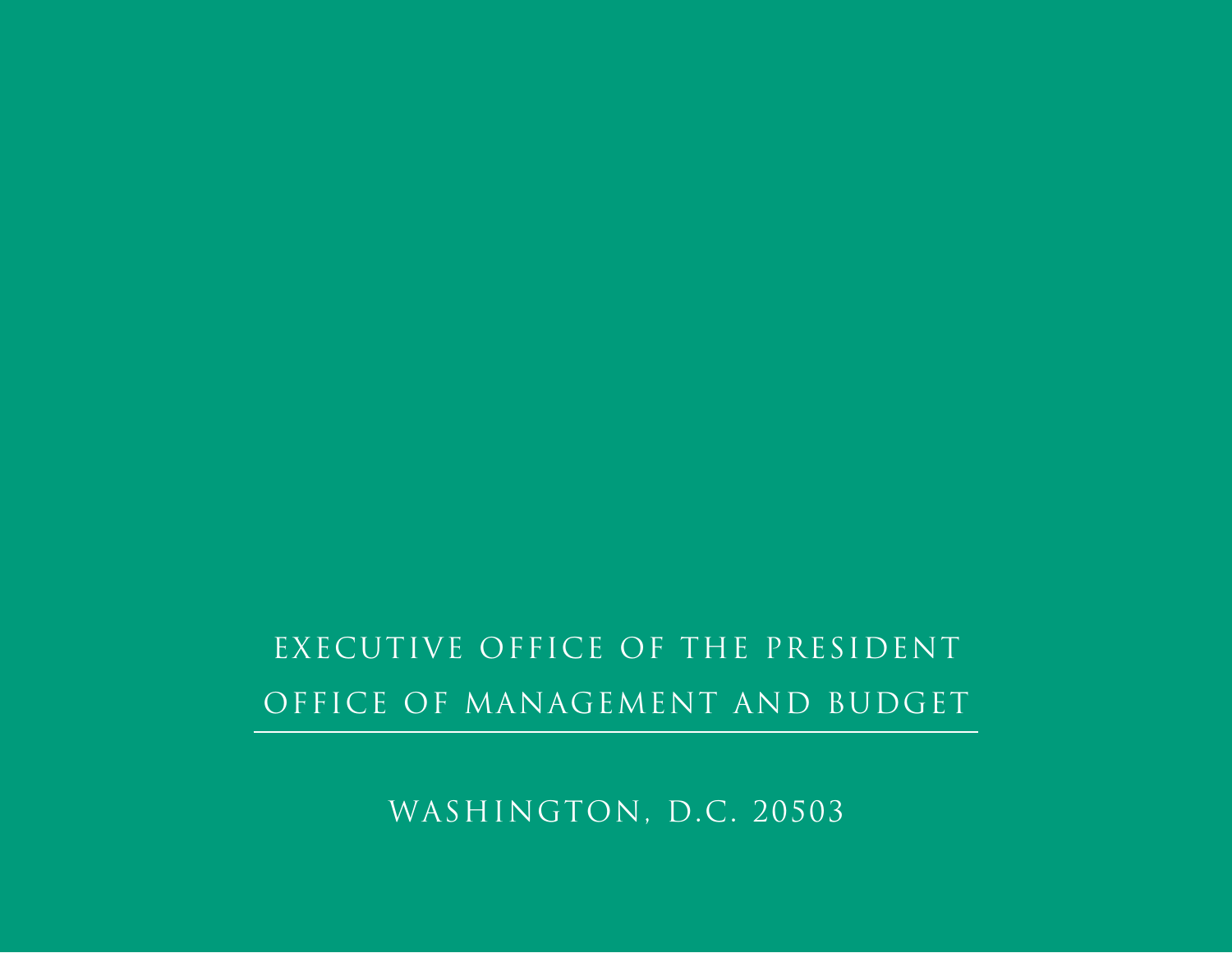EXECUTIVE OFFICE OF THE PRESIDENT

OFFICE OF MANAGEMENT AND BUDGET

---

WASHINGTON, D.C. 20503